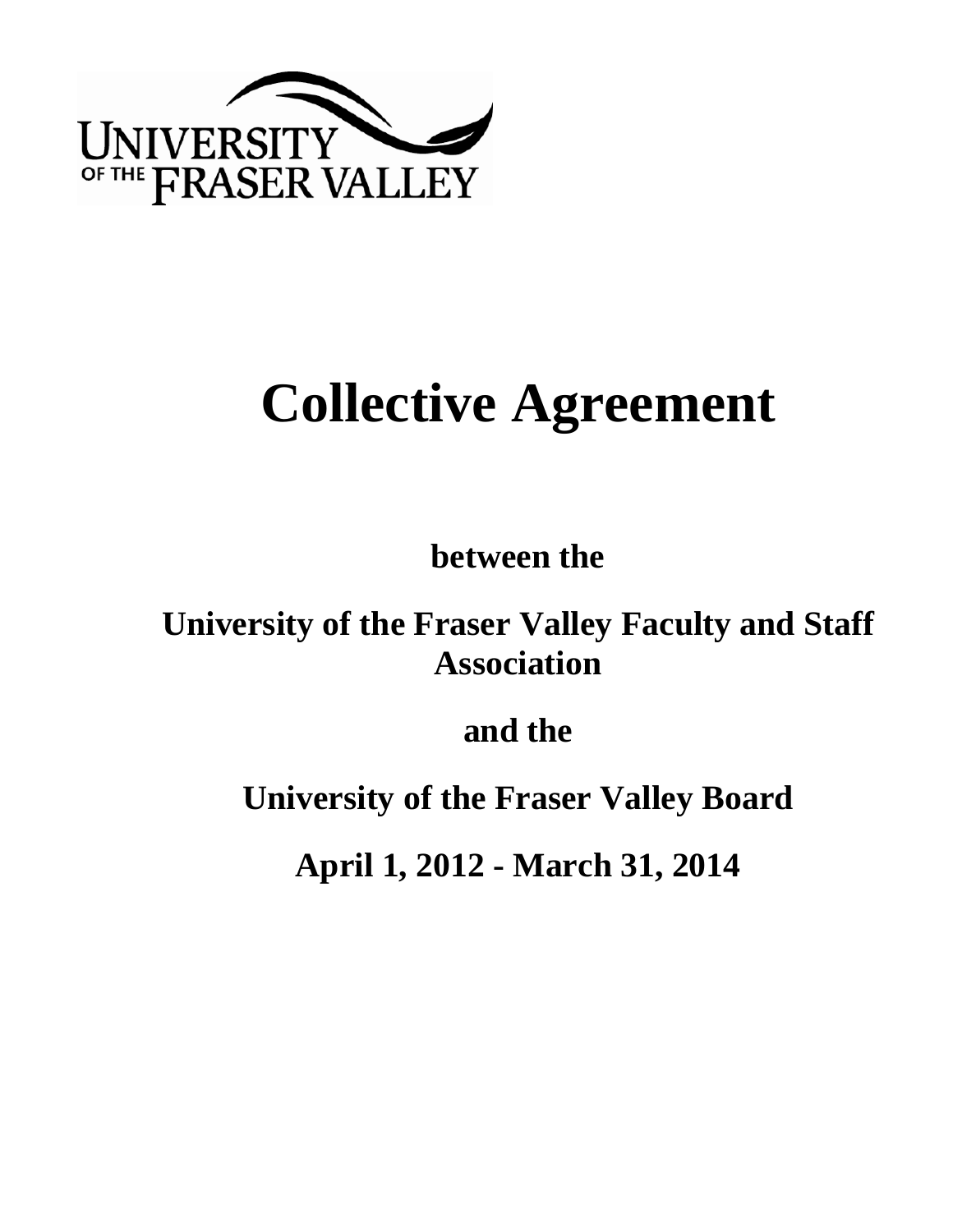UNIVERSITY OF THE FRASER VALLEY

# Collective Agreement

**between the**

**University of the Fraser Valley Faculty and Staff Association**

**and the**

**University of the Fraser Valley Board**

**April 1, 2012 - March 31, 2014**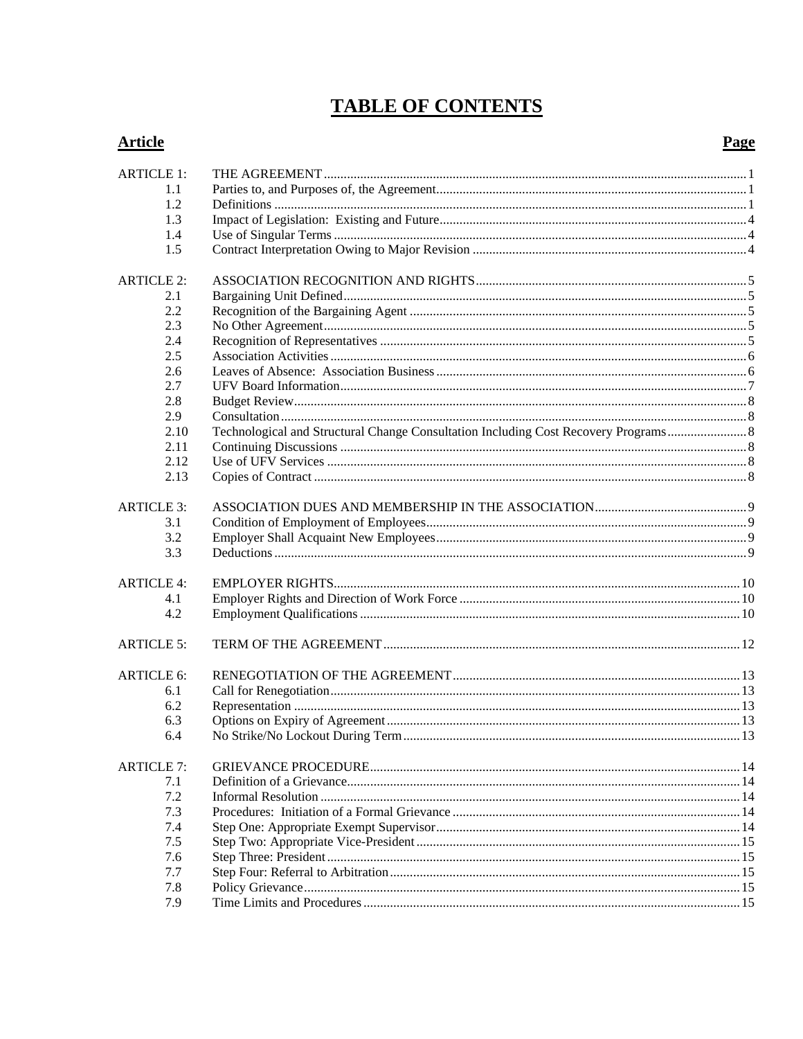# TABLE OF CONTENTS

| Article | | Page |
|---|---|---|
| ARTICLE 1: | THE AGREEMENT | 1 |
| 1.1 | Parties to, and Purposes of, the Agreement | 1 |
| 1.2 | Definitions | 1 |
| 1.3 | Impact of Legislation: Existing and Future | 4 |
| 1.4 | Use of Singular Terms | 4 |
| 1.5 | Contract Interpretation Owing to Major Revision | 4 |
| ARTICLE 2: | ASSOCIATION RECOGNITION AND RIGHTS | 5 |
| 2.1 | Bargaining Unit Defined | 5 |
| 2.2 | Recognition of the Bargaining Agent | 5 |
| 2.3 | No Other Agreement | 5 |
| 2.4 | Recognition of Representatives | 5 |
| 2.5 | Association Activities | 6 |
| 2.6 | Leaves of Absence: Association Business | 6 |
| 2.7 | UFV Board Information | 7 |
| 2.8 | Budget Review | 8 |
| 2.9 | Consultation | 8 |
| 2.10 | Technological and Structural Change Consultation Including Cost Recovery Programs | 8 |
| 2.11 | Continuing Discussions | 8 |
| 2.12 | Use of UFV Services | 8 |
| 2.13 | Copies of Contract | 8 |
| ARTICLE 3: | ASSOCIATION DUES AND MEMBERSHIP IN THE ASSOCIATION | 9 |
| 3.1 | Condition of Employment of Employees | 9 |
| 3.2 | Employer Shall Acquaint New Employees | 9 |
| 3.3 | Deductions | 9 |
| ARTICLE 4: | EMPLOYER RIGHTS | 10 |
| 4.1 | Employer Rights and Direction of Work Force | 10 |
| 4.2 | Employment Qualifications | 10 |
| ARTICLE 5: | TERM OF THE AGREEMENT | 12 |
| ARTICLE 6: | RENEGOTIATION OF THE AGREEMENT | 13 |
| 6.1 | Call for Renegotiation | 13 |
| 6.2 | Representation | 13 |
| 6.3 | Options on Expiry of Agreement | 13 |
| 6.4 | No Strike/No Lockout During Term | 13 |
| ARTICLE 7: | GRIEVANCE PROCEDURE | 14 |
| 7.1 | Definition of a Grievance | 14 |
| 7.2 | Informal Resolution | 14 |
| 7.3 | Procedures: Initiation of a Formal Grievance | 14 |
| 7.4 | Step One: Appropriate Exempt Supervisor | 14 |
| 7.5 | Step Two: Appropriate Vice-President | 15 |
| 7.6 | Step Three: President | 15 |
| 7.7 | Step Four: Referral to Arbitration | 15 |
| 7.8 | Policy Grievance | 15 |
| 7.9 | Time Limits and Procedures | 15 |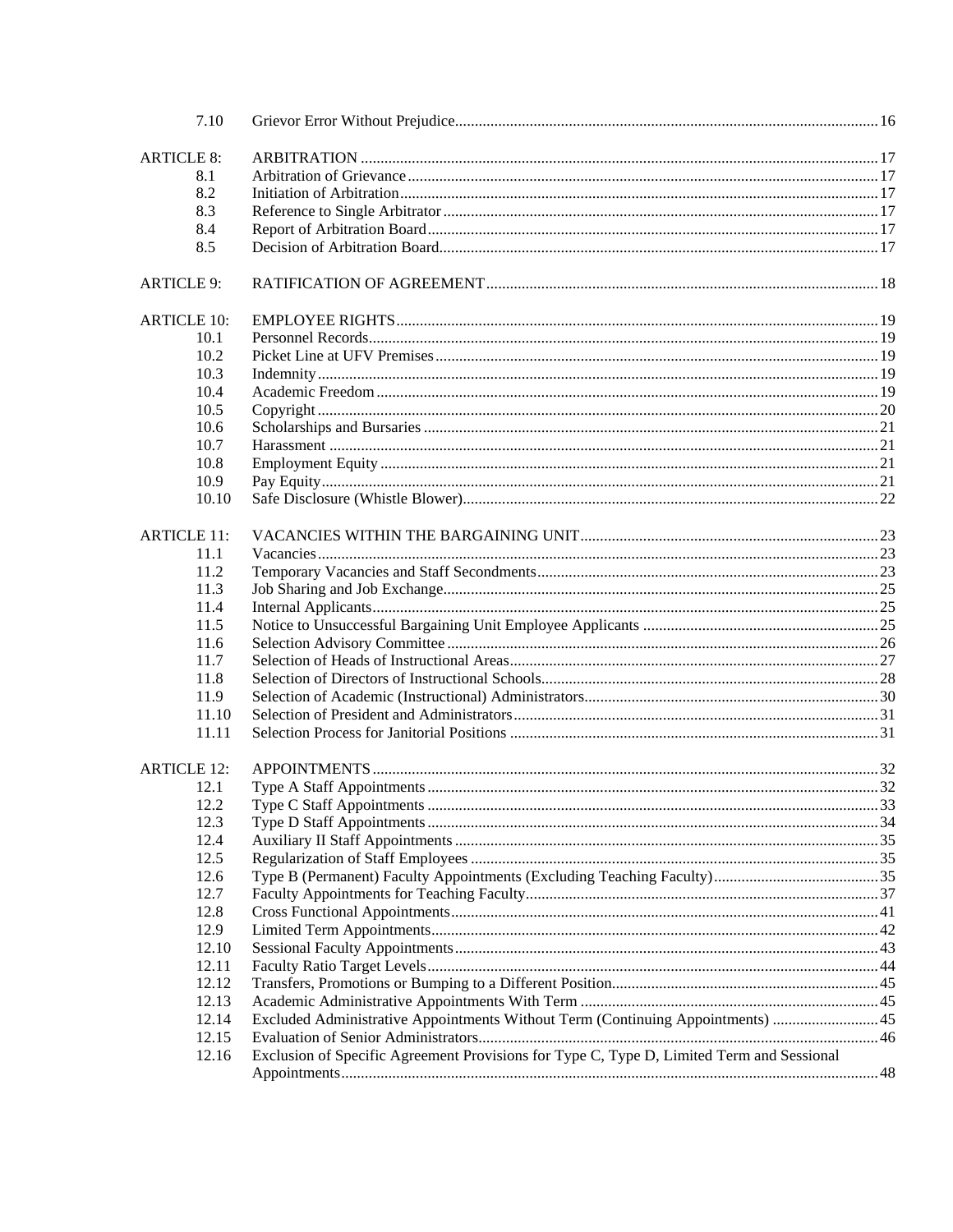| | | |
|---|---|---|
| 7.10 | Grievor Error Without Prejudice | 16 |
| ARTICLE 8: | ARBITRATION | 17 |
| 8.1 | Arbitration of Grievance | 17 |
| 8.2 | Initiation of Arbitration | 17 |
| 8.3 | Reference to Single Arbitrator | 17 |
| 8.4 | Report of Arbitration Board | 17 |
| 8.5 | Decision of Arbitration Board | 17 |
| ARTICLE 9: | RATIFICATION OF AGREEMENT | 18 |
| ARTICLE 10: | EMPLOYEE RIGHTS | 19 |
| 10.1 | Personnel Records | 19 |
| 10.2 | Picket Line at UFV Premises | 19 |
| 10.3 | Indemnity | 19 |
| 10.4 | Academic Freedom | 19 |
| 10.5 | Copyright | 20 |
| 10.6 | Scholarships and Bursaries | 21 |
| 10.7 | Harassment | 21 |
| 10.8 | Employment Equity | 21 |
| 10.9 | Pay Equity | 21 |
| 10.10 | Safe Disclosure (Whistle Blower) | 22 |
| ARTICLE 11: | VACANCIES WITHIN THE BARGAINING UNIT | 23 |
| 11.1 | Vacancies | 23 |
| 11.2 | Temporary Vacancies and Staff Secondments | 23 |
| 11.3 | Job Sharing and Job Exchange | 25 |
| 11.4 | Internal Applicants | 25 |
| 11.5 | Notice to Unsuccessful Bargaining Unit Employee Applicants | 25 |
| 11.6 | Selection Advisory Committee | 26 |
| 11.7 | Selection of Heads of Instructional Areas | 27 |
| 11.8 | Selection of Directors of Instructional Schools | 28 |
| 11.9 | Selection of Academic (Instructional) Administrators | 30 |
| 11.10 | Selection of President and Administrators | 31 |
| 11.11 | Selection Process for Janitorial Positions | 31 |
| ARTICLE 12: | APPOINTMENTS | 32 |
| 12.1 | Type A Staff Appointments | 32 |
| 12.2 | Type C Staff Appointments | 33 |
| 12.3 | Type D Staff Appointments | 34 |
| 12.4 | Auxiliary II Staff Appointments | 35 |
| 12.5 | Regularization of Staff Employees | 35 |
| 12.6 | Type B (Permanent) Faculty Appointments (Excluding Teaching Faculty) | 35 |
| 12.7 | Faculty Appointments for Teaching Faculty | 37 |
| 12.8 | Cross Functional Appointments | 41 |
| 12.9 | Limited Term Appointments | 42 |
| 12.10 | Sessional Faculty Appointments | 43 |
| 12.11 | Faculty Ratio Target Levels | 44 |
| 12.12 | Transfers, Promotions or Bumping to a Different Position | 45 |
| 12.13 | Academic Administrative Appointments With Term | 45 |
| 12.14 | Excluded Administrative Appointments Without Term (Continuing Appointments) | 45 |
| 12.15 | Evaluation of Senior Administrators | 46 |
| 12.16 | Exclusion of Specific Agreement Provisions for Type C, Type D, Limited Term and Sessional Appointments | 48 |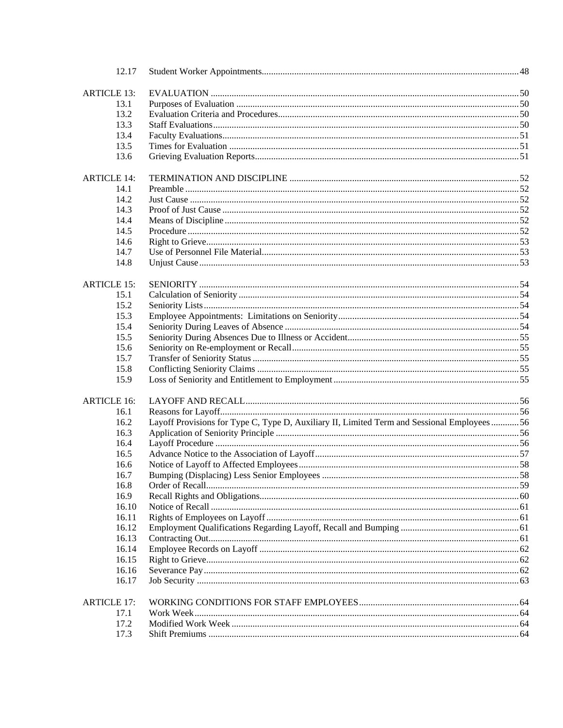| | | |
|---|---|---|
| 12.17 | Student Worker Appointments | 48 |
| | | |
| ARTICLE 13: | EVALUATION | 50 |
| 13.1 | Purposes of Evaluation | 50 |
| 13.2 | Evaluation Criteria and Procedures | 50 |
| 13.3 | Staff Evaluations | 50 |
| 13.4 | Faculty Evaluations | 51 |
| 13.5 | Times for Evaluation | 51 |
| 13.6 | Grieving Evaluation Reports | 51 |
| | | |
| ARTICLE 14: | TERMINATION AND DISCIPLINE | 52 |
| 14.1 | Preamble | 52 |
| 14.2 | Just Cause | 52 |
| 14.3 | Proof of Just Cause | 52 |
| 14.4 | Means of Discipline | 52 |
| 14.5 | Procedure | 52 |
| 14.6 | Right to Grieve | 53 |
| 14.7 | Use of Personnel File Material | 53 |
| 14.8 | Unjust Cause | 53 |
| | | |
| ARTICLE 15: | SENIORITY | 54 |
| 15.1 | Calculation of Seniority | 54 |
| 15.2 | Seniority Lists | 54 |
| 15.3 | Employee Appointments: Limitations on Seniority | 54 |
| 15.4 | Seniority During Leaves of Absence | 54 |
| 15.5 | Seniority During Absences Due to Illness or Accident | 55 |
| 15.6 | Seniority on Re-employment or Recall | 55 |
| 15.7 | Transfer of Seniority Status | 55 |
| 15.8 | Conflicting Seniority Claims | 55 |
| 15.9 | Loss of Seniority and Entitlement to Employment | 55 |
| | | |
| ARTICLE 16: | LAYOFF AND RECALL | 56 |
| 16.1 | Reasons for Layoff | 56 |
| 16.2 | Layoff Provisions for Type C, Type D, Auxiliary II, Limited Term and Sessional Employees | 56 |
| 16.3 | Application of Seniority Principle | 56 |
| 16.4 | Layoff Procedure | 56 |
| 16.5 | Advance Notice to the Association of Layoff | 57 |
| 16.6 | Notice of Layoff to Affected Employees | 58 |
| 16.7 | Bumping (Displacing) Less Senior Employees | 58 |
| 16.8 | Order of Recall | 59 |
| 16.9 | Recall Rights and Obligations | 60 |
| 16.10 | Notice of Recall | 61 |
| 16.11 | Rights of Employees on Layoff | 61 |
| 16.12 | Employment Qualifications Regarding Layoff, Recall and Bumping | 61 |
| 16.13 | Contracting Out | 61 |
| 16.14 | Employee Records on Layoff | 62 |
| 16.15 | Right to Grieve | 62 |
| 16.16 | Severance Pay | 62 |
| 16.17 | Job Security | 63 |
| | | |
| ARTICLE 17: | WORKING CONDITIONS FOR STAFF EMPLOYEES | 64 |
| 17.1 | Work Week | 64 |
| 17.2 | Modified Work Week | 64 |
| 17.3 | Shift Premiums | 64 |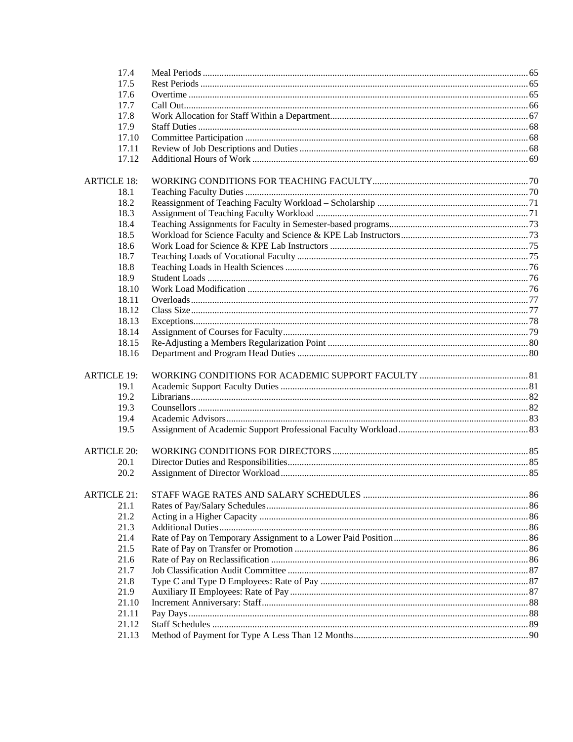| | | |
|---|---|---|
| 17.4 | Meal Periods | 65 |
| 17.5 | Rest Periods | 65 |
| 17.6 | Overtime | 65 |
| 17.7 | Call Out | 66 |
| 17.8 | Work Allocation for Staff Within a Department | 67 |
| 17.9 | Staff Duties | 68 |
| 17.10 | Committee Participation | 68 |
| 17.11 | Review of Job Descriptions and Duties | 68 |
| 17.12 | Additional Hours of Work | 69 |
| ARTICLE 18: | WORKING CONDITIONS FOR TEACHING FACULTY | 70 |
| 18.1 | Teaching Faculty Duties | 70 |
| 18.2 | Reassignment of Teaching Faculty Workload – Scholarship | 71 |
| 18.3 | Assignment of Teaching Faculty Workload | 71 |
| 18.4 | Teaching Assignments for Faculty in Semester-based programs | 73 |
| 18.5 | Workload for Science Faculty and Science & KPE Lab Instructors | 73 |
| 18.6 | Work Load for Science & KPE Lab Instructors | 75 |
| 18.7 | Teaching Loads of Vocational Faculty | 75 |
| 18.8 | Teaching Loads in Health Sciences | 76 |
| 18.9 | Student Loads | 76 |
| 18.10 | Work Load Modification | 76 |
| 18.11 | Overloads | 77 |
| 18.12 | Class Size | 77 |
| 18.13 | Exceptions | 78 |
| 18.14 | Assignment of Courses for Faculty | 79 |
| 18.15 | Re-Adjusting a Members Regularization Point | 80 |
| 18.16 | Department and Program Head Duties | 80 |
| ARTICLE 19: | WORKING CONDITIONS FOR ACADEMIC SUPPORT FACULTY | 81 |
| 19.1 | Academic Support Faculty Duties | 81 |
| 19.2 | Librarians | 82 |
| 19.3 | Counsellors | 82 |
| 19.4 | Academic Advisors | 83 |
| 19.5 | Assignment of Academic Support Professional Faculty Workload | 83 |
| ARTICLE 20: | WORKING CONDITIONS FOR DIRECTORS | 85 |
| 20.1 | Director Duties and Responsibilities | 85 |
| 20.2 | Assignment of Director Workload | 85 |
| ARTICLE 21: | STAFF WAGE RATES AND SALARY SCHEDULES | 86 |
| 21.1 | Rates of Pay/Salary Schedules | 86 |
| 21.2 | Acting in a Higher Capacity | 86 |
| 21.3 | Additional Duties | 86 |
| 21.4 | Rate of Pay on Temporary Assignment to a Lower Paid Position | 86 |
| 21.5 | Rate of Pay on Transfer or Promotion | 86 |
| 21.6 | Rate of Pay on Reclassification | 86 |
| 21.7 | Job Classification Audit Committee | 87 |
| 21.8 | Type C and Type D Employees: Rate of Pay | 87 |
| 21.9 | Auxiliary II Employees: Rate of Pay | 87 |
| 21.10 | Increment Anniversary: Staff | 88 |
| 21.11 | Pay Days | 88 |
| 21.12 | Staff Schedules | 89 |
| 21.13 | Method of Payment for Type A Less Than 12 Months | 90 |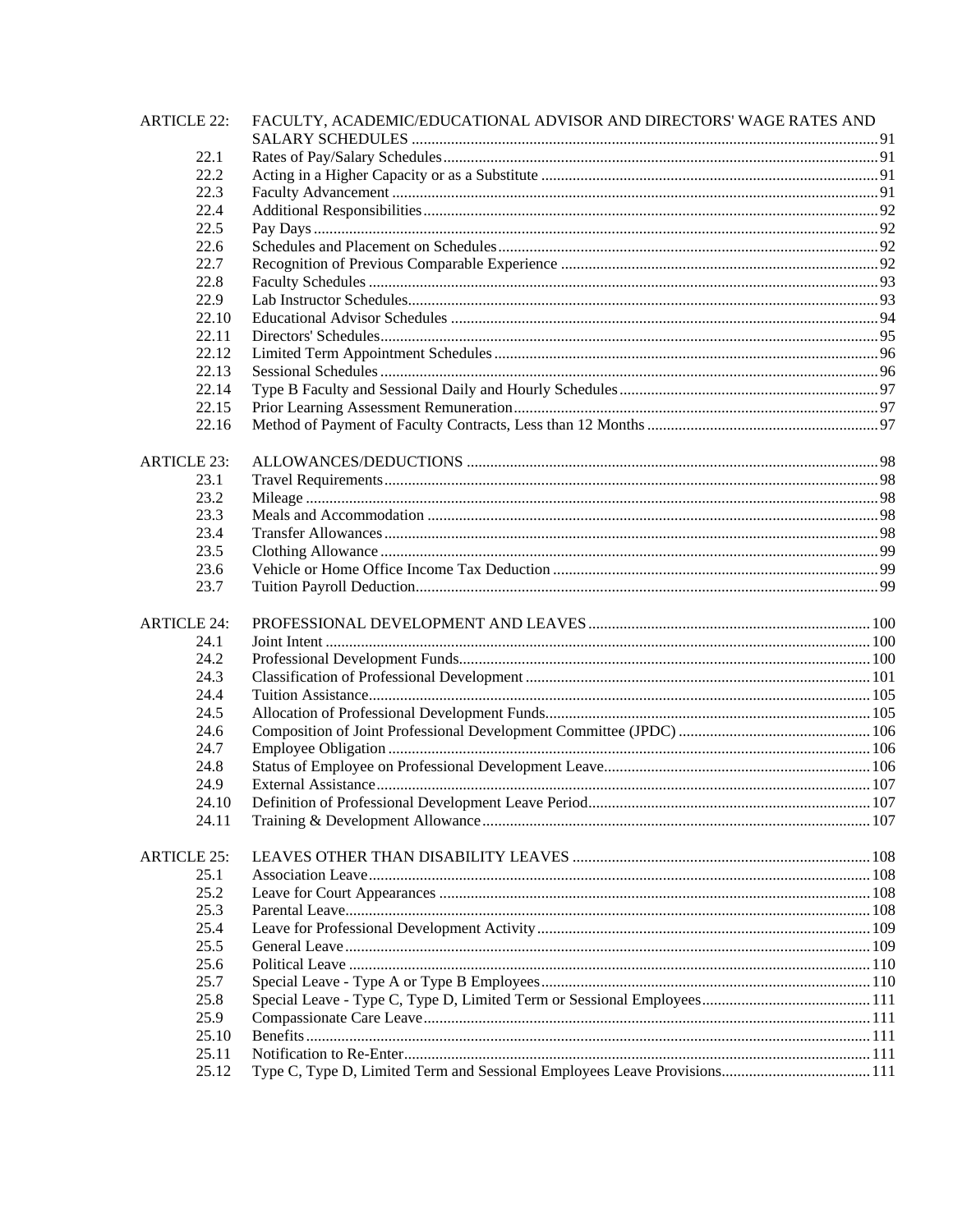| | | |
|---|---|---|
| ARTICLE 22: | FACULTY, ACADEMIC/EDUCATIONAL ADVISOR AND DIRECTORS' WAGE RATES AND SALARY SCHEDULES | 91 |
| 22.1 | Rates of Pay/Salary Schedules | 91 |
| 22.2 | Acting in a Higher Capacity or as a Substitute | 91 |
| 22.3 | Faculty Advancement | 91 |
| 22.4 | Additional Responsibilities | 92 |
| 22.5 | Pay Days | 92 |
| 22.6 | Schedules and Placement on Schedules | 92 |
| 22.7 | Recognition of Previous Comparable Experience | 92 |
| 22.8 | Faculty Schedules | 93 |
| 22.9 | Lab Instructor Schedules | 93 |
| 22.10 | Educational Advisor Schedules | 94 |
| 22.11 | Directors' Schedules | 95 |
| 22.12 | Limited Term Appointment Schedules | 96 |
| 22.13 | Sessional Schedules | 96 |
| 22.14 | Type B Faculty and Sessional Daily and Hourly Schedules | 97 |
| 22.15 | Prior Learning Assessment Remuneration | 97 |
| 22.16 | Method of Payment of Faculty Contracts, Less than 12 Months | 97 |
| | | |
| ARTICLE 23: | ALLOWANCES/DEDUCTIONS | 98 |
| 23.1 | Travel Requirements | 98 |
| 23.2 | Mileage | 98 |
| 23.3 | Meals and Accommodation | 98 |
| 23.4 | Transfer Allowances | 98 |
| 23.5 | Clothing Allowance | 99 |
| 23.6 | Vehicle or Home Office Income Tax Deduction | 99 |
| 23.7 | Tuition Payroll Deduction | 99 |
| | | |
| ARTICLE 24: | PROFESSIONAL DEVELOPMENT AND LEAVES | 100 |
| 24.1 | Joint Intent | 100 |
| 24.2 | Professional Development Funds | 100 |
| 24.3 | Classification of Professional Development | 101 |
| 24.4 | Tuition Assistance | 105 |
| 24.5 | Allocation of Professional Development Funds | 105 |
| 24.6 | Composition of Joint Professional Development Committee (JPDC) | 106 |
| 24.7 | Employee Obligation | 106 |
| 24.8 | Status of Employee on Professional Development Leave | 106 |
| 24.9 | External Assistance | 107 |
| 24.10 | Definition of Professional Development Leave Period | 107 |
| 24.11 | Training & Development Allowance | 107 |
| | | |
| ARTICLE 25: | LEAVES OTHER THAN DISABILITY LEAVES | 108 |
| 25.1 | Association Leave | 108 |
| 25.2 | Leave for Court Appearances | 108 |
| 25.3 | Parental Leave | 108 |
| 25.4 | Leave for Professional Development Activity | 109 |
| 25.5 | General Leave | 109 |
| 25.6 | Political Leave | 110 |
| 25.7 | Special Leave - Type A or Type B Employees | 110 |
| 25.8 | Special Leave - Type C, Type D, Limited Term or Sessional Employees | 111 |
| 25.9 | Compassionate Care Leave | 111 |
| 25.10 | Benefits | 111 |
| 25.11 | Notification to Re-Enter | 111 |
| 25.12 | Type C, Type D, Limited Term and Sessional Employees Leave Provisions | 111 |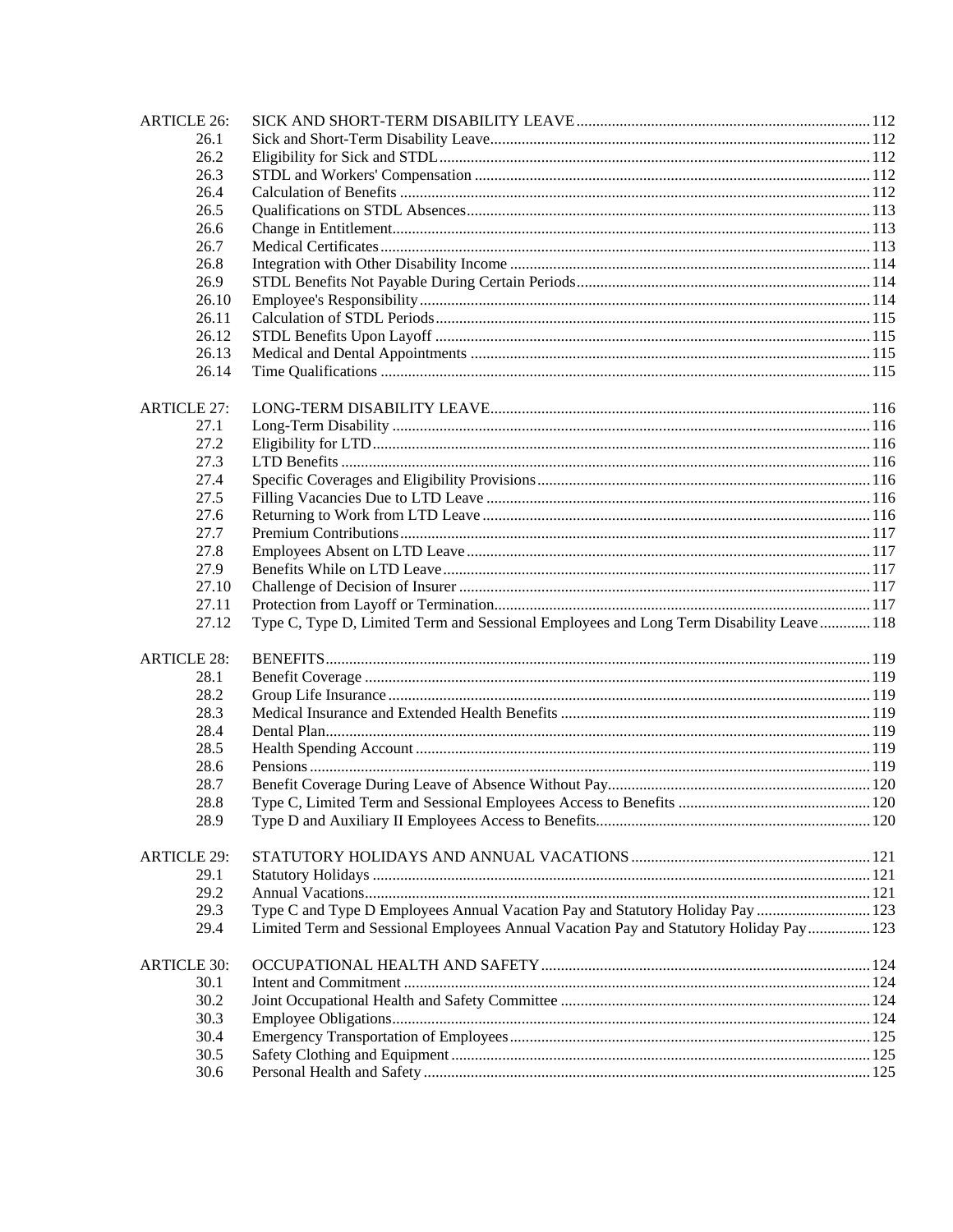| | | |
|---|---|---|
| ARTICLE 26: | SICK AND SHORT-TERM DISABILITY LEAVE | 112 |
| 26.1 | Sick and Short-Term Disability Leave | 112 |
| 26.2 | Eligibility for Sick and STDL | 112 |
| 26.3 | STDL and Workers' Compensation | 112 |
| 26.4 | Calculation of Benefits | 112 |
| 26.5 | Qualifications on STDL Absences | 113 |
| 26.6 | Change in Entitlement | 113 |
| 26.7 | Medical Certificates | 113 |
| 26.8 | Integration with Other Disability Income | 114 |
| 26.9 | STDL Benefits Not Payable During Certain Periods | 114 |
| 26.10 | Employee's Responsibility | 114 |
| 26.11 | Calculation of STDL Periods | 115 |
| 26.12 | STDL Benefits Upon Layoff | 115 |
| 26.13 | Medical and Dental Appointments | 115 |
| 26.14 | Time Qualifications | 115 |
| ARTICLE 27: | LONG-TERM DISABILITY LEAVE | 116 |
| 27.1 | Long-Term Disability | 116 |
| 27.2 | Eligibility for LTD | 116 |
| 27.3 | LTD Benefits | 116 |
| 27.4 | Specific Coverages and Eligibility Provisions | 116 |
| 27.5 | Filling Vacancies Due to LTD Leave | 116 |
| 27.6 | Returning to Work from LTD Leave | 116 |
| 27.7 | Premium Contributions | 117 |
| 27.8 | Employees Absent on LTD Leave | 117 |
| 27.9 | Benefits While on LTD Leave | 117 |
| 27.10 | Challenge of Decision of Insurer | 117 |
| 27.11 | Protection from Layoff or Termination | 117 |
| 27.12 | Type C, Type D, Limited Term and Sessional Employees and Long Term Disability Leave | 118 |
| ARTICLE 28: | BENEFITS | 119 |
| 28.1 | Benefit Coverage | 119 |
| 28.2 | Group Life Insurance | 119 |
| 28.3 | Medical Insurance and Extended Health Benefits | 119 |
| 28.4 | Dental Plan | 119 |
| 28.5 | Health Spending Account | 119 |
| 28.6 | Pensions | 119 |
| 28.7 | Benefit Coverage During Leave of Absence Without Pay | 120 |
| 28.8 | Type C, Limited Term and Sessional Employees Access to Benefits | 120 |
| 28.9 | Type D and Auxiliary II Employees Access to Benefits | 120 |
| ARTICLE 29: | STATUTORY HOLIDAYS AND ANNUAL VACATIONS | 121 |
| 29.1 | Statutory Holidays | 121 |
| 29.2 | Annual Vacations | 121 |
| 29.3 | Type C and Type D Employees Annual Vacation Pay and Statutory Holiday Pay | 123 |
| 29.4 | Limited Term and Sessional Employees Annual Vacation Pay and Statutory Holiday Pay | 123 |
| ARTICLE 30: | OCCUPATIONAL HEALTH AND SAFETY | 124 |
| 30.1 | Intent and Commitment | 124 |
| 30.2 | Joint Occupational Health and Safety Committee | 124 |
| 30.3 | Employee Obligations | 124 |
| 30.4 | Emergency Transportation of Employees | 125 |
| 30.5 | Safety Clothing and Equipment | 125 |
| 30.6 | Personal Health and Safety | 125 |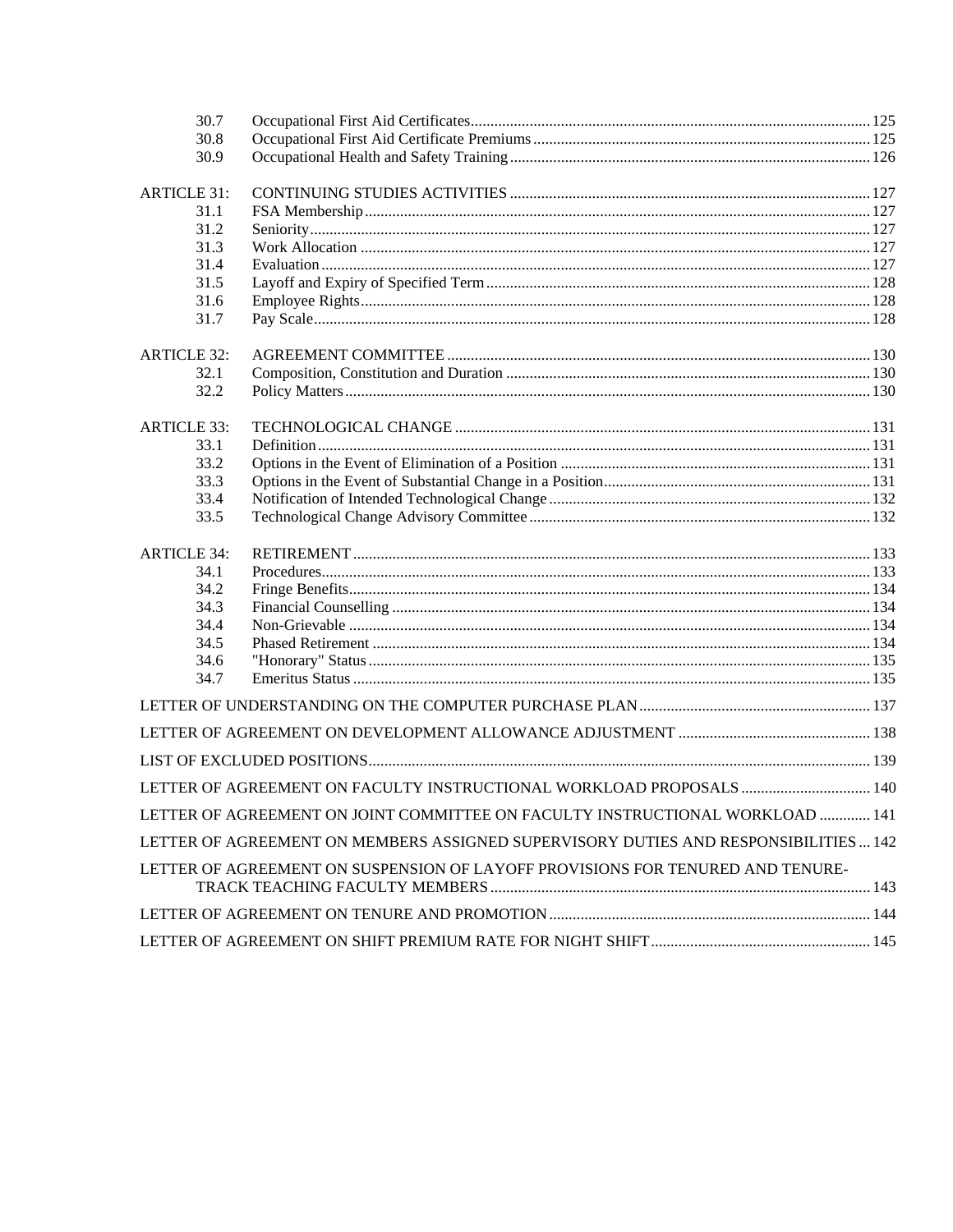| | | |
|---|---|---|
| 30.7 | Occupational First Aid Certificates | 125 |
| 30.8 | Occupational First Aid Certificate Premiums | 125 |
| 30.9 | Occupational Health and Safety Training | 126 |
| ARTICLE 31: | CONTINUING STUDIES ACTIVITIES | 127 |
| 31.1 | FSA Membership | 127 |
| 31.2 | Seniority | 127 |
| 31.3 | Work Allocation | 127 |
| 31.4 | Evaluation | 127 |
| 31.5 | Layoff and Expiry of Specified Term | 128 |
| 31.6 | Employee Rights | 128 |
| 31.7 | Pay Scale | 128 |
| ARTICLE 32: | AGREEMENT COMMITTEE | 130 |
| 32.1 | Composition, Constitution and Duration | 130 |
| 32.2 | Policy Matters | 130 |
| ARTICLE 33: | TECHNOLOGICAL CHANGE | 131 |
| 33.1 | Definition | 131 |
| 33.2 | Options in the Event of Elimination of a Position | 131 |
| 33.3 | Options in the Event of Substantial Change in a Position | 131 |
| 33.4 | Notification of Intended Technological Change | 132 |
| 33.5 | Technological Change Advisory Committee | 132 |
| ARTICLE 34: | RETIREMENT | 133 |
| 34.1 | Procedures | 133 |
| 34.2 | Fringe Benefits | 134 |
| 34.3 | Financial Counselling | 134 |
| 34.4 | Non-Grievable | 134 |
| 34.5 | Phased Retirement | 134 |
| 34.6 | "Honorary" Status | 135 |
| 34.7 | Emeritus Status | 135 |

LETTER OF UNDERSTANDING ON THE COMPUTER PURCHASE PLAN ... 137

LETTER OF AGREEMENT ON DEVELOPMENT ALLOWANCE ADJUSTMENT ... 138

LIST OF EXCLUDED POSITIONS ... 139

LETTER OF AGREEMENT ON FACULTY INSTRUCTIONAL WORKLOAD PROPOSALS ... 140

LETTER OF AGREEMENT ON JOINT COMMITTEE ON FACULTY INSTRUCTIONAL WORKLOAD ... 141

LETTER OF AGREEMENT ON MEMBERS ASSIGNED SUPERVISORY DUTIES AND RESPONSIBILITIES ... 142

LETTER OF AGREEMENT ON SUSPENSION OF LAYOFF PROVISIONS FOR TENURED AND TENURE-TRACK TEACHING FACULTY MEMBERS ... 143

LETTER OF AGREEMENT ON TENURE AND PROMOTION ... 144

LETTER OF AGREEMENT ON SHIFT PREMIUM RATE FOR NIGHT SHIFT ... 145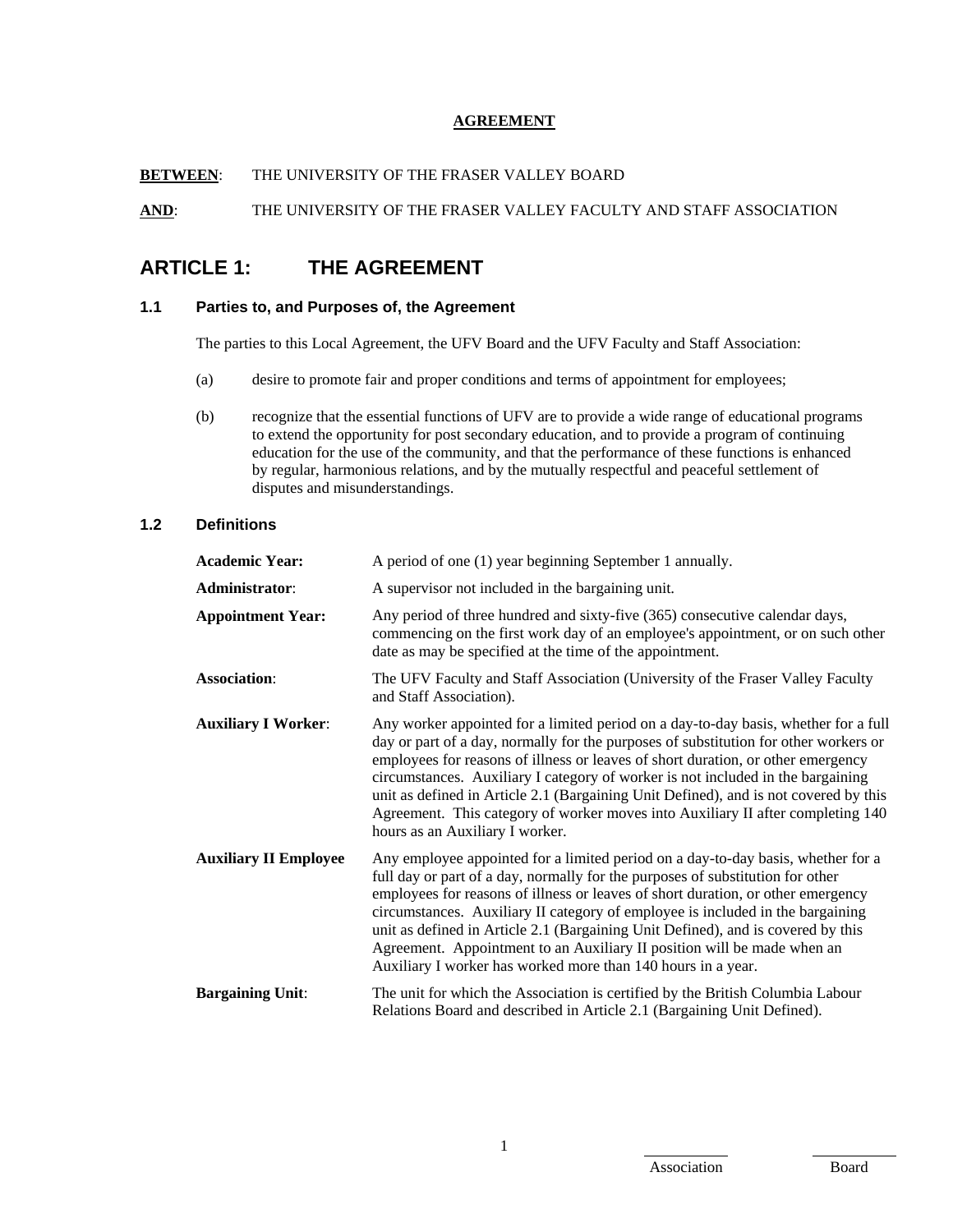**AGREEMENT**

**BETWEEN**: THE UNIVERSITY OF THE FRASER VALLEY BOARD

**AND**: THE UNIVERSITY OF THE FRASER VALLEY FACULTY AND STAFF ASSOCIATION

# ARTICLE 1: THE AGREEMENT

### 1.1 Parties to, and Purposes of, the Agreement

The parties to this Local Agreement, the UFV Board and the UFV Faculty and Staff Association:

(a) desire to promote fair and proper conditions and terms of appointment for employees;

(b) recognize that the essential functions of UFV are to provide a wide range of educational programs to extend the opportunity for post secondary education, and to provide a program of continuing education for the use of the community, and that the performance of these functions is enhanced by regular, harmonious relations, and by the mutually respectful and peaceful settlement of disputes and misunderstandings.

### 1.2 Definitions

**Academic Year:** A period of one (1) year beginning September 1 annually.

**Administrator**: A supervisor not included in the bargaining unit.

**Appointment Year:** Any period of three hundred and sixty-five (365) consecutive calendar days, commencing on the first work day of an employee's appointment, or on such other date as may be specified at the time of the appointment.

**Association**: The UFV Faculty and Staff Association (University of the Fraser Valley Faculty and Staff Association).

**Auxiliary I Worker**: Any worker appointed for a limited period on a day-to-day basis, whether for a full day or part of a day, normally for the purposes of substitution for other workers or employees for reasons of illness or leaves of short duration, or other emergency circumstances. Auxiliary I category of worker is not included in the bargaining unit as defined in Article 2.1 (Bargaining Unit Defined), and is not covered by this Agreement. This category of worker moves into Auxiliary II after completing 140 hours as an Auxiliary I worker.

**Auxiliary II Employee** Any employee appointed for a limited period on a day-to-day basis, whether for a full day or part of a day, normally for the purposes of substitution for other employees for reasons of illness or leaves of short duration, or other emergency circumstances. Auxiliary II category of employee is included in the bargaining unit as defined in Article 2.1 (Bargaining Unit Defined), and is covered by this Agreement. Appointment to an Auxiliary II position will be made when an Auxiliary I worker has worked more than 140 hours in a year.

**Bargaining Unit**: The unit for which the Association is certified by the British Columbia Labour Relations Board and described in Article 2.1 (Bargaining Unit Defined).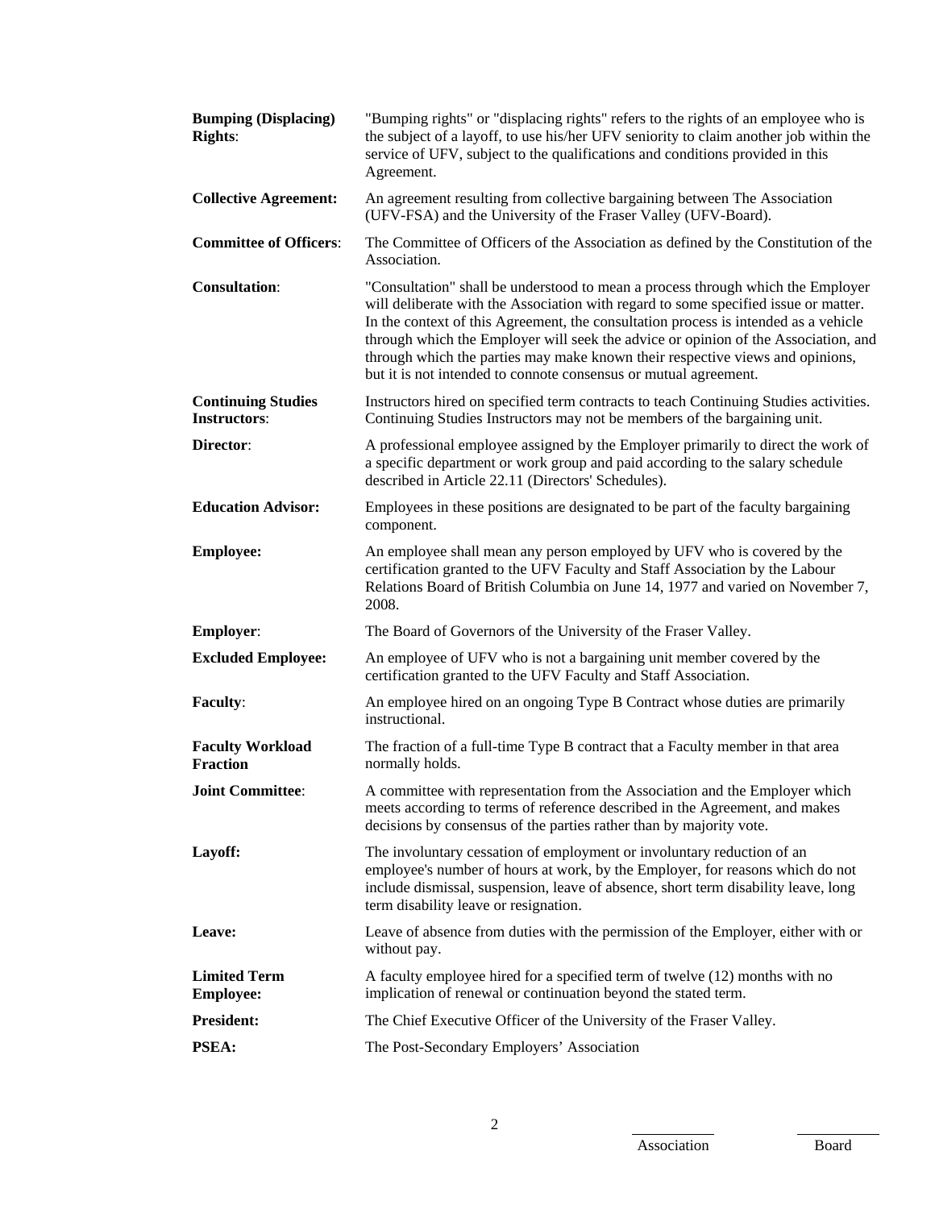**Bumping (Displacing) Rights**: "Bumping rights" or "displacing rights" refers to the rights of an employee who is the subject of a layoff, to use his/her UFV seniority to claim another job within the service of UFV, subject to the qualifications and conditions provided in this Agreement.

**Collective Agreement:** An agreement resulting from collective bargaining between The Association (UFV-FSA) and the University of the Fraser Valley (UFV-Board).

**Committee of Officers**: The Committee of Officers of the Association as defined by the Constitution of the Association.

**Consultation**: "Consultation" shall be understood to mean a process through which the Employer will deliberate with the Association with regard to some specified issue or matter. In the context of this Agreement, the consultation process is intended as a vehicle through which the Employer will seek the advice or opinion of the Association, and through which the parties may make known their respective views and opinions, but it is not intended to connote consensus or mutual agreement.

**Continuing Studies Instructors**: Instructors hired on specified term contracts to teach Continuing Studies activities. Continuing Studies Instructors may not be members of the bargaining unit.

**Director**: A professional employee assigned by the Employer primarily to direct the work of a specific department or work group and paid according to the salary schedule described in Article 22.11 (Directors' Schedules).

**Education Advisor:** Employees in these positions are designated to be part of the faculty bargaining component.

**Employee:** An employee shall mean any person employed by UFV who is covered by the certification granted to the UFV Faculty and Staff Association by the Labour Relations Board of British Columbia on June 14, 1977 and varied on November 7, 2008.

**Employer**: The Board of Governors of the University of the Fraser Valley.

**Excluded Employee:** An employee of UFV who is not a bargaining unit member covered by the certification granted to the UFV Faculty and Staff Association.

**Faculty**: An employee hired on an ongoing Type B Contract whose duties are primarily instructional.

**Faculty Workload Fraction** The fraction of a full-time Type B contract that a Faculty member in that area normally holds.

**Joint Committee**: A committee with representation from the Association and the Employer which meets according to terms of reference described in the Agreement, and makes decisions by consensus of the parties rather than by majority vote.

**Layoff:** The involuntary cessation of employment or involuntary reduction of an employee's number of hours at work, by the Employer, for reasons which do not include dismissal, suspension, leave of absence, short term disability leave, long term disability leave or resignation.

**Leave:** Leave of absence from duties with the permission of the Employer, either with or without pay.

**Limited Term Employee:** A faculty employee hired for a specified term of twelve (12) months with no implication of renewal or continuation beyond the stated term.

**President:** The Chief Executive Officer of the University of the Fraser Valley.

**PSEA:** The Post-Secondary Employers' Association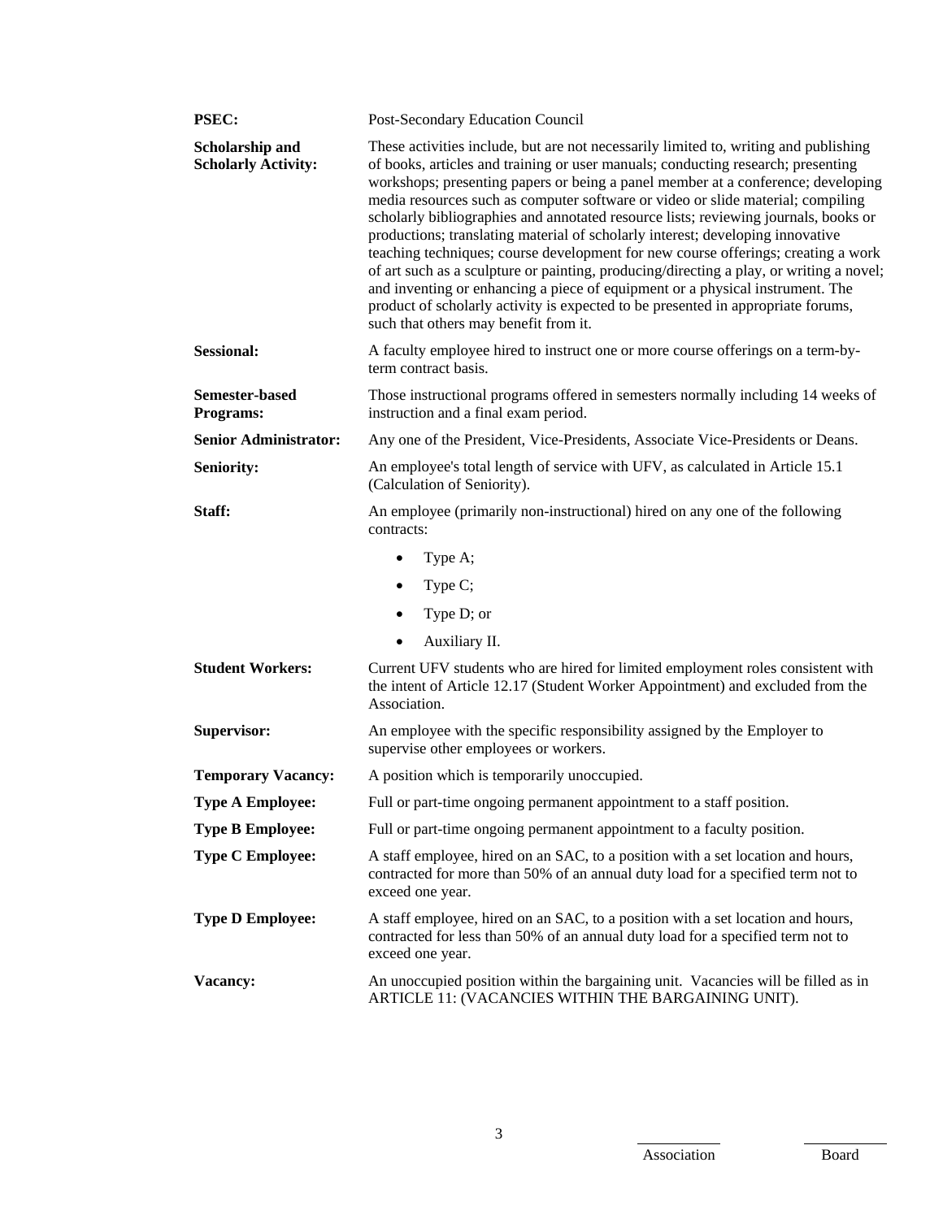**PSEC:** Post-Secondary Education Council

**Scholarship and Scholarly Activity:** These activities include, but are not necessarily limited to, writing and publishing of books, articles and training or user manuals; conducting research; presenting workshops; presenting papers or being a panel member at a conference; developing media resources such as computer software or video or slide material; compiling scholarly bibliographies and annotated resource lists; reviewing journals, books or productions; translating material of scholarly interest; developing innovative teaching techniques; course development for new course offerings; creating a work of art such as a sculpture or painting, producing/directing a play, or writing a novel; and inventing or enhancing a piece of equipment or a physical instrument. The product of scholarly activity is expected to be presented in appropriate forums, such that others may benefit from it.

**Sessional:** A faculty employee hired to instruct one or more course offerings on a term-by-term contract basis.

**Semester-based Programs:** Those instructional programs offered in semesters normally including 14 weeks of instruction and a final exam period.

**Senior Administrator:** Any one of the President, Vice-Presidents, Associate Vice-Presidents or Deans.

**Seniority:** An employee's total length of service with UFV, as calculated in Article 15.1 (Calculation of Seniority).

**Staff:** An employee (primarily non-instructional) hired on any one of the following contracts:

- Type A;
- Type C;
- Type D; or
- Auxiliary II.

**Student Workers:** Current UFV students who are hired for limited employment roles consistent with the intent of Article 12.17 (Student Worker Appointment) and excluded from the Association.

**Supervisor:** An employee with the specific responsibility assigned by the Employer to supervise other employees or workers.

**Temporary Vacancy:** A position which is temporarily unoccupied.

**Type A Employee:** Full or part-time ongoing permanent appointment to a staff position.

**Type B Employee:** Full or part-time ongoing permanent appointment to a faculty position.

**Type C Employee:** A staff employee, hired on an SAC, to a position with a set location and hours, contracted for more than 50% of an annual duty load for a specified term not to exceed one year.

**Type D Employee:** A staff employee, hired on an SAC, to a position with a set location and hours, contracted for less than 50% of an annual duty load for a specified term not to exceed one year.

**Vacancy:** An unoccupied position within the bargaining unit. Vacancies will be filled as in ARTICLE 11: (VACANCIES WITHIN THE BARGAINING UNIT).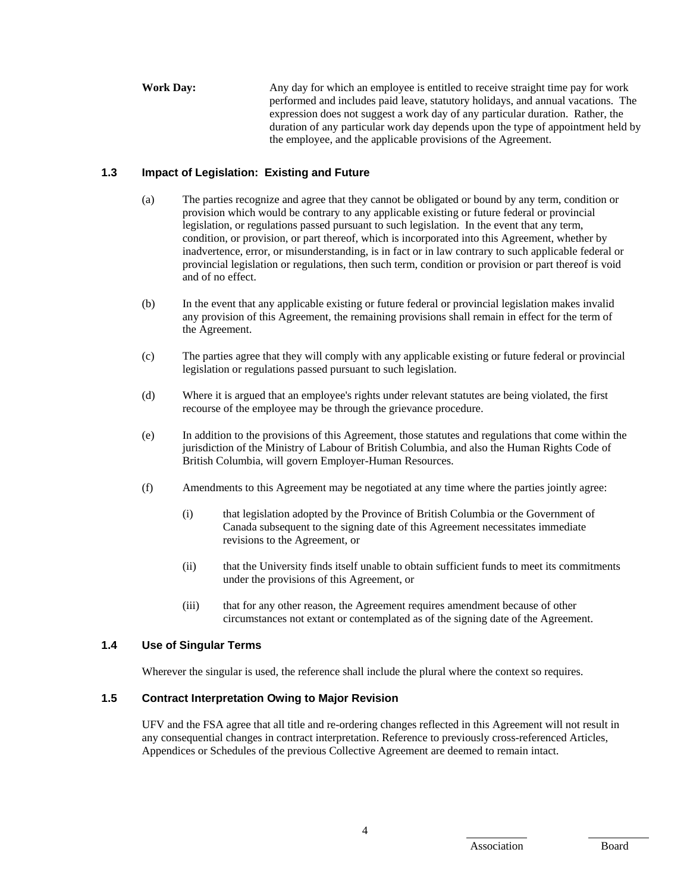**Work Day:** Any day for which an employee is entitled to receive straight time pay for work performed and includes paid leave, statutory holidays, and annual vacations. The expression does not suggest a work day of any particular duration. Rather, the duration of any particular work day depends upon the type of appointment held by the employee, and the applicable provisions of the Agreement.

### 1.3 Impact of Legislation: Existing and Future

(a) The parties recognize and agree that they cannot be obligated or bound by any term, condition or provision which would be contrary to any applicable existing or future federal or provincial legislation, or regulations passed pursuant to such legislation. In the event that any term, condition, or provision, or part thereof, which is incorporated into this Agreement, whether by inadvertence, error, or misunderstanding, is in fact or in law contrary to such applicable federal or provincial legislation or regulations, then such term, condition or provision or part thereof is void and of no effect.

(b) In the event that any applicable existing or future federal or provincial legislation makes invalid any provision of this Agreement, the remaining provisions shall remain in effect for the term of the Agreement.

(c) The parties agree that they will comply with any applicable existing or future federal or provincial legislation or regulations passed pursuant to such legislation.

(d) Where it is argued that an employee's rights under relevant statutes are being violated, the first recourse of the employee may be through the grievance procedure.

(e) In addition to the provisions of this Agreement, those statutes and regulations that come within the jurisdiction of the Ministry of Labour of British Columbia, and also the Human Rights Code of British Columbia, will govern Employer-Human Resources.

(f) Amendments to this Agreement may be negotiated at any time where the parties jointly agree:

(i) that legislation adopted by the Province of British Columbia or the Government of Canada subsequent to the signing date of this Agreement necessitates immediate revisions to the Agreement, or

(ii) that the University finds itself unable to obtain sufficient funds to meet its commitments under the provisions of this Agreement, or

(iii) that for any other reason, the Agreement requires amendment because of other circumstances not extant or contemplated as of the signing date of the Agreement.

### 1.4 Use of Singular Terms

Wherever the singular is used, the reference shall include the plural where the context so requires.

### 1.5 Contract Interpretation Owing to Major Revision

UFV and the FSA agree that all title and re-ordering changes reflected in this Agreement will not result in any consequential changes in contract interpretation. Reference to previously cross-referenced Articles, Appendices or Schedules of the previous Collective Agreement are deemed to remain intact.

Association Board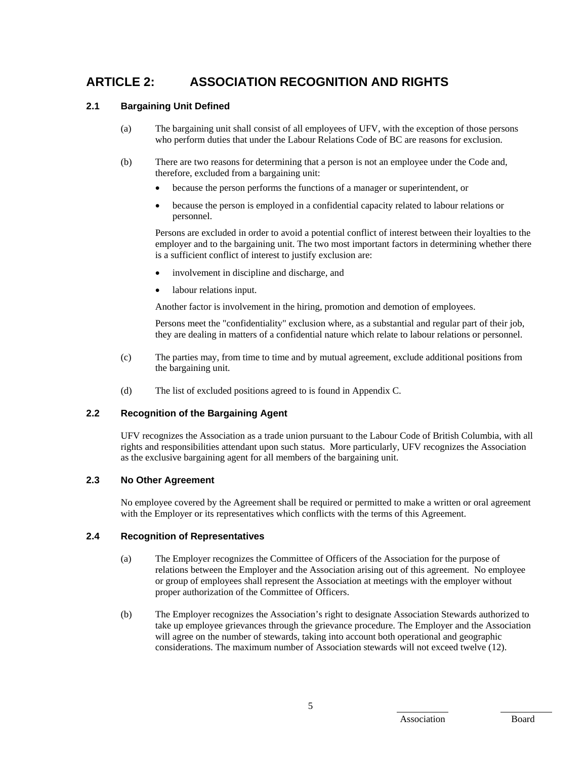# ARTICLE 2: ASSOCIATION RECOGNITION AND RIGHTS

## 2.1 Bargaining Unit Defined

(a) The bargaining unit shall consist of all employees of UFV, with the exception of those persons who perform duties that under the Labour Relations Code of BC are reasons for exclusion.

(b) There are two reasons for determining that a person is not an employee under the Code and, therefore, excluded from a bargaining unit:

- because the person performs the functions of a manager or superintendent, or
- because the person is employed in a confidential capacity related to labour relations or personnel.

Persons are excluded in order to avoid a potential conflict of interest between their loyalties to the employer and to the bargaining unit. The two most important factors in determining whether there is a sufficient conflict of interest to justify exclusion are:

- involvement in discipline and discharge, and
- labour relations input.

Another factor is involvement in the hiring, promotion and demotion of employees.

Persons meet the "confidentiality" exclusion where, as a substantial and regular part of their job, they are dealing in matters of a confidential nature which relate to labour relations or personnel.

(c) The parties may, from time to time and by mutual agreement, exclude additional positions from the bargaining unit.

(d) The list of excluded positions agreed to is found in Appendix C.

## 2.2 Recognition of the Bargaining Agent

UFV recognizes the Association as a trade union pursuant to the Labour Code of British Columbia, with all rights and responsibilities attendant upon such status. More particularly, UFV recognizes the Association as the exclusive bargaining agent for all members of the bargaining unit.

## 2.3 No Other Agreement

No employee covered by the Agreement shall be required or permitted to make a written or oral agreement with the Employer or its representatives which conflicts with the terms of this Agreement.

## 2.4 Recognition of Representatives

(a) The Employer recognizes the Committee of Officers of the Association for the purpose of relations between the Employer and the Association arising out of this agreement. No employee or group of employees shall represent the Association at meetings with the employer without proper authorization of the Committee of Officers.

(b) The Employer recognizes the Association's right to designate Association Stewards authorized to take up employee grievances through the grievance procedure. The Employer and the Association will agree on the number of stewards, taking into account both operational and geographic considerations. The maximum number of Association stewards will not exceed twelve (12).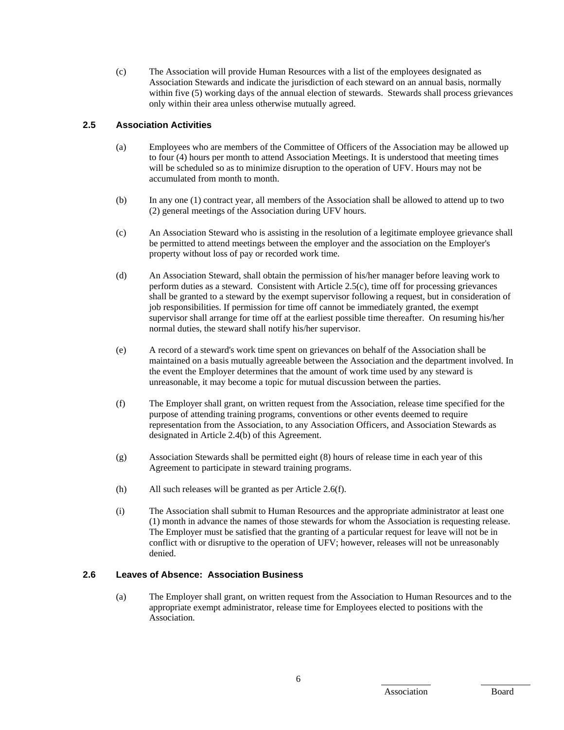(c) The Association will provide Human Resources with a list of the employees designated as Association Stewards and indicate the jurisdiction of each steward on an annual basis, normally within five (5) working days of the annual election of stewards. Stewards shall process grievances only within their area unless otherwise mutually agreed.

### 2.5 Association Activities

(a) Employees who are members of the Committee of Officers of the Association may be allowed up to four (4) hours per month to attend Association Meetings. It is understood that meeting times will be scheduled so as to minimize disruption to the operation of UFV. Hours may not be accumulated from month to month.

(b) In any one (1) contract year, all members of the Association shall be allowed to attend up to two (2) general meetings of the Association during UFV hours.

(c) An Association Steward who is assisting in the resolution of a legitimate employee grievance shall be permitted to attend meetings between the employer and the association on the Employer's property without loss of pay or recorded work time.

(d) An Association Steward, shall obtain the permission of his/her manager before leaving work to perform duties as a steward. Consistent with Article 2.5(c), time off for processing grievances shall be granted to a steward by the exempt supervisor following a request, but in consideration of job responsibilities. If permission for time off cannot be immediately granted, the exempt supervisor shall arrange for time off at the earliest possible time thereafter. On resuming his/her normal duties, the steward shall notify his/her supervisor.

(e) A record of a steward's work time spent on grievances on behalf of the Association shall be maintained on a basis mutually agreeable between the Association and the department involved. In the event the Employer determines that the amount of work time used by any steward is unreasonable, it may become a topic for mutual discussion between the parties.

(f) The Employer shall grant, on written request from the Association, release time specified for the purpose of attending training programs, conventions or other events deemed to require representation from the Association, to any Association Officers, and Association Stewards as designated in Article 2.4(b) of this Agreement.

(g) Association Stewards shall be permitted eight (8) hours of release time in each year of this Agreement to participate in steward training programs.

(h) All such releases will be granted as per Article 2.6(f).

(i) The Association shall submit to Human Resources and the appropriate administrator at least one (1) month in advance the names of those stewards for whom the Association is requesting release. The Employer must be satisfied that the granting of a particular request for leave will not be in conflict with or disruptive to the operation of UFV; however, releases will not be unreasonably denied.

### 2.6 Leaves of Absence: Association Business

(a) The Employer shall grant, on written request from the Association to Human Resources and to the appropriate exempt administrator, release time for Employees elected to positions with the Association.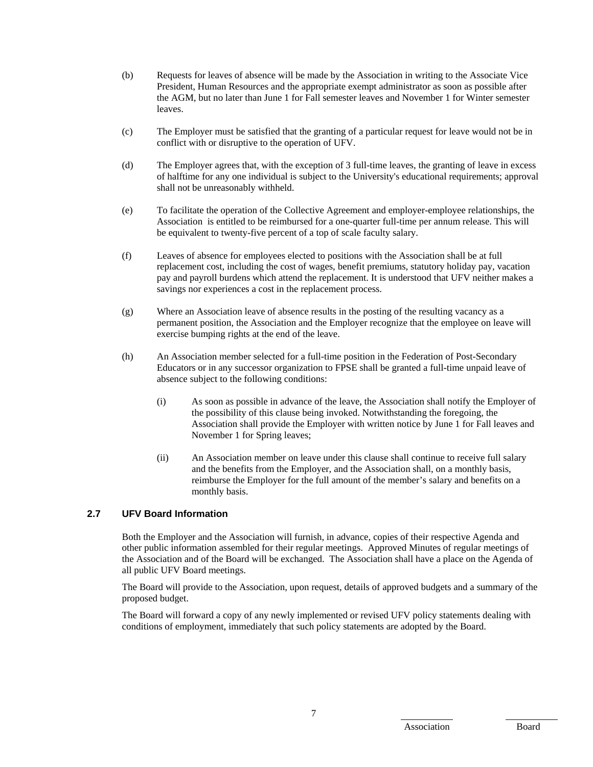(b) Requests for leaves of absence will be made by the Association in writing to the Associate Vice President, Human Resources and the appropriate exempt administrator as soon as possible after the AGM, but no later than June 1 for Fall semester leaves and November 1 for Winter semester leaves.

(c) The Employer must be satisfied that the granting of a particular request for leave would not be in conflict with or disruptive to the operation of UFV.

(d) The Employer agrees that, with the exception of 3 full-time leaves, the granting of leave in excess of halftime for any one individual is subject to the University's educational requirements; approval shall not be unreasonably withheld.

(e) To facilitate the operation of the Collective Agreement and employer-employee relationships, the Association is entitled to be reimbursed for a one-quarter full-time per annum release. This will be equivalent to twenty-five percent of a top of scale faculty salary.

(f) Leaves of absence for employees elected to positions with the Association shall be at full replacement cost, including the cost of wages, benefit premiums, statutory holiday pay, vacation pay and payroll burdens which attend the replacement. It is understood that UFV neither makes a savings nor experiences a cost in the replacement process.

(g) Where an Association leave of absence results in the posting of the resulting vacancy as a permanent position, the Association and the Employer recognize that the employee on leave will exercise bumping rights at the end of the leave.

(h) An Association member selected for a full-time position in the Federation of Post-Secondary Educators or in any successor organization to FPSE shall be granted a full-time unpaid leave of absence subject to the following conditions:

   (i) As soon as possible in advance of the leave, the Association shall notify the Employer of the possibility of this clause being invoked. Notwithstanding the foregoing, the Association shall provide the Employer with written notice by June 1 for Fall leaves and November 1 for Spring leaves;

   (ii) An Association member on leave under this clause shall continue to receive full salary and the benefits from the Employer, and the Association shall, on a monthly basis, reimburse the Employer for the full amount of the member's salary and benefits on a monthly basis.

### 2.7 UFV Board Information

Both the Employer and the Association will furnish, in advance, copies of their respective Agenda and other public information assembled for their regular meetings. Approved Minutes of regular meetings of the Association and of the Board will be exchanged. The Association shall have a place on the Agenda of all public UFV Board meetings.

The Board will provide to the Association, upon request, details of approved budgets and a summary of the proposed budget.

The Board will forward a copy of any newly implemented or revised UFV policy statements dealing with conditions of employment, immediately that such policy statements are adopted by the Board.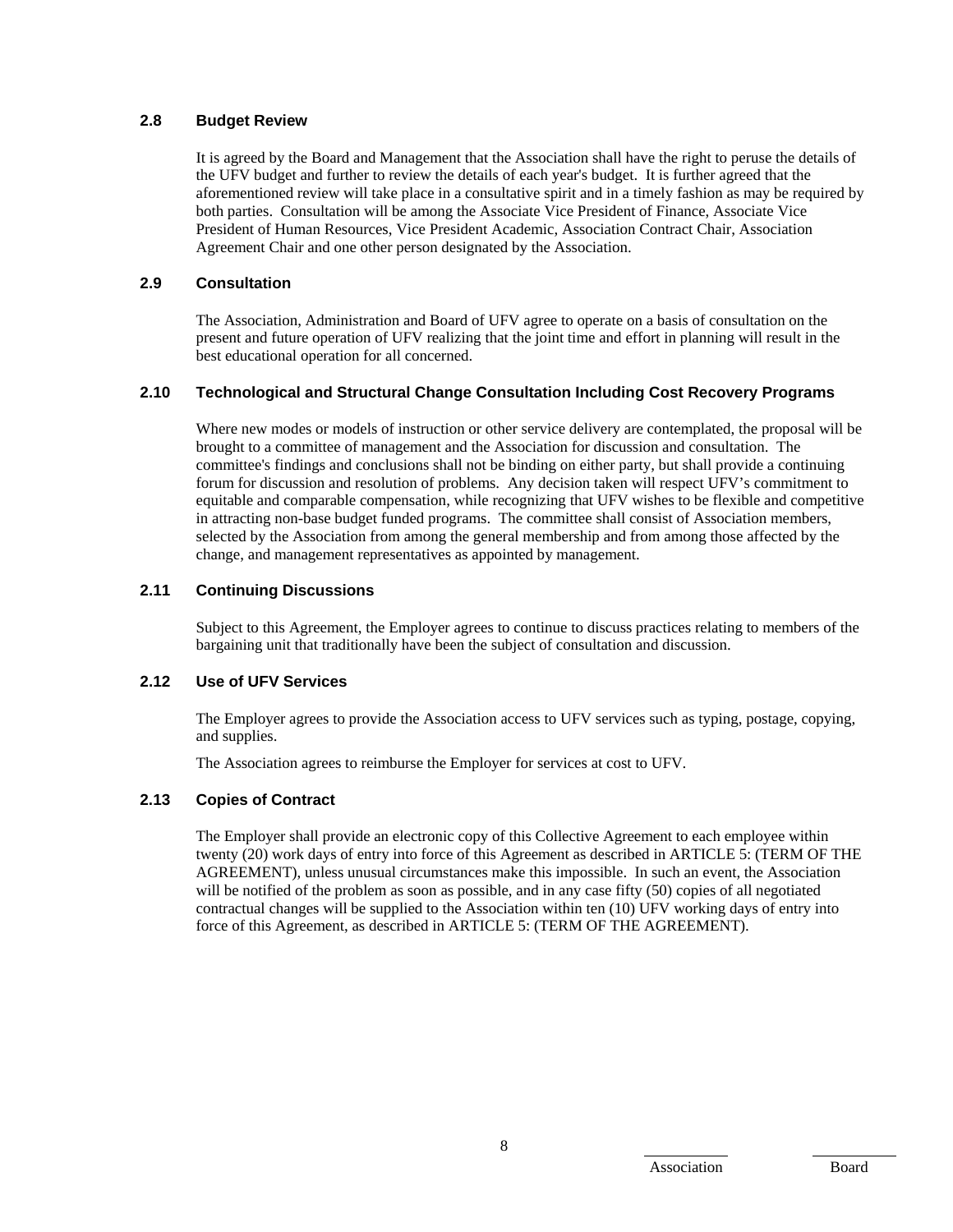### 2.8 Budget Review

It is agreed by the Board and Management that the Association shall have the right to peruse the details of the UFV budget and further to review the details of each year's budget. It is further agreed that the aforementioned review will take place in a consultative spirit and in a timely fashion as may be required by both parties. Consultation will be among the Associate Vice President of Finance, Associate Vice President of Human Resources, Vice President Academic, Association Contract Chair, Association Agreement Chair and one other person designated by the Association.

### 2.9 Consultation

The Association, Administration and Board of UFV agree to operate on a basis of consultation on the present and future operation of UFV realizing that the joint time and effort in planning will result in the best educational operation for all concerned.

### 2.10 Technological and Structural Change Consultation Including Cost Recovery Programs

Where new modes or models of instruction or other service delivery are contemplated, the proposal will be brought to a committee of management and the Association for discussion and consultation. The committee's findings and conclusions shall not be binding on either party, but shall provide a continuing forum for discussion and resolution of problems. Any decision taken will respect UFV's commitment to equitable and comparable compensation, while recognizing that UFV wishes to be flexible and competitive in attracting non-base budget funded programs. The committee shall consist of Association members, selected by the Association from among the general membership and from among those affected by the change, and management representatives as appointed by management.

### 2.11 Continuing Discussions

Subject to this Agreement, the Employer agrees to continue to discuss practices relating to members of the bargaining unit that traditionally have been the subject of consultation and discussion.

### 2.12 Use of UFV Services

The Employer agrees to provide the Association access to UFV services such as typing, postage, copying, and supplies.

The Association agrees to reimburse the Employer for services at cost to UFV.

### 2.13 Copies of Contract

The Employer shall provide an electronic copy of this Collective Agreement to each employee within twenty (20) work days of entry into force of this Agreement as described in ARTICLE 5: (TERM OF THE AGREEMENT), unless unusual circumstances make this impossible. In such an event, the Association will be notified of the problem as soon as possible, and in any case fifty (50) copies of all negotiated contractual changes will be supplied to the Association within ten (10) UFV working days of entry into force of this Agreement, as described in ARTICLE 5: (TERM OF THE AGREEMENT).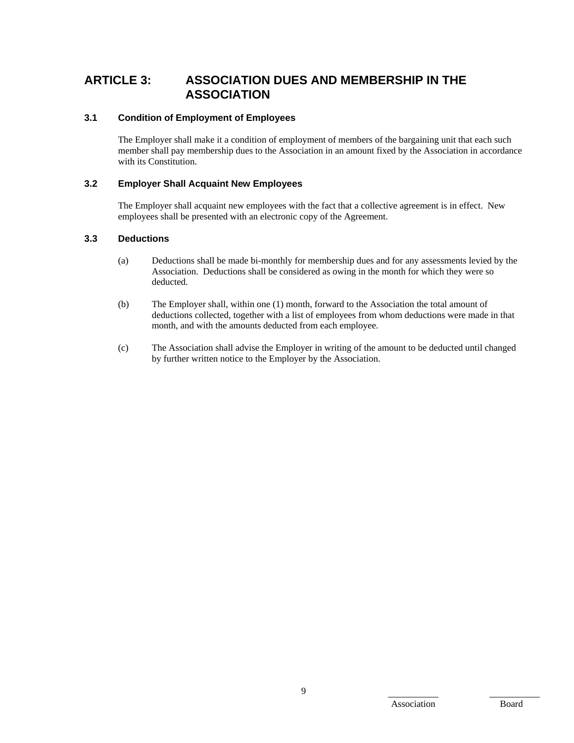# ARTICLE 3: ASSOCIATION DUES AND MEMBERSHIP IN THE ASSOCIATION

## 3.1 Condition of Employment of Employees

The Employer shall make it a condition of employment of members of the bargaining unit that each such member shall pay membership dues to the Association in an amount fixed by the Association in accordance with its Constitution.

## 3.2 Employer Shall Acquaint New Employees

The Employer shall acquaint new employees with the fact that a collective agreement is in effect. New employees shall be presented with an electronic copy of the Agreement.

## 3.3 Deductions

(a) Deductions shall be made bi-monthly for membership dues and for any assessments levied by the Association. Deductions shall be considered as owing in the month for which they were so deducted.

(b) The Employer shall, within one (1) month, forward to the Association the total amount of deductions collected, together with a list of employees from whom deductions were made in that month, and with the amounts deducted from each employee.

(c) The Association shall advise the Employer in writing of the amount to be deducted until changed by further written notice to the Employer by the Association.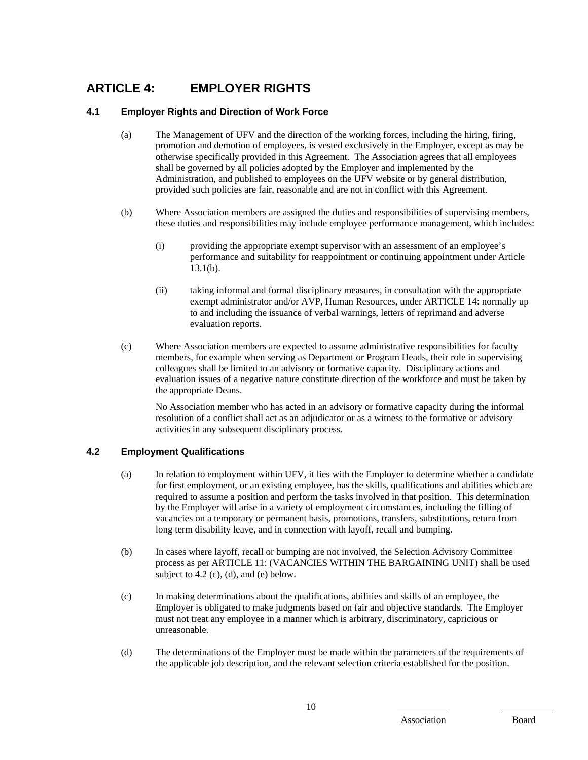# ARTICLE 4: EMPLOYER RIGHTS

### 4.1 Employer Rights and Direction of Work Force

(a) The Management of UFV and the direction of the working forces, including the hiring, firing, promotion and demotion of employees, is vested exclusively in the Employer, except as may be otherwise specifically provided in this Agreement. The Association agrees that all employees shall be governed by all policies adopted by the Employer and implemented by the Administration, and published to employees on the UFV website or by general distribution, provided such policies are fair, reasonable and are not in conflict with this Agreement.

(b) Where Association members are assigned the duties and responsibilities of supervising members, these duties and responsibilities may include employee performance management, which includes:

(i) providing the appropriate exempt supervisor with an assessment of an employee's performance and suitability for reappointment or continuing appointment under Article 13.1(b).

(ii) taking informal and formal disciplinary measures, in consultation with the appropriate exempt administrator and/or AVP, Human Resources, under ARTICLE 14: normally up to and including the issuance of verbal warnings, letters of reprimand and adverse evaluation reports.

(c) Where Association members are expected to assume administrative responsibilities for faculty members, for example when serving as Department or Program Heads, their role in supervising colleagues shall be limited to an advisory or formative capacity. Disciplinary actions and evaluation issues of a negative nature constitute direction of the workforce and must be taken by the appropriate Deans.

No Association member who has acted in an advisory or formative capacity during the informal resolution of a conflict shall act as an adjudicator or as a witness to the formative or advisory activities in any subsequent disciplinary process.

### 4.2 Employment Qualifications

(a) In relation to employment within UFV, it lies with the Employer to determine whether a candidate for first employment, or an existing employee, has the skills, qualifications and abilities which are required to assume a position and perform the tasks involved in that position. This determination by the Employer will arise in a variety of employment circumstances, including the filling of vacancies on a temporary or permanent basis, promotions, transfers, substitutions, return from long term disability leave, and in connection with layoff, recall and bumping.

(b) In cases where layoff, recall or bumping are not involved, the Selection Advisory Committee process as per ARTICLE 11: (VACANCIES WITHIN THE BARGAINING UNIT) shall be used subject to 4.2 (c), (d), and (e) below.

(c) In making determinations about the qualifications, abilities and skills of an employee, the Employer is obligated to make judgments based on fair and objective standards. The Employer must not treat any employee in a manner which is arbitrary, discriminatory, capricious or unreasonable.

(d) The determinations of the Employer must be made within the parameters of the requirements of the applicable job description, and the relevant selection criteria established for the position.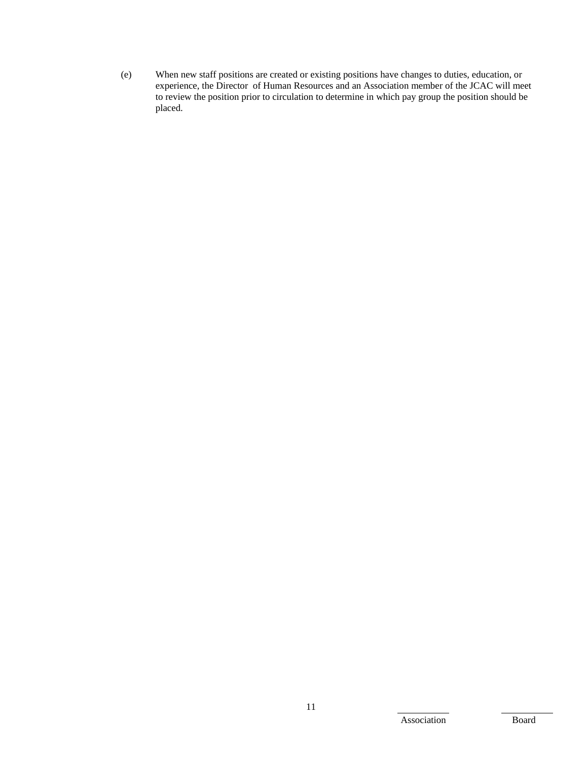(e) When new staff positions are created or existing positions have changes to duties, education, or experience, the Director of Human Resources and an Association member of the JCAC will meet to review the position prior to circulation to determine in which pay group the position should be placed.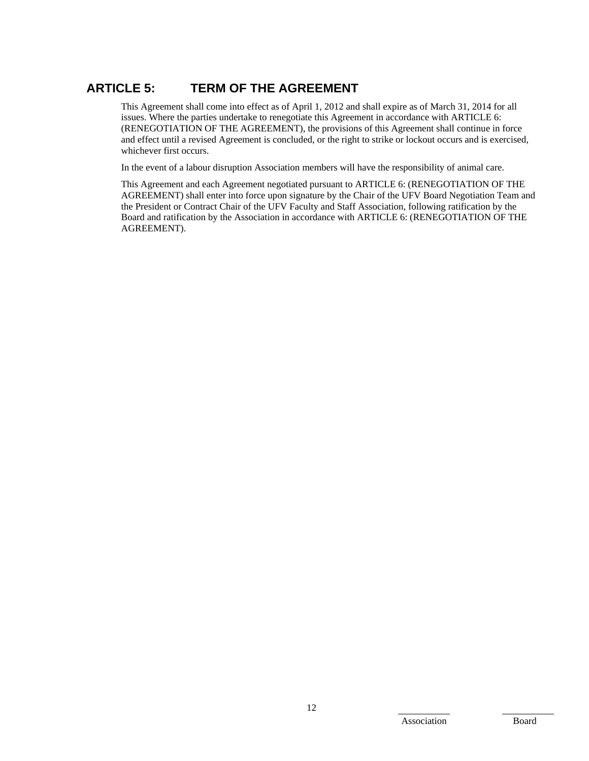## ARTICLE 5: TERM OF THE AGREEMENT

This Agreement shall come into effect as of April 1, 2012 and shall expire as of March 31, 2014 for all issues. Where the parties undertake to renegotiate this Agreement in accordance with ARTICLE 6: (RENEGOTIATION OF THE AGREEMENT), the provisions of this Agreement shall continue in force and effect until a revised Agreement is concluded, or the right to strike or lockout occurs and is exercised, whichever first occurs.

In the event of a labour disruption Association members will have the responsibility of animal care.

This Agreement and each Agreement negotiated pursuant to ARTICLE 6: (RENEGOTIATION OF THE AGREEMENT) shall enter into force upon signature by the Chair of the UFV Board Negotiation Team and the President or Contract Chair of the UFV Faculty and Staff Association, following ratification by the Board and ratification by the Association in accordance with ARTICLE 6: (RENEGOTIATION OF THE AGREEMENT).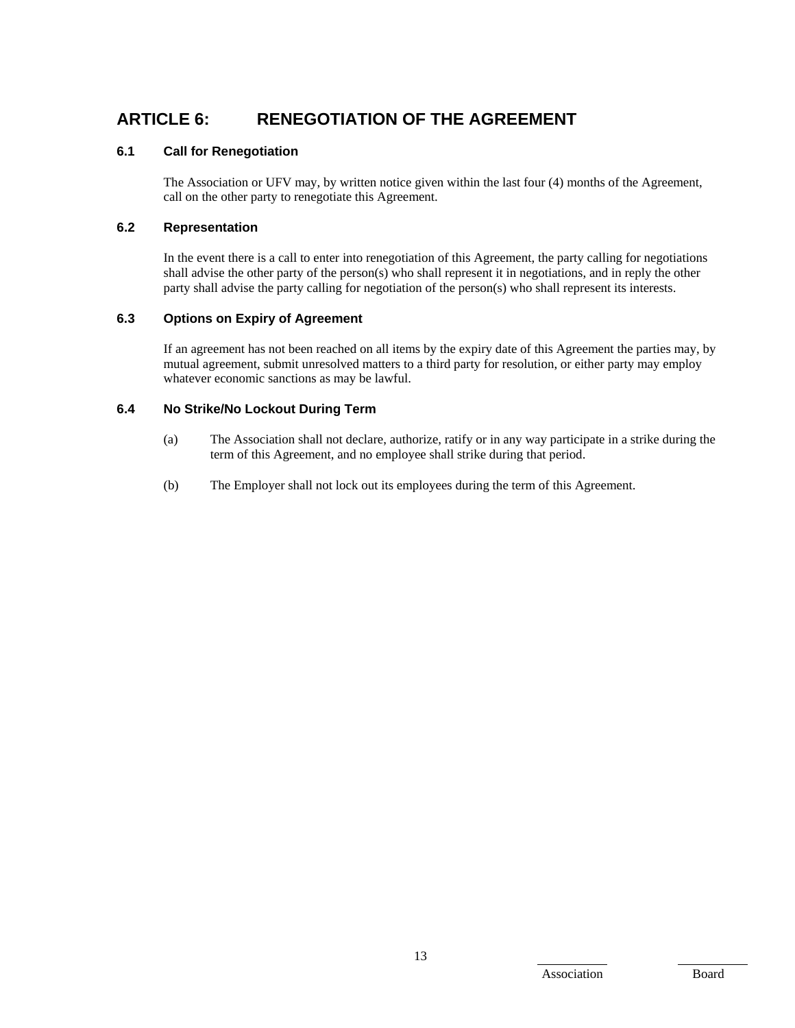## ARTICLE 6: RENEGOTIATION OF THE AGREEMENT

### 6.1 Call for Renegotiation

The Association or UFV may, by written notice given within the last four (4) months of the Agreement, call on the other party to renegotiate this Agreement.

### 6.2 Representation

In the event there is a call to enter into renegotiation of this Agreement, the party calling for negotiations shall advise the other party of the person(s) who shall represent it in negotiations, and in reply the other party shall advise the party calling for negotiation of the person(s) who shall represent its interests.

### 6.3 Options on Expiry of Agreement

If an agreement has not been reached on all items by the expiry date of this Agreement the parties may, by mutual agreement, submit unresolved matters to a third party for resolution, or either party may employ whatever economic sanctions as may be lawful.

### 6.4 No Strike/No Lockout During Term

(a) The Association shall not declare, authorize, ratify or in any way participate in a strike during the term of this Agreement, and no employee shall strike during that period.

(b) The Employer shall not lock out its employees during the term of this Agreement.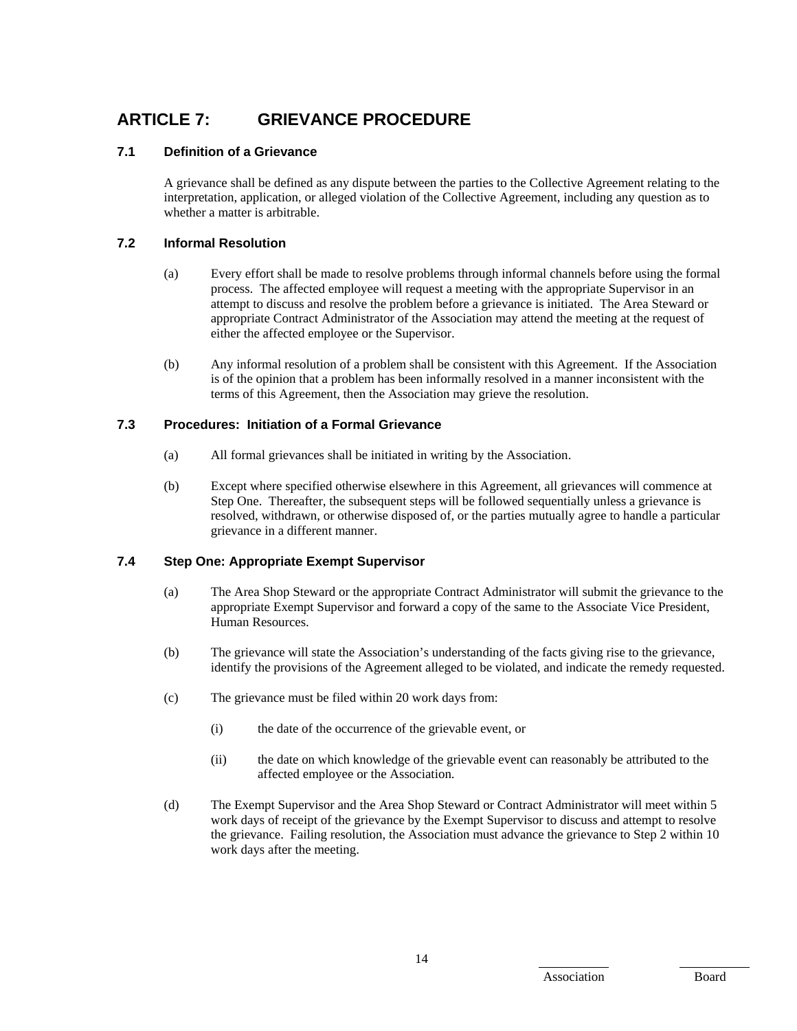# ARTICLE 7: GRIEVANCE PROCEDURE

## 7.1 Definition of a Grievance

A grievance shall be defined as any dispute between the parties to the Collective Agreement relating to the interpretation, application, or alleged violation of the Collective Agreement, including any question as to whether a matter is arbitrable.

## 7.2 Informal Resolution

(a) Every effort shall be made to resolve problems through informal channels before using the formal process. The affected employee will request a meeting with the appropriate Supervisor in an attempt to discuss and resolve the problem before a grievance is initiated. The Area Steward or appropriate Contract Administrator of the Association may attend the meeting at the request of either the affected employee or the Supervisor.

(b) Any informal resolution of a problem shall be consistent with this Agreement. If the Association is of the opinion that a problem has been informally resolved in a manner inconsistent with the terms of this Agreement, then the Association may grieve the resolution.

## 7.3 Procedures: Initiation of a Formal Grievance

(a) All formal grievances shall be initiated in writing by the Association.

(b) Except where specified otherwise elsewhere in this Agreement, all grievances will commence at Step One. Thereafter, the subsequent steps will be followed sequentially unless a grievance is resolved, withdrawn, or otherwise disposed of, or the parties mutually agree to handle a particular grievance in a different manner.

## 7.4 Step One: Appropriate Exempt Supervisor

(a) The Area Shop Steward or the appropriate Contract Administrator will submit the grievance to the appropriate Exempt Supervisor and forward a copy of the same to the Associate Vice President, Human Resources.

(b) The grievance will state the Association's understanding of the facts giving rise to the grievance, identify the provisions of the Agreement alleged to be violated, and indicate the remedy requested.

(c) The grievance must be filed within 20 work days from:

(i) the date of the occurrence of the grievable event, or

(ii) the date on which knowledge of the grievable event can reasonably be attributed to the affected employee or the Association.

(d) The Exempt Supervisor and the Area Shop Steward or Contract Administrator will meet within 5 work days of receipt of the grievance by the Exempt Supervisor to discuss and attempt to resolve the grievance. Failing resolution, the Association must advance the grievance to Step 2 within 10 work days after the meeting.

Association Board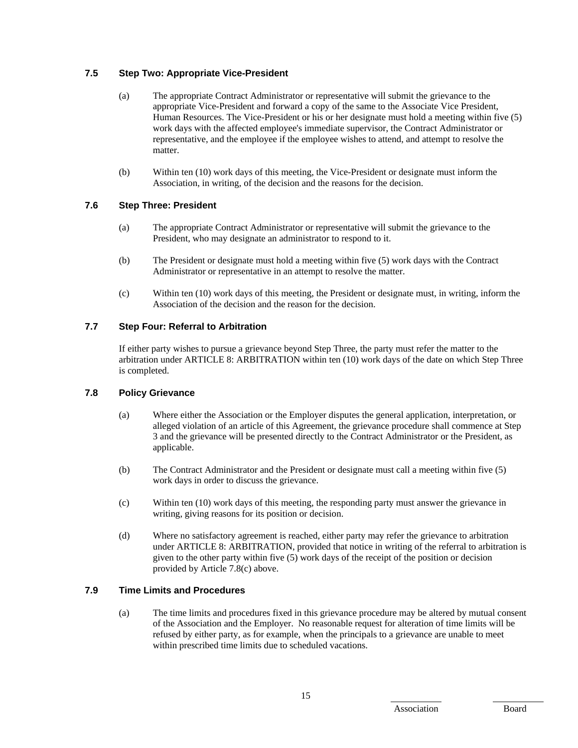### 7.5 Step Two: Appropriate Vice-President

(a) The appropriate Contract Administrator or representative will submit the grievance to the appropriate Vice-President and forward a copy of the same to the Associate Vice President, Human Resources. The Vice-President or his or her designate must hold a meeting within five (5) work days with the affected employee's immediate supervisor, the Contract Administrator or representative, and the employee if the employee wishes to attend, and attempt to resolve the matter.

(b) Within ten (10) work days of this meeting, the Vice-President or designate must inform the Association, in writing, of the decision and the reasons for the decision.

### 7.6 Step Three: President

(a) The appropriate Contract Administrator or representative will submit the grievance to the President, who may designate an administrator to respond to it.

(b) The President or designate must hold a meeting within five (5) work days with the Contract Administrator or representative in an attempt to resolve the matter.

(c) Within ten (10) work days of this meeting, the President or designate must, in writing, inform the Association of the decision and the reason for the decision.

### 7.7 Step Four: Referral to Arbitration

If either party wishes to pursue a grievance beyond Step Three, the party must refer the matter to the arbitration under ARTICLE 8: ARBITRATION within ten (10) work days of the date on which Step Three is completed.

### 7.8 Policy Grievance

(a) Where either the Association or the Employer disputes the general application, interpretation, or alleged violation of an article of this Agreement, the grievance procedure shall commence at Step 3 and the grievance will be presented directly to the Contract Administrator or the President, as applicable.

(b) The Contract Administrator and the President or designate must call a meeting within five (5) work days in order to discuss the grievance.

(c) Within ten (10) work days of this meeting, the responding party must answer the grievance in writing, giving reasons for its position or decision.

(d) Where no satisfactory agreement is reached, either party may refer the grievance to arbitration under ARTICLE 8: ARBITRATION, provided that notice in writing of the referral to arbitration is given to the other party within five (5) work days of the receipt of the position or decision provided by Article 7.8(c) above.

### 7.9 Time Limits and Procedures

(a) The time limits and procedures fixed in this grievance procedure may be altered by mutual consent of the Association and the Employer. No reasonable request for alteration of time limits will be refused by either party, as for example, when the principals to a grievance are unable to meet within prescribed time limits due to scheduled vacations.

Association Board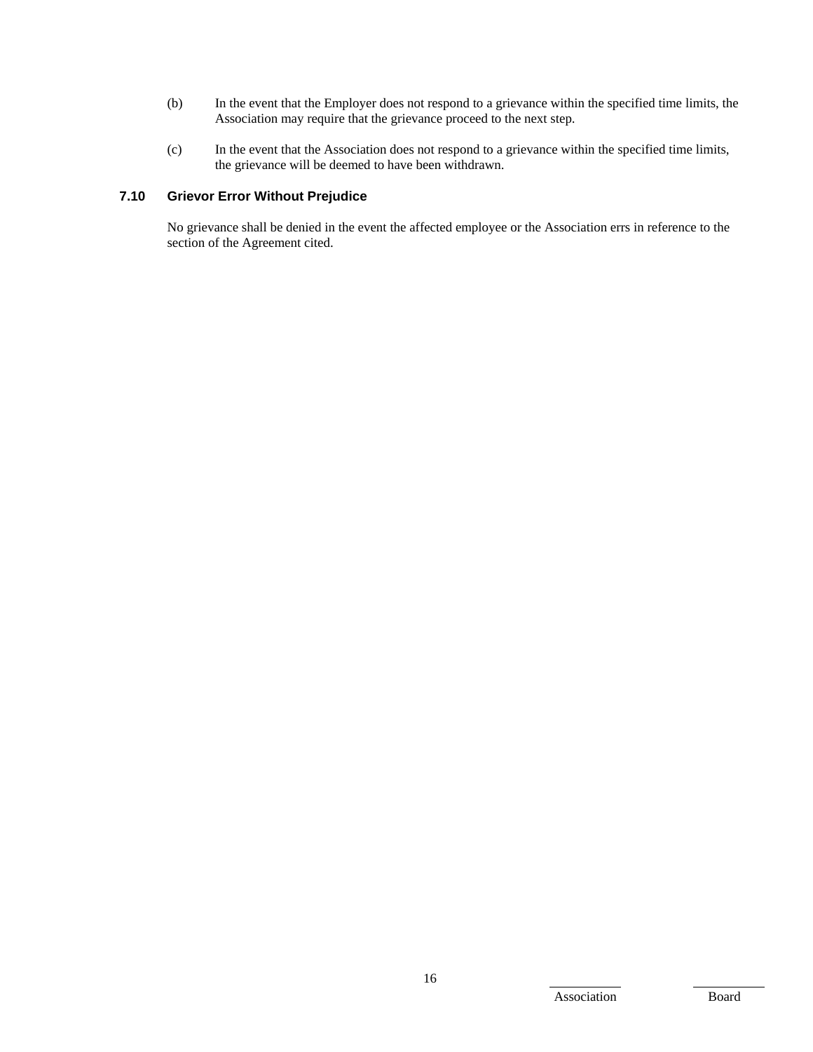(b) In the event that the Employer does not respond to a grievance within the specified time limits, the Association may require that the grievance proceed to the next step.

(c) In the event that the Association does not respond to a grievance within the specified time limits, the grievance will be deemed to have been withdrawn.

### 7.10 Grievor Error Without Prejudice

No grievance shall be denied in the event the affected employee or the Association errs in reference to the section of the Agreement cited.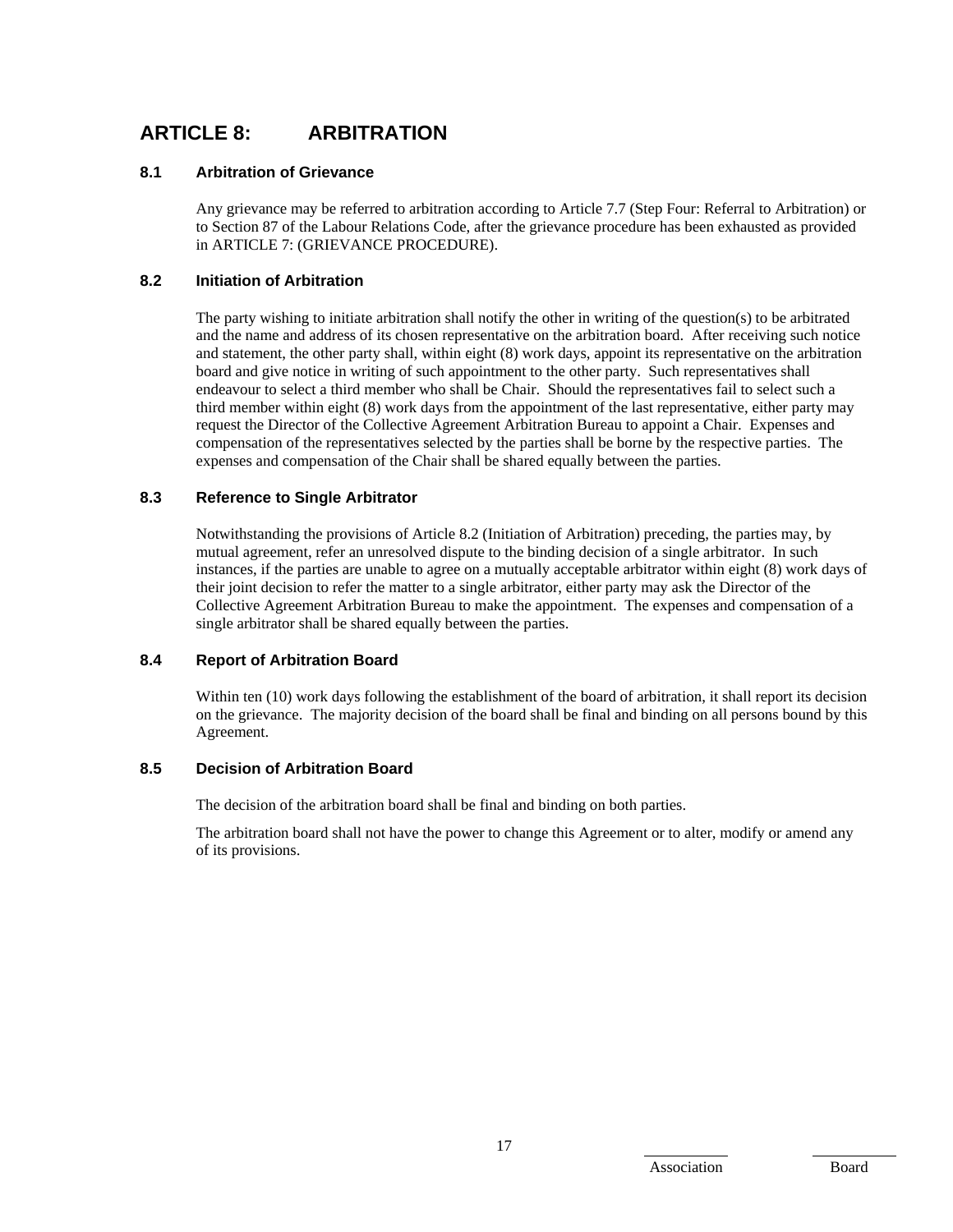# ARTICLE 8: ARBITRATION

### 8.1 Arbitration of Grievance

Any grievance may be referred to arbitration according to Article 7.7 (Step Four: Referral to Arbitration) or to Section 87 of the Labour Relations Code, after the grievance procedure has been exhausted as provided in ARTICLE 7: (GRIEVANCE PROCEDURE).

### 8.2 Initiation of Arbitration

The party wishing to initiate arbitration shall notify the other in writing of the question(s) to be arbitrated and the name and address of its chosen representative on the arbitration board. After receiving such notice and statement, the other party shall, within eight (8) work days, appoint its representative on the arbitration board and give notice in writing of such appointment to the other party. Such representatives shall endeavour to select a third member who shall be Chair. Should the representatives fail to select such a third member within eight (8) work days from the appointment of the last representative, either party may request the Director of the Collective Agreement Arbitration Bureau to appoint a Chair. Expenses and compensation of the representatives selected by the parties shall be borne by the respective parties. The expenses and compensation of the Chair shall be shared equally between the parties.

### 8.3 Reference to Single Arbitrator

Notwithstanding the provisions of Article 8.2 (Initiation of Arbitration) preceding, the parties may, by mutual agreement, refer an unresolved dispute to the binding decision of a single arbitrator. In such instances, if the parties are unable to agree on a mutually acceptable arbitrator within eight (8) work days of their joint decision to refer the matter to a single arbitrator, either party may ask the Director of the Collective Agreement Arbitration Bureau to make the appointment. The expenses and compensation of a single arbitrator shall be shared equally between the parties.

### 8.4 Report of Arbitration Board

Within ten (10) work days following the establishment of the board of arbitration, it shall report its decision on the grievance. The majority decision of the board shall be final and binding on all persons bound by this Agreement.

### 8.5 Decision of Arbitration Board

The decision of the arbitration board shall be final and binding on both parties.

The arbitration board shall not have the power to change this Agreement or to alter, modify or amend any of its provisions.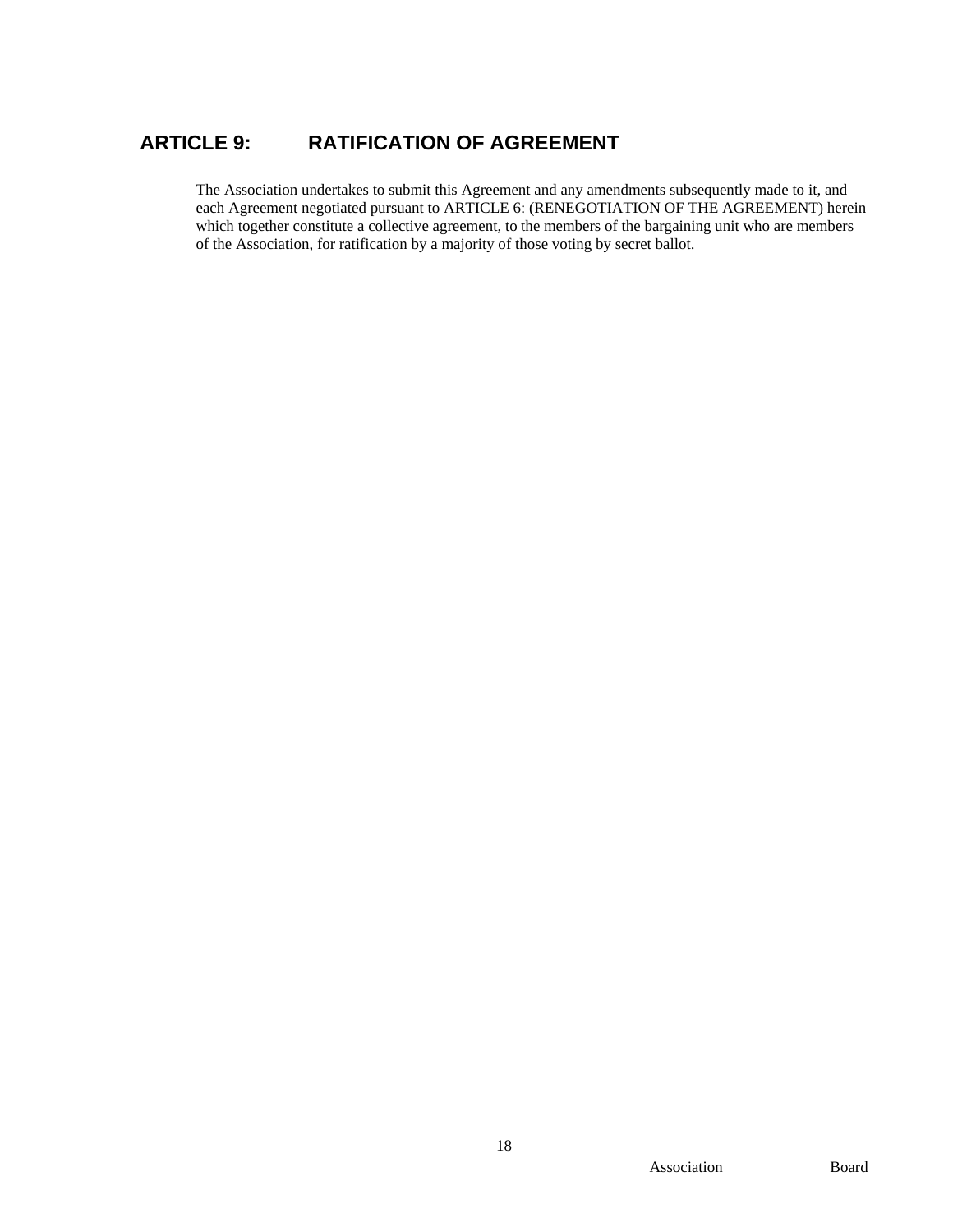## ARTICLE 9: RATIFICATION OF AGREEMENT

The Association undertakes to submit this Agreement and any amendments subsequently made to it, and each Agreement negotiated pursuant to ARTICLE 6: (RENEGOTIATION OF THE AGREEMENT) herein which together constitute a collective agreement, to the members of the bargaining unit who are members of the Association, for ratification by a majority of those voting by secret ballot.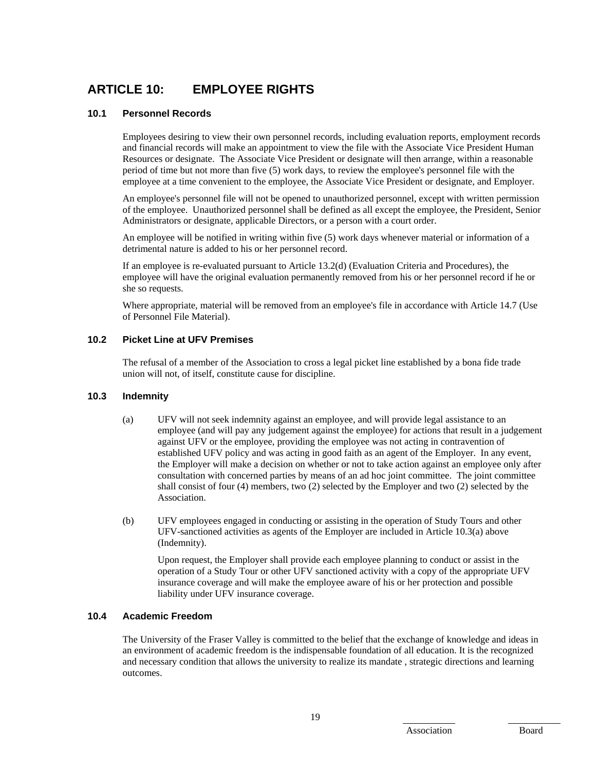## ARTICLE 10: EMPLOYEE RIGHTS

### 10.1 Personnel Records

Employees desiring to view their own personnel records, including evaluation reports, employment records and financial records will make an appointment to view the file with the Associate Vice President Human Resources or designate. The Associate Vice President or designate will then arrange, within a reasonable period of time but not more than five (5) work days, to review the employee's personnel file with the employee at a time convenient to the employee, the Associate Vice President or designate, and Employer.

An employee's personnel file will not be opened to unauthorized personnel, except with written permission of the employee. Unauthorized personnel shall be defined as all except the employee, the President, Senior Administrators or designate, applicable Directors, or a person with a court order.

An employee will be notified in writing within five (5) work days whenever material or information of a detrimental nature is added to his or her personnel record.

If an employee is re-evaluated pursuant to Article 13.2(d) (Evaluation Criteria and Procedures), the employee will have the original evaluation permanently removed from his or her personnel record if he or she so requests.

Where appropriate, material will be removed from an employee's file in accordance with Article 14.7 (Use of Personnel File Material).

### 10.2 Picket Line at UFV Premises

The refusal of a member of the Association to cross a legal picket line established by a bona fide trade union will not, of itself, constitute cause for discipline.

### 10.3 Indemnity

(a) UFV will not seek indemnity against an employee, and will provide legal assistance to an employee (and will pay any judgement against the employee) for actions that result in a judgement against UFV or the employee, providing the employee was not acting in contravention of established UFV policy and was acting in good faith as an agent of the Employer. In any event, the Employer will make a decision on whether or not to take action against an employee only after consultation with concerned parties by means of an ad hoc joint committee. The joint committee shall consist of four (4) members, two (2) selected by the Employer and two (2) selected by the Association.

(b) UFV employees engaged in conducting or assisting in the operation of Study Tours and other UFV-sanctioned activities as agents of the Employer are included in Article 10.3(a) above (Indemnity).

Upon request, the Employer shall provide each employee planning to conduct or assist in the operation of a Study Tour or other UFV sanctioned activity with a copy of the appropriate UFV insurance coverage and will make the employee aware of his or her protection and possible liability under UFV insurance coverage.

### 10.4 Academic Freedom

The University of the Fraser Valley is committed to the belief that the exchange of knowledge and ideas in an environment of academic freedom is the indispensable foundation of all education. It is the recognized and necessary condition that allows the university to realize its mandate , strategic directions and learning outcomes.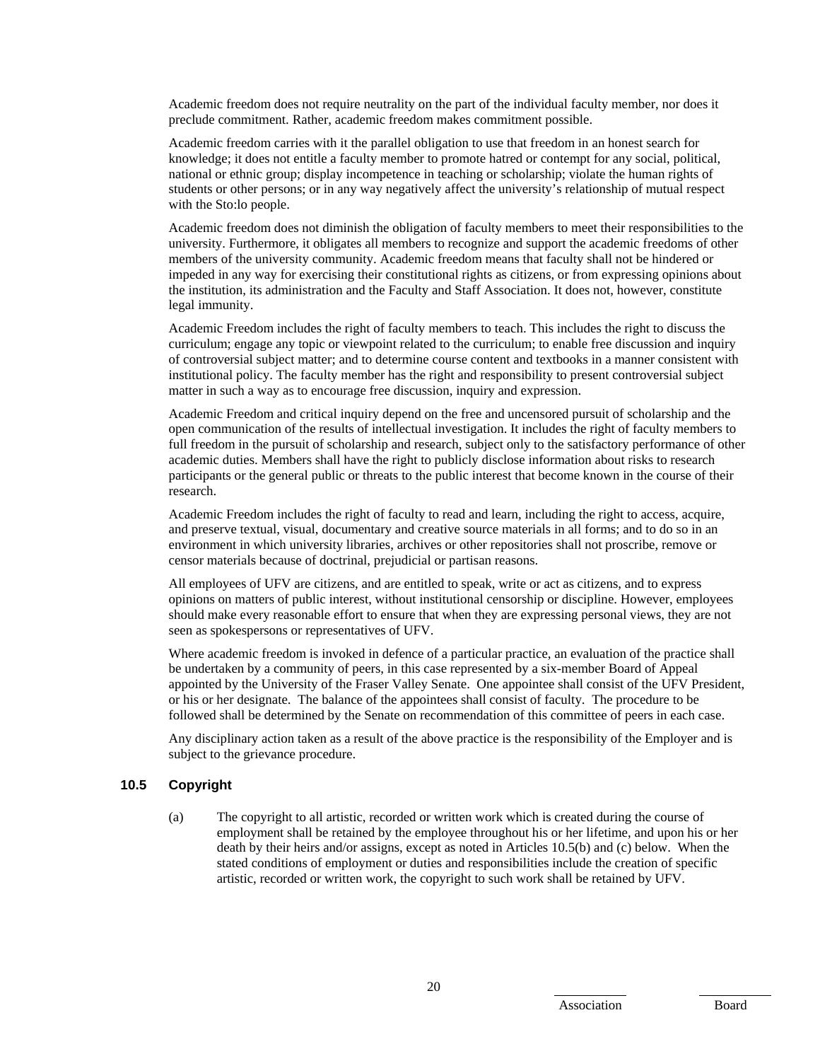Academic freedom does not require neutrality on the part of the individual faculty member, nor does it preclude commitment. Rather, academic freedom makes commitment possible.

Academic freedom carries with it the parallel obligation to use that freedom in an honest search for knowledge; it does not entitle a faculty member to promote hatred or contempt for any social, political, national or ethnic group; display incompetence in teaching or scholarship; violate the human rights of students or other persons; or in any way negatively affect the university's relationship of mutual respect with the Sto:lo people.

Academic freedom does not diminish the obligation of faculty members to meet their responsibilities to the university. Furthermore, it obligates all members to recognize and support the academic freedoms of other members of the university community. Academic freedom means that faculty shall not be hindered or impeded in any way for exercising their constitutional rights as citizens, or from expressing opinions about the institution, its administration and the Faculty and Staff Association. It does not, however, constitute legal immunity.

Academic Freedom includes the right of faculty members to teach. This includes the right to discuss the curriculum; engage any topic or viewpoint related to the curriculum; to enable free discussion and inquiry of controversial subject matter; and to determine course content and textbooks in a manner consistent with institutional policy. The faculty member has the right and responsibility to present controversial subject matter in such a way as to encourage free discussion, inquiry and expression.

Academic Freedom and critical inquiry depend on the free and uncensored pursuit of scholarship and the open communication of the results of intellectual investigation. It includes the right of faculty members to full freedom in the pursuit of scholarship and research, subject only to the satisfactory performance of other academic duties. Members shall have the right to publicly disclose information about risks to research participants or the general public or threats to the public interest that become known in the course of their research.

Academic Freedom includes the right of faculty to read and learn, including the right to access, acquire, and preserve textual, visual, documentary and creative source materials in all forms; and to do so in an environment in which university libraries, archives or other repositories shall not proscribe, remove or censor materials because of doctrinal, prejudicial or partisan reasons.

All employees of UFV are citizens, and are entitled to speak, write or act as citizens, and to express opinions on matters of public interest, without institutional censorship or discipline. However, employees should make every reasonable effort to ensure that when they are expressing personal views, they are not seen as spokespersons or representatives of UFV.

Where academic freedom is invoked in defence of a particular practice, an evaluation of the practice shall be undertaken by a community of peers, in this case represented by a six-member Board of Appeal appointed by the University of the Fraser Valley Senate. One appointee shall consist of the UFV President, or his or her designate. The balance of the appointees shall consist of faculty. The procedure to be followed shall be determined by the Senate on recommendation of this committee of peers in each case.

Any disciplinary action taken as a result of the above practice is the responsibility of the Employer and is subject to the grievance procedure.

### 10.5 Copyright

(a) The copyright to all artistic, recorded or written work which is created during the course of employment shall be retained by the employee throughout his or her lifetime, and upon his or her death by their heirs and/or assigns, except as noted in Articles 10.5(b) and (c) below. When the stated conditions of employment or duties and responsibilities include the creation of specific artistic, recorded or written work, the copyright to such work shall be retained by UFV.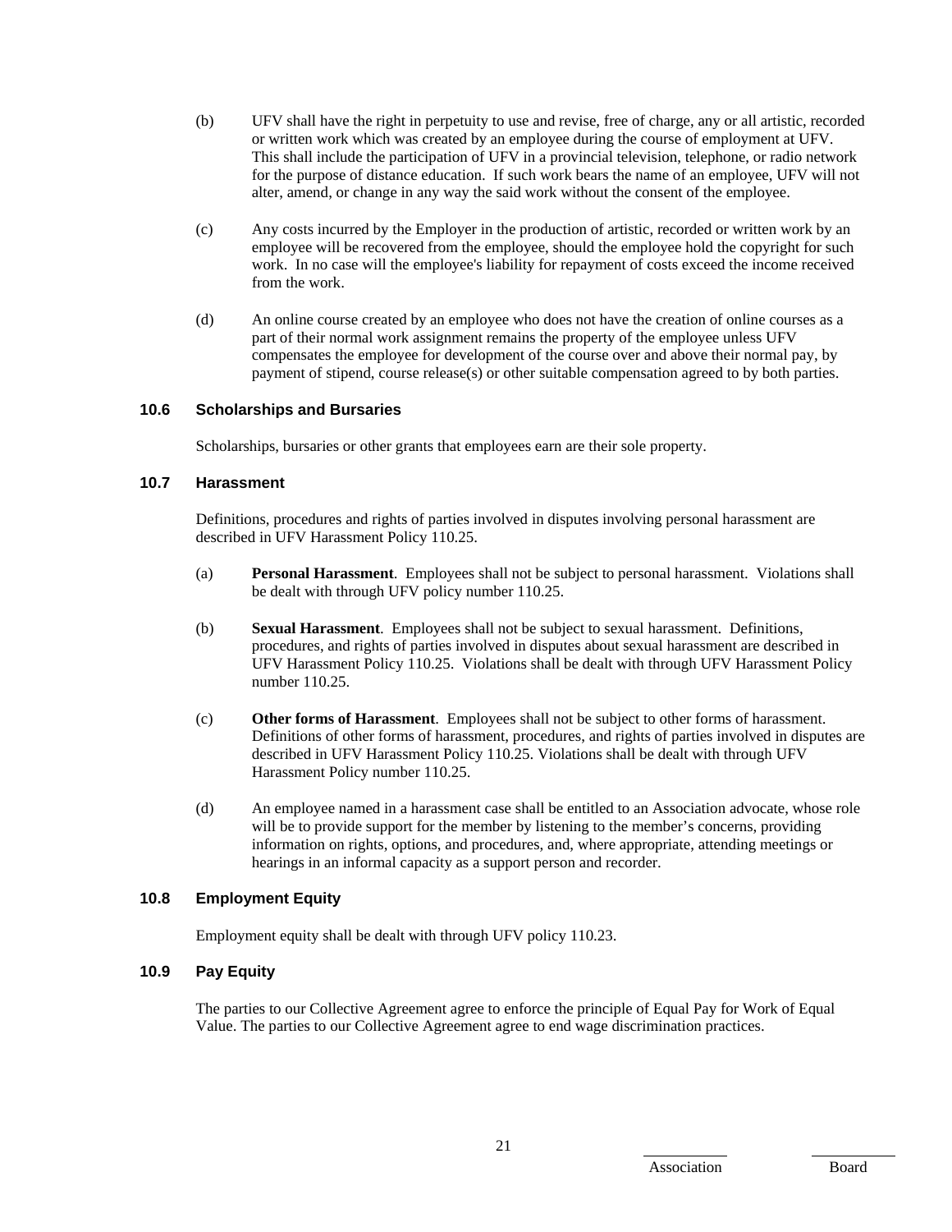(b) UFV shall have the right in perpetuity to use and revise, free of charge, any or all artistic, recorded or written work which was created by an employee during the course of employment at UFV. This shall include the participation of UFV in a provincial television, telephone, or radio network for the purpose of distance education. If such work bears the name of an employee, UFV will not alter, amend, or change in any way the said work without the consent of the employee.

(c) Any costs incurred by the Employer in the production of artistic, recorded or written work by an employee will be recovered from the employee, should the employee hold the copyright for such work. In no case will the employee's liability for repayment of costs exceed the income received from the work.

(d) An online course created by an employee who does not have the creation of online courses as a part of their normal work assignment remains the property of the employee unless UFV compensates the employee for development of the course over and above their normal pay, by payment of stipend, course release(s) or other suitable compensation agreed to by both parties.

### 10.6 Scholarships and Bursaries

Scholarships, bursaries or other grants that employees earn are their sole property.

### 10.7 Harassment

Definitions, procedures and rights of parties involved in disputes involving personal harassment are described in UFV Harassment Policy 110.25.

(a) **Personal Harassment**. Employees shall not be subject to personal harassment. Violations shall be dealt with through UFV policy number 110.25.

(b) **Sexual Harassment**. Employees shall not be subject to sexual harassment. Definitions, procedures, and rights of parties involved in disputes about sexual harassment are described in UFV Harassment Policy 110.25. Violations shall be dealt with through UFV Harassment Policy number 110.25.

(c) **Other forms of Harassment**. Employees shall not be subject to other forms of harassment. Definitions of other forms of harassment, procedures, and rights of parties involved in disputes are described in UFV Harassment Policy 110.25. Violations shall be dealt with through UFV Harassment Policy number 110.25.

(d) An employee named in a harassment case shall be entitled to an Association advocate, whose role will be to provide support for the member by listening to the member's concerns, providing information on rights, options, and procedures, and, where appropriate, attending meetings or hearings in an informal capacity as a support person and recorder.

### 10.8 Employment Equity

Employment equity shall be dealt with through UFV policy 110.23.

### 10.9 Pay Equity

The parties to our Collective Agreement agree to enforce the principle of Equal Pay for Work of Equal Value. The parties to our Collective Agreement agree to end wage discrimination practices.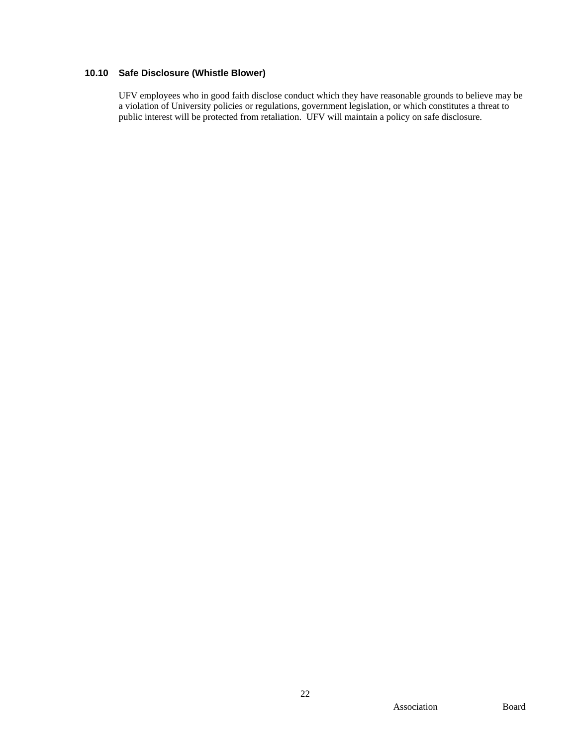### 10.10 Safe Disclosure (Whistle Blower)

UFV employees who in good faith disclose conduct which they have reasonable grounds to believe may be a violation of University policies or regulations, government legislation, or which constitutes a threat to public interest will be protected from retaliation. UFV will maintain a policy on safe disclosure.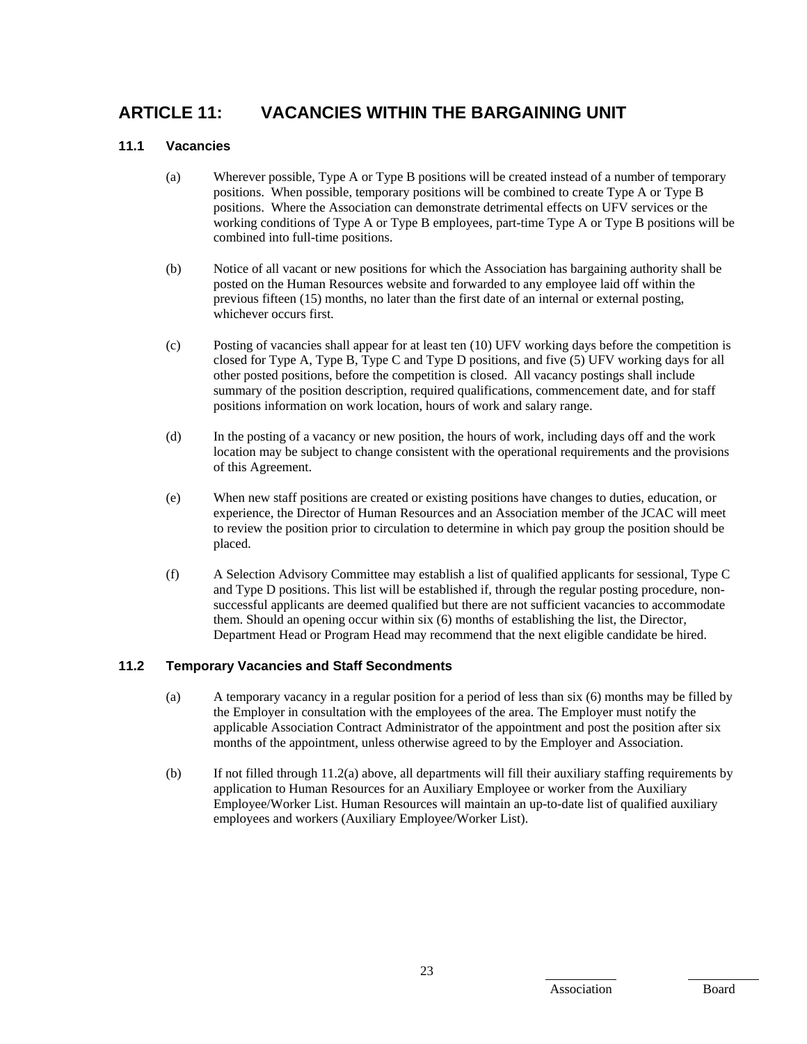# ARTICLE 11: VACANCIES WITHIN THE BARGAINING UNIT

### 11.1 Vacancies

(a) Wherever possible, Type A or Type B positions will be created instead of a number of temporary positions. When possible, temporary positions will be combined to create Type A or Type B positions. Where the Association can demonstrate detrimental effects on UFV services or the working conditions of Type A or Type B employees, part-time Type A or Type B positions will be combined into full-time positions.

(b) Notice of all vacant or new positions for which the Association has bargaining authority shall be posted on the Human Resources website and forwarded to any employee laid off within the previous fifteen (15) months, no later than the first date of an internal or external posting, whichever occurs first.

(c) Posting of vacancies shall appear for at least ten (10) UFV working days before the competition is closed for Type A, Type B, Type C and Type D positions, and five (5) UFV working days for all other posted positions, before the competition is closed. All vacancy postings shall include summary of the position description, required qualifications, commencement date, and for staff positions information on work location, hours of work and salary range.

(d) In the posting of a vacancy or new position, the hours of work, including days off and the work location may be subject to change consistent with the operational requirements and the provisions of this Agreement.

(e) When new staff positions are created or existing positions have changes to duties, education, or experience, the Director of Human Resources and an Association member of the JCAC will meet to review the position prior to circulation to determine in which pay group the position should be placed.

(f) A Selection Advisory Committee may establish a list of qualified applicants for sessional, Type C and Type D positions. This list will be established if, through the regular posting procedure, non-successful applicants are deemed qualified but there are not sufficient vacancies to accommodate them. Should an opening occur within six (6) months of establishing the list, the Director, Department Head or Program Head may recommend that the next eligible candidate be hired.

### 11.2 Temporary Vacancies and Staff Secondments

(a) A temporary vacancy in a regular position for a period of less than six (6) months may be filled by the Employer in consultation with the employees of the area. The Employer must notify the applicable Association Contract Administrator of the appointment and post the position after six months of the appointment, unless otherwise agreed to by the Employer and Association.

(b) If not filled through 11.2(a) above, all departments will fill their auxiliary staffing requirements by application to Human Resources for an Auxiliary Employee or worker from the Auxiliary Employee/Worker List. Human Resources will maintain an up-to-date list of qualified auxiliary employees and workers (Auxiliary Employee/Worker List).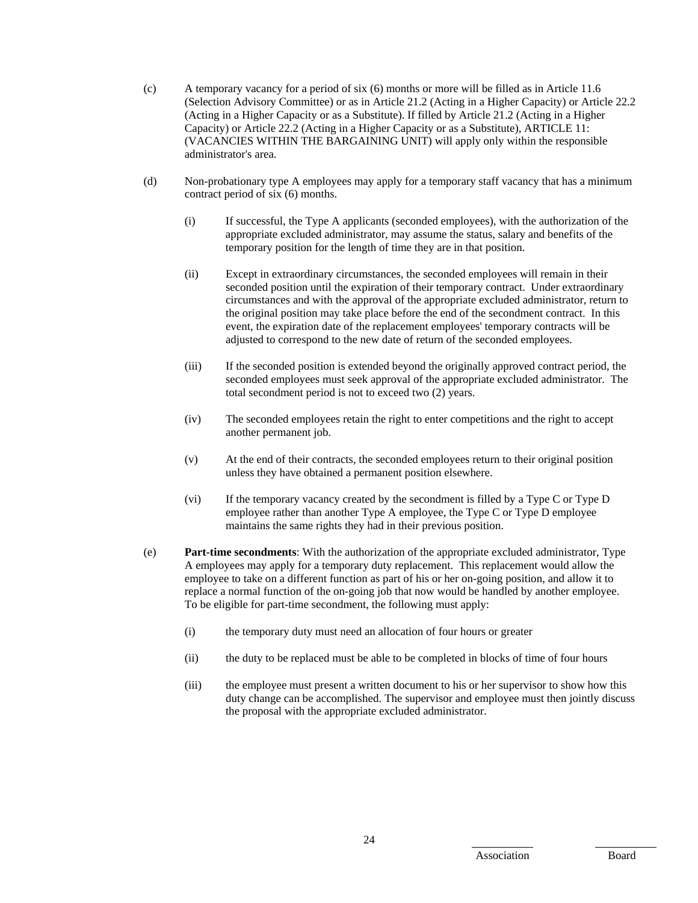(c) A temporary vacancy for a period of six (6) months or more will be filled as in Article 11.6 (Selection Advisory Committee) or as in Article 21.2 (Acting in a Higher Capacity) or Article 22.2 (Acting in a Higher Capacity or as a Substitute). If filled by Article 21.2 (Acting in a Higher Capacity) or Article 22.2 (Acting in a Higher Capacity or as a Substitute), ARTICLE 11: (VACANCIES WITHIN THE BARGAINING UNIT) will apply only within the responsible administrator's area.

(d) Non-probationary type A employees may apply for a temporary staff vacancy that has a minimum contract period of six (6) months.

   (i) If successful, the Type A applicants (seconded employees), with the authorization of the appropriate excluded administrator, may assume the status, salary and benefits of the temporary position for the length of time they are in that position.

   (ii) Except in extraordinary circumstances, the seconded employees will remain in their seconded position until the expiration of their temporary contract. Under extraordinary circumstances and with the approval of the appropriate excluded administrator, return to the original position may take place before the end of the secondment contract. In this event, the expiration date of the replacement employees' temporary contracts will be adjusted to correspond to the new date of return of the seconded employees.

   (iii) If the seconded position is extended beyond the originally approved contract period, the seconded employees must seek approval of the appropriate excluded administrator. The total secondment period is not to exceed two (2) years.

   (iv) The seconded employees retain the right to enter competitions and the right to accept another permanent job.

   (v) At the end of their contracts, the seconded employees return to their original position unless they have obtained a permanent position elsewhere.

   (vi) If the temporary vacancy created by the secondment is filled by a Type C or Type D employee rather than another Type A employee, the Type C or Type D employee maintains the same rights they had in their previous position.

(e) **Part-time secondments**: With the authorization of the appropriate excluded administrator, Type A employees may apply for a temporary duty replacement. This replacement would allow the employee to take on a different function as part of his or her on-going position, and allow it to replace a normal function of the on-going job that now would be handled by another employee. To be eligible for part-time secondment, the following must apply:

   (i) the temporary duty must need an allocation of four hours or greater

   (ii) the duty to be replaced must be able to be completed in blocks of time of four hours

   (iii) the employee must present a written document to his or her supervisor to show how this duty change can be accomplished. The supervisor and employee must then jointly discuss the proposal with the appropriate excluded administrator.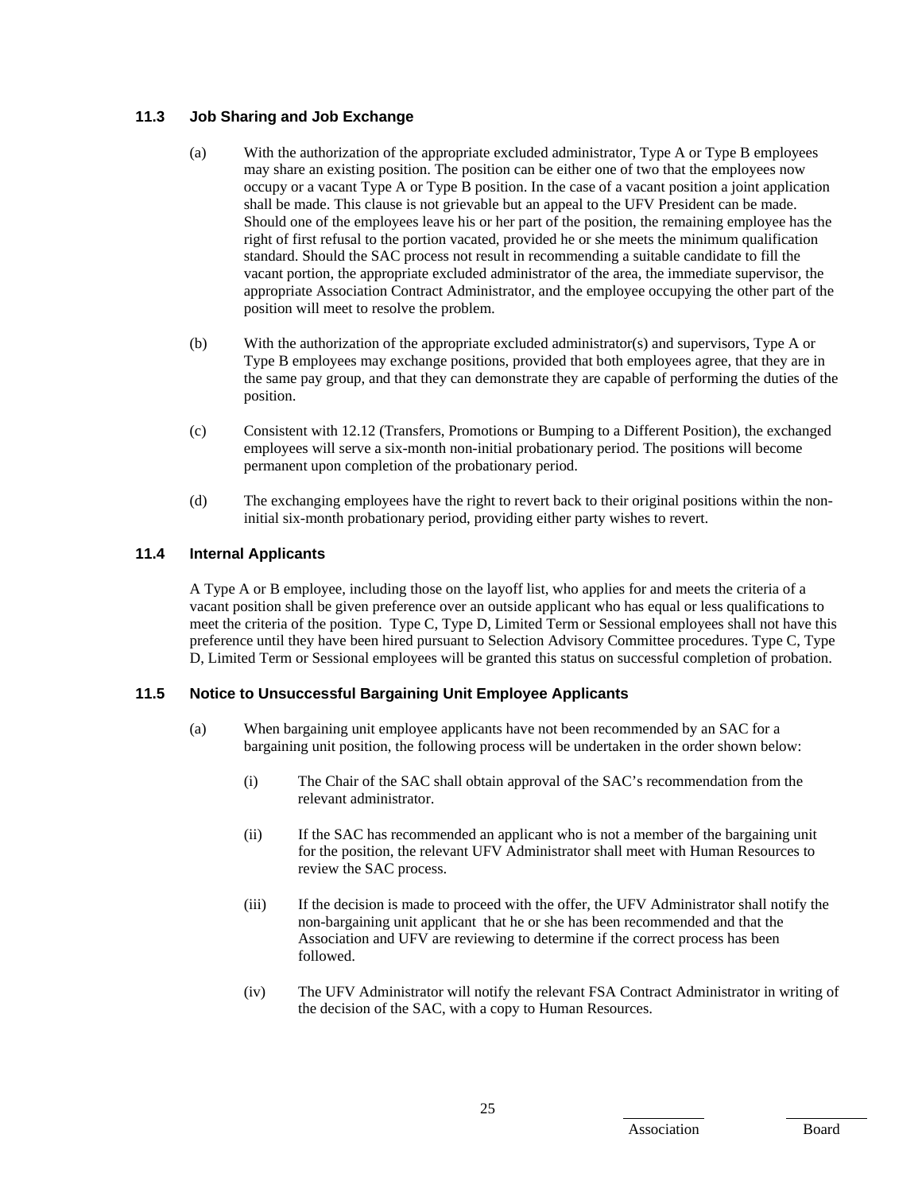### 11.3 Job Sharing and Job Exchange

(a) With the authorization of the appropriate excluded administrator, Type A or Type B employees may share an existing position. The position can be either one of two that the employees now occupy or a vacant Type A or Type B position. In the case of a vacant position a joint application shall be made. This clause is not grievable but an appeal to the UFV President can be made. Should one of the employees leave his or her part of the position, the remaining employee has the right of first refusal to the portion vacated, provided he or she meets the minimum qualification standard. Should the SAC process not result in recommending a suitable candidate to fill the vacant portion, the appropriate excluded administrator of the area, the immediate supervisor, the appropriate Association Contract Administrator, and the employee occupying the other part of the position will meet to resolve the problem.

(b) With the authorization of the appropriate excluded administrator(s) and supervisors, Type A or Type B employees may exchange positions, provided that both employees agree, that they are in the same pay group, and that they can demonstrate they are capable of performing the duties of the position.

(c) Consistent with 12.12 (Transfers, Promotions or Bumping to a Different Position), the exchanged employees will serve a six-month non-initial probationary period. The positions will become permanent upon completion of the probationary period.

(d) The exchanging employees have the right to revert back to their original positions within the non-initial six-month probationary period, providing either party wishes to revert.

### 11.4 Internal Applicants

A Type A or B employee, including those on the layoff list, who applies for and meets the criteria of a vacant position shall be given preference over an outside applicant who has equal or less qualifications to meet the criteria of the position. Type C, Type D, Limited Term or Sessional employees shall not have this preference until they have been hired pursuant to Selection Advisory Committee procedures. Type C, Type D, Limited Term or Sessional employees will be granted this status on successful completion of probation.

### 11.5 Notice to Unsuccessful Bargaining Unit Employee Applicants

(a) When bargaining unit employee applicants have not been recommended by an SAC for a bargaining unit position, the following process will be undertaken in the order shown below:

(i) The Chair of the SAC shall obtain approval of the SAC's recommendation from the relevant administrator.

(ii) If the SAC has recommended an applicant who is not a member of the bargaining unit for the position, the relevant UFV Administrator shall meet with Human Resources to review the SAC process.

(iii) If the decision is made to proceed with the offer, the UFV Administrator shall notify the non-bargaining unit applicant that he or she has been recommended and that the Association and UFV are reviewing to determine if the correct process has been followed.

(iv) The UFV Administrator will notify the relevant FSA Contract Administrator in writing of the decision of the SAC, with a copy to Human Resources.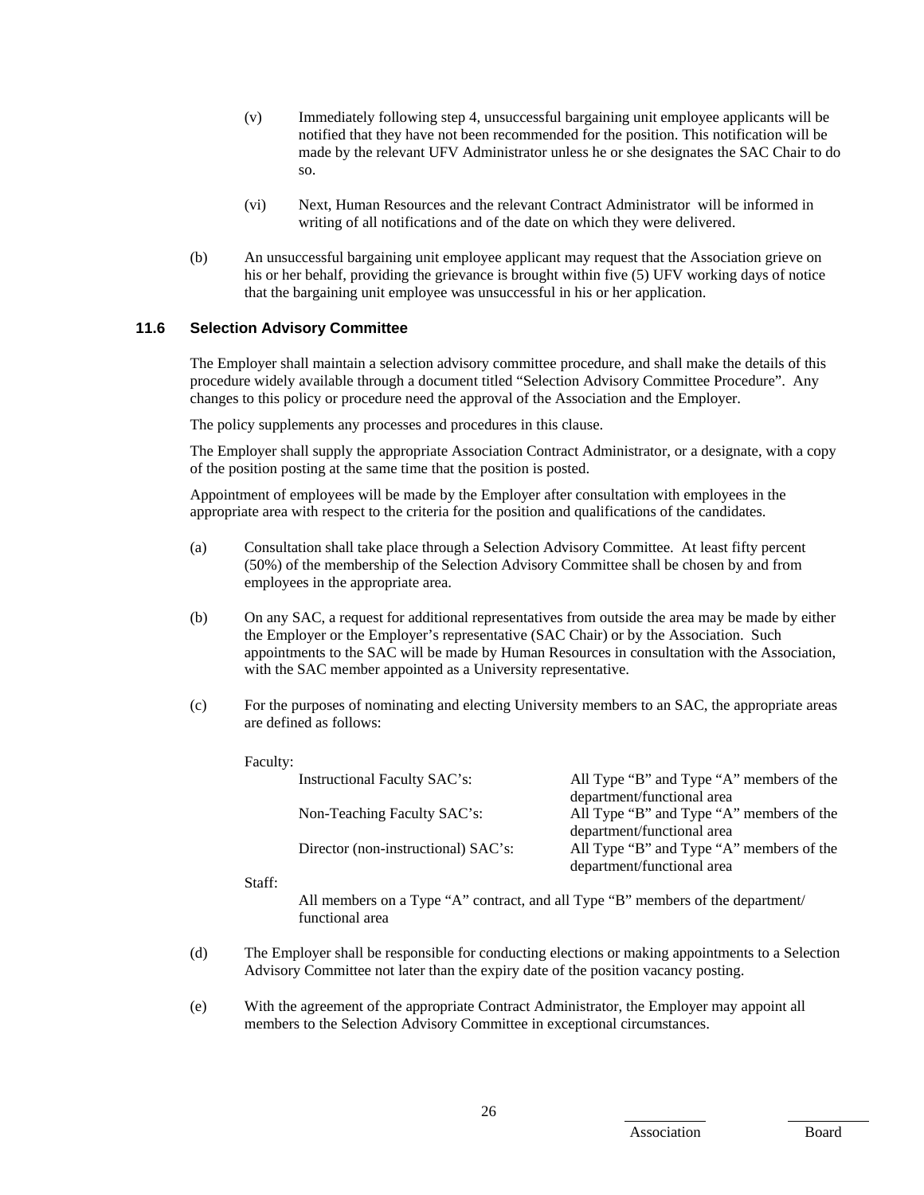(v) Immediately following step 4, unsuccessful bargaining unit employee applicants will be notified that they have not been recommended for the position. This notification will be made by the relevant UFV Administrator unless he or she designates the SAC Chair to do so.

(vi) Next, Human Resources and the relevant Contract Administrator will be informed in writing of all notifications and of the date on which they were delivered.

(b) An unsuccessful bargaining unit employee applicant may request that the Association grieve on his or her behalf, providing the grievance is brought within five (5) UFV working days of notice that the bargaining unit employee was unsuccessful in his or her application.

### 11.6 Selection Advisory Committee

The Employer shall maintain a selection advisory committee procedure, and shall make the details of this procedure widely available through a document titled "Selection Advisory Committee Procedure". Any changes to this policy or procedure need the approval of the Association and the Employer.

The policy supplements any processes and procedures in this clause.

The Employer shall supply the appropriate Association Contract Administrator, or a designate, with a copy of the position posting at the same time that the position is posted.

Appointment of employees will be made by the Employer after consultation with employees in the appropriate area with respect to the criteria for the position and qualifications of the candidates.

(a) Consultation shall take place through a Selection Advisory Committee. At least fifty percent (50%) of the membership of the Selection Advisory Committee shall be chosen by and from employees in the appropriate area.

(b) On any SAC, a request for additional representatives from outside the area may be made by either the Employer or the Employer's representative (SAC Chair) or by the Association. Such appointments to the SAC will be made by Human Resources in consultation with the Association, with the SAC member appointed as a University representative.

(c) For the purposes of nominating and electing University members to an SAC, the appropriate areas are defined as follows:

Faculty:

| | |
|---|---|
| Instructional Faculty SAC's: | All Type "B" and Type "A" members of the department/functional area |
| Non-Teaching Faculty SAC's: | All Type "B" and Type "A" members of the department/functional area |
| Director (non-instructional) SAC's: | All Type "B" and Type "A" members of the department/functional area |

Staff:

All members on a Type "A" contract, and all Type "B" members of the department/ functional area

(d) The Employer shall be responsible for conducting elections or making appointments to a Selection Advisory Committee not later than the expiry date of the position vacancy posting.

(e) With the agreement of the appropriate Contract Administrator, the Employer may appoint all members to the Selection Advisory Committee in exceptional circumstances.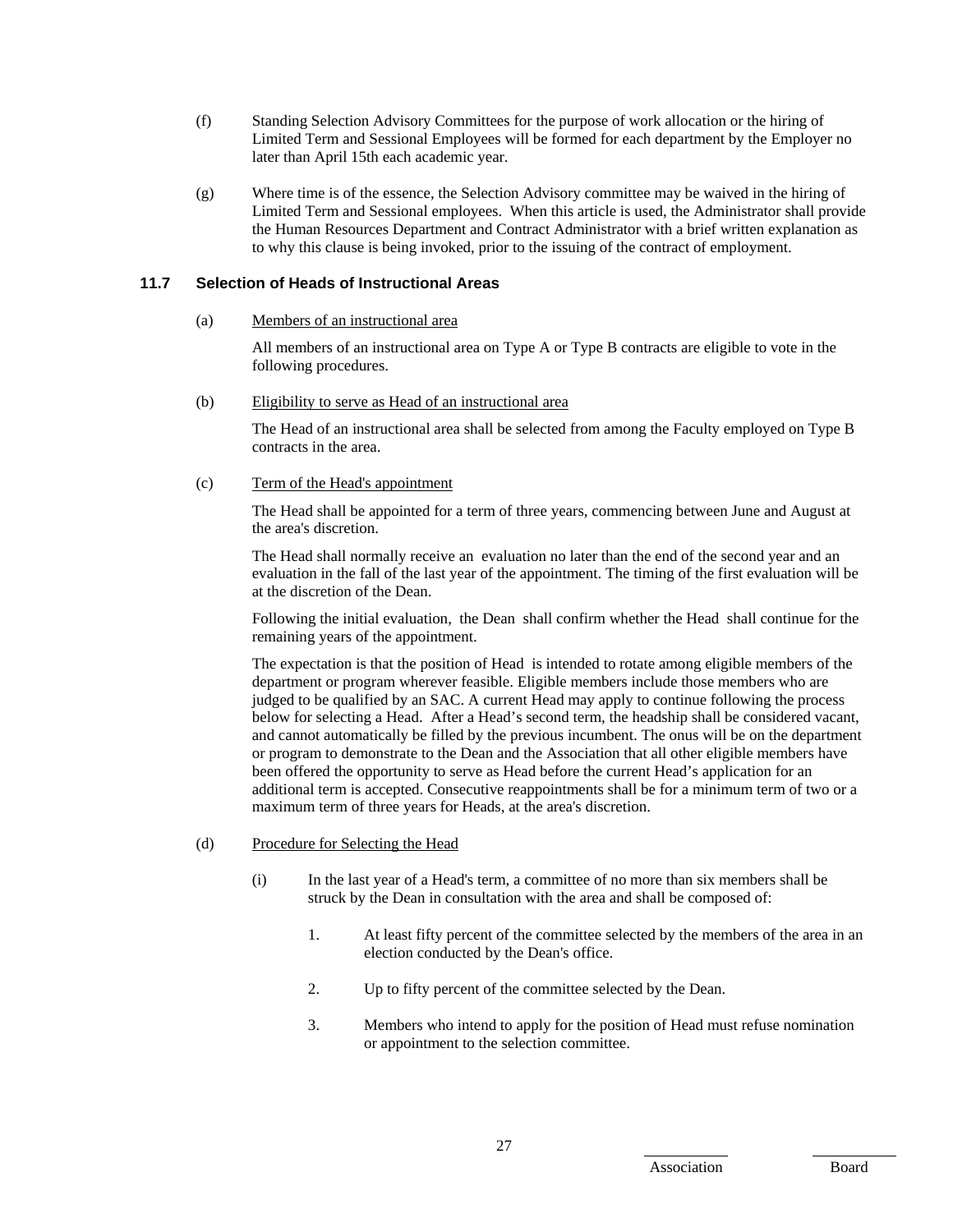(f) Standing Selection Advisory Committees for the purpose of work allocation or the hiring of Limited Term and Sessional Employees will be formed for each department by the Employer no later than April 15th each academic year.

(g) Where time is of the essence, the Selection Advisory committee may be waived in the hiring of Limited Term and Sessional employees. When this article is used, the Administrator shall provide the Human Resources Department and Contract Administrator with a brief written explanation as to why this clause is being invoked, prior to the issuing of the contract of employment.

### 11.7 Selection of Heads of Instructional Areas

(a) Members of an instructional area

All members of an instructional area on Type A or Type B contracts are eligible to vote in the following procedures.

(b) Eligibility to serve as Head of an instructional area

The Head of an instructional area shall be selected from among the Faculty employed on Type B contracts in the area.

(c) Term of the Head's appointment

The Head shall be appointed for a term of three years, commencing between June and August at the area's discretion.

The Head shall normally receive an evaluation no later than the end of the second year and an evaluation in the fall of the last year of the appointment. The timing of the first evaluation will be at the discretion of the Dean.

Following the initial evaluation, the Dean shall confirm whether the Head shall continue for the remaining years of the appointment.

The expectation is that the position of Head is intended to rotate among eligible members of the department or program wherever feasible. Eligible members include those members who are judged to be qualified by an SAC. A current Head may apply to continue following the process below for selecting a Head. After a Head's second term, the headship shall be considered vacant, and cannot automatically be filled by the previous incumbent. The onus will be on the department or program to demonstrate to the Dean and the Association that all other eligible members have been offered the opportunity to serve as Head before the current Head's application for an additional term is accepted. Consecutive reappointments shall be for a minimum term of two or a maximum term of three years for Heads, at the area's discretion.

(d) Procedure for Selecting the Head

(i) In the last year of a Head's term, a committee of no more than six members shall be struck by the Dean in consultation with the area and shall be composed of:

1. At least fifty percent of the committee selected by the members of the area in an election conducted by the Dean's office.

2. Up to fifty percent of the committee selected by the Dean.

3. Members who intend to apply for the position of Head must refuse nomination or appointment to the selection committee.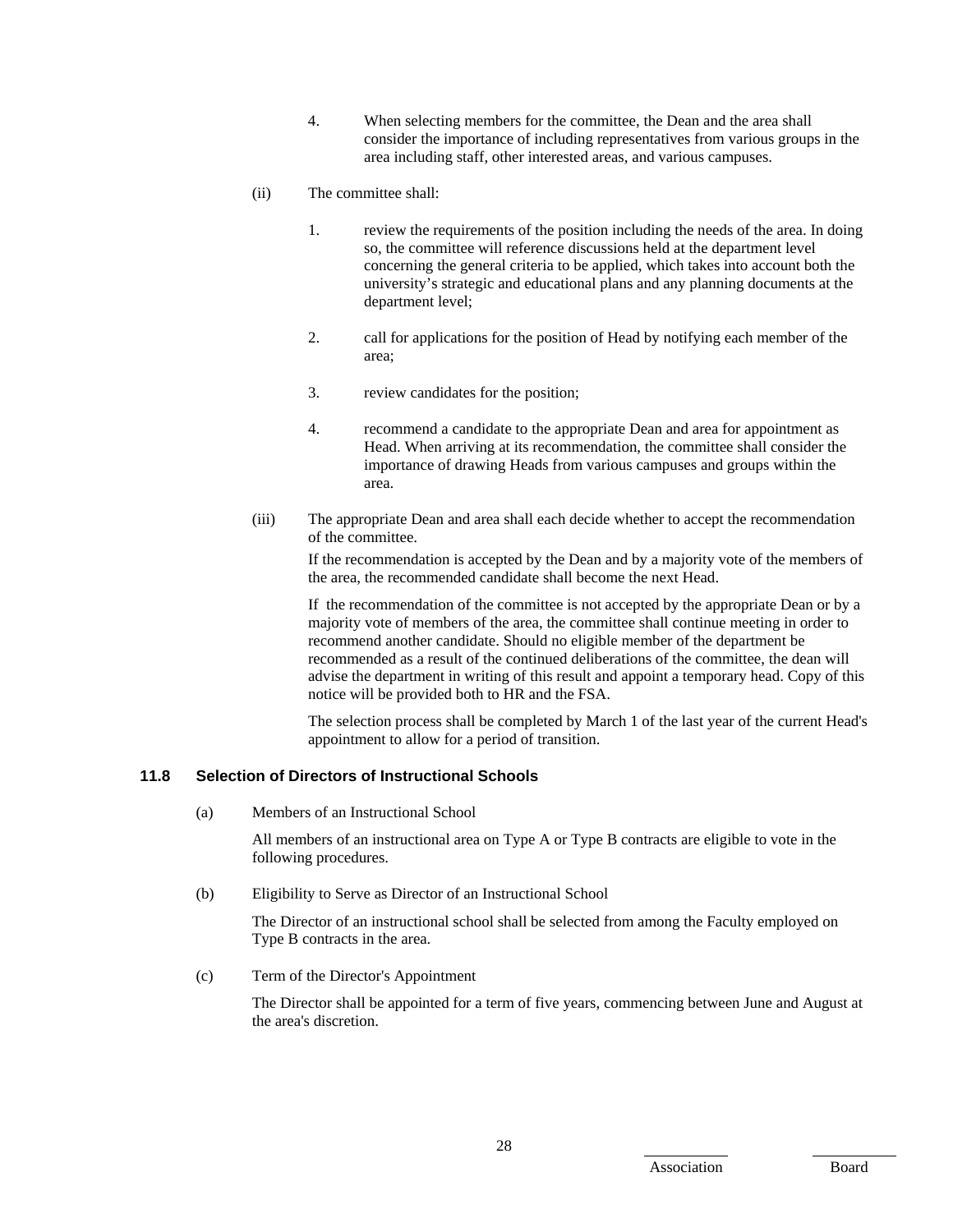4. When selecting members for the committee, the Dean and the area shall consider the importance of including representatives from various groups in the area including staff, other interested areas, and various campuses.

(ii) The committee shall:

1. review the requirements of the position including the needs of the area. In doing so, the committee will reference discussions held at the department level concerning the general criteria to be applied, which takes into account both the university's strategic and educational plans and any planning documents at the department level;

2. call for applications for the position of Head by notifying each member of the area;

3. review candidates for the position;

4. recommend a candidate to the appropriate Dean and area for appointment as Head. When arriving at its recommendation, the committee shall consider the importance of drawing Heads from various campuses and groups within the area.

(iii) The appropriate Dean and area shall each decide whether to accept the recommendation of the committee.

If the recommendation is accepted by the Dean and by a majority vote of the members of the area, the recommended candidate shall become the next Head.

If the recommendation of the committee is not accepted by the appropriate Dean or by a majority vote of members of the area, the committee shall continue meeting in order to recommend another candidate. Should no eligible member of the department be recommended as a result of the continued deliberations of the committee, the dean will advise the department in writing of this result and appoint a temporary head. Copy of this notice will be provided both to HR and the FSA.

The selection process shall be completed by March 1 of the last year of the current Head's appointment to allow for a period of transition.

### 11.8 Selection of Directors of Instructional Schools

(a) Members of an Instructional School

All members of an instructional area on Type A or Type B contracts are eligible to vote in the following procedures.

(b) Eligibility to Serve as Director of an Instructional School

The Director of an instructional school shall be selected from among the Faculty employed on Type B contracts in the area.

(c) Term of the Director's Appointment

The Director shall be appointed for a term of five years, commencing between June and August at the area's discretion.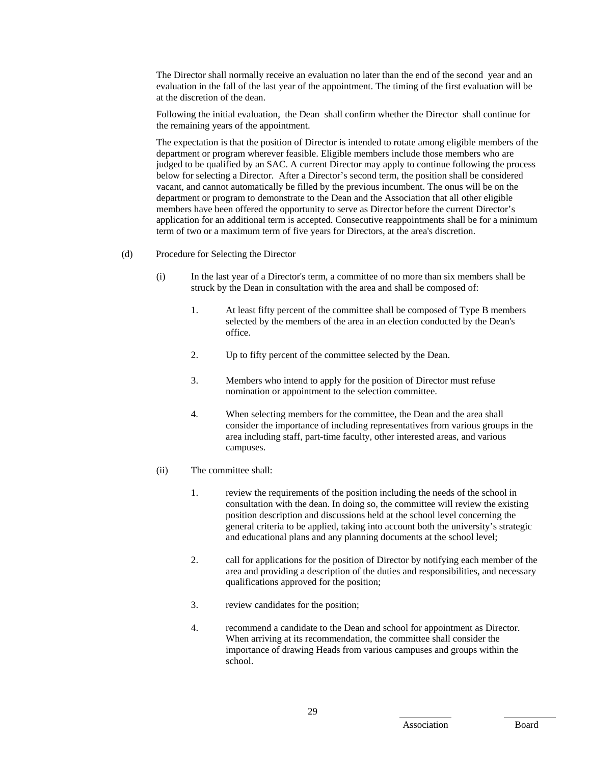The Director shall normally receive an evaluation no later than the end of the second year and an evaluation in the fall of the last year of the appointment. The timing of the first evaluation will be at the discretion of the dean.

Following the initial evaluation, the Dean shall confirm whether the Director shall continue for the remaining years of the appointment.

The expectation is that the position of Director is intended to rotate among eligible members of the department or program wherever feasible. Eligible members include those members who are judged to be qualified by an SAC. A current Director may apply to continue following the process below for selecting a Director. After a Director's second term, the position shall be considered vacant, and cannot automatically be filled by the previous incumbent. The onus will be on the department or program to demonstrate to the Dean and the Association that all other eligible members have been offered the opportunity to serve as Director before the current Director's application for an additional term is accepted. Consecutive reappointments shall be for a minimum term of two or a maximum term of five years for Directors, at the area's discretion.

(d) Procedure for Selecting the Director

(i) In the last year of a Director's term, a committee of no more than six members shall be struck by the Dean in consultation with the area and shall be composed of:

1. At least fifty percent of the committee shall be composed of Type B members selected by the members of the area in an election conducted by the Dean's office.

2. Up to fifty percent of the committee selected by the Dean.

3. Members who intend to apply for the position of Director must refuse nomination or appointment to the selection committee.

4. When selecting members for the committee, the Dean and the area shall consider the importance of including representatives from various groups in the area including staff, part-time faculty, other interested areas, and various campuses.

(ii) The committee shall:

1. review the requirements of the position including the needs of the school in consultation with the dean. In doing so, the committee will review the existing position description and discussions held at the school level concerning the general criteria to be applied, taking into account both the university's strategic and educational plans and any planning documents at the school level;

2. call for applications for the position of Director by notifying each member of the area and providing a description of the duties and responsibilities, and necessary qualifications approved for the position;

3. review candidates for the position;

4. recommend a candidate to the Dean and school for appointment as Director. When arriving at its recommendation, the committee shall consider the importance of drawing Heads from various campuses and groups within the school.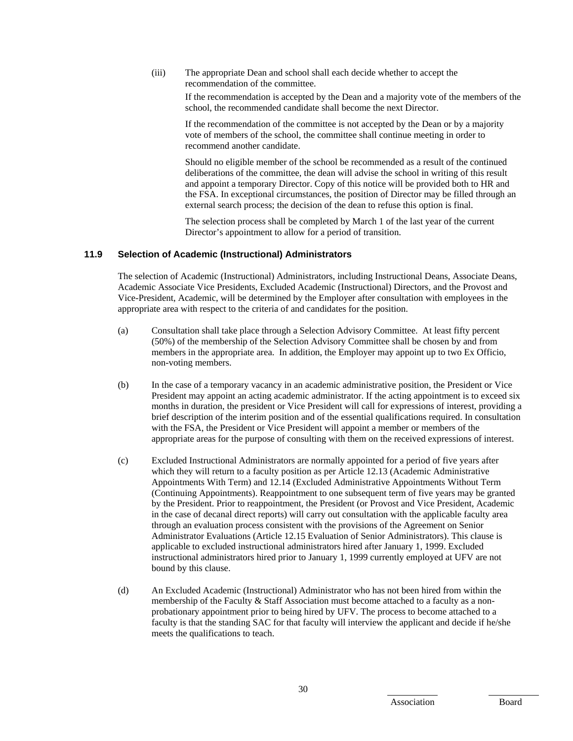(iii) The appropriate Dean and school shall each decide whether to accept the recommendation of the committee.

If the recommendation is accepted by the Dean and a majority vote of the members of the school, the recommended candidate shall become the next Director.

If the recommendation of the committee is not accepted by the Dean or by a majority vote of members of the school, the committee shall continue meeting in order to recommend another candidate.

Should no eligible member of the school be recommended as a result of the continued deliberations of the committee, the dean will advise the school in writing of this result and appoint a temporary Director. Copy of this notice will be provided both to HR and the FSA. In exceptional circumstances, the position of Director may be filled through an external search process; the decision of the dean to refuse this option is final.

The selection process shall be completed by March 1 of the last year of the current Director's appointment to allow for a period of transition.

### 11.9 Selection of Academic (Instructional) Administrators

The selection of Academic (Instructional) Administrators, including Instructional Deans, Associate Deans, Academic Associate Vice Presidents, Excluded Academic (Instructional) Directors, and the Provost and Vice-President, Academic, will be determined by the Employer after consultation with employees in the appropriate area with respect to the criteria of and candidates for the position.

(a) Consultation shall take place through a Selection Advisory Committee. At least fifty percent (50%) of the membership of the Selection Advisory Committee shall be chosen by and from members in the appropriate area. In addition, the Employer may appoint up to two Ex Officio, non-voting members.

(b) In the case of a temporary vacancy in an academic administrative position, the President or Vice President may appoint an acting academic administrator. If the acting appointment is to exceed six months in duration, the president or Vice President will call for expressions of interest, providing a brief description of the interim position and of the essential qualifications required. In consultation with the FSA, the President or Vice President will appoint a member or members of the appropriate areas for the purpose of consulting with them on the received expressions of interest.

(c) Excluded Instructional Administrators are normally appointed for a period of five years after which they will return to a faculty position as per Article 12.13 (Academic Administrative Appointments With Term) and 12.14 (Excluded Administrative Appointments Without Term (Continuing Appointments). Reappointment to one subsequent term of five years may be granted by the President. Prior to reappointment, the President (or Provost and Vice President, Academic in the case of decanal direct reports) will carry out consultation with the applicable faculty area through an evaluation process consistent with the provisions of the Agreement on Senior Administrator Evaluations (Article 12.15 Evaluation of Senior Administrators). This clause is applicable to excluded instructional administrators hired after January 1, 1999. Excluded instructional administrators hired prior to January 1, 1999 currently employed at UFV are not bound by this clause.

(d) An Excluded Academic (Instructional) Administrator who has not been hired from within the membership of the Faculty & Staff Association must become attached to a faculty as a non-probationary appointment prior to being hired by UFV. The process to become attached to a faculty is that the standing SAC for that faculty will interview the applicant and decide if he/she meets the qualifications to teach.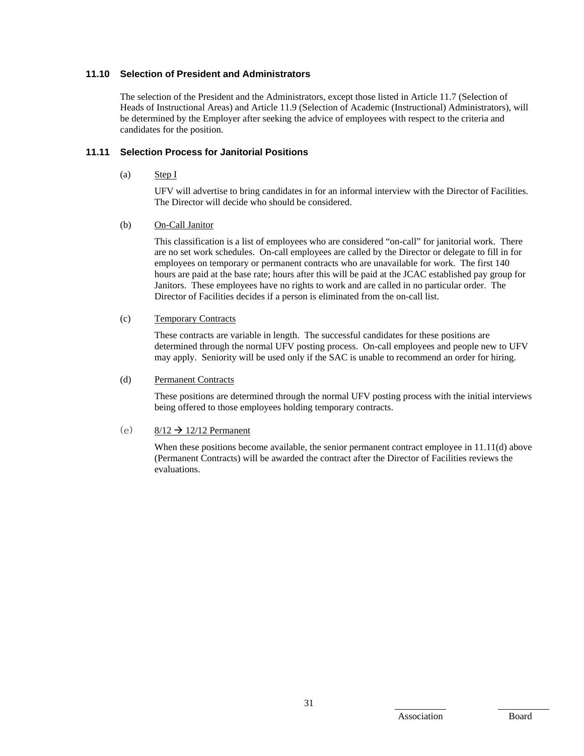### 11.10 Selection of President and Administrators

The selection of the President and the Administrators, except those listed in Article 11.7 (Selection of Heads of Instructional Areas) and Article 11.9 (Selection of Academic (Instructional) Administrators), will be determined by the Employer after seeking the advice of employees with respect to the criteria and candidates for the position.

### 11.11 Selection Process for Janitorial Positions

(a) Step I

UFV will advertise to bring candidates in for an informal interview with the Director of Facilities. The Director will decide who should be considered.

(b) On-Call Janitor

This classification is a list of employees who are considered "on-call" for janitorial work. There are no set work schedules. On-call employees are called by the Director or delegate to fill in for employees on temporary or permanent contracts who are unavailable for work. The first 140 hours are paid at the base rate; hours after this will be paid at the JCAC established pay group for Janitors. These employees have no rights to work and are called in no particular order. The Director of Facilities decides if a person is eliminated from the on-call list.

(c) Temporary Contracts

These contracts are variable in length. The successful candidates for these positions are determined through the normal UFV posting process. On-call employees and people new to UFV may apply. Seniority will be used only if the SAC is unable to recommend an order for hiring.

(d) Permanent Contracts

These positions are determined through the normal UFV posting process with the initial interviews being offered to those employees holding temporary contracts.

(e) 8/12 → 12/12 Permanent

When these positions become available, the senior permanent contract employee in 11.11(d) above (Permanent Contracts) will be awarded the contract after the Director of Facilities reviews the evaluations.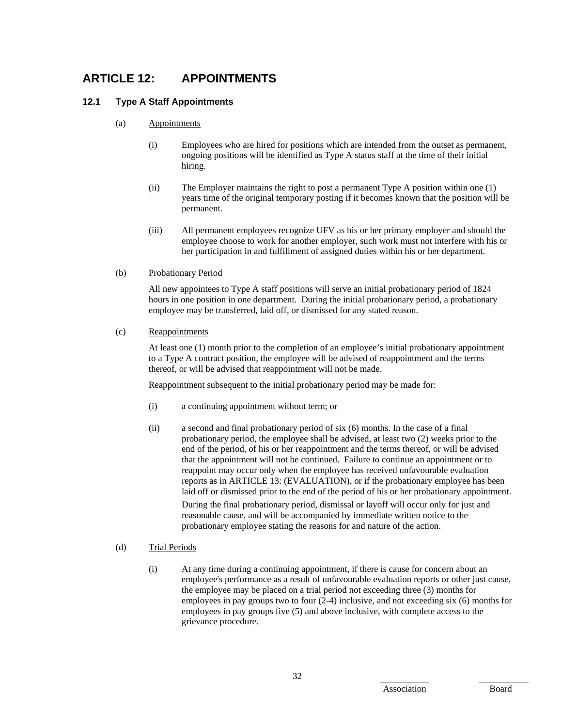# ARTICLE 12: APPOINTMENTS

## 12.1 Type A Staff Appointments

(a) Appointments

(i) Employees who are hired for positions which are intended from the outset as permanent, ongoing positions will be identified as Type A status staff at the time of their initial hiring.

(ii) The Employer maintains the right to post a permanent Type A position within one (1) years time of the original temporary posting if it becomes known that the position will be permanent.

(iii) All permanent employees recognize UFV as his or her primary employer and should the employee choose to work for another employer, such work must not interfere with his or her participation in and fulfillment of assigned duties within his or her department.

(b) Probationary Period

All new appointees to Type A staff positions will serve an initial probationary period of 1824 hours in one position in one department. During the initial probationary period, a probationary employee may be transferred, laid off, or dismissed for any stated reason.

(c) Reappointments

At least one (1) month prior to the completion of an employee's initial probationary appointment to a Type A contract position, the employee will be advised of reappointment and the terms thereof, or will be advised that reappointment will not be made.

Reappointment subsequent to the initial probationary period may be made for:

(i) a continuing appointment without term; or

(ii) a second and final probationary period of six (6) months. In the case of a final probationary period, the employee shall be advised, at least two (2) weeks prior to the end of the period, of his or her reappointment and the terms thereof, or will be advised that the appointment will not be continued. Failure to continue an appointment or to reappoint may occur only when the employee has received unfavourable evaluation reports as in ARTICLE 13: (EVALUATION), or if the probationary employee has been laid off or dismissed prior to the end of the period of his or her probationary appointment.

During the final probationary period, dismissal or layoff will occur only for just and reasonable cause, and will be accompanied by immediate written notice to the probationary employee stating the reasons for and nature of the action.

(d) Trial Periods

(i) At any time during a continuing appointment, if there is cause for concern about an employee's performance as a result of unfavourable evaluation reports or other just cause, the employee may be placed on a trial period not exceeding three (3) months for employees in pay groups two to four (2-4) inclusive, and not exceeding six (6) months for employees in pay groups five (5) and above inclusive, with complete access to the grievance procedure.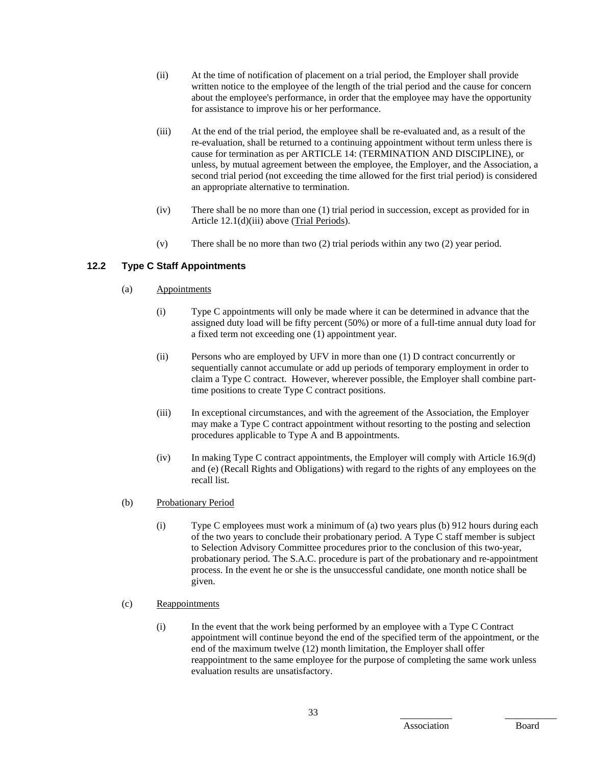(ii) At the time of notification of placement on a trial period, the Employer shall provide written notice to the employee of the length of the trial period and the cause for concern about the employee's performance, in order that the employee may have the opportunity for assistance to improve his or her performance.

(iii) At the end of the trial period, the employee shall be re-evaluated and, as a result of the re-evaluation, shall be returned to a continuing appointment without term unless there is cause for termination as per ARTICLE 14: (TERMINATION AND DISCIPLINE), or unless, by mutual agreement between the employee, the Employer, and the Association, a second trial period (not exceeding the time allowed for the first trial period) is considered an appropriate alternative to termination.

(iv) There shall be no more than one (1) trial period in succession, except as provided for in Article 12.1(d)(iii) above (Trial Periods).

(v) There shall be no more than two (2) trial periods within any two (2) year period.

### 12.2 Type C Staff Appointments

(a) Appointments

(i) Type C appointments will only be made where it can be determined in advance that the assigned duty load will be fifty percent (50%) or more of a full-time annual duty load for a fixed term not exceeding one (1) appointment year.

(ii) Persons who are employed by UFV in more than one (1) D contract concurrently or sequentially cannot accumulate or add up periods of temporary employment in order to claim a Type C contract. However, wherever possible, the Employer shall combine part-time positions to create Type C contract positions.

(iii) In exceptional circumstances, and with the agreement of the Association, the Employer may make a Type C contract appointment without resorting to the posting and selection procedures applicable to Type A and B appointments.

(iv) In making Type C contract appointments, the Employer will comply with Article 16.9(d) and (e) (Recall Rights and Obligations) with regard to the rights of any employees on the recall list.

(b) Probationary Period

(i) Type C employees must work a minimum of (a) two years plus (b) 912 hours during each of the two years to conclude their probationary period. A Type C staff member is subject to Selection Advisory Committee procedures prior to the conclusion of this two-year, probationary period. The S.A.C. procedure is part of the probationary and re-appointment process. In the event he or she is the unsuccessful candidate, one month notice shall be given.

(c) Reappointments

(i) In the event that the work being performed by an employee with a Type C Contract appointment will continue beyond the end of the specified term of the appointment, or the end of the maximum twelve (12) month limitation, the Employer shall offer reappointment to the same employee for the purpose of completing the same work unless evaluation results are unsatisfactory.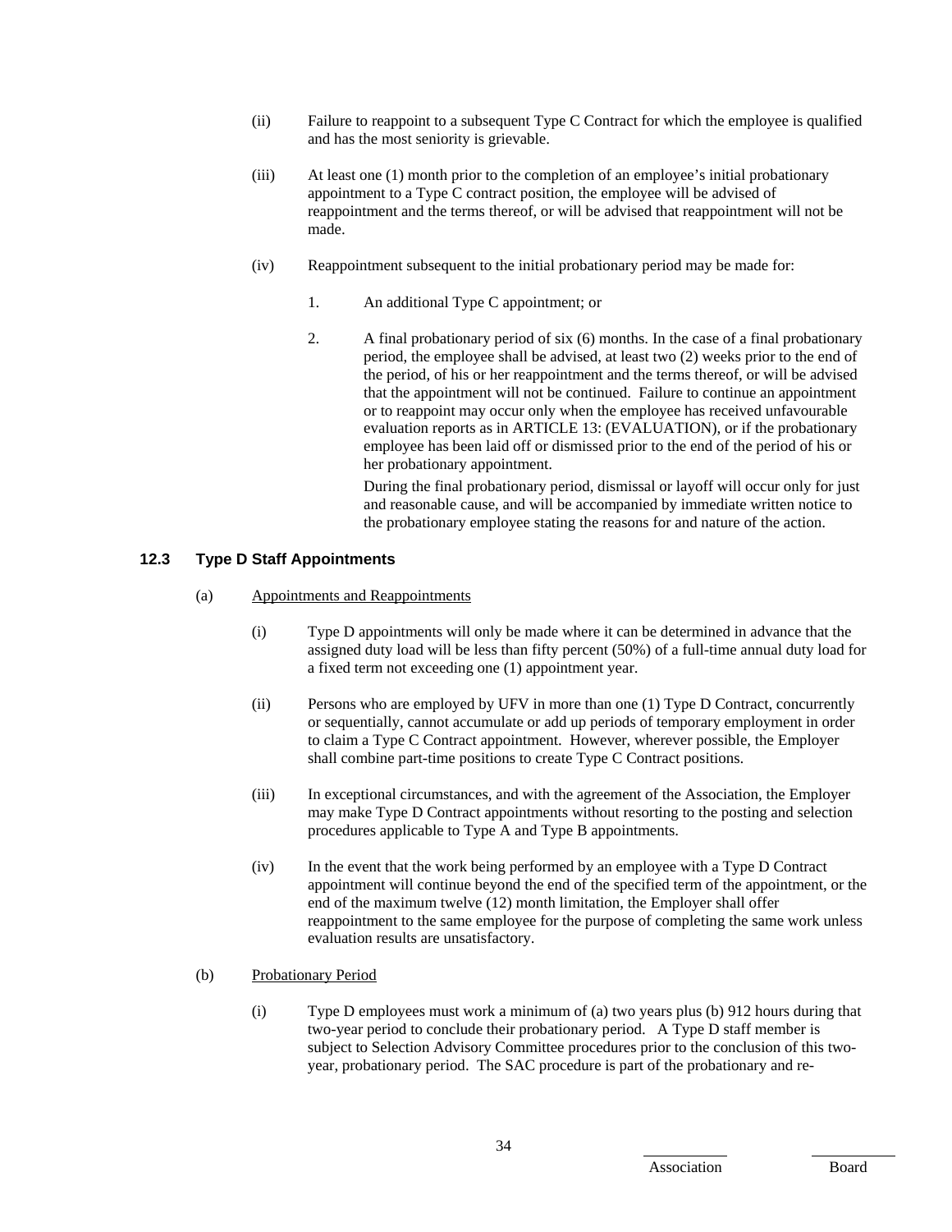(ii) Failure to reappoint to a subsequent Type C Contract for which the employee is qualified and has the most seniority is grievable.

(iii) At least one (1) month prior to the completion of an employee's initial probationary appointment to a Type C contract position, the employee will be advised of reappointment and the terms thereof, or will be advised that reappointment will not be made.

(iv) Reappointment subsequent to the initial probationary period may be made for:

1. An additional Type C appointment; or

2. A final probationary period of six (6) months. In the case of a final probationary period, the employee shall be advised, at least two (2) weeks prior to the end of the period, of his or her reappointment and the terms thereof, or will be advised that the appointment will not be continued. Failure to continue an appointment or to reappoint may occur only when the employee has received unfavourable evaluation reports as in ARTICLE 13: (EVALUATION), or if the probationary employee has been laid off or dismissed prior to the end of the period of his or her probationary appointment.

   During the final probationary period, dismissal or layoff will occur only for just and reasonable cause, and will be accompanied by immediate written notice to the probationary employee stating the reasons for and nature of the action.

## 12.3 Type D Staff Appointments

(a) Appointments and Reappointments

(i) Type D appointments will only be made where it can be determined in advance that the assigned duty load will be less than fifty percent (50%) of a full-time annual duty load for a fixed term not exceeding one (1) appointment year.

(ii) Persons who are employed by UFV in more than one (1) Type D Contract, concurrently or sequentially, cannot accumulate or add up periods of temporary employment in order to claim a Type C Contract appointment. However, wherever possible, the Employer shall combine part-time positions to create Type C Contract positions.

(iii) In exceptional circumstances, and with the agreement of the Association, the Employer may make Type D Contract appointments without resorting to the posting and selection procedures applicable to Type A and Type B appointments.

(iv) In the event that the work being performed by an employee with a Type D Contract appointment will continue beyond the end of the specified term of the appointment, or the end of the maximum twelve (12) month limitation, the Employer shall offer reappointment to the same employee for the purpose of completing the same work unless evaluation results are unsatisfactory.

(b) Probationary Period

(i) Type D employees must work a minimum of (a) two years plus (b) 912 hours during that two-year period to conclude their probationary period. A Type D staff member is subject to Selection Advisory Committee procedures prior to the conclusion of this two-year, probationary period. The SAC procedure is part of the probationary and re-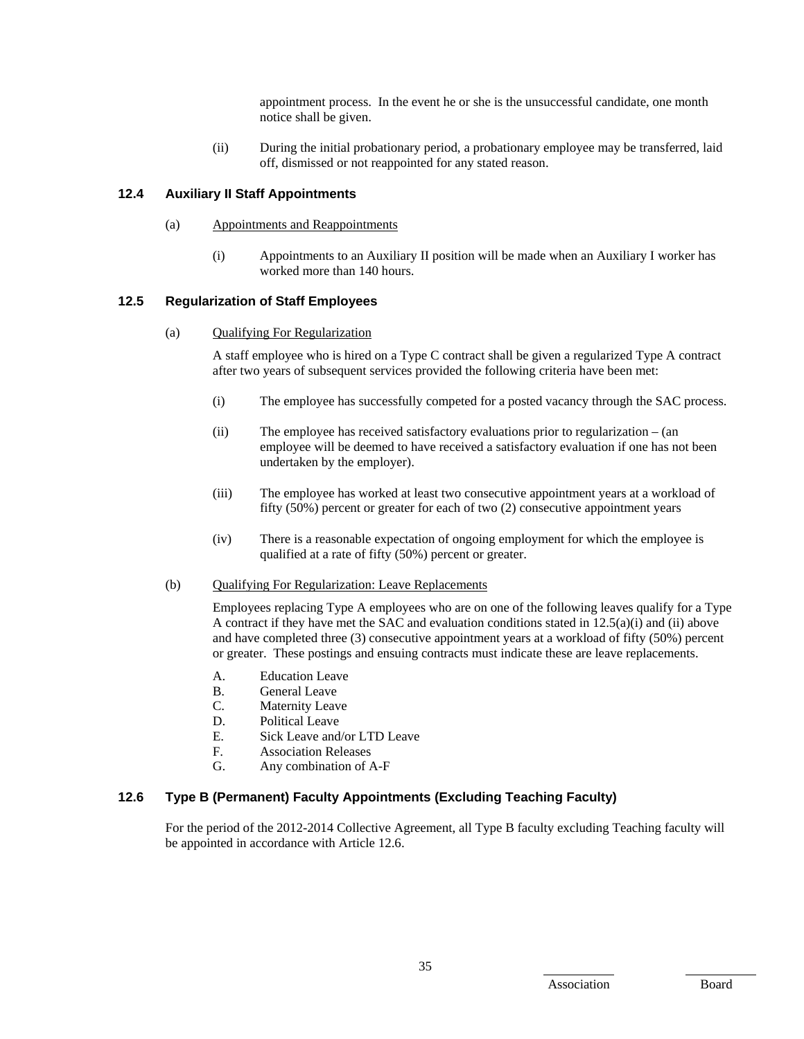appointment process. In the event he or she is the unsuccessful candidate, one month notice shall be given.

(ii) During the initial probationary period, a probationary employee may be transferred, laid off, dismissed or not reappointed for any stated reason.

### 12.4 Auxiliary II Staff Appointments

(a) Appointments and Reappointments

(i) Appointments to an Auxiliary II position will be made when an Auxiliary I worker has worked more than 140 hours.

### 12.5 Regularization of Staff Employees

(a) Qualifying For Regularization

A staff employee who is hired on a Type C contract shall be given a regularized Type A contract after two years of subsequent services provided the following criteria have been met:

(i) The employee has successfully competed for a posted vacancy through the SAC process.

(ii) The employee has received satisfactory evaluations prior to regularization – (an employee will be deemed to have received a satisfactory evaluation if one has not been undertaken by the employer).

(iii) The employee has worked at least two consecutive appointment years at a workload of fifty (50%) percent or greater for each of two (2) consecutive appointment years

(iv) There is a reasonable expectation of ongoing employment for which the employee is qualified at a rate of fifty (50%) percent or greater.

(b) Qualifying For Regularization: Leave Replacements

Employees replacing Type A employees who are on one of the following leaves qualify for a Type A contract if they have met the SAC and evaluation conditions stated in 12.5(a)(i) and (ii) above and have completed three (3) consecutive appointment years at a workload of fifty (50%) percent or greater. These postings and ensuing contracts must indicate these are leave replacements.

A. Education Leave
B. General Leave
C. Maternity Leave
D. Political Leave
E. Sick Leave and/or LTD Leave
F. Association Releases
G. Any combination of A-F

### 12.6 Type B (Permanent) Faculty Appointments (Excluding Teaching Faculty)

For the period of the 2012-2014 Collective Agreement, all Type B faculty excluding Teaching faculty will be appointed in accordance with Article 12.6.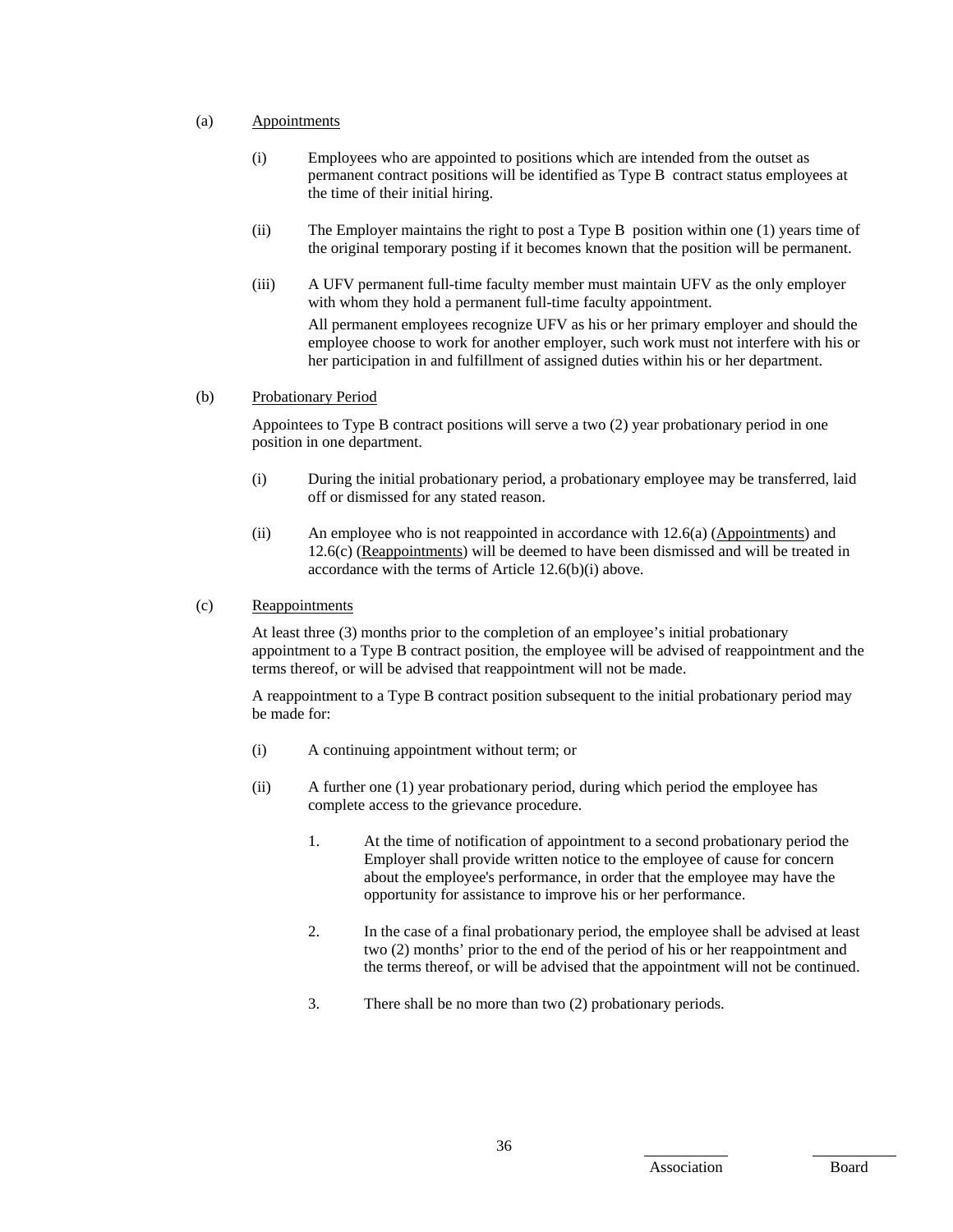(a) <u>Appointments</u>

(i) Employees who are appointed to positions which are intended from the outset as permanent contract positions will be identified as Type B contract status employees at the time of their initial hiring.

(ii) The Employer maintains the right to post a Type B position within one (1) years time of the original temporary posting if it becomes known that the position will be permanent.

(iii) A UFV permanent full-time faculty member must maintain UFV as the only employer with whom they hold a permanent full-time faculty appointment.

All permanent employees recognize UFV as his or her primary employer and should the employee choose to work for another employer, such work must not interfere with his or her participation in and fulfillment of assigned duties within his or her department.

(b) <u>Probationary Period</u>

Appointees to Type B contract positions will serve a two (2) year probationary period in one position in one department.

(i) During the initial probationary period, a probationary employee may be transferred, laid off or dismissed for any stated reason.

(ii) An employee who is not reappointed in accordance with 12.6(a) (<u>Appointments</u>) and 12.6(c) (<u>Reappointments</u>) will be deemed to have been dismissed and will be treated in accordance with the terms of Article 12.6(b)(i) above.

(c) <u>Reappointments</u>

At least three (3) months prior to the completion of an employee's initial probationary appointment to a Type B contract position, the employee will be advised of reappointment and the terms thereof, or will be advised that reappointment will not be made.

A reappointment to a Type B contract position subsequent to the initial probationary period may be made for:

(i) A continuing appointment without term; or

(ii) A further one (1) year probationary period, during which period the employee has complete access to the grievance procedure.

1. At the time of notification of appointment to a second probationary period the Employer shall provide written notice to the employee of cause for concern about the employee's performance, in order that the employee may have the opportunity for assistance to improve his or her performance.

2. In the case of a final probationary period, the employee shall be advised at least two (2) months' prior to the end of the period of his or her reappointment and the terms thereof, or will be advised that the appointment will not be continued.

3. There shall be no more than two (2) probationary periods.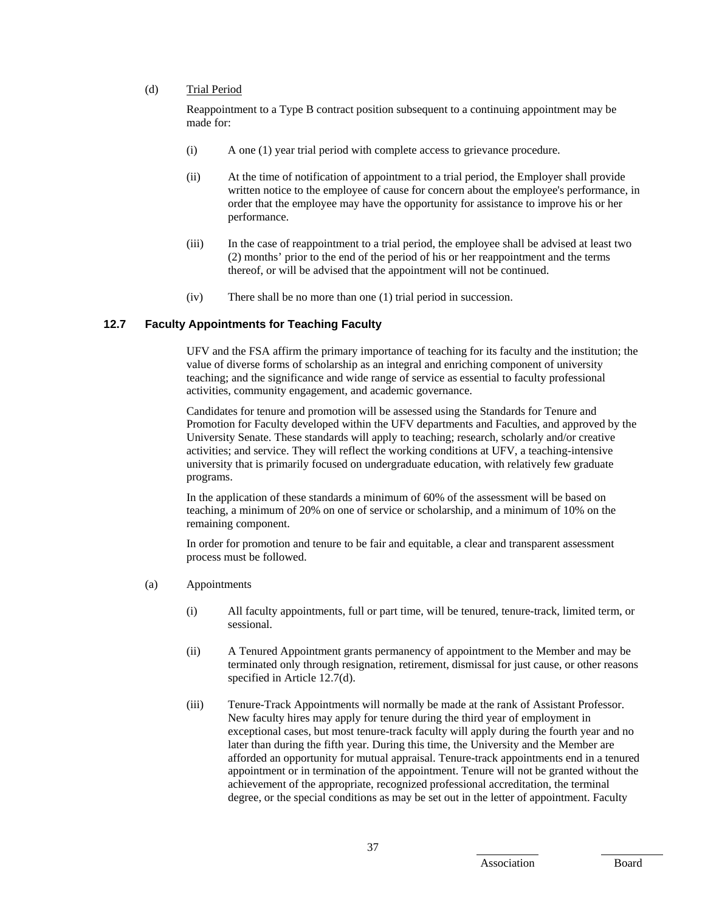(d) Trial Period

Reappointment to a Type B contract position subsequent to a continuing appointment may be made for:

(i) A one (1) year trial period with complete access to grievance procedure.

(ii) At the time of notification of appointment to a trial period, the Employer shall provide written notice to the employee of cause for concern about the employee's performance, in order that the employee may have the opportunity for assistance to improve his or her performance.

(iii) In the case of reappointment to a trial period, the employee shall be advised at least two (2) months' prior to the end of the period of his or her reappointment and the terms thereof, or will be advised that the appointment will not be continued.

(iv) There shall be no more than one (1) trial period in succession.

### 12.7 Faculty Appointments for Teaching Faculty

UFV and the FSA affirm the primary importance of teaching for its faculty and the institution; the value of diverse forms of scholarship as an integral and enriching component of university teaching; and the significance and wide range of service as essential to faculty professional activities, community engagement, and academic governance.

Candidates for tenure and promotion will be assessed using the Standards for Tenure and Promotion for Faculty developed within the UFV departments and Faculties, and approved by the University Senate. These standards will apply to teaching; research, scholarly and/or creative activities; and service. They will reflect the working conditions at UFV, a teaching-intensive university that is primarily focused on undergraduate education, with relatively few graduate programs.

In the application of these standards a minimum of 60% of the assessment will be based on teaching, a minimum of 20% on one of service or scholarship, and a minimum of 10% on the remaining component.

In order for promotion and tenure to be fair and equitable, a clear and transparent assessment process must be followed.

(a) Appointments

(i) All faculty appointments, full or part time, will be tenured, tenure-track, limited term, or sessional.

(ii) A Tenured Appointment grants permanency of appointment to the Member and may be terminated only through resignation, retirement, dismissal for just cause, or other reasons specified in Article 12.7(d).

(iii) Tenure-Track Appointments will normally be made at the rank of Assistant Professor. New faculty hires may apply for tenure during the third year of employment in exceptional cases, but most tenure-track faculty will apply during the fourth year and no later than during the fifth year. During this time, the University and the Member are afforded an opportunity for mutual appraisal. Tenure-track appointments end in a tenured appointment or in termination of the appointment. Tenure will not be granted without the achievement of the appropriate, recognized professional accreditation, the terminal degree, or the special conditions as may be set out in the letter of appointment. Faculty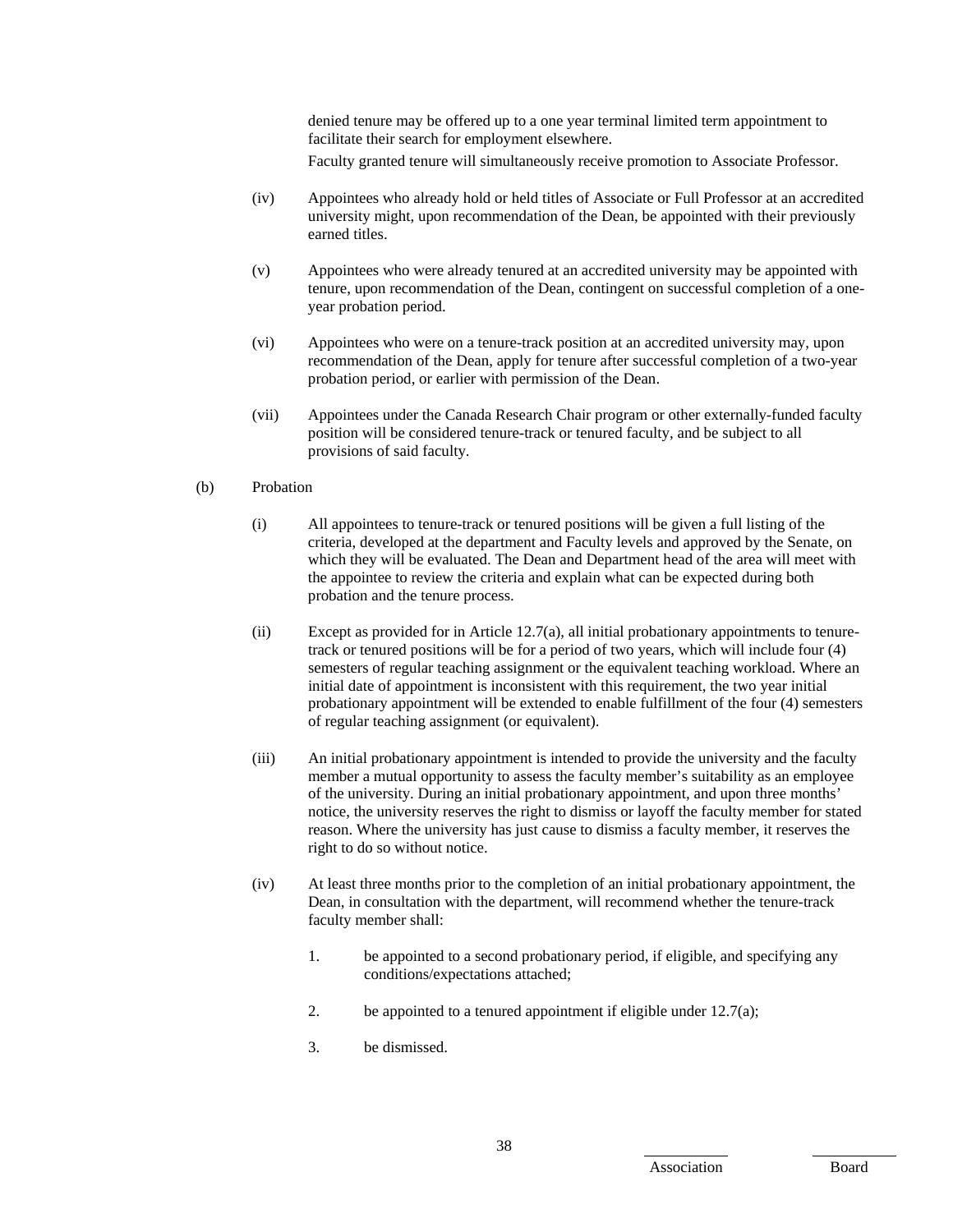denied tenure may be offered up to a one year terminal limited term appointment to facilitate their search for employment elsewhere.

Faculty granted tenure will simultaneously receive promotion to Associate Professor.

(iv) Appointees who already hold or held titles of Associate or Full Professor at an accredited university might, upon recommendation of the Dean, be appointed with their previously earned titles.

(v) Appointees who were already tenured at an accredited university may be appointed with tenure, upon recommendation of the Dean, contingent on successful completion of a one-year probation period.

(vi) Appointees who were on a tenure-track position at an accredited university may, upon recommendation of the Dean, apply for tenure after successful completion of a two-year probation period, or earlier with permission of the Dean.

(vii) Appointees under the Canada Research Chair program or other externally-funded faculty position will be considered tenure-track or tenured faculty, and be subject to all provisions of said faculty.

(b) Probation

(i) All appointees to tenure-track or tenured positions will be given a full listing of the criteria, developed at the department and Faculty levels and approved by the Senate, on which they will be evaluated. The Dean and Department head of the area will meet with the appointee to review the criteria and explain what can be expected during both probation and the tenure process.

(ii) Except as provided for in Article 12.7(a), all initial probationary appointments to tenure-track or tenured positions will be for a period of two years, which will include four (4) semesters of regular teaching assignment or the equivalent teaching workload. Where an initial date of appointment is inconsistent with this requirement, the two year initial probationary appointment will be extended to enable fulfillment of the four (4) semesters of regular teaching assignment (or equivalent).

(iii) An initial probationary appointment is intended to provide the university and the faculty member a mutual opportunity to assess the faculty member's suitability as an employee of the university. During an initial probationary appointment, and upon three months' notice, the university reserves the right to dismiss or layoff the faculty member for stated reason. Where the university has just cause to dismiss a faculty member, it reserves the right to do so without notice.

(iv) At least three months prior to the completion of an initial probationary appointment, the Dean, in consultation with the department, will recommend whether the tenure-track faculty member shall:

1. be appointed to a second probationary period, if eligible, and specifying any conditions/expectations attached;

2. be appointed to a tenured appointment if eligible under 12.7(a);

3. be dismissed.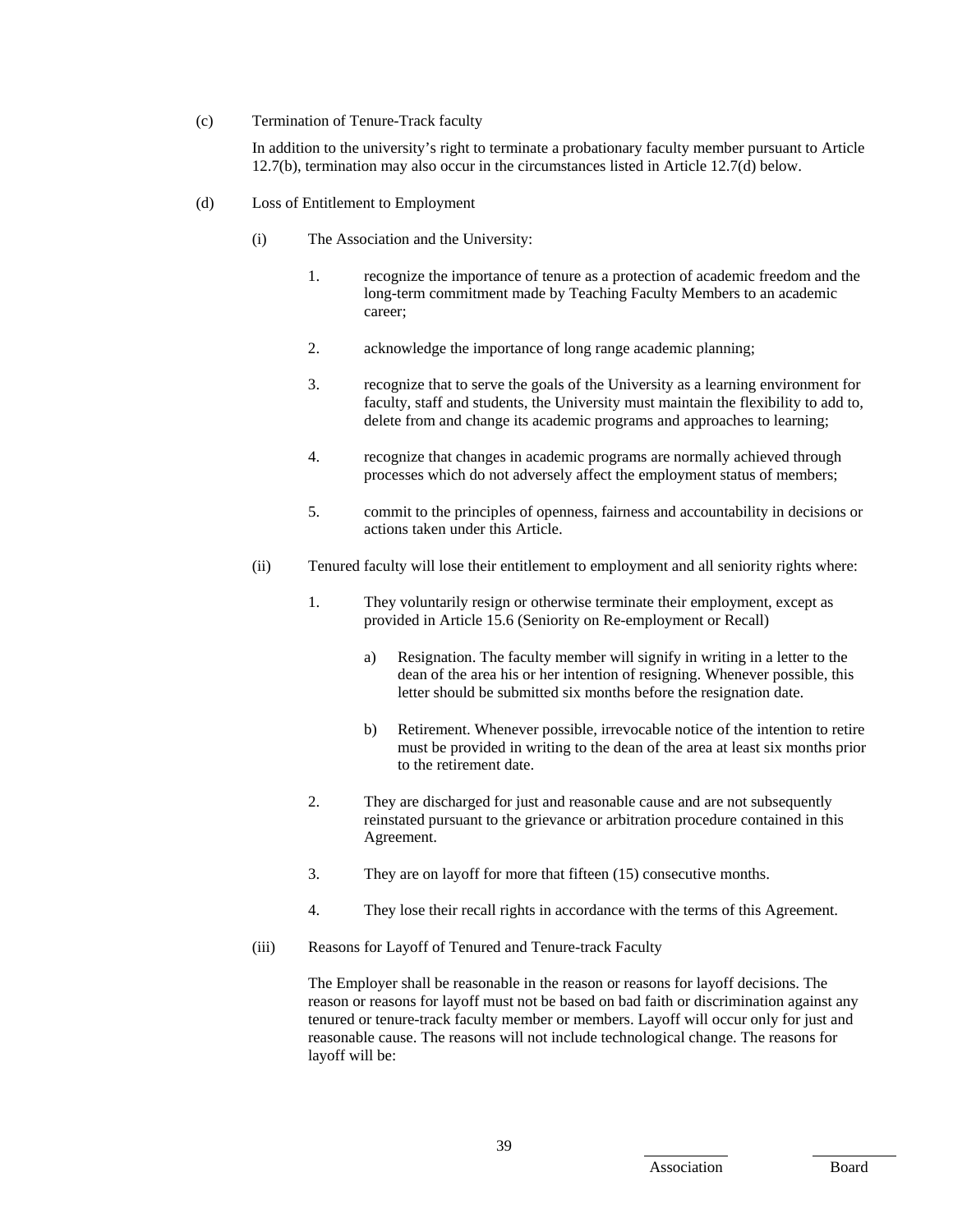(c) Termination of Tenure-Track faculty

In addition to the university's right to terminate a probationary faculty member pursuant to Article 12.7(b), termination may also occur in the circumstances listed in Article 12.7(d) below.

(d) Loss of Entitlement to Employment

(i) The Association and the University:

1. recognize the importance of tenure as a protection of academic freedom and the long-term commitment made by Teaching Faculty Members to an academic career;

2. acknowledge the importance of long range academic planning;

3. recognize that to serve the goals of the University as a learning environment for faculty, staff and students, the University must maintain the flexibility to add to, delete from and change its academic programs and approaches to learning;

4. recognize that changes in academic programs are normally achieved through processes which do not adversely affect the employment status of members;

5. commit to the principles of openness, fairness and accountability in decisions or actions taken under this Article.

(ii) Tenured faculty will lose their entitlement to employment and all seniority rights where:

1. They voluntarily resign or otherwise terminate their employment, except as provided in Article 15.6 (Seniority on Re-employment or Recall)

   a) Resignation. The faculty member will signify in writing in a letter to the dean of the area his or her intention of resigning. Whenever possible, this letter should be submitted six months before the resignation date.

   b) Retirement. Whenever possible, irrevocable notice of the intention to retire must be provided in writing to the dean of the area at least six months prior to the retirement date.

2. They are discharged for just and reasonable cause and are not subsequently reinstated pursuant to the grievance or arbitration procedure contained in this Agreement.

3. They are on layoff for more that fifteen (15) consecutive months.

4. They lose their recall rights in accordance with the terms of this Agreement.

(iii) Reasons for Layoff of Tenured and Tenure-track Faculty

The Employer shall be reasonable in the reason or reasons for layoff decisions. The reason or reasons for layoff must not be based on bad faith or discrimination against any tenured or tenure-track faculty member or members. Layoff will occur only for just and reasonable cause. The reasons will not include technological change. The reasons for layoff will be: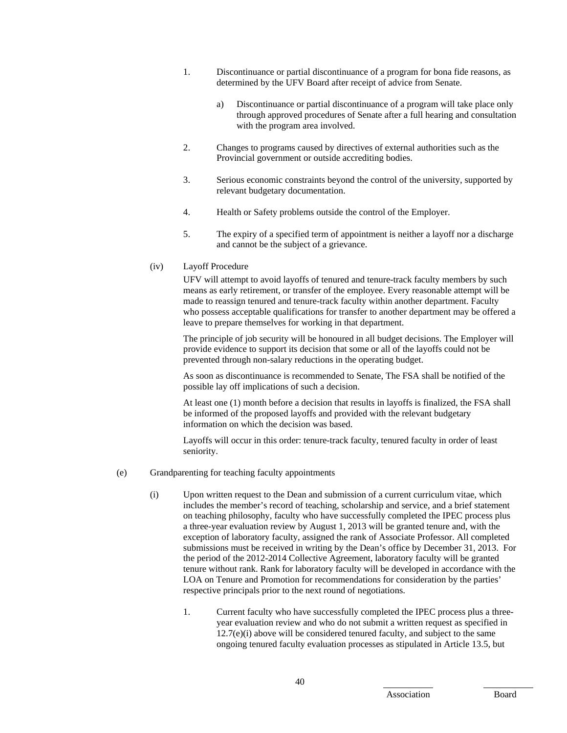1. Discontinuance or partial discontinuance of a program for bona fide reasons, as determined by the UFV Board after receipt of advice from Senate.

    a) Discontinuance or partial discontinuance of a program will take place only through approved procedures of Senate after a full hearing and consultation with the program area involved.

2. Changes to programs caused by directives of external authorities such as the Provincial government or outside accrediting bodies.

3. Serious economic constraints beyond the control of the university, supported by relevant budgetary documentation.

4. Health or Safety problems outside the control of the Employer.

5. The expiry of a specified term of appointment is neither a layoff nor a discharge and cannot be the subject of a grievance.

(iv) Layoff Procedure

UFV will attempt to avoid layoffs of tenured and tenure-track faculty members by such means as early retirement, or transfer of the employee. Every reasonable attempt will be made to reassign tenured and tenure-track faculty within another department. Faculty who possess acceptable qualifications for transfer to another department may be offered a leave to prepare themselves for working in that department.

The principle of job security will be honoured in all budget decisions. The Employer will provide evidence to support its decision that some or all of the layoffs could not be prevented through non-salary reductions in the operating budget.

As soon as discontinuance is recommended to Senate, The FSA shall be notified of the possible lay off implications of such a decision.

At least one (1) month before a decision that results in layoffs is finalized, the FSA shall be informed of the proposed layoffs and provided with the relevant budgetary information on which the decision was based.

Layoffs will occur in this order: tenure-track faculty, tenured faculty in order of least seniority.

(e) Grandparenting for teaching faculty appointments

(i) Upon written request to the Dean and submission of a current curriculum vitae, which includes the member's record of teaching, scholarship and service, and a brief statement on teaching philosophy, faculty who have successfully completed the IPEC process plus a three-year evaluation review by August 1, 2013 will be granted tenure and, with the exception of laboratory faculty, assigned the rank of Associate Professor. All completed submissions must be received in writing by the Dean's office by December 31, 2013. For the period of the 2012-2014 Collective Agreement, laboratory faculty will be granted tenure without rank. Rank for laboratory faculty will be developed in accordance with the LOA on Tenure and Promotion for recommendations for consideration by the parties' respective principals prior to the next round of negotiations.

1. Current faculty who have successfully completed the IPEC process plus a three-year evaluation review and who do not submit a written request as specified in 12.7(e)(i) above will be considered tenured faculty, and subject to the same ongoing tenured faculty evaluation processes as stipulated in Article 13.5, but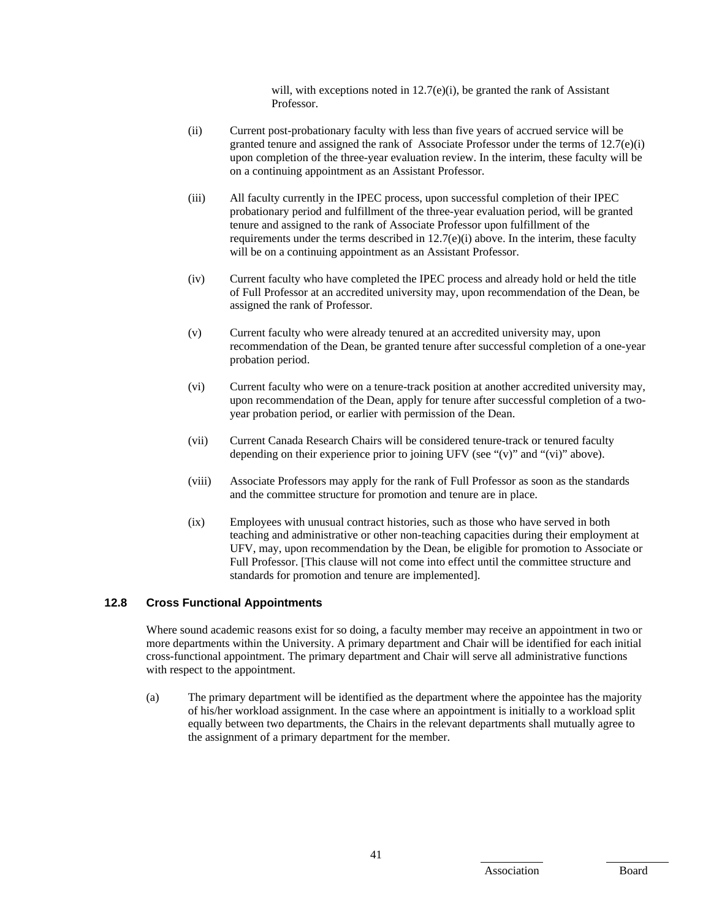will, with exceptions noted in 12.7(e)(i), be granted the rank of Assistant Professor.

(ii) Current post-probationary faculty with less than five years of accrued service will be granted tenure and assigned the rank of Associate Professor under the terms of 12.7(e)(i) upon completion of the three-year evaluation review. In the interim, these faculty will be on a continuing appointment as an Assistant Professor.

(iii) All faculty currently in the IPEC process, upon successful completion of their IPEC probationary period and fulfillment of the three-year evaluation period, will be granted tenure and assigned to the rank of Associate Professor upon fulfillment of the requirements under the terms described in 12.7(e)(i) above. In the interim, these faculty will be on a continuing appointment as an Assistant Professor.

(iv) Current faculty who have completed the IPEC process and already hold or held the title of Full Professor at an accredited university may, upon recommendation of the Dean, be assigned the rank of Professor.

(v) Current faculty who were already tenured at an accredited university may, upon recommendation of the Dean, be granted tenure after successful completion of a one-year probation period.

(vi) Current faculty who were on a tenure-track position at another accredited university may, upon recommendation of the Dean, apply for tenure after successful completion of a two-year probation period, or earlier with permission of the Dean.

(vii) Current Canada Research Chairs will be considered tenure-track or tenured faculty depending on their experience prior to joining UFV (see "(v)" and "(vi)" above).

(viii) Associate Professors may apply for the rank of Full Professor as soon as the standards and the committee structure for promotion and tenure are in place.

(ix) Employees with unusual contract histories, such as those who have served in both teaching and administrative or other non-teaching capacities during their employment at UFV, may, upon recommendation by the Dean, be eligible for promotion to Associate or Full Professor. [This clause will not come into effect until the committee structure and standards for promotion and tenure are implemented].

### 12.8 Cross Functional Appointments

Where sound academic reasons exist for so doing, a faculty member may receive an appointment in two or more departments within the University. A primary department and Chair will be identified for each initial cross-functional appointment. The primary department and Chair will serve all administrative functions with respect to the appointment.

(a) The primary department will be identified as the department where the appointee has the majority of his/her workload assignment. In the case where an appointment is initially to a workload split equally between two departments, the Chairs in the relevant departments shall mutually agree to the assignment of a primary department for the member.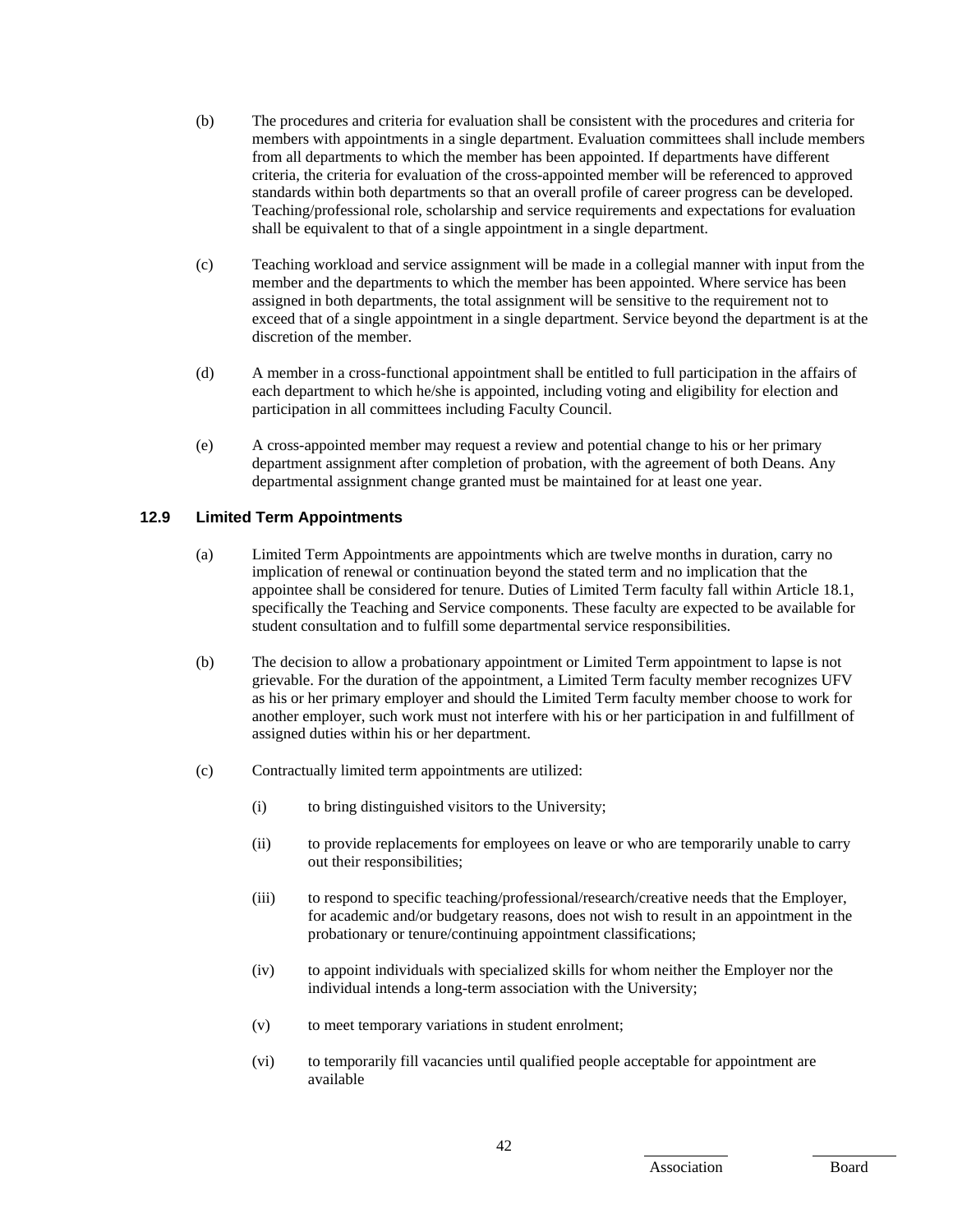(b) The procedures and criteria for evaluation shall be consistent with the procedures and criteria for members with appointments in a single department. Evaluation committees shall include members from all departments to which the member has been appointed. If departments have different criteria, the criteria for evaluation of the cross-appointed member will be referenced to approved standards within both departments so that an overall profile of career progress can be developed. Teaching/professional role, scholarship and service requirements and expectations for evaluation shall be equivalent to that of a single appointment in a single department.

(c) Teaching workload and service assignment will be made in a collegial manner with input from the member and the departments to which the member has been appointed. Where service has been assigned in both departments, the total assignment will be sensitive to the requirement not to exceed that of a single appointment in a single department. Service beyond the department is at the discretion of the member.

(d) A member in a cross-functional appointment shall be entitled to full participation in the affairs of each department to which he/she is appointed, including voting and eligibility for election and participation in all committees including Faculty Council.

(e) A cross-appointed member may request a review and potential change to his or her primary department assignment after completion of probation, with the agreement of both Deans. Any departmental assignment change granted must be maintained for at least one year.

### 12.9 Limited Term Appointments

(a) Limited Term Appointments are appointments which are twelve months in duration, carry no implication of renewal or continuation beyond the stated term and no implication that the appointee shall be considered for tenure. Duties of Limited Term faculty fall within Article 18.1, specifically the Teaching and Service components. These faculty are expected to be available for student consultation and to fulfill some departmental service responsibilities.

(b) The decision to allow a probationary appointment or Limited Term appointment to lapse is not grievable. For the duration of the appointment, a Limited Term faculty member recognizes UFV as his or her primary employer and should the Limited Term faculty member choose to work for another employer, such work must not interfere with his or her participation in and fulfillment of assigned duties within his or her department.

(c) Contractually limited term appointments are utilized:

(i) to bring distinguished visitors to the University;

(ii) to provide replacements for employees on leave or who are temporarily unable to carry out their responsibilities;

(iii) to respond to specific teaching/professional/research/creative needs that the Employer, for academic and/or budgetary reasons, does not wish to result in an appointment in the probationary or tenure/continuing appointment classifications;

(iv) to appoint individuals with specialized skills for whom neither the Employer nor the individual intends a long-term association with the University;

(v) to meet temporary variations in student enrolment;

(vi) to temporarily fill vacancies until qualified people acceptable for appointment are available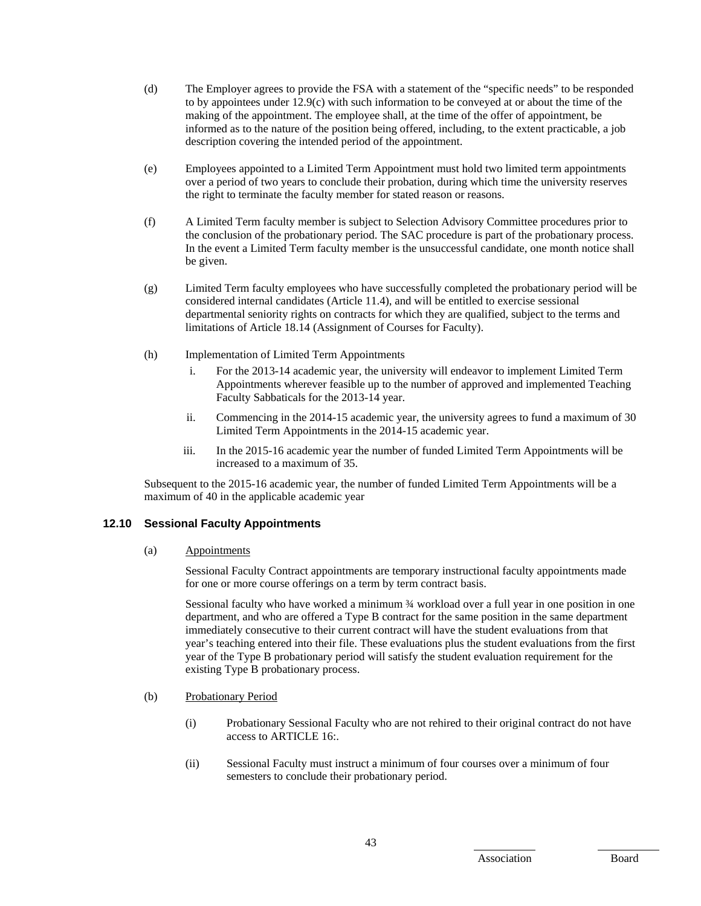(d) The Employer agrees to provide the FSA with a statement of the "specific needs" to be responded to by appointees under 12.9(c) with such information to be conveyed at or about the time of the making of the appointment. The employee shall, at the time of the offer of appointment, be informed as to the nature of the position being offered, including, to the extent practicable, a job description covering the intended period of the appointment.

(e) Employees appointed to a Limited Term Appointment must hold two limited term appointments over a period of two years to conclude their probation, during which time the university reserves the right to terminate the faculty member for stated reason or reasons.

(f) A Limited Term faculty member is subject to Selection Advisory Committee procedures prior to the conclusion of the probationary period. The SAC procedure is part of the probationary process. In the event a Limited Term faculty member is the unsuccessful candidate, one month notice shall be given.

(g) Limited Term faculty employees who have successfully completed the probationary period will be considered internal candidates (Article 11.4), and will be entitled to exercise sessional departmental seniority rights on contracts for which they are qualified, subject to the terms and limitations of Article 18.14 (Assignment of Courses for Faculty).

(h) Implementation of Limited Term Appointments

i. For the 2013-14 academic year, the university will endeavor to implement Limited Term Appointments wherever feasible up to the number of approved and implemented Teaching Faculty Sabbaticals for the 2013-14 year.

ii. Commencing in the 2014-15 academic year, the university agrees to fund a maximum of 30 Limited Term Appointments in the 2014-15 academic year.

iii. In the 2015-16 academic year the number of funded Limited Term Appointments will be increased to a maximum of 35.

Subsequent to the 2015-16 academic year, the number of funded Limited Term Appointments will be a maximum of 40 in the applicable academic year

## 12.10 Sessional Faculty Appointments

(a) Appointments

Sessional Faculty Contract appointments are temporary instructional faculty appointments made for one or more course offerings on a term by term contract basis.

Sessional faculty who have worked a minimum ¾ workload over a full year in one position in one department, and who are offered a Type B contract for the same position in the same department immediately consecutive to their current contract will have the student evaluations from that year's teaching entered into their file. These evaluations plus the student evaluations from the first year of the Type B probationary period will satisfy the student evaluation requirement for the existing Type B probationary process.

(b) Probationary Period

(i) Probationary Sessional Faculty who are not rehired to their original contract do not have access to ARTICLE 16:.

(ii) Sessional Faculty must instruct a minimum of four courses over a minimum of four semesters to conclude their probationary period.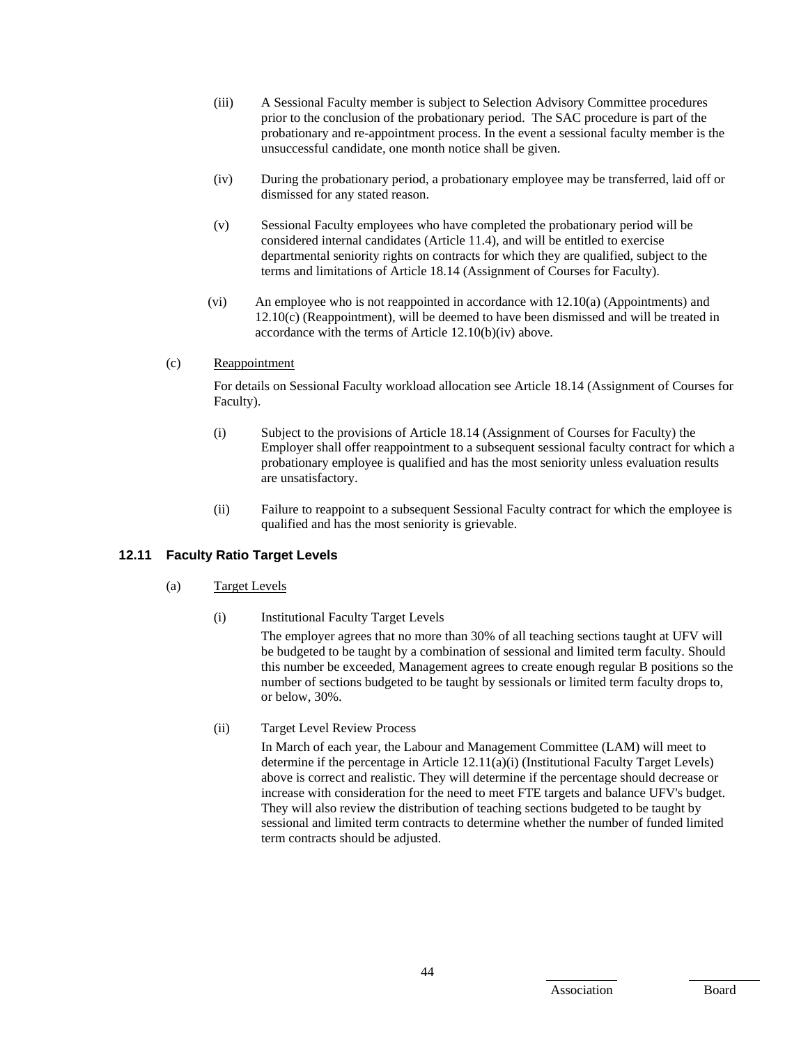(iii) A Sessional Faculty member is subject to Selection Advisory Committee procedures prior to the conclusion of the probationary period. The SAC procedure is part of the probationary and re-appointment process. In the event a sessional faculty member is the unsuccessful candidate, one month notice shall be given.

(iv) During the probationary period, a probationary employee may be transferred, laid off or dismissed for any stated reason.

(v) Sessional Faculty employees who have completed the probationary period will be considered internal candidates (Article 11.4), and will be entitled to exercise departmental seniority rights on contracts for which they are qualified, subject to the terms and limitations of Article 18.14 (Assignment of Courses for Faculty).

(vi) An employee who is not reappointed in accordance with 12.10(a) (Appointments) and 12.10(c) (Reappointment), will be deemed to have been dismissed and will be treated in accordance with the terms of Article 12.10(b)(iv) above.

(c) Reappointment

For details on Sessional Faculty workload allocation see Article 18.14 (Assignment of Courses for Faculty).

(i) Subject to the provisions of Article 18.14 (Assignment of Courses for Faculty) the Employer shall offer reappointment to a subsequent sessional faculty contract for which a probationary employee is qualified and has the most seniority unless evaluation results are unsatisfactory.

(ii) Failure to reappoint to a subsequent Sessional Faculty contract for which the employee is qualified and has the most seniority is grievable.

### 12.11 Faculty Ratio Target Levels

(a) Target Levels

(i) Institutional Faculty Target Levels

The employer agrees that no more than 30% of all teaching sections taught at UFV will be budgeted to be taught by a combination of sessional and limited term faculty. Should this number be exceeded, Management agrees to create enough regular B positions so the number of sections budgeted to be taught by sessionals or limited term faculty drops to, or below, 30%.

(ii) Target Level Review Process

In March of each year, the Labour and Management Committee (LAM) will meet to determine if the percentage in Article 12.11(a)(i) (Institutional Faculty Target Levels) above is correct and realistic. They will determine if the percentage should decrease or increase with consideration for the need to meet FTE targets and balance UFV's budget. They will also review the distribution of teaching sections budgeted to be taught by sessional and limited term contracts to determine whether the number of funded limited term contracts should be adjusted.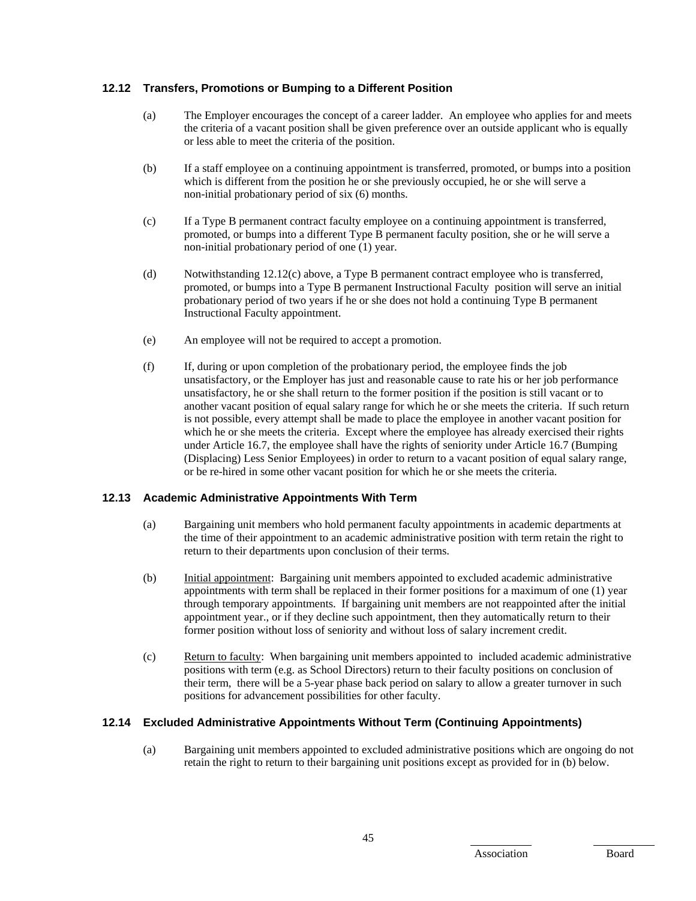### 12.12 Transfers, Promotions or Bumping to a Different Position

(a) The Employer encourages the concept of a career ladder. An employee who applies for and meets the criteria of a vacant position shall be given preference over an outside applicant who is equally or less able to meet the criteria of the position.

(b) If a staff employee on a continuing appointment is transferred, promoted, or bumps into a position which is different from the position he or she previously occupied, he or she will serve a non-initial probationary period of six (6) months.

(c) If a Type B permanent contract faculty employee on a continuing appointment is transferred, promoted, or bumps into a different Type B permanent faculty position, she or he will serve a non-initial probationary period of one (1) year.

(d) Notwithstanding 12.12(c) above, a Type B permanent contract employee who is transferred, promoted, or bumps into a Type B permanent Instructional Faculty position will serve an initial probationary period of two years if he or she does not hold a continuing Type B permanent Instructional Faculty appointment.

(e) An employee will not be required to accept a promotion.

(f) If, during or upon completion of the probationary period, the employee finds the job unsatisfactory, or the Employer has just and reasonable cause to rate his or her job performance unsatisfactory, he or she shall return to the former position if the position is still vacant or to another vacant position of equal salary range for which he or she meets the criteria. If such return is not possible, every attempt shall be made to place the employee in another vacant position for which he or she meets the criteria. Except where the employee has already exercised their rights under Article 16.7, the employee shall have the rights of seniority under Article 16.7 (Bumping (Displacing) Less Senior Employees) in order to return to a vacant position of equal salary range, or be re-hired in some other vacant position for which he or she meets the criteria.

### 12.13 Academic Administrative Appointments With Term

(a) Bargaining unit members who hold permanent faculty appointments in academic departments at the time of their appointment to an academic administrative position with term retain the right to return to their departments upon conclusion of their terms.

(b) Initial appointment: Bargaining unit members appointed to excluded academic administrative appointments with term shall be replaced in their former positions for a maximum of one (1) year through temporary appointments. If bargaining unit members are not reappointed after the initial appointment year., or if they decline such appointment, then they automatically return to their former position without loss of seniority and without loss of salary increment credit.

(c) Return to faculty: When bargaining unit members appointed to included academic administrative positions with term (e.g. as School Directors) return to their faculty positions on conclusion of their term, there will be a 5-year phase back period on salary to allow a greater turnover in such positions for advancement possibilities for other faculty.

### 12.14 Excluded Administrative Appointments Without Term (Continuing Appointments)

(a) Bargaining unit members appointed to excluded administrative positions which are ongoing do not retain the right to return to their bargaining unit positions except as provided for in (b) below.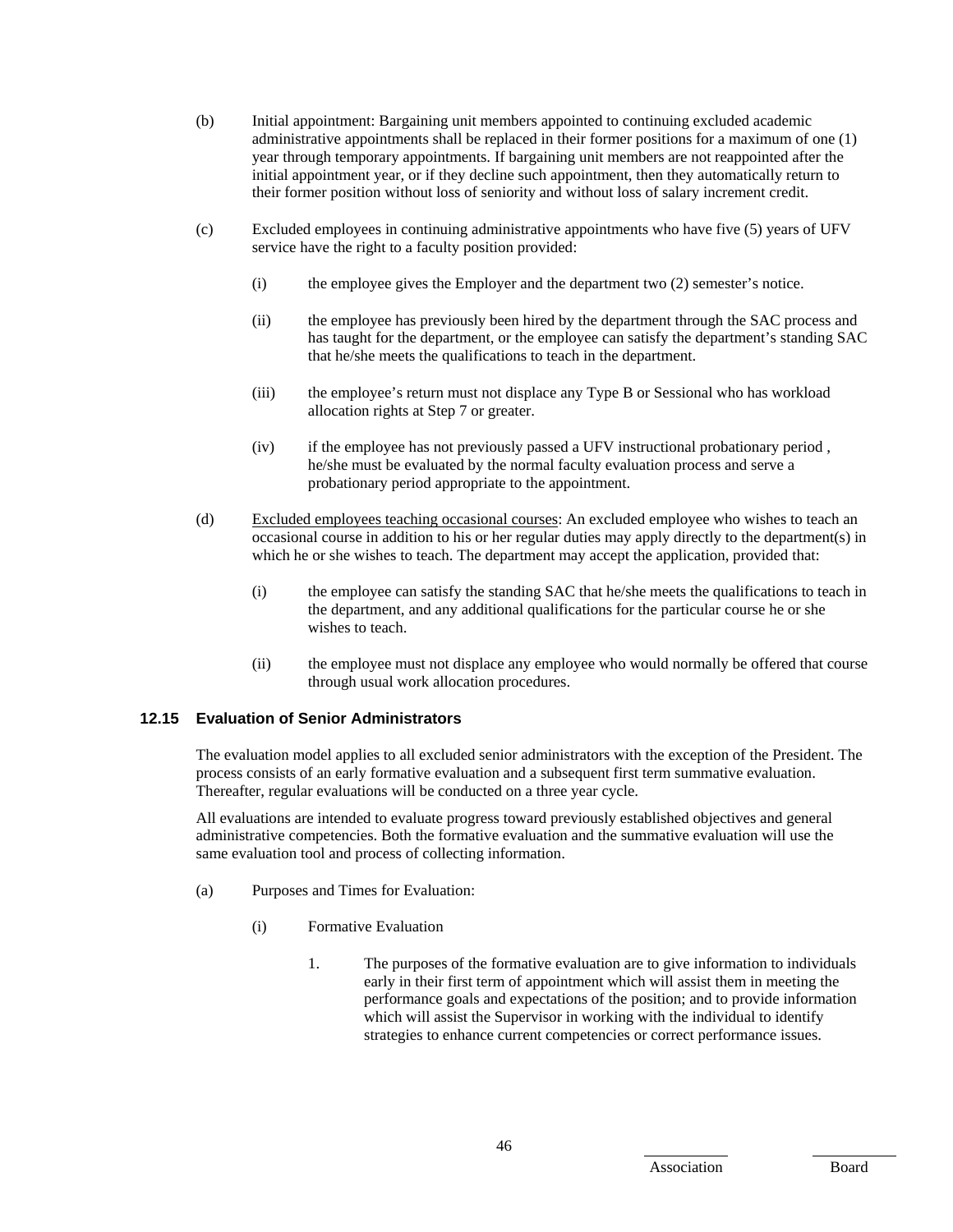(b) Initial appointment: Bargaining unit members appointed to continuing excluded academic administrative appointments shall be replaced in their former positions for a maximum of one (1) year through temporary appointments. If bargaining unit members are not reappointed after the initial appointment year, or if they decline such appointment, then they automatically return to their former position without loss of seniority and without loss of salary increment credit.

(c) Excluded employees in continuing administrative appointments who have five (5) years of UFV service have the right to a faculty position provided:

(i) the employee gives the Employer and the department two (2) semester's notice.

(ii) the employee has previously been hired by the department through the SAC process and has taught for the department, or the employee can satisfy the department's standing SAC that he/she meets the qualifications to teach in the department.

(iii) the employee's return must not displace any Type B or Sessional who has workload allocation rights at Step 7 or greater.

(iv) if the employee has not previously passed a UFV instructional probationary period , he/she must be evaluated by the normal faculty evaluation process and serve a probationary period appropriate to the appointment.

(d) Excluded employees teaching occasional courses: An excluded employee who wishes to teach an occasional course in addition to his or her regular duties may apply directly to the department(s) in which he or she wishes to teach. The department may accept the application, provided that:

(i) the employee can satisfy the standing SAC that he/she meets the qualifications to teach in the department, and any additional qualifications for the particular course he or she wishes to teach.

(ii) the employee must not displace any employee who would normally be offered that course through usual work allocation procedures.

### 12.15 Evaluation of Senior Administrators

The evaluation model applies to all excluded senior administrators with the exception of the President. The process consists of an early formative evaluation and a subsequent first term summative evaluation. Thereafter, regular evaluations will be conducted on a three year cycle.

All evaluations are intended to evaluate progress toward previously established objectives and general administrative competencies. Both the formative evaluation and the summative evaluation will use the same evaluation tool and process of collecting information.

(a) Purposes and Times for Evaluation:

(i) Formative Evaluation

1. The purposes of the formative evaluation are to give information to individuals early in their first term of appointment which will assist them in meeting the performance goals and expectations of the position; and to provide information which will assist the Supervisor in working with the individual to identify strategies to enhance current competencies or correct performance issues.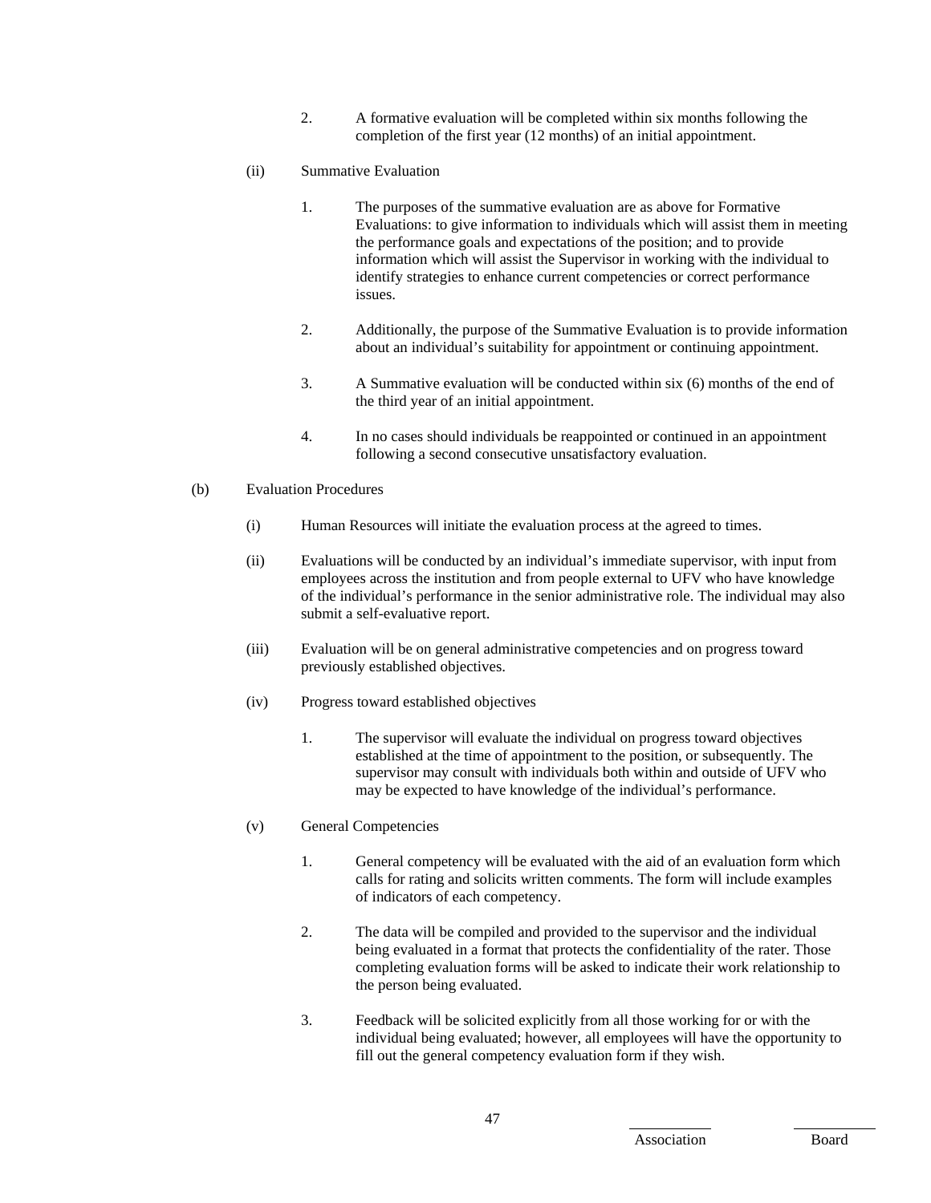2. A formative evaluation will be completed within six months following the completion of the first year (12 months) of an initial appointment.

(ii) Summative Evaluation

1. The purposes of the summative evaluation are as above for Formative Evaluations: to give information to individuals which will assist them in meeting the performance goals and expectations of the position; and to provide information which will assist the Supervisor in working with the individual to identify strategies to enhance current competencies or correct performance issues.

2. Additionally, the purpose of the Summative Evaluation is to provide information about an individual's suitability for appointment or continuing appointment.

3. A Summative evaluation will be conducted within six (6) months of the end of the third year of an initial appointment.

4. In no cases should individuals be reappointed or continued in an appointment following a second consecutive unsatisfactory evaluation.

(b) Evaluation Procedures

(i) Human Resources will initiate the evaluation process at the agreed to times.

(ii) Evaluations will be conducted by an individual's immediate supervisor, with input from employees across the institution and from people external to UFV who have knowledge of the individual's performance in the senior administrative role. The individual may also submit a self-evaluative report.

(iii) Evaluation will be on general administrative competencies and on progress toward previously established objectives.

(iv) Progress toward established objectives

1. The supervisor will evaluate the individual on progress toward objectives established at the time of appointment to the position, or subsequently. The supervisor may consult with individuals both within and outside of UFV who may be expected to have knowledge of the individual's performance.

(v) General Competencies

1. General competency will be evaluated with the aid of an evaluation form which calls for rating and solicits written comments. The form will include examples of indicators of each competency.

2. The data will be compiled and provided to the supervisor and the individual being evaluated in a format that protects the confidentiality of the rater. Those completing evaluation forms will be asked to indicate their work relationship to the person being evaluated.

3. Feedback will be solicited explicitly from all those working for or with the individual being evaluated; however, all employees will have the opportunity to fill out the general competency evaluation form if they wish.

Association Board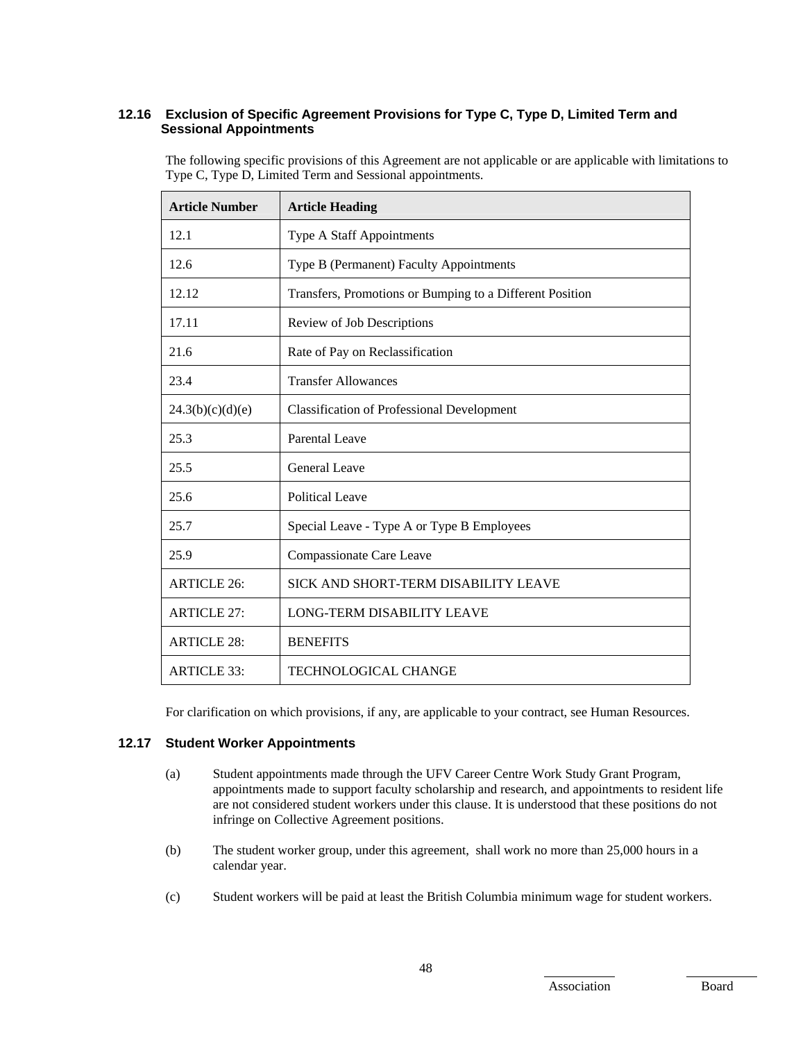### 12.16 Exclusion of Specific Agreement Provisions for Type C, Type D, Limited Term and Sessional Appointments

The following specific provisions of this Agreement are not applicable or are applicable with limitations to Type C, Type D, Limited Term and Sessional appointments.

| Article Number | Article Heading |
|---|---|
| 12.1 | Type A Staff Appointments |
| 12.6 | Type B (Permanent) Faculty Appointments |
| 12.12 | Transfers, Promotions or Bumping to a Different Position |
| 17.11 | Review of Job Descriptions |
| 21.6 | Rate of Pay on Reclassification |
| 23.4 | Transfer Allowances |
| 24.3(b)(c)(d)(e) | Classification of Professional Development |
| 25.3 | Parental Leave |
| 25.5 | General Leave |
| 25.6 | Political Leave |
| 25.7 | Special Leave - Type A or Type B Employees |
| 25.9 | Compassionate Care Leave |
| ARTICLE 26: | SICK AND SHORT-TERM DISABILITY LEAVE |
| ARTICLE 27: | LONG-TERM DISABILITY LEAVE |
| ARTICLE 28: | BENEFITS |
| ARTICLE 33: | TECHNOLOGICAL CHANGE |

For clarification on which provisions, if any, are applicable to your contract, see Human Resources.

### 12.17 Student Worker Appointments

(a) Student appointments made through the UFV Career Centre Work Study Grant Program, appointments made to support faculty scholarship and research, and appointments to resident life are not considered student workers under this clause. It is understood that these positions do not infringe on Collective Agreement positions.

(b) The student worker group, under this agreement, shall work no more than 25,000 hours in a calendar year.

(c) Student workers will be paid at least the British Columbia minimum wage for student workers.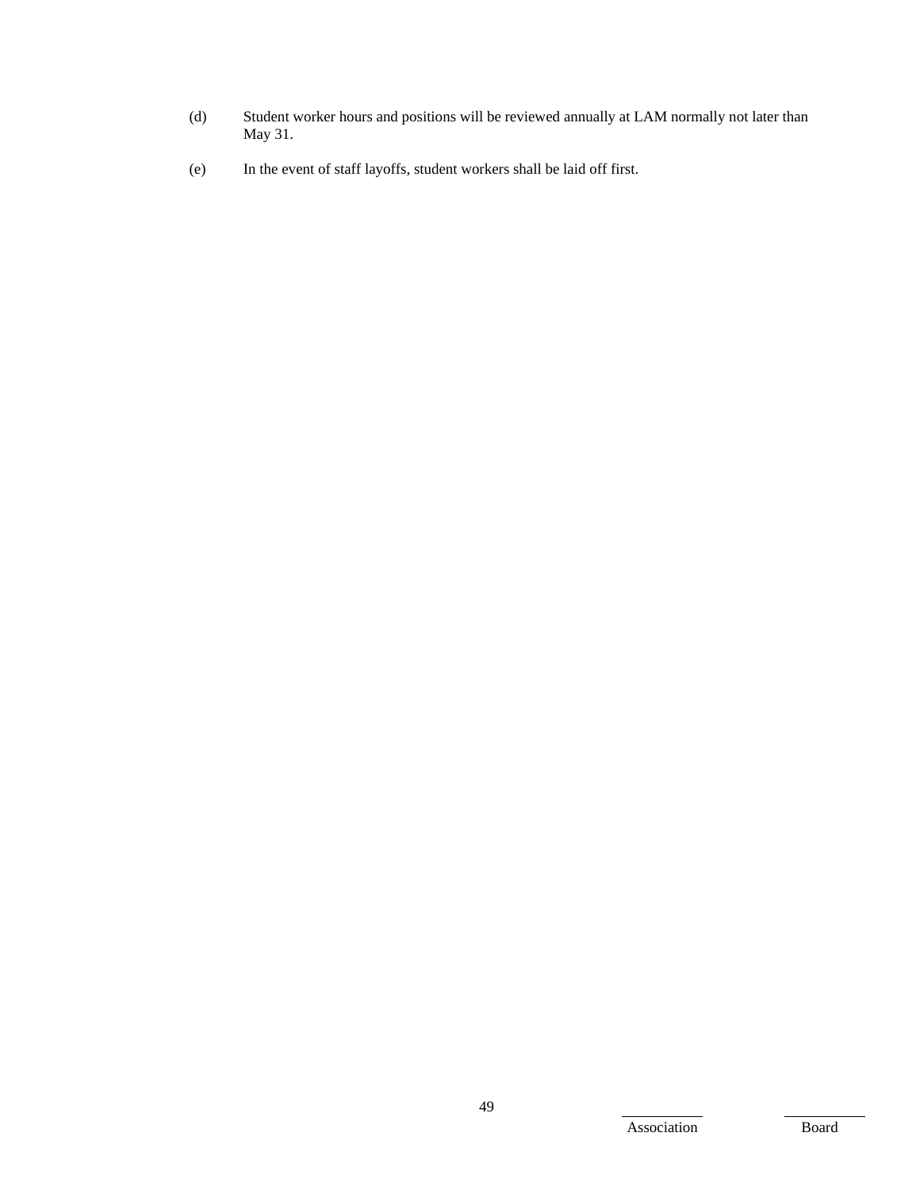(d) Student worker hours and positions will be reviewed annually at LAM normally not later than May 31.

(e) In the event of staff layoffs, student workers shall be laid off first.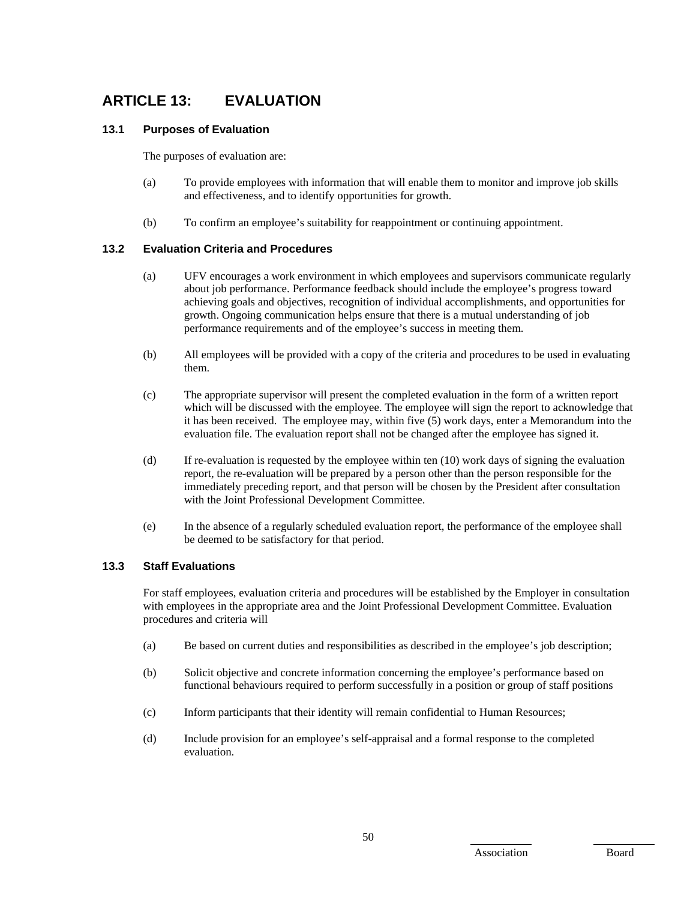# ARTICLE 13: EVALUATION

### 13.1 Purposes of Evaluation

The purposes of evaluation are:

(a) To provide employees with information that will enable them to monitor and improve job skills and effectiveness, and to identify opportunities for growth.

(b) To confirm an employee's suitability for reappointment or continuing appointment.

### 13.2 Evaluation Criteria and Procedures

(a) UFV encourages a work environment in which employees and supervisors communicate regularly about job performance. Performance feedback should include the employee's progress toward achieving goals and objectives, recognition of individual accomplishments, and opportunities for growth. Ongoing communication helps ensure that there is a mutual understanding of job performance requirements and of the employee's success in meeting them.

(b) All employees will be provided with a copy of the criteria and procedures to be used in evaluating them.

(c) The appropriate supervisor will present the completed evaluation in the form of a written report which will be discussed with the employee. The employee will sign the report to acknowledge that it has been received. The employee may, within five (5) work days, enter a Memorandum into the evaluation file. The evaluation report shall not be changed after the employee has signed it.

(d) If re-evaluation is requested by the employee within ten (10) work days of signing the evaluation report, the re-evaluation will be prepared by a person other than the person responsible for the immediately preceding report, and that person will be chosen by the President after consultation with the Joint Professional Development Committee.

(e) In the absence of a regularly scheduled evaluation report, the performance of the employee shall be deemed to be satisfactory for that period.

### 13.3 Staff Evaluations

For staff employees, evaluation criteria and procedures will be established by the Employer in consultation with employees in the appropriate area and the Joint Professional Development Committee. Evaluation procedures and criteria will

(a) Be based on current duties and responsibilities as described in the employee's job description;

(b) Solicit objective and concrete information concerning the employee's performance based on functional behaviours required to perform successfully in a position or group of staff positions

(c) Inform participants that their identity will remain confidential to Human Resources;

(d) Include provision for an employee's self-appraisal and a formal response to the completed evaluation.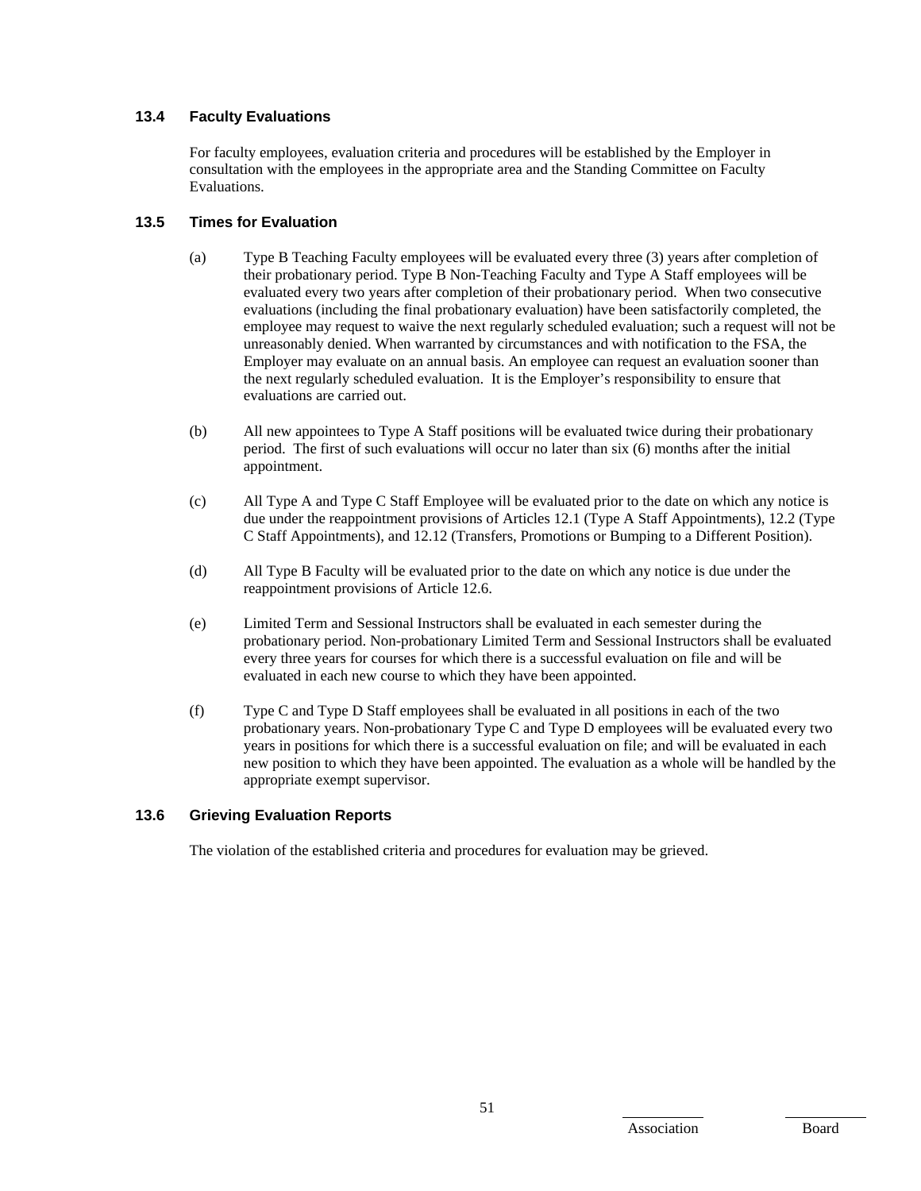### 13.4 Faculty Evaluations

For faculty employees, evaluation criteria and procedures will be established by the Employer in consultation with the employees in the appropriate area and the Standing Committee on Faculty Evaluations.

### 13.5 Times for Evaluation

(a) Type B Teaching Faculty employees will be evaluated every three (3) years after completion of their probationary period. Type B Non-Teaching Faculty and Type A Staff employees will be evaluated every two years after completion of their probationary period. When two consecutive evaluations (including the final probationary evaluation) have been satisfactorily completed, the employee may request to waive the next regularly scheduled evaluation; such a request will not be unreasonably denied. When warranted by circumstances and with notification to the FSA, the Employer may evaluate on an annual basis. An employee can request an evaluation sooner than the next regularly scheduled evaluation. It is the Employer's responsibility to ensure that evaluations are carried out.

(b) All new appointees to Type A Staff positions will be evaluated twice during their probationary period. The first of such evaluations will occur no later than six (6) months after the initial appointment.

(c) All Type A and Type C Staff Employee will be evaluated prior to the date on which any notice is due under the reappointment provisions of Articles 12.1 (Type A Staff Appointments), 12.2 (Type C Staff Appointments), and 12.12 (Transfers, Promotions or Bumping to a Different Position).

(d) All Type B Faculty will be evaluated prior to the date on which any notice is due under the reappointment provisions of Article 12.6.

(e) Limited Term and Sessional Instructors shall be evaluated in each semester during the probationary period. Non-probationary Limited Term and Sessional Instructors shall be evaluated every three years for courses for which there is a successful evaluation on file and will be evaluated in each new course to which they have been appointed.

(f) Type C and Type D Staff employees shall be evaluated in all positions in each of the two probationary years. Non-probationary Type C and Type D employees will be evaluated every two years in positions for which there is a successful evaluation on file; and will be evaluated in each new position to which they have been appointed. The evaluation as a whole will be handled by the appropriate exempt supervisor.

### 13.6 Grieving Evaluation Reports

The violation of the established criteria and procedures for evaluation may be grieved.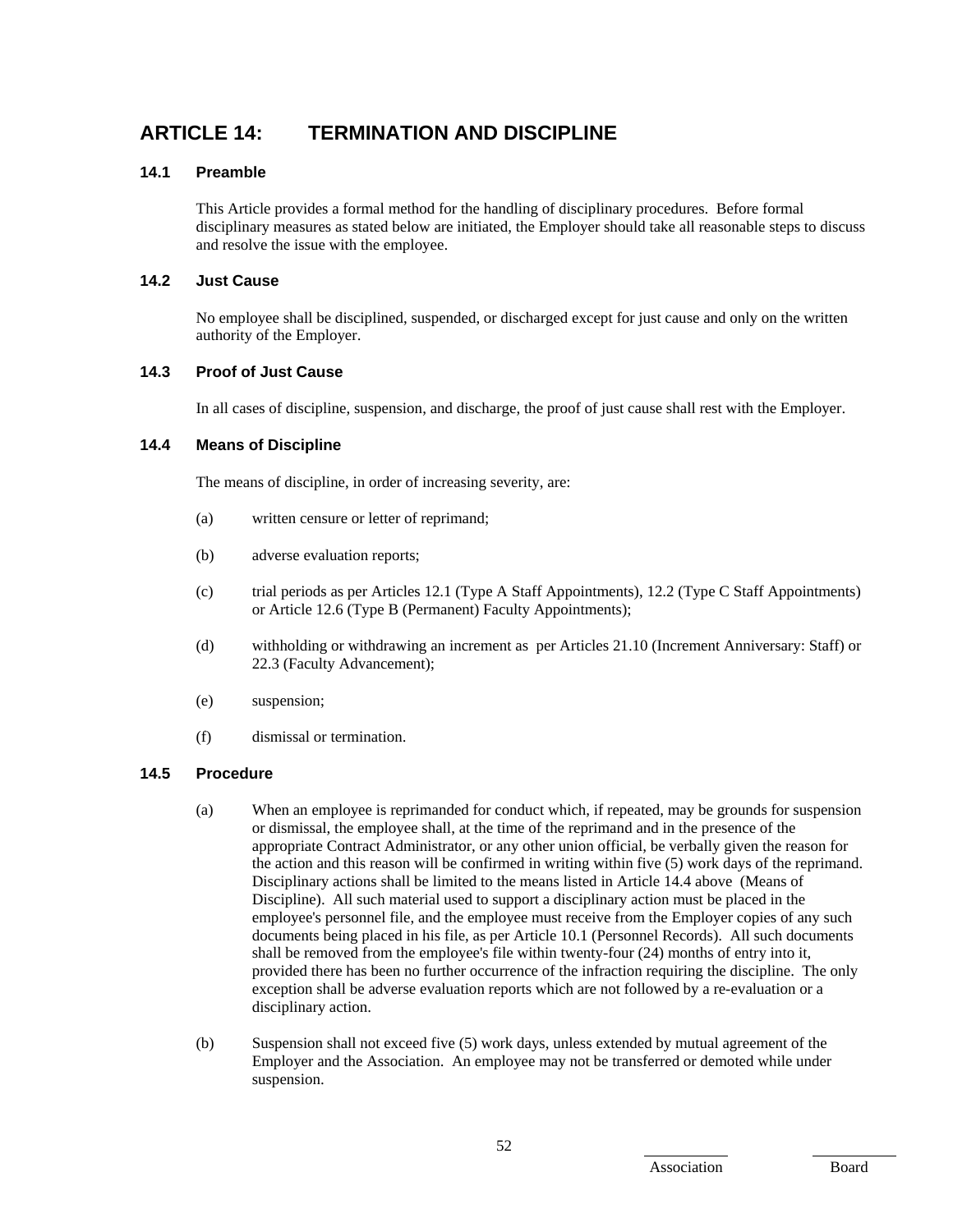# ARTICLE 14: TERMINATION AND DISCIPLINE

### 14.1 Preamble

This Article provides a formal method for the handling of disciplinary procedures. Before formal disciplinary measures as stated below are initiated, the Employer should take all reasonable steps to discuss and resolve the issue with the employee.

### 14.2 Just Cause

No employee shall be disciplined, suspended, or discharged except for just cause and only on the written authority of the Employer.

### 14.3 Proof of Just Cause

In all cases of discipline, suspension, and discharge, the proof of just cause shall rest with the Employer.

### 14.4 Means of Discipline

The means of discipline, in order of increasing severity, are:

(a) written censure or letter of reprimand;

(b) adverse evaluation reports;

(c) trial periods as per Articles 12.1 (Type A Staff Appointments), 12.2 (Type C Staff Appointments) or Article 12.6 (Type B (Permanent) Faculty Appointments);

(d) withholding or withdrawing an increment as per Articles 21.10 (Increment Anniversary: Staff) or 22.3 (Faculty Advancement);

(e) suspension;

(f) dismissal or termination.

### 14.5 Procedure

(a) When an employee is reprimanded for conduct which, if repeated, may be grounds for suspension or dismissal, the employee shall, at the time of the reprimand and in the presence of the appropriate Contract Administrator, or any other union official, be verbally given the reason for the action and this reason will be confirmed in writing within five (5) work days of the reprimand. Disciplinary actions shall be limited to the means listed in Article 14.4 above (Means of Discipline). All such material used to support a disciplinary action must be placed in the employee's personnel file, and the employee must receive from the Employer copies of any such documents being placed in his file, as per Article 10.1 (Personnel Records). All such documents shall be removed from the employee's file within twenty-four (24) months of entry into it, provided there has been no further occurrence of the infraction requiring the discipline. The only exception shall be adverse evaluation reports which are not followed by a re-evaluation or a disciplinary action.

(b) Suspension shall not exceed five (5) work days, unless extended by mutual agreement of the Employer and the Association. An employee may not be transferred or demoted while under suspension.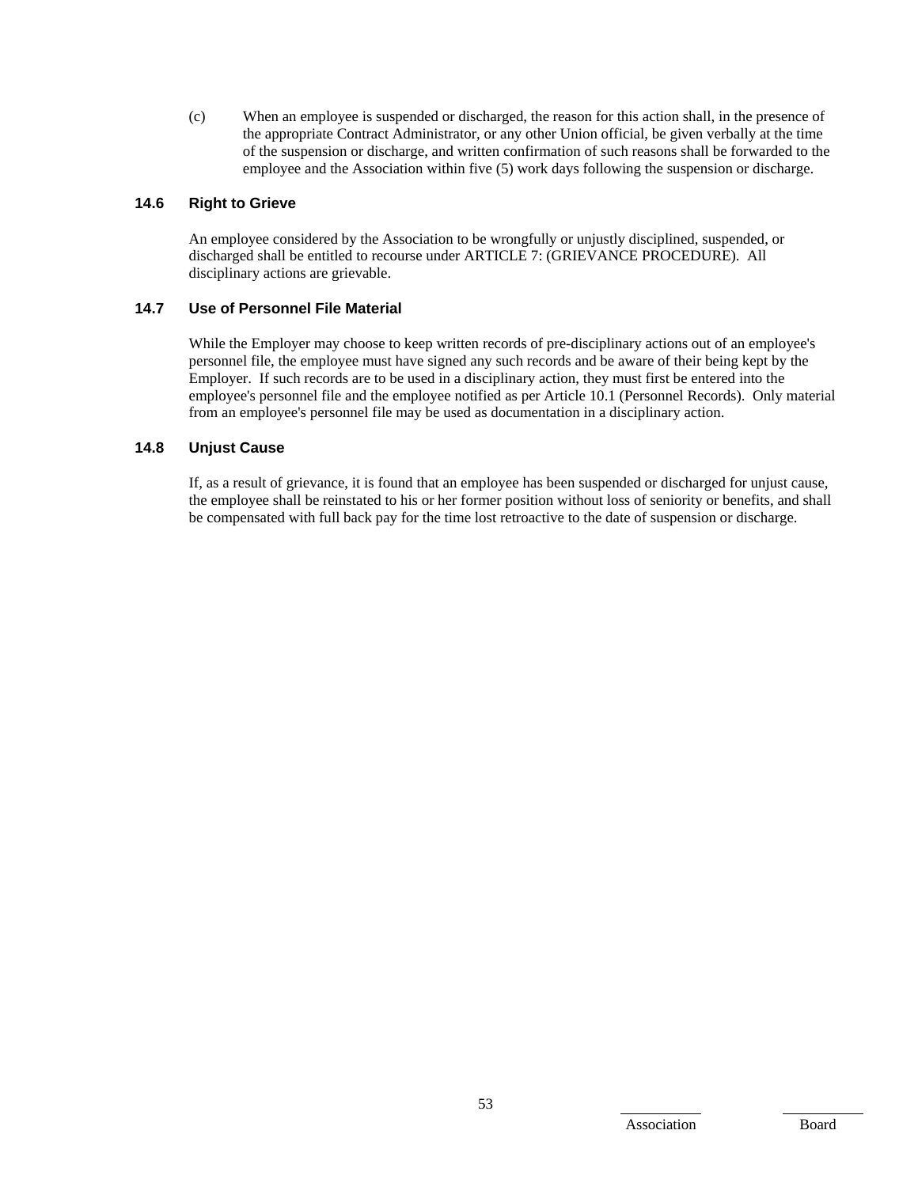(c) When an employee is suspended or discharged, the reason for this action shall, in the presence of the appropriate Contract Administrator, or any other Union official, be given verbally at the time of the suspension or discharge, and written confirmation of such reasons shall be forwarded to the employee and the Association within five (5) work days following the suspension or discharge.

### 14.6 Right to Grieve

An employee considered by the Association to be wrongfully or unjustly disciplined, suspended, or discharged shall be entitled to recourse under ARTICLE 7: (GRIEVANCE PROCEDURE). All disciplinary actions are grievable.

### 14.7 Use of Personnel File Material

While the Employer may choose to keep written records of pre-disciplinary actions out of an employee's personnel file, the employee must have signed any such records and be aware of their being kept by the Employer. If such records are to be used in a disciplinary action, they must first be entered into the employee's personnel file and the employee notified as per Article 10.1 (Personnel Records). Only material from an employee's personnel file may be used as documentation in a disciplinary action.

### 14.8 Unjust Cause

If, as a result of grievance, it is found that an employee has been suspended or discharged for unjust cause, the employee shall be reinstated to his or her former position without loss of seniority or benefits, and shall be compensated with full back pay for the time lost retroactive to the date of suspension or discharge.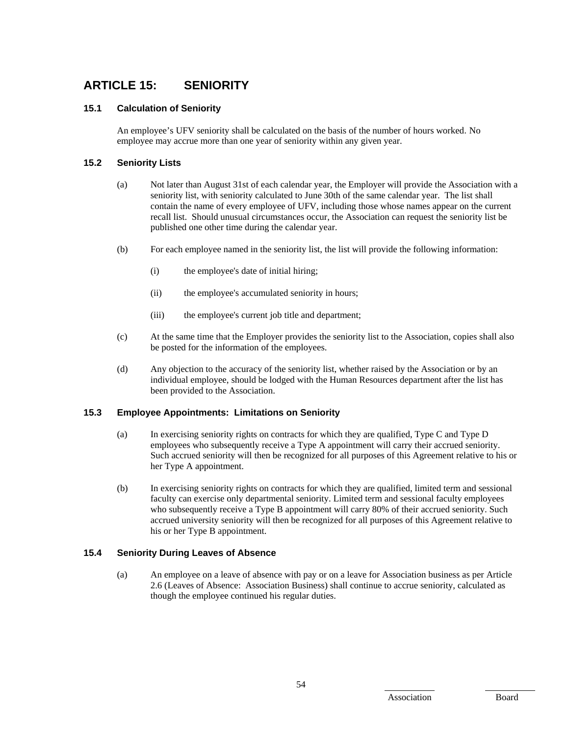# ARTICLE 15: SENIORITY

### 15.1 Calculation of Seniority

An employee's UFV seniority shall be calculated on the basis of the number of hours worked. No employee may accrue more than one year of seniority within any given year.

### 15.2 Seniority Lists

(a) Not later than August 31st of each calendar year, the Employer will provide the Association with a seniority list, with seniority calculated to June 30th of the same calendar year. The list shall contain the name of every employee of UFV, including those whose names appear on the current recall list. Should unusual circumstances occur, the Association can request the seniority list be published one other time during the calendar year.

(b) For each employee named in the seniority list, the list will provide the following information:

(i) the employee's date of initial hiring;

(ii) the employee's accumulated seniority in hours;

(iii) the employee's current job title and department;

(c) At the same time that the Employer provides the seniority list to the Association, copies shall also be posted for the information of the employees.

(d) Any objection to the accuracy of the seniority list, whether raised by the Association or by an individual employee, should be lodged with the Human Resources department after the list has been provided to the Association.

### 15.3 Employee Appointments: Limitations on Seniority

(a) In exercising seniority rights on contracts for which they are qualified, Type C and Type D employees who subsequently receive a Type A appointment will carry their accrued seniority. Such accrued seniority will then be recognized for all purposes of this Agreement relative to his or her Type A appointment.

(b) In exercising seniority rights on contracts for which they are qualified, limited term and sessional faculty can exercise only departmental seniority. Limited term and sessional faculty employees who subsequently receive a Type B appointment will carry 80% of their accrued seniority. Such accrued university seniority will then be recognized for all purposes of this Agreement relative to his or her Type B appointment.

### 15.4 Seniority During Leaves of Absence

(a) An employee on a leave of absence with pay or on a leave for Association business as per Article 2.6 (Leaves of Absence: Association Business) shall continue to accrue seniority, calculated as though the employee continued his regular duties.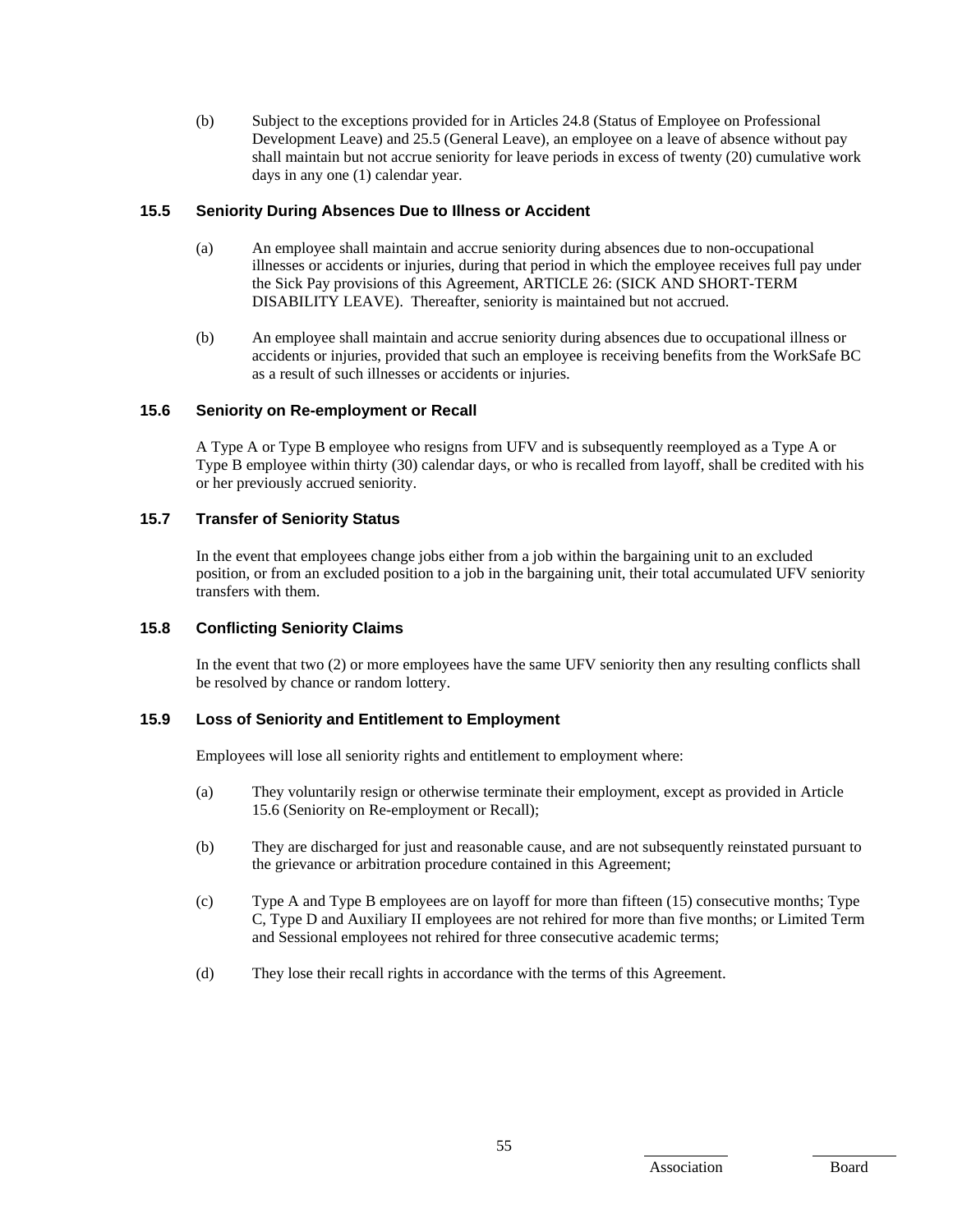(b) Subject to the exceptions provided for in Articles 24.8 (Status of Employee on Professional Development Leave) and 25.5 (General Leave), an employee on a leave of absence without pay shall maintain but not accrue seniority for leave periods in excess of twenty (20) cumulative work days in any one (1) calendar year.

### 15.5 Seniority During Absences Due to Illness or Accident

(a) An employee shall maintain and accrue seniority during absences due to non-occupational illnesses or accidents or injuries, during that period in which the employee receives full pay under the Sick Pay provisions of this Agreement, ARTICLE 26: (SICK AND SHORT-TERM DISABILITY LEAVE). Thereafter, seniority is maintained but not accrued.

(b) An employee shall maintain and accrue seniority during absences due to occupational illness or accidents or injuries, provided that such an employee is receiving benefits from the WorkSafe BC as a result of such illnesses or accidents or injuries.

### 15.6 Seniority on Re-employment or Recall

A Type A or Type B employee who resigns from UFV and is subsequently reemployed as a Type A or Type B employee within thirty (30) calendar days, or who is recalled from layoff, shall be credited with his or her previously accrued seniority.

### 15.7 Transfer of Seniority Status

In the event that employees change jobs either from a job within the bargaining unit to an excluded position, or from an excluded position to a job in the bargaining unit, their total accumulated UFV seniority transfers with them.

### 15.8 Conflicting Seniority Claims

In the event that two (2) or more employees have the same UFV seniority then any resulting conflicts shall be resolved by chance or random lottery.

### 15.9 Loss of Seniority and Entitlement to Employment

Employees will lose all seniority rights and entitlement to employment where:

(a) They voluntarily resign or otherwise terminate their employment, except as provided in Article 15.6 (Seniority on Re-employment or Recall);

(b) They are discharged for just and reasonable cause, and are not subsequently reinstated pursuant to the grievance or arbitration procedure contained in this Agreement;

(c) Type A and Type B employees are on layoff for more than fifteen (15) consecutive months; Type C, Type D and Auxiliary II employees are not rehired for more than five months; or Limited Term and Sessional employees not rehired for three consecutive academic terms;

(d) They lose their recall rights in accordance with the terms of this Agreement.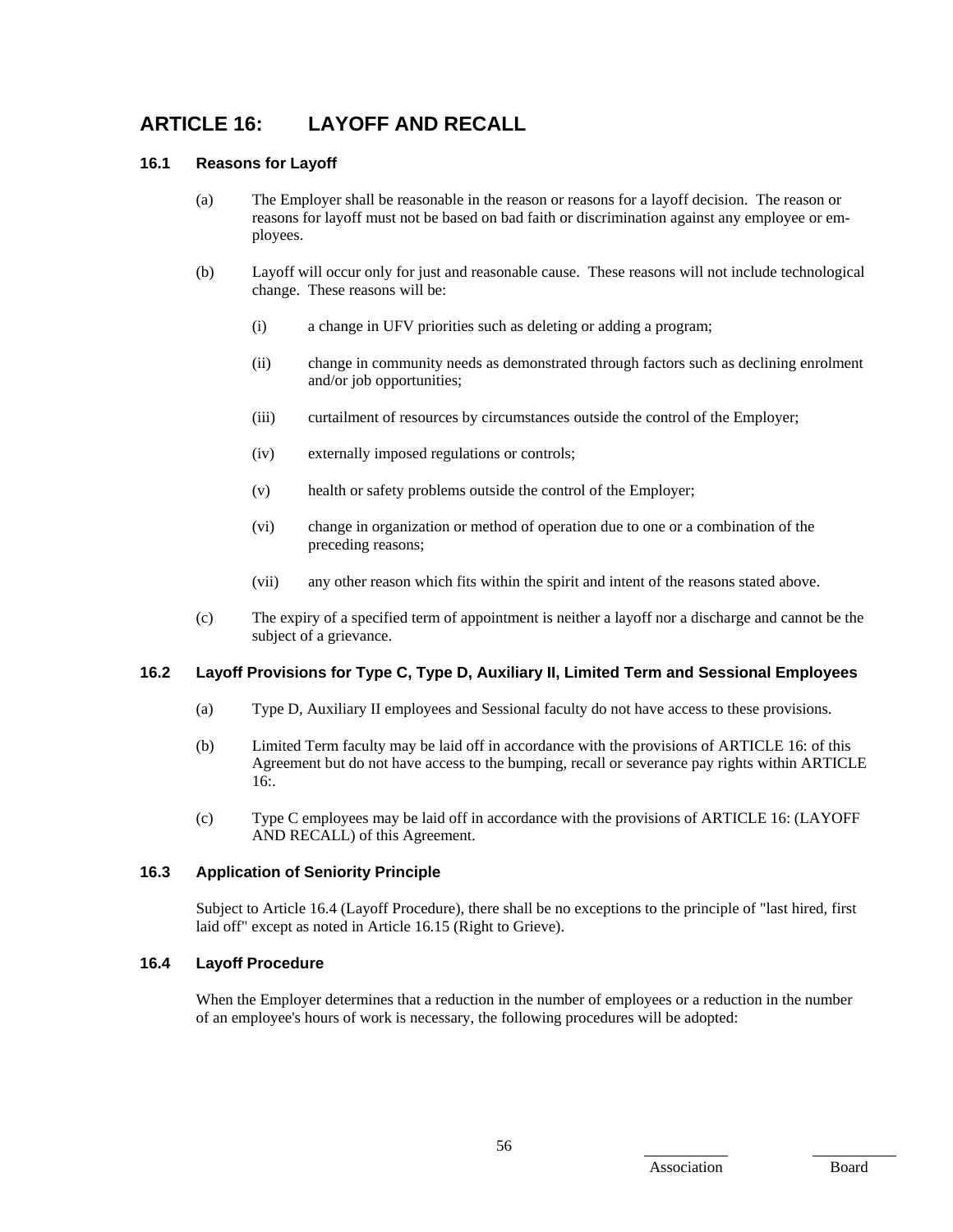# ARTICLE 16: LAYOFF AND RECALL

## 16.1 Reasons for Layoff

(a) The Employer shall be reasonable in the reason or reasons for a layoff decision. The reason or reasons for layoff must not be based on bad faith or discrimination against any employee or employees.

(b) Layoff will occur only for just and reasonable cause. These reasons will not include technological change. These reasons will be:

- (i) a change in UFV priorities such as deleting or adding a program;
- (ii) change in community needs as demonstrated through factors such as declining enrolment and/or job opportunities;
- (iii) curtailment of resources by circumstances outside the control of the Employer;
- (iv) externally imposed regulations or controls;
- (v) health or safety problems outside the control of the Employer;
- (vi) change in organization or method of operation due to one or a combination of the preceding reasons;
- (vii) any other reason which fits within the spirit and intent of the reasons stated above.

(c) The expiry of a specified term of appointment is neither a layoff nor a discharge and cannot be the subject of a grievance.

## 16.2 Layoff Provisions for Type C, Type D, Auxiliary II, Limited Term and Sessional Employees

(a) Type D, Auxiliary II employees and Sessional faculty do not have access to these provisions.

(b) Limited Term faculty may be laid off in accordance with the provisions of ARTICLE 16: of this Agreement but do not have access to the bumping, recall or severance pay rights within ARTICLE 16:.

(c) Type C employees may be laid off in accordance with the provisions of ARTICLE 16: (LAYOFF AND RECALL) of this Agreement.

## 16.3 Application of Seniority Principle

Subject to Article 16.4 (Layoff Procedure), there shall be no exceptions to the principle of "last hired, first laid off" except as noted in Article 16.15 (Right to Grieve).

## 16.4 Layoff Procedure

When the Employer determines that a reduction in the number of employees or a reduction in the number of an employee's hours of work is necessary, the following procedures will be adopted: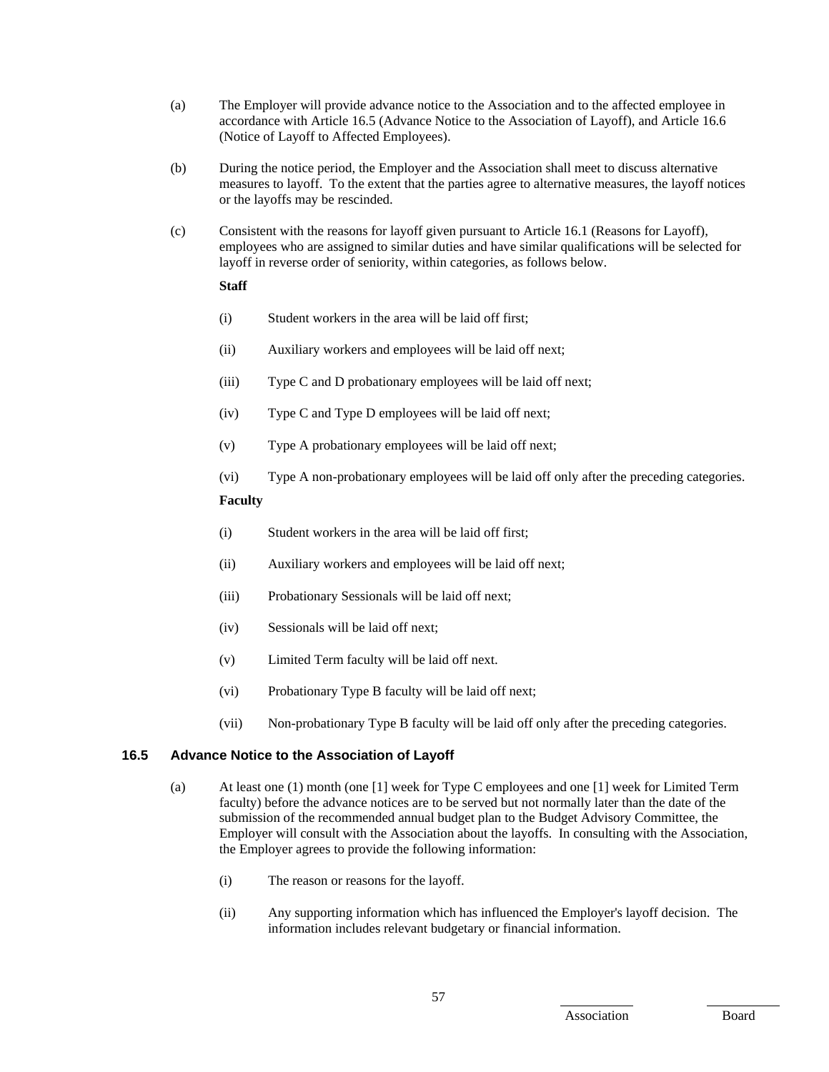(a) The Employer will provide advance notice to the Association and to the affected employee in accordance with Article 16.5 (Advance Notice to the Association of Layoff), and Article 16.6 (Notice of Layoff to Affected Employees).

(b) During the notice period, the Employer and the Association shall meet to discuss alternative measures to layoff. To the extent that the parties agree to alternative measures, the layoff notices or the layoffs may be rescinded.

(c) Consistent with the reasons for layoff given pursuant to Article 16.1 (Reasons for Layoff), employees who are assigned to similar duties and have similar qualifications will be selected for layoff in reverse order of seniority, within categories, as follows below.

**Staff**

(i) Student workers in the area will be laid off first;

(ii) Auxiliary workers and employees will be laid off next;

(iii) Type C and D probationary employees will be laid off next;

(iv) Type C and Type D employees will be laid off next;

(v) Type A probationary employees will be laid off next;

(vi) Type A non-probationary employees will be laid off only after the preceding categories.

**Faculty**

(i) Student workers in the area will be laid off first;

(ii) Auxiliary workers and employees will be laid off next;

(iii) Probationary Sessionals will be laid off next;

(iv) Sessionals will be laid off next;

(v) Limited Term faculty will be laid off next.

(vi) Probationary Type B faculty will be laid off next;

(vii) Non-probationary Type B faculty will be laid off only after the preceding categories.

### 16.5 Advance Notice to the Association of Layoff

(a) At least one (1) month (one [1] week for Type C employees and one [1] week for Limited Term faculty) before the advance notices are to be served but not normally later than the date of the submission of the recommended annual budget plan to the Budget Advisory Committee, the Employer will consult with the Association about the layoffs. In consulting with the Association, the Employer agrees to provide the following information:

(i) The reason or reasons for the layoff.

(ii) Any supporting information which has influenced the Employer's layoff decision. The information includes relevant budgetary or financial information.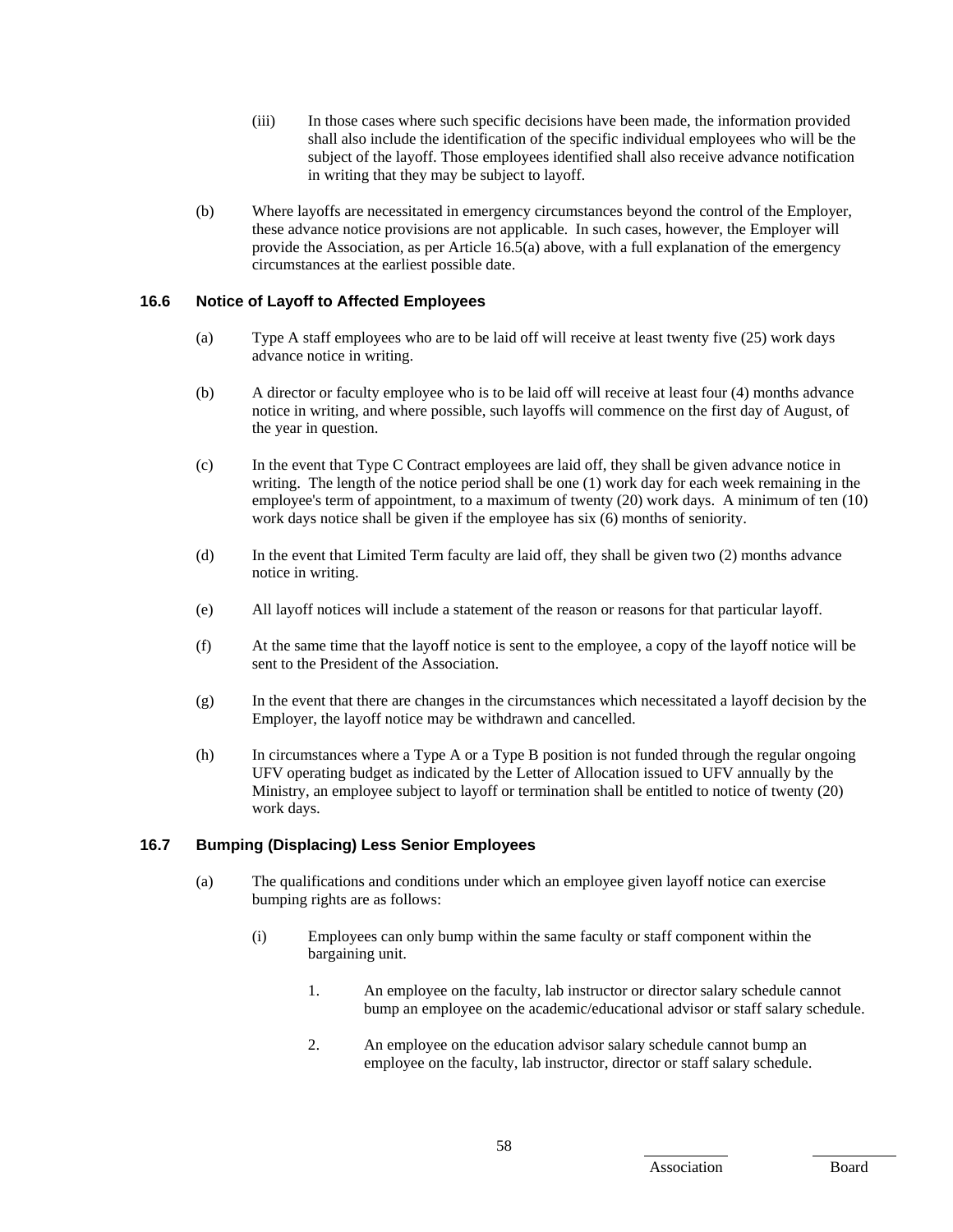(iii) In those cases where such specific decisions have been made, the information provided shall also include the identification of the specific individual employees who will be the subject of the layoff. Those employees identified shall also receive advance notification in writing that they may be subject to layoff.

(b) Where layoffs are necessitated in emergency circumstances beyond the control of the Employer, these advance notice provisions are not applicable. In such cases, however, the Employer will provide the Association, as per Article 16.5(a) above, with a full explanation of the emergency circumstances at the earliest possible date.

### 16.6 Notice of Layoff to Affected Employees

(a) Type A staff employees who are to be laid off will receive at least twenty five (25) work days advance notice in writing.

(b) A director or faculty employee who is to be laid off will receive at least four (4) months advance notice in writing, and where possible, such layoffs will commence on the first day of August, of the year in question.

(c) In the event that Type C Contract employees are laid off, they shall be given advance notice in writing. The length of the notice period shall be one (1) work day for each week remaining in the employee's term of appointment, to a maximum of twenty (20) work days. A minimum of ten (10) work days notice shall be given if the employee has six (6) months of seniority.

(d) In the event that Limited Term faculty are laid off, they shall be given two (2) months advance notice in writing.

(e) All layoff notices will include a statement of the reason or reasons for that particular layoff.

(f) At the same time that the layoff notice is sent to the employee, a copy of the layoff notice will be sent to the President of the Association.

(g) In the event that there are changes in the circumstances which necessitated a layoff decision by the Employer, the layoff notice may be withdrawn and cancelled.

(h) In circumstances where a Type A or a Type B position is not funded through the regular ongoing UFV operating budget as indicated by the Letter of Allocation issued to UFV annually by the Ministry, an employee subject to layoff or termination shall be entitled to notice of twenty (20) work days.

### 16.7 Bumping (Displacing) Less Senior Employees

(a) The qualifications and conditions under which an employee given layoff notice can exercise bumping rights are as follows:

(i) Employees can only bump within the same faculty or staff component within the bargaining unit.

1. An employee on the faculty, lab instructor or director salary schedule cannot bump an employee on the academic/educational advisor or staff salary schedule.

2. An employee on the education advisor salary schedule cannot bump an employee on the faculty, lab instructor, director or staff salary schedule.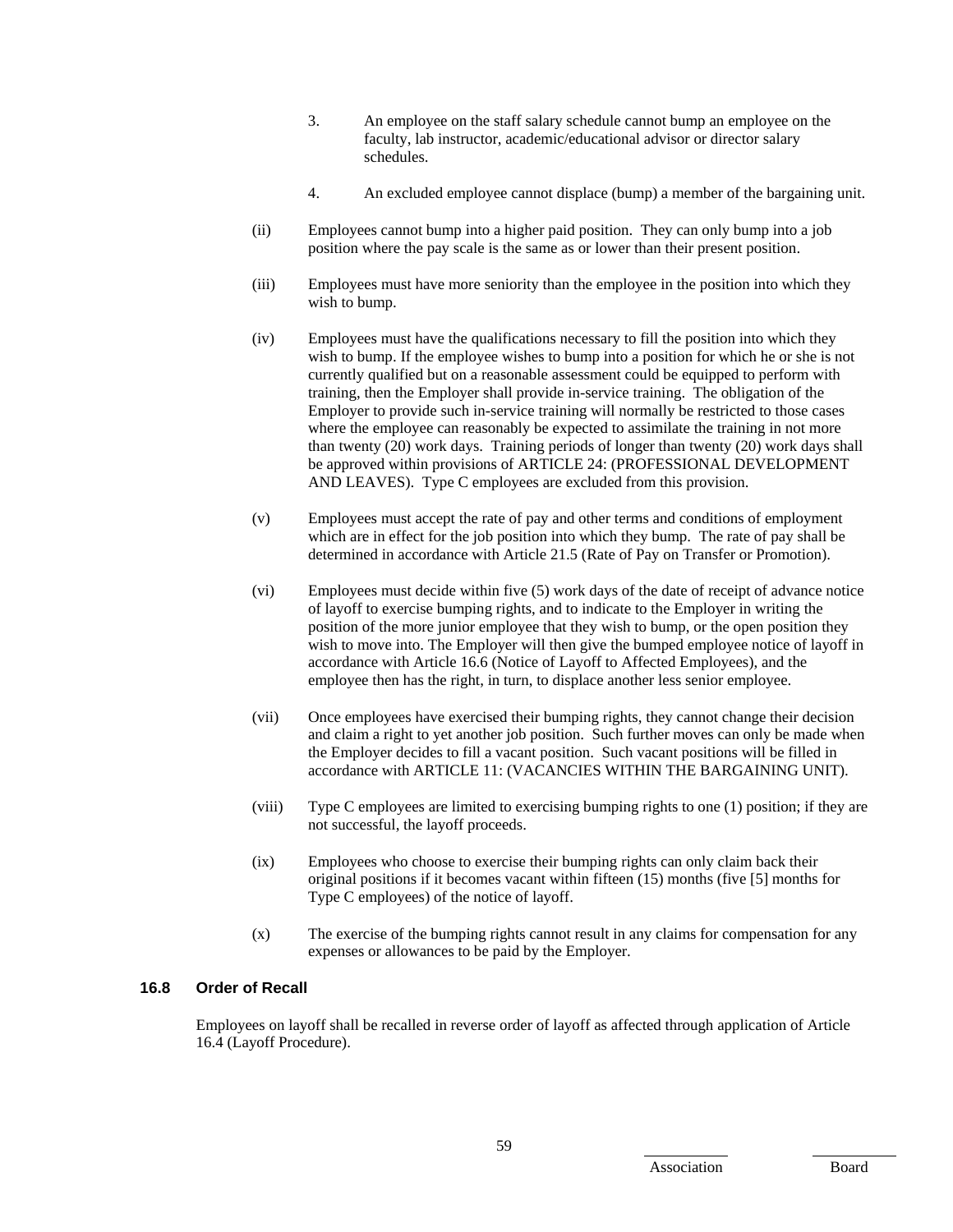3. An employee on the staff salary schedule cannot bump an employee on the faculty, lab instructor, academic/educational advisor or director salary schedules.

4. An excluded employee cannot displace (bump) a member of the bargaining unit.

(ii) Employees cannot bump into a higher paid position. They can only bump into a job position where the pay scale is the same as or lower than their present position.

(iii) Employees must have more seniority than the employee in the position into which they wish to bump.

(iv) Employees must have the qualifications necessary to fill the position into which they wish to bump. If the employee wishes to bump into a position for which he or she is not currently qualified but on a reasonable assessment could be equipped to perform with training, then the Employer shall provide in-service training. The obligation of the Employer to provide such in-service training will normally be restricted to those cases where the employee can reasonably be expected to assimilate the training in not more than twenty (20) work days. Training periods of longer than twenty (20) work days shall be approved within provisions of ARTICLE 24: (PROFESSIONAL DEVELOPMENT AND LEAVES). Type C employees are excluded from this provision.

(v) Employees must accept the rate of pay and other terms and conditions of employment which are in effect for the job position into which they bump. The rate of pay shall be determined in accordance with Article 21.5 (Rate of Pay on Transfer or Promotion).

(vi) Employees must decide within five (5) work days of the date of receipt of advance notice of layoff to exercise bumping rights, and to indicate to the Employer in writing the position of the more junior employee that they wish to bump, or the open position they wish to move into. The Employer will then give the bumped employee notice of layoff in accordance with Article 16.6 (Notice of Layoff to Affected Employees), and the employee then has the right, in turn, to displace another less senior employee.

(vii) Once employees have exercised their bumping rights, they cannot change their decision and claim a right to yet another job position. Such further moves can only be made when the Employer decides to fill a vacant position. Such vacant positions will be filled in accordance with ARTICLE 11: (VACANCIES WITHIN THE BARGAINING UNIT).

(viii) Type C employees are limited to exercising bumping rights to one (1) position; if they are not successful, the layoff proceeds.

(ix) Employees who choose to exercise their bumping rights can only claim back their original positions if it becomes vacant within fifteen (15) months (five [5] months for Type C employees) of the notice of layoff.

(x) The exercise of the bumping rights cannot result in any claims for compensation for any expenses or allowances to be paid by the Employer.

### 16.8 Order of Recall

Employees on layoff shall be recalled in reverse order of layoff as affected through application of Article 16.4 (Layoff Procedure).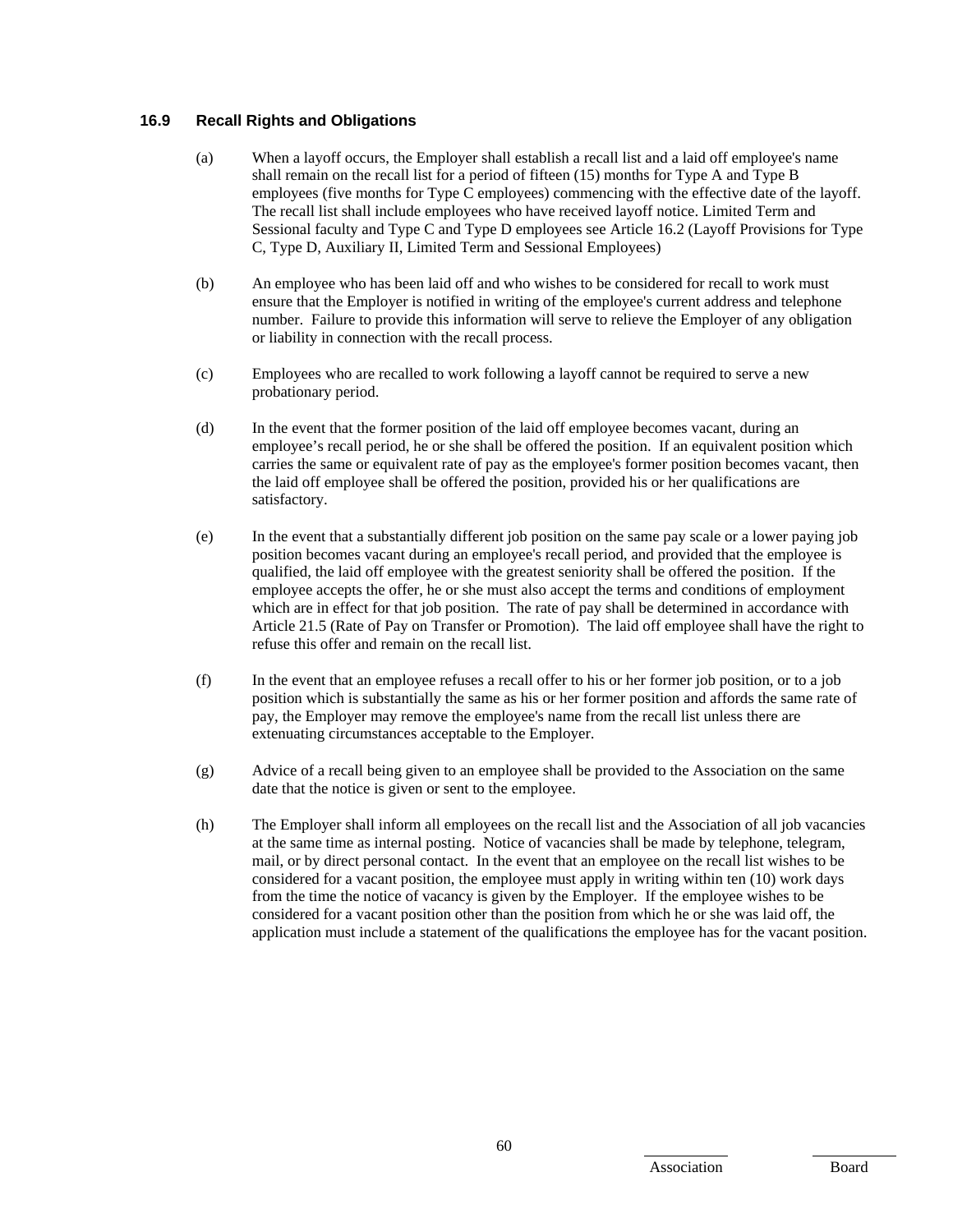### 16.9 Recall Rights and Obligations

(a) When a layoff occurs, the Employer shall establish a recall list and a laid off employee's name shall remain on the recall list for a period of fifteen (15) months for Type A and Type B employees (five months for Type C employees) commencing with the effective date of the layoff. The recall list shall include employees who have received layoff notice. Limited Term and Sessional faculty and Type C and Type D employees see Article 16.2 (Layoff Provisions for Type C, Type D, Auxiliary II, Limited Term and Sessional Employees)

(b) An employee who has been laid off and who wishes to be considered for recall to work must ensure that the Employer is notified in writing of the employee's current address and telephone number. Failure to provide this information will serve to relieve the Employer of any obligation or liability in connection with the recall process.

(c) Employees who are recalled to work following a layoff cannot be required to serve a new probationary period.

(d) In the event that the former position of the laid off employee becomes vacant, during an employee's recall period, he or she shall be offered the position. If an equivalent position which carries the same or equivalent rate of pay as the employee's former position becomes vacant, then the laid off employee shall be offered the position, provided his or her qualifications are satisfactory.

(e) In the event that a substantially different job position on the same pay scale or a lower paying job position becomes vacant during an employee's recall period, and provided that the employee is qualified, the laid off employee with the greatest seniority shall be offered the position. If the employee accepts the offer, he or she must also accept the terms and conditions of employment which are in effect for that job position. The rate of pay shall be determined in accordance with Article 21.5 (Rate of Pay on Transfer or Promotion). The laid off employee shall have the right to refuse this offer and remain on the recall list.

(f) In the event that an employee refuses a recall offer to his or her former job position, or to a job position which is substantially the same as his or her former position and affords the same rate of pay, the Employer may remove the employee's name from the recall list unless there are extenuating circumstances acceptable to the Employer.

(g) Advice of a recall being given to an employee shall be provided to the Association on the same date that the notice is given or sent to the employee.

(h) The Employer shall inform all employees on the recall list and the Association of all job vacancies at the same time as internal posting. Notice of vacancies shall be made by telephone, telegram, mail, or by direct personal contact. In the event that an employee on the recall list wishes to be considered for a vacant position, the employee must apply in writing within ten (10) work days from the time the notice of vacancy is given by the Employer. If the employee wishes to be considered for a vacant position other than the position from which he or she was laid off, the application must include a statement of the qualifications the employee has for the vacant position.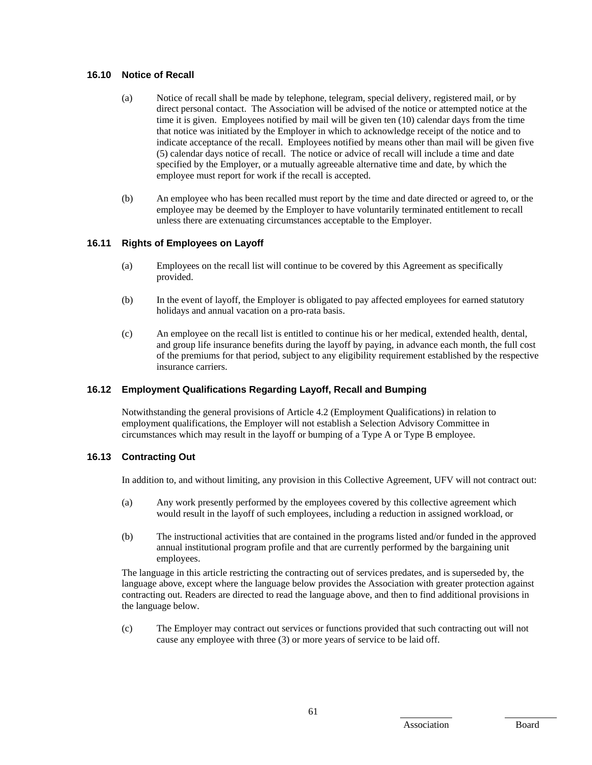### 16.10 Notice of Recall

(a) Notice of recall shall be made by telephone, telegram, special delivery, registered mail, or by direct personal contact. The Association will be advised of the notice or attempted notice at the time it is given. Employees notified by mail will be given ten (10) calendar days from the time that notice was initiated by the Employer in which to acknowledge receipt of the notice and to indicate acceptance of the recall. Employees notified by means other than mail will be given five (5) calendar days notice of recall. The notice or advice of recall will include a time and date specified by the Employer, or a mutually agreeable alternative time and date, by which the employee must report for work if the recall is accepted.

(b) An employee who has been recalled must report by the time and date directed or agreed to, or the employee may be deemed by the Employer to have voluntarily terminated entitlement to recall unless there are extenuating circumstances acceptable to the Employer.

### 16.11 Rights of Employees on Layoff

(a) Employees on the recall list will continue to be covered by this Agreement as specifically provided.

(b) In the event of layoff, the Employer is obligated to pay affected employees for earned statutory holidays and annual vacation on a pro-rata basis.

(c) An employee on the recall list is entitled to continue his or her medical, extended health, dental, and group life insurance benefits during the layoff by paying, in advance each month, the full cost of the premiums for that period, subject to any eligibility requirement established by the respective insurance carriers.

### 16.12 Employment Qualifications Regarding Layoff, Recall and Bumping

Notwithstanding the general provisions of Article 4.2 (Employment Qualifications) in relation to employment qualifications, the Employer will not establish a Selection Advisory Committee in circumstances which may result in the layoff or bumping of a Type A or Type B employee.

### 16.13 Contracting Out

In addition to, and without limiting, any provision in this Collective Agreement, UFV will not contract out:

(a) Any work presently performed by the employees covered by this collective agreement which would result in the layoff of such employees, including a reduction in assigned workload, or

(b) The instructional activities that are contained in the programs listed and/or funded in the approved annual institutional program profile and that are currently performed by the bargaining unit employees.

The language in this article restricting the contracting out of services predates, and is superseded by, the language above, except where the language below provides the Association with greater protection against contracting out. Readers are directed to read the language above, and then to find additional provisions in the language below.

(c) The Employer may contract out services or functions provided that such contracting out will not cause any employee with three (3) or more years of service to be laid off.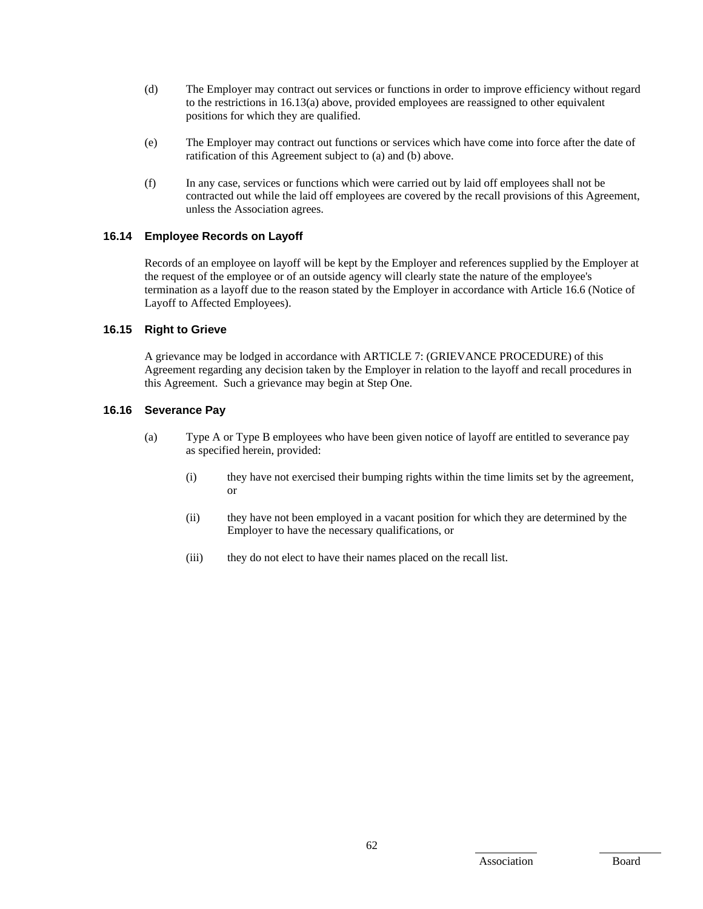(d) The Employer may contract out services or functions in order to improve efficiency without regard to the restrictions in 16.13(a) above, provided employees are reassigned to other equivalent positions for which they are qualified.

(e) The Employer may contract out functions or services which have come into force after the date of ratification of this Agreement subject to (a) and (b) above.

(f) In any case, services or functions which were carried out by laid off employees shall not be contracted out while the laid off employees are covered by the recall provisions of this Agreement, unless the Association agrees.

### 16.14 Employee Records on Layoff

Records of an employee on layoff will be kept by the Employer and references supplied by the Employer at the request of the employee or of an outside agency will clearly state the nature of the employee's termination as a layoff due to the reason stated by the Employer in accordance with Article 16.6 (Notice of Layoff to Affected Employees).

### 16.15 Right to Grieve

A grievance may be lodged in accordance with ARTICLE 7: (GRIEVANCE PROCEDURE) of this Agreement regarding any decision taken by the Employer in relation to the layoff and recall procedures in this Agreement. Such a grievance may begin at Step One.

### 16.16 Severance Pay

(a) Type A or Type B employees who have been given notice of layoff are entitled to severance pay as specified herein, provided:

(i) they have not exercised their bumping rights within the time limits set by the agreement, or

(ii) they have not been employed in a vacant position for which they are determined by the Employer to have the necessary qualifications, or

(iii) they do not elect to have their names placed on the recall list.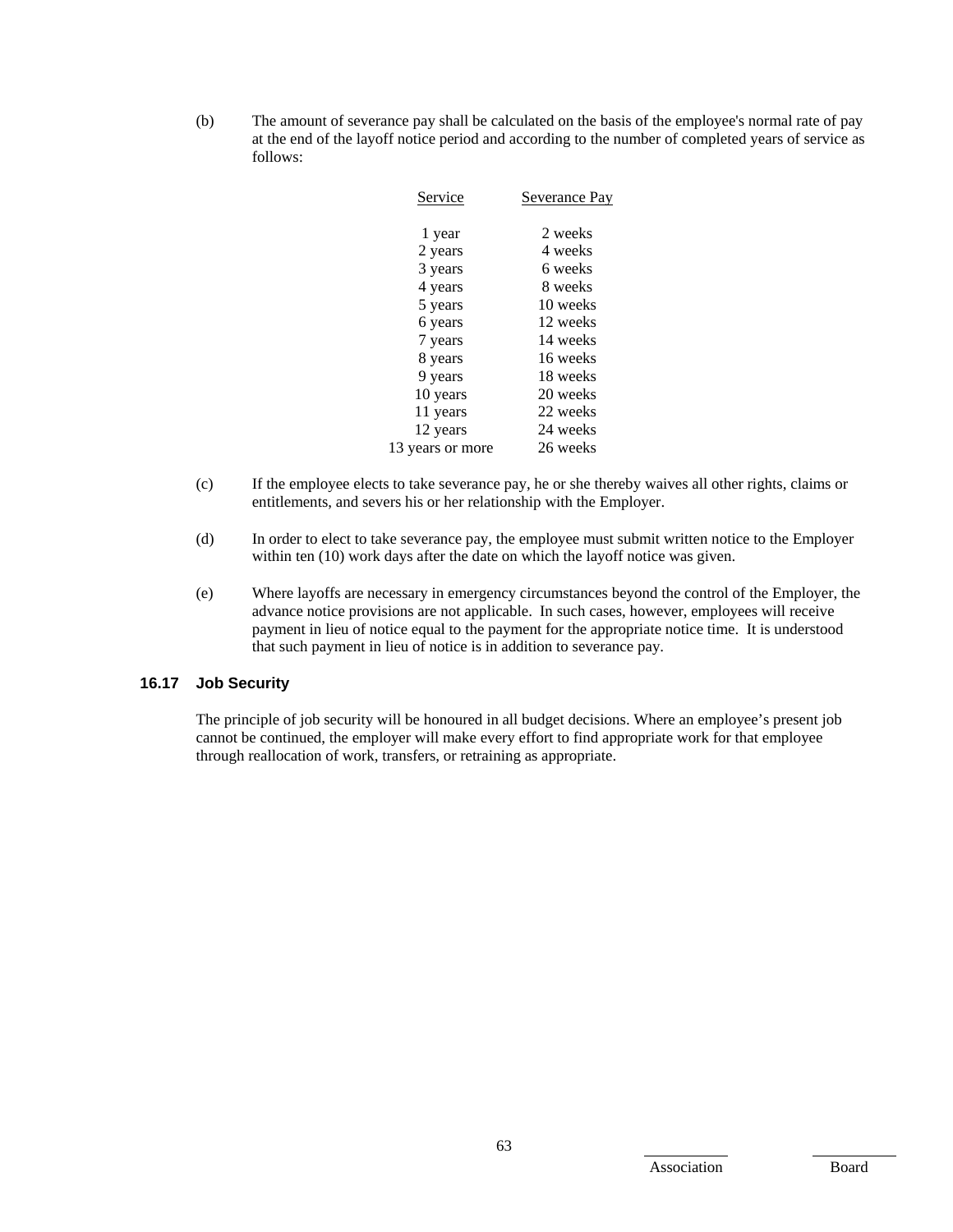(b) The amount of severance pay shall be calculated on the basis of the employee's normal rate of pay at the end of the layoff notice period and according to the number of completed years of service as follows:

| Service | Severance Pay |
|---|---|
| 1 year | 2 weeks |
| 2 years | 4 weeks |
| 3 years | 6 weeks |
| 4 years | 8 weeks |
| 5 years | 10 weeks |
| 6 years | 12 weeks |
| 7 years | 14 weeks |
| 8 years | 16 weeks |
| 9 years | 18 weeks |
| 10 years | 20 weeks |
| 11 years | 22 weeks |
| 12 years | 24 weeks |
| 13 years or more | 26 weeks |

(c) If the employee elects to take severance pay, he or she thereby waives all other rights, claims or entitlements, and severs his or her relationship with the Employer.

(d) In order to elect to take severance pay, the employee must submit written notice to the Employer within ten (10) work days after the date on which the layoff notice was given.

(e) Where layoffs are necessary in emergency circumstances beyond the control of the Employer, the advance notice provisions are not applicable. In such cases, however, employees will receive payment in lieu of notice equal to the payment for the appropriate notice time. It is understood that such payment in lieu of notice is in addition to severance pay.

### 16.17 Job Security

The principle of job security will be honoured in all budget decisions. Where an employee's present job cannot be continued, the employer will make every effort to find appropriate work for that employee through reallocation of work, transfers, or retraining as appropriate.

Association Board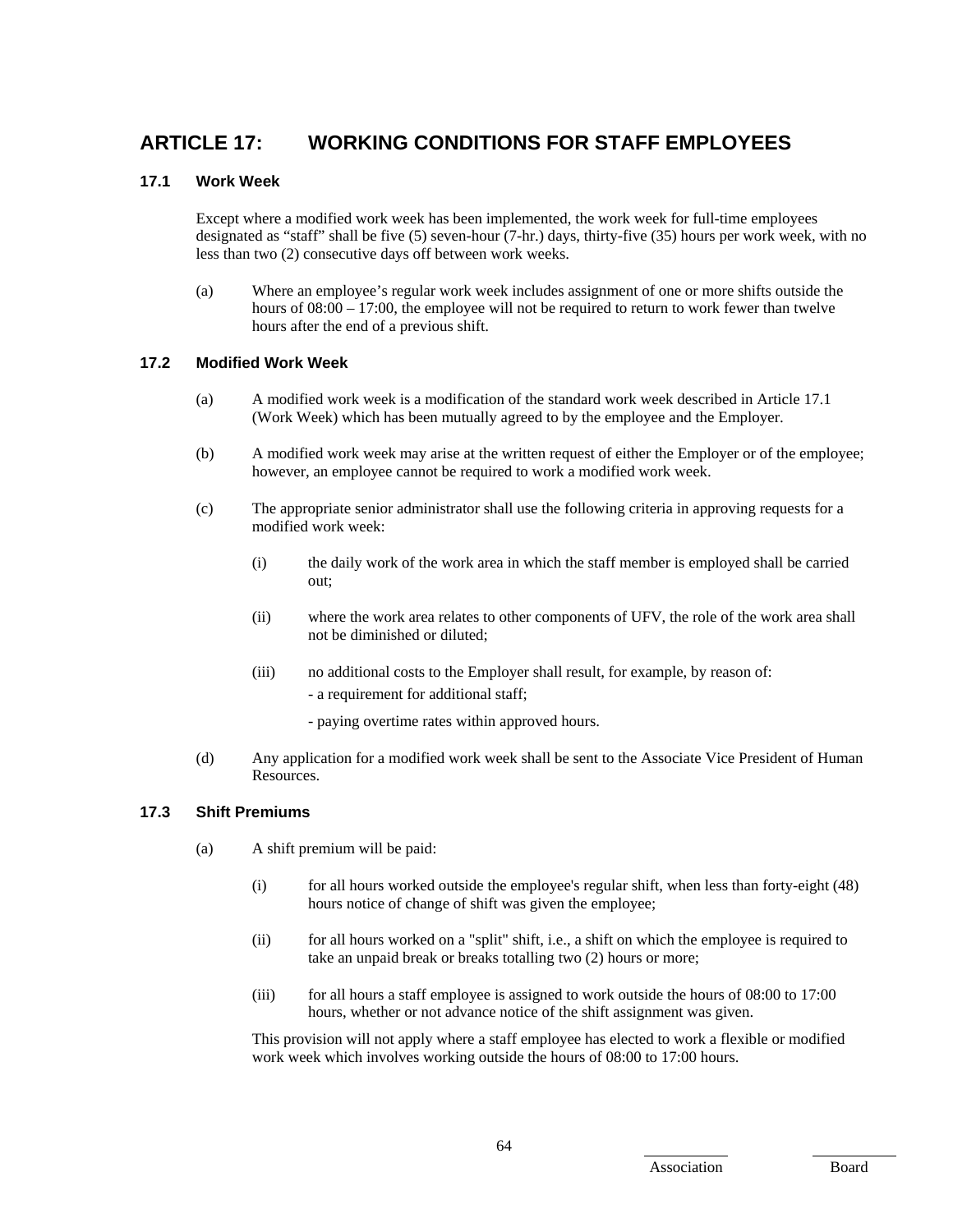## ARTICLE 17: WORKING CONDITIONS FOR STAFF EMPLOYEES

### 17.1 Work Week

Except where a modified work week has been implemented, the work week for full-time employees designated as "staff" shall be five (5) seven-hour (7-hr.) days, thirty-five (35) hours per work week, with no less than two (2) consecutive days off between work weeks.

(a) Where an employee's regular work week includes assignment of one or more shifts outside the hours of 08:00 – 17:00, the employee will not be required to return to work fewer than twelve hours after the end of a previous shift.

### 17.2 Modified Work Week

(a) A modified work week is a modification of the standard work week described in Article 17.1 (Work Week) which has been mutually agreed to by the employee and the Employer.

(b) A modified work week may arise at the written request of either the Employer or of the employee; however, an employee cannot be required to work a modified work week.

(c) The appropriate senior administrator shall use the following criteria in approving requests for a modified work week:

(i) the daily work of the work area in which the staff member is employed shall be carried out;

(ii) where the work area relates to other components of UFV, the role of the work area shall not be diminished or diluted;

(iii) no additional costs to the Employer shall result, for example, by reason of:

- a requirement for additional staff;
- paying overtime rates within approved hours.

(d) Any application for a modified work week shall be sent to the Associate Vice President of Human Resources.

### 17.3 Shift Premiums

(a) A shift premium will be paid:

(i) for all hours worked outside the employee's regular shift, when less than forty-eight (48) hours notice of change of shift was given the employee;

(ii) for all hours worked on a "split" shift, i.e., a shift on which the employee is required to take an unpaid break or breaks totalling two (2) hours or more;

(iii) for all hours a staff employee is assigned to work outside the hours of 08:00 to 17:00 hours, whether or not advance notice of the shift assignment was given.

This provision will not apply where a staff employee has elected to work a flexible or modified work week which involves working outside the hours of 08:00 to 17:00 hours.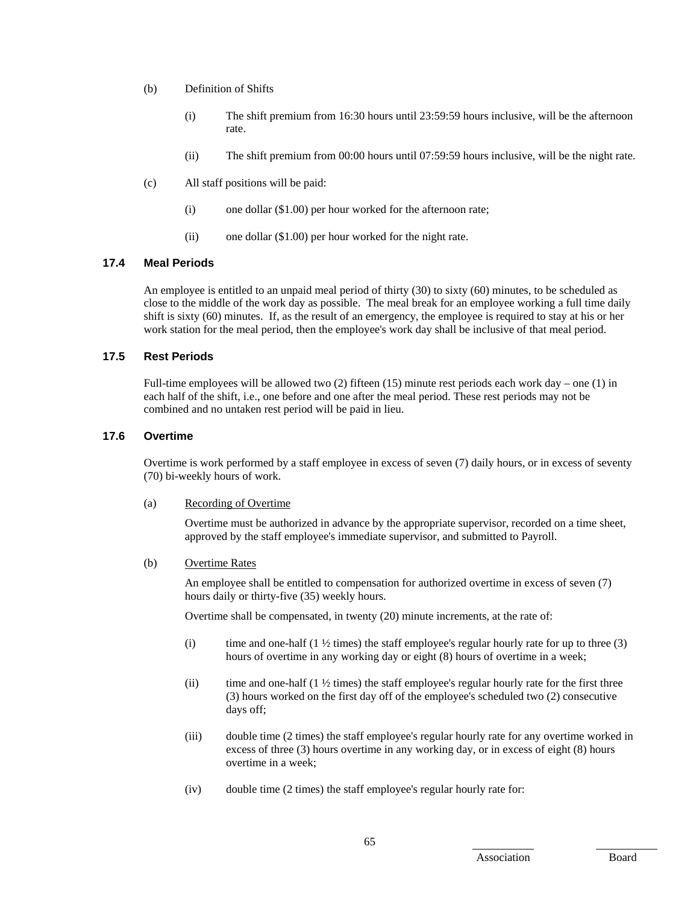(b) Definition of Shifts

   (i) The shift premium from 16:30 hours until 23:59:59 hours inclusive, will be the afternoon rate.

   (ii) The shift premium from 00:00 hours until 07:59:59 hours inclusive, will be the night rate.

(c) All staff positions will be paid:

   (i) one dollar ($1.00) per hour worked for the afternoon rate;

   (ii) one dollar ($1.00) per hour worked for the night rate.

### 17.4 Meal Periods

An employee is entitled to an unpaid meal period of thirty (30) to sixty (60) minutes, to be scheduled as close to the middle of the work day as possible. The meal break for an employee working a full time daily shift is sixty (60) minutes. If, as the result of an emergency, the employee is required to stay at his or her work station for the meal period, then the employee's work day shall be inclusive of that meal period.

### 17.5 Rest Periods

Full-time employees will be allowed two (2) fifteen (15) minute rest periods each work day – one (1) in each half of the shift, i.e., one before and one after the meal period. These rest periods may not be combined and no untaken rest period will be paid in lieu.

### 17.6 Overtime

Overtime is work performed by a staff employee in excess of seven (7) daily hours, or in excess of seventy (70) bi-weekly hours of work.

(a) Recording of Overtime

Overtime must be authorized in advance by the appropriate supervisor, recorded on a time sheet, approved by the staff employee's immediate supervisor, and submitted to Payroll.

(b) Overtime Rates

An employee shall be entitled to compensation for authorized overtime in excess of seven (7) hours daily or thirty-five (35) weekly hours.

Overtime shall be compensated, in twenty (20) minute increments, at the rate of:

   (i) time and one-half (1 ½ times) the staff employee's regular hourly rate for up to three (3) hours of overtime in any working day or eight (8) hours of overtime in a week;

   (ii) time and one-half (1 ½ times) the staff employee's regular hourly rate for the first three (3) hours worked on the first day off of the employee's scheduled two (2) consecutive days off;

   (iii) double time (2 times) the staff employee's regular hourly rate for any overtime worked in excess of three (3) hours overtime in any working day, or in excess of eight (8) hours overtime in a week;

   (iv) double time (2 times) the staff employee's regular hourly rate for: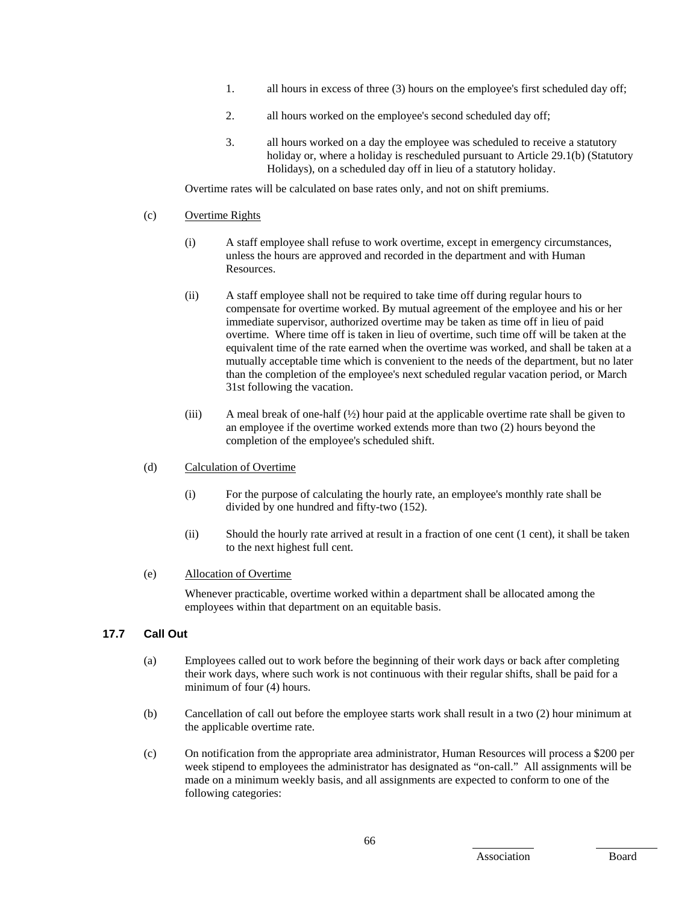1. all hours in excess of three (3) hours on the employee's first scheduled day off;

2. all hours worked on the employee's second scheduled day off;

3. all hours worked on a day the employee was scheduled to receive a statutory holiday or, where a holiday is rescheduled pursuant to Article 29.1(b) (Statutory Holidays), on a scheduled day off in lieu of a statutory holiday.

Overtime rates will be calculated on base rates only, and not on shift premiums.

(c) Overtime Rights

(i) A staff employee shall refuse to work overtime, except in emergency circumstances, unless the hours are approved and recorded in the department and with Human Resources.

(ii) A staff employee shall not be required to take time off during regular hours to compensate for overtime worked. By mutual agreement of the employee and his or her immediate supervisor, authorized overtime may be taken as time off in lieu of paid overtime. Where time off is taken in lieu of overtime, such time off will be taken at the equivalent time of the rate earned when the overtime was worked, and shall be taken at a mutually acceptable time which is convenient to the needs of the department, but no later than the completion of the employee's next scheduled regular vacation period, or March 31st following the vacation.

(iii) A meal break of one-half (½) hour paid at the applicable overtime rate shall be given to an employee if the overtime worked extends more than two (2) hours beyond the completion of the employee's scheduled shift.

(d) Calculation of Overtime

(i) For the purpose of calculating the hourly rate, an employee's monthly rate shall be divided by one hundred and fifty-two (152).

(ii) Should the hourly rate arrived at result in a fraction of one cent (1 cent), it shall be taken to the next highest full cent.

(e) Allocation of Overtime

Whenever practicable, overtime worked within a department shall be allocated among the employees within that department on an equitable basis.

### 17.7 Call Out

(a) Employees called out to work before the beginning of their work days or back after completing their work days, where such work is not continuous with their regular shifts, shall be paid for a minimum of four (4) hours.

(b) Cancellation of call out before the employee starts work shall result in a two (2) hour minimum at the applicable overtime rate.

(c) On notification from the appropriate area administrator, Human Resources will process a $200 per week stipend to employees the administrator has designated as "on-call." All assignments will be made on a minimum weekly basis, and all assignments are expected to conform to one of the following categories: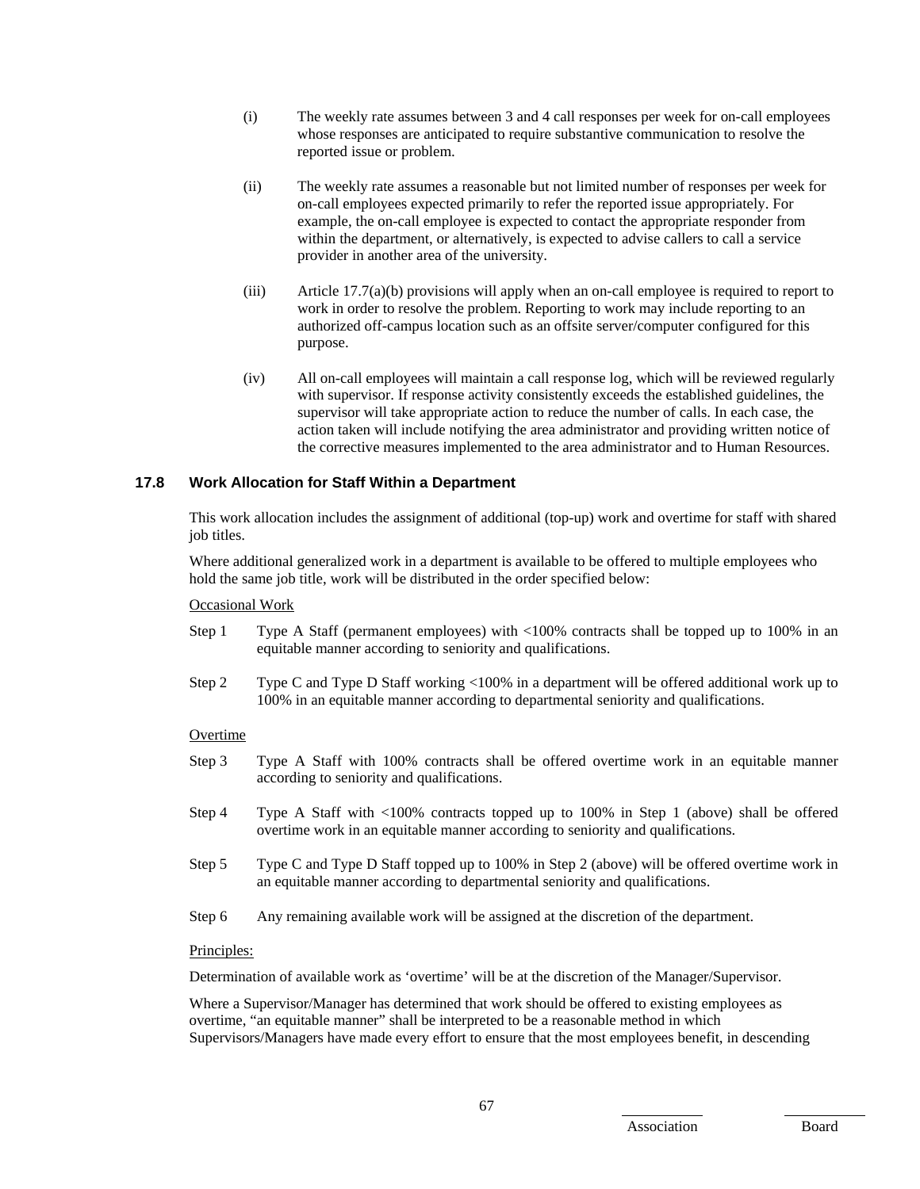(i) The weekly rate assumes between 3 and 4 call responses per week for on-call employees whose responses are anticipated to require substantive communication to resolve the reported issue or problem.

(ii) The weekly rate assumes a reasonable but not limited number of responses per week for on-call employees expected primarily to refer the reported issue appropriately. For example, the on-call employee is expected to contact the appropriate responder from within the department, or alternatively, is expected to advise callers to call a service provider in another area of the university.

(iii) Article 17.7(a)(b) provisions will apply when an on-call employee is required to report to work in order to resolve the problem. Reporting to work may include reporting to an authorized off-campus location such as an offsite server/computer configured for this purpose.

(iv) All on-call employees will maintain a call response log, which will be reviewed regularly with supervisor. If response activity consistently exceeds the established guidelines, the supervisor will take appropriate action to reduce the number of calls. In each case, the action taken will include notifying the area administrator and providing written notice of the corrective measures implemented to the area administrator and to Human Resources.

### 17.8 Work Allocation for Staff Within a Department

This work allocation includes the assignment of additional (top-up) work and overtime for staff with shared job titles.

Where additional generalized work in a department is available to be offered to multiple employees who hold the same job title, work will be distributed in the order specified below:

Occasional Work

Step 1 Type A Staff (permanent employees) with <100% contracts shall be topped up to 100% in an equitable manner according to seniority and qualifications.

Step 2 Type C and Type D Staff working <100% in a department will be offered additional work up to 100% in an equitable manner according to departmental seniority and qualifications.

Overtime

Step 3 Type A Staff with 100% contracts shall be offered overtime work in an equitable manner according to seniority and qualifications.

Step 4 Type A Staff with <100% contracts topped up to 100% in Step 1 (above) shall be offered overtime work in an equitable manner according to seniority and qualifications.

Step 5 Type C and Type D Staff topped up to 100% in Step 2 (above) will be offered overtime work in an equitable manner according to departmental seniority and qualifications.

Step 6 Any remaining available work will be assigned at the discretion of the department.

Principles:

Determination of available work as 'overtime' will be at the discretion of the Manager/Supervisor.

Where a Supervisor/Manager has determined that work should be offered to existing employees as overtime, "an equitable manner" shall be interpreted to be a reasonable method in which Supervisors/Managers have made every effort to ensure that the most employees benefit, in descending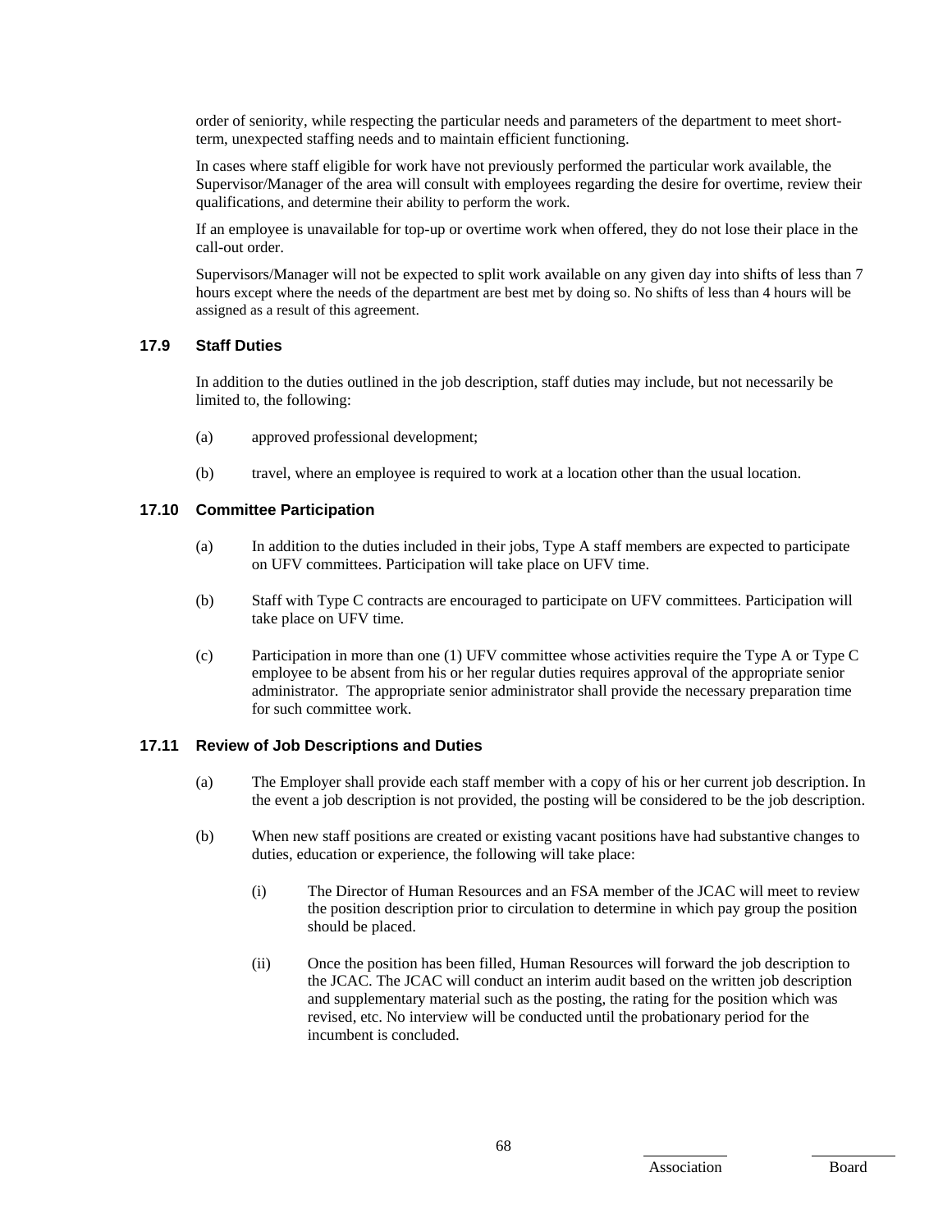order of seniority, while respecting the particular needs and parameters of the department to meet short-term, unexpected staffing needs and to maintain efficient functioning.

In cases where staff eligible for work have not previously performed the particular work available, the Supervisor/Manager of the area will consult with employees regarding the desire for overtime, review their qualifications, and determine their ability to perform the work.

If an employee is unavailable for top-up or overtime work when offered, they do not lose their place in the call-out order.

Supervisors/Manager will not be expected to split work available on any given day into shifts of less than 7 hours except where the needs of the department are best met by doing so. No shifts of less than 4 hours will be assigned as a result of this agreement.

### 17.9 Staff Duties

In addition to the duties outlined in the job description, staff duties may include, but not necessarily be limited to, the following:

(a) approved professional development;

(b) travel, where an employee is required to work at a location other than the usual location.

### 17.10 Committee Participation

(a) In addition to the duties included in their jobs, Type A staff members are expected to participate on UFV committees. Participation will take place on UFV time.

(b) Staff with Type C contracts are encouraged to participate on UFV committees. Participation will take place on UFV time.

(c) Participation in more than one (1) UFV committee whose activities require the Type A or Type C employee to be absent from his or her regular duties requires approval of the appropriate senior administrator. The appropriate senior administrator shall provide the necessary preparation time for such committee work.

### 17.11 Review of Job Descriptions and Duties

(a) The Employer shall provide each staff member with a copy of his or her current job description. In the event a job description is not provided, the posting will be considered to be the job description.

(b) When new staff positions are created or existing vacant positions have had substantive changes to duties, education or experience, the following will take place:

(i) The Director of Human Resources and an FSA member of the JCAC will meet to review the position description prior to circulation to determine in which pay group the position should be placed.

(ii) Once the position has been filled, Human Resources will forward the job description to the JCAC. The JCAC will conduct an interim audit based on the written job description and supplementary material such as the posting, the rating for the position which was revised, etc. No interview will be conducted until the probationary period for the incumbent is concluded.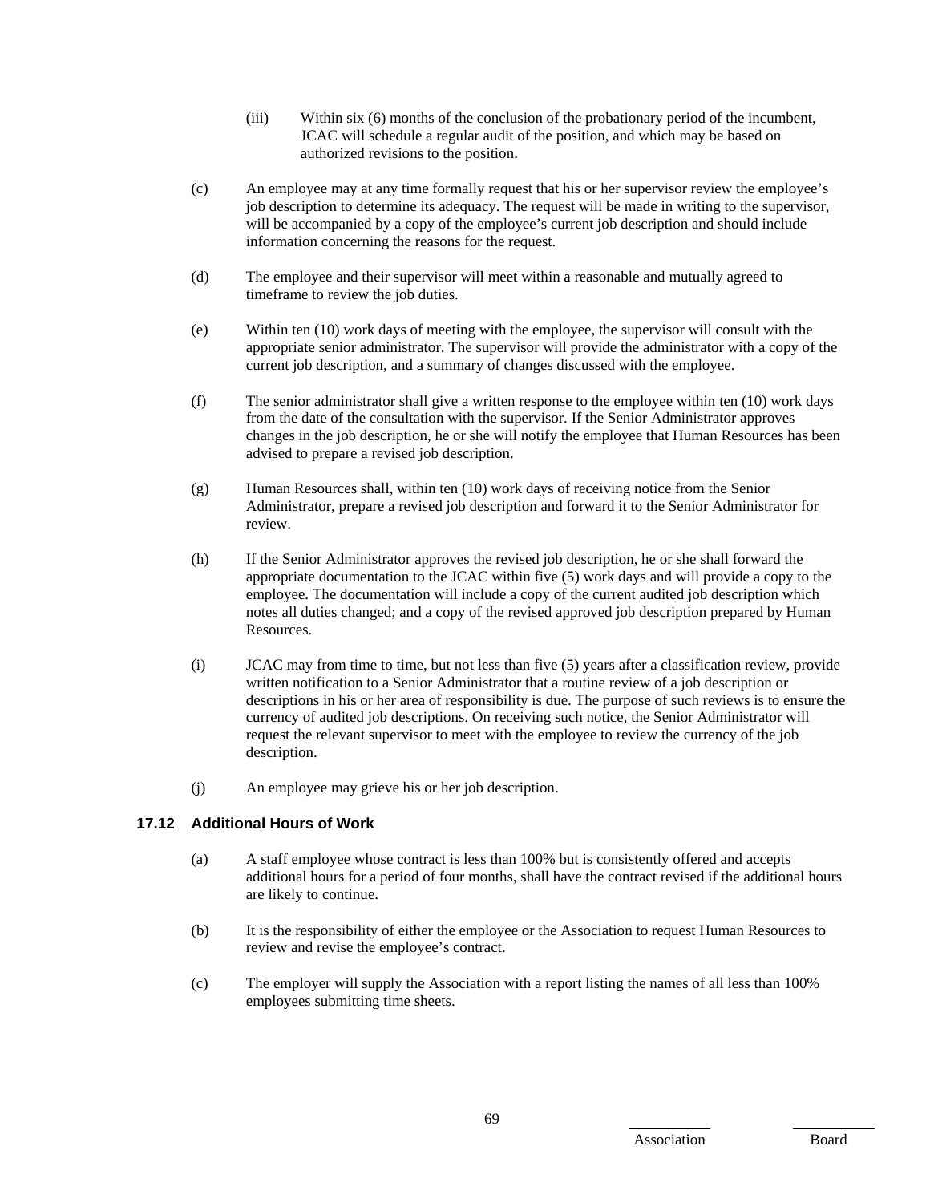(iii) Within six (6) months of the conclusion of the probationary period of the incumbent, JCAC will schedule a regular audit of the position, and which may be based on authorized revisions to the position.

(c) An employee may at any time formally request that his or her supervisor review the employee's job description to determine its adequacy. The request will be made in writing to the supervisor, will be accompanied by a copy of the employee's current job description and should include information concerning the reasons for the request.

(d) The employee and their supervisor will meet within a reasonable and mutually agreed to timeframe to review the job duties.

(e) Within ten (10) work days of meeting with the employee, the supervisor will consult with the appropriate senior administrator. The supervisor will provide the administrator with a copy of the current job description, and a summary of changes discussed with the employee.

(f) The senior administrator shall give a written response to the employee within ten (10) work days from the date of the consultation with the supervisor. If the Senior Administrator approves changes in the job description, he or she will notify the employee that Human Resources has been advised to prepare a revised job description.

(g) Human Resources shall, within ten (10) work days of receiving notice from the Senior Administrator, prepare a revised job description and forward it to the Senior Administrator for review.

(h) If the Senior Administrator approves the revised job description, he or she shall forward the appropriate documentation to the JCAC within five (5) work days and will provide a copy to the employee. The documentation will include a copy of the current audited job description which notes all duties changed; and a copy of the revised approved job description prepared by Human Resources.

(i) JCAC may from time to time, but not less than five (5) years after a classification review, provide written notification to a Senior Administrator that a routine review of a job description or descriptions in his or her area of responsibility is due. The purpose of such reviews is to ensure the currency of audited job descriptions. On receiving such notice, the Senior Administrator will request the relevant supervisor to meet with the employee to review the currency of the job description.

(j) An employee may grieve his or her job description.

### 17.12 Additional Hours of Work

(a) A staff employee whose contract is less than 100% but is consistently offered and accepts additional hours for a period of four months, shall have the contract revised if the additional hours are likely to continue.

(b) It is the responsibility of either the employee or the Association to request Human Resources to review and revise the employee's contract.

(c) The employer will supply the Association with a report listing the names of all less than 100% employees submitting time sheets.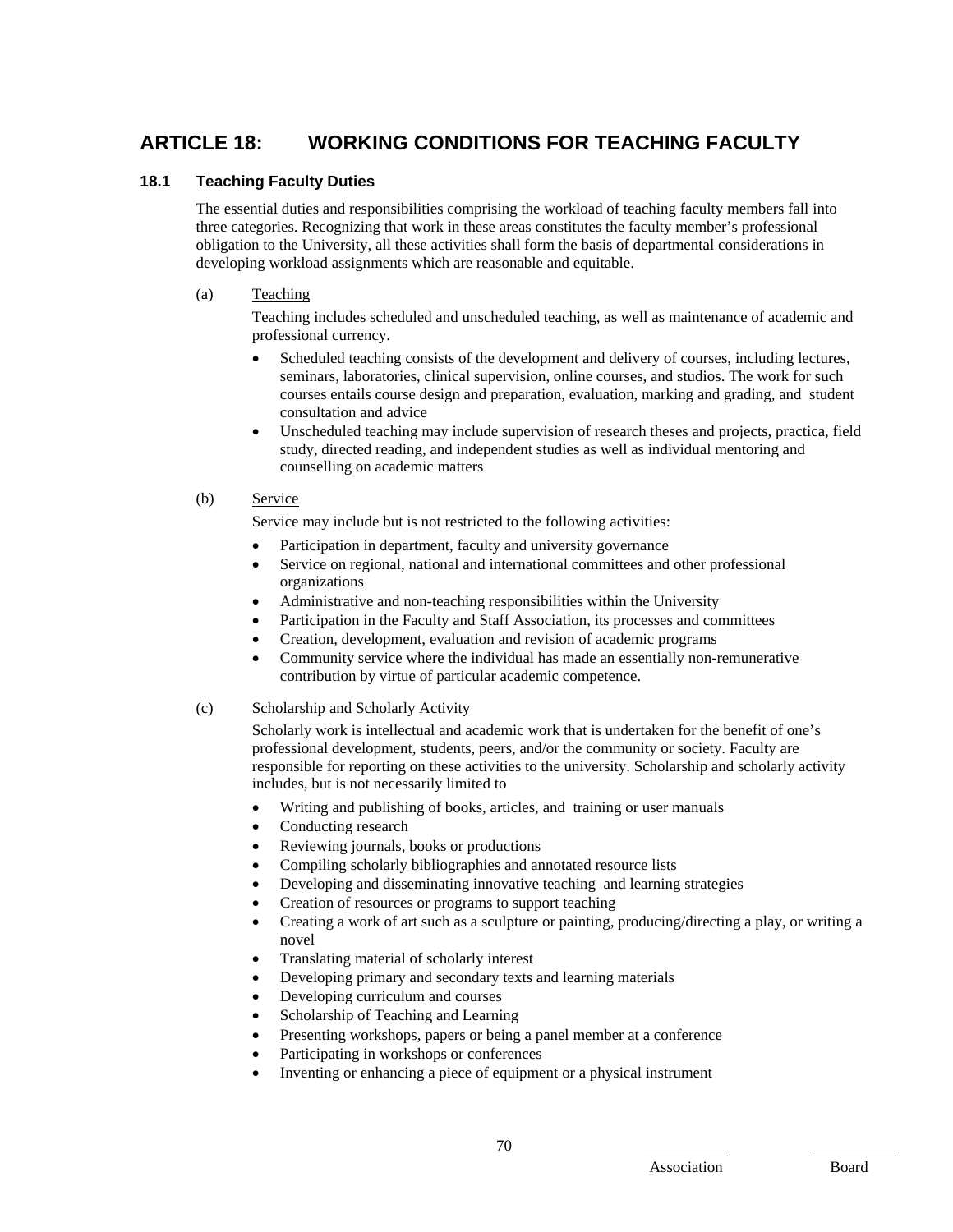# ARTICLE 18: WORKING CONDITIONS FOR TEACHING FACULTY

## 18.1 Teaching Faculty Duties

The essential duties and responsibilities comprising the workload of teaching faculty members fall into three categories. Recognizing that work in these areas constitutes the faculty member's professional obligation to the University, all these activities shall form the basis of departmental considerations in developing workload assignments which are reasonable and equitable.

(a) Teaching

Teaching includes scheduled and unscheduled teaching, as well as maintenance of academic and professional currency.

- Scheduled teaching consists of the development and delivery of courses, including lectures, seminars, laboratories, clinical supervision, online courses, and studios. The work for such courses entails course design and preparation, evaluation, marking and grading, and student consultation and advice
- Unscheduled teaching may include supervision of research theses and projects, practica, field study, directed reading, and independent studies as well as individual mentoring and counselling on academic matters

(b) Service

Service may include but is not restricted to the following activities:

- Participation in department, faculty and university governance
- Service on regional, national and international committees and other professional organizations
- Administrative and non-teaching responsibilities within the University
- Participation in the Faculty and Staff Association, its processes and committees
- Creation, development, evaluation and revision of academic programs
- Community service where the individual has made an essentially non-remunerative contribution by virtue of particular academic competence.

(c) Scholarship and Scholarly Activity

Scholarly work is intellectual and academic work that is undertaken for the benefit of one's professional development, students, peers, and/or the community or society. Faculty are responsible for reporting on these activities to the university. Scholarship and scholarly activity includes, but is not necessarily limited to

- Writing and publishing of books, articles, and training or user manuals
- Conducting research
- Reviewing journals, books or productions
- Compiling scholarly bibliographies and annotated resource lists
- Developing and disseminating innovative teaching and learning strategies
- Creation of resources or programs to support teaching
- Creating a work of art such as a sculpture or painting, producing/directing a play, or writing a novel
- Translating material of scholarly interest
- Developing primary and secondary texts and learning materials
- Developing curriculum and courses
- Scholarship of Teaching and Learning
- Presenting workshops, papers or being a panel member at a conference
- Participating in workshops or conferences
- Inventing or enhancing a piece of equipment or a physical instrument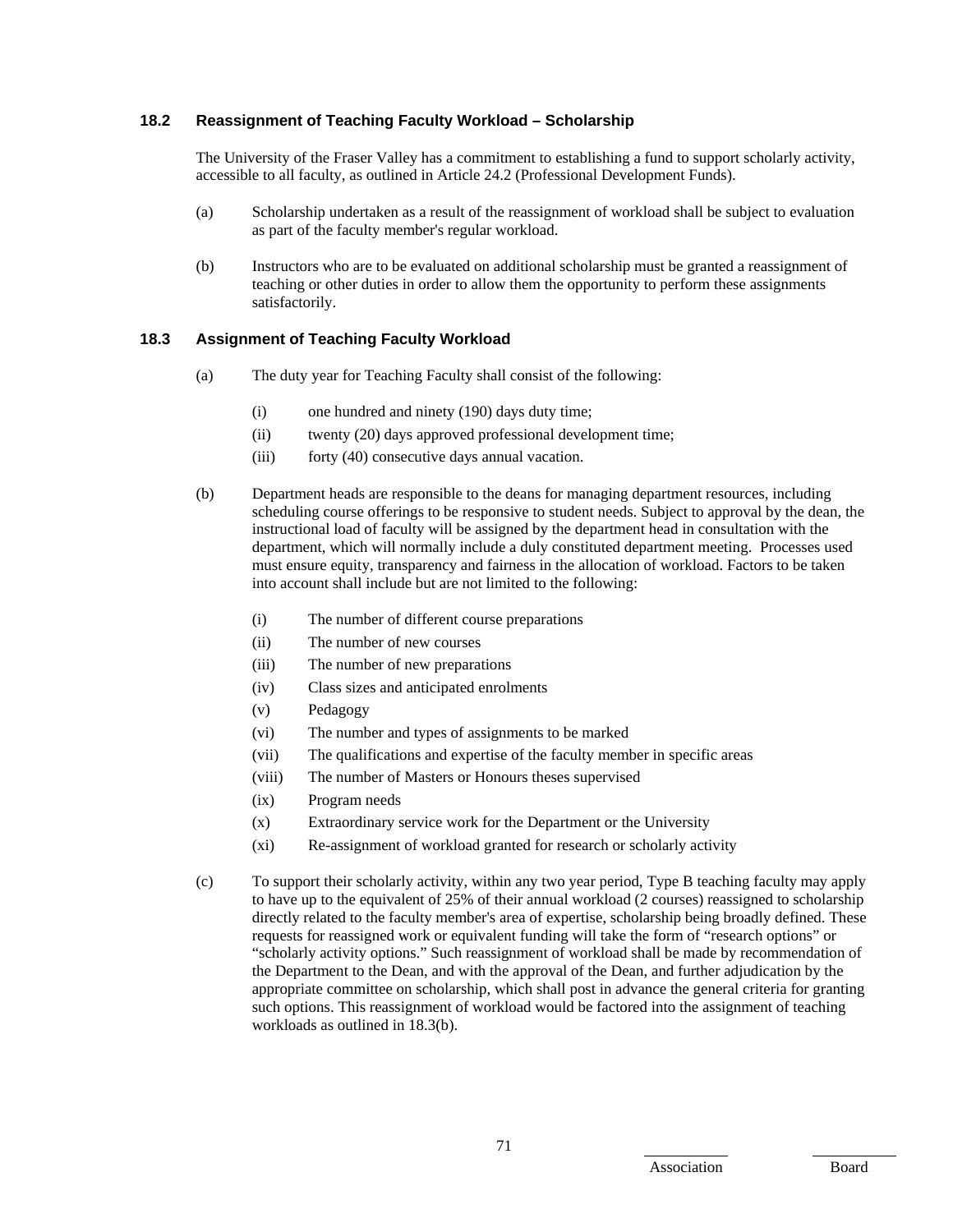### 18.2 Reassignment of Teaching Faculty Workload – Scholarship

The University of the Fraser Valley has a commitment to establishing a fund to support scholarly activity, accessible to all faculty, as outlined in Article 24.2 (Professional Development Funds).

(a) Scholarship undertaken as a result of the reassignment of workload shall be subject to evaluation as part of the faculty member's regular workload.

(b) Instructors who are to be evaluated on additional scholarship must be granted a reassignment of teaching or other duties in order to allow them the opportunity to perform these assignments satisfactorily.

### 18.3 Assignment of Teaching Faculty Workload

(a) The duty year for Teaching Faculty shall consist of the following:

- (i) one hundred and ninety (190) days duty time;
- (ii) twenty (20) days approved professional development time;
- (iii) forty (40) consecutive days annual vacation.

(b) Department heads are responsible to the deans for managing department resources, including scheduling course offerings to be responsive to student needs. Subject to approval by the dean, the instructional load of faculty will be assigned by the department head in consultation with the department, which will normally include a duly constituted department meeting. Processes used must ensure equity, transparency and fairness in the allocation of workload. Factors to be taken into account shall include but are not limited to the following:

- (i) The number of different course preparations
- (ii) The number of new courses
- (iii) The number of new preparations
- (iv) Class sizes and anticipated enrolments
- (v) Pedagogy
- (vi) The number and types of assignments to be marked
- (vii) The qualifications and expertise of the faculty member in specific areas
- (viii) The number of Masters or Honours theses supervised
- (ix) Program needs
- (x) Extraordinary service work for the Department or the University
- (xi) Re-assignment of workload granted for research or scholarly activity

(c) To support their scholarly activity, within any two year period, Type B teaching faculty may apply to have up to the equivalent of 25% of their annual workload (2 courses) reassigned to scholarship directly related to the faculty member's area of expertise, scholarship being broadly defined. These requests for reassigned work or equivalent funding will take the form of "research options" or "scholarly activity options." Such reassignment of workload shall be made by recommendation of the Department to the Dean, and with the approval of the Dean, and further adjudication by the appropriate committee on scholarship, which shall post in advance the general criteria for granting such options. This reassignment of workload would be factored into the assignment of teaching workloads as outlined in 18.3(b).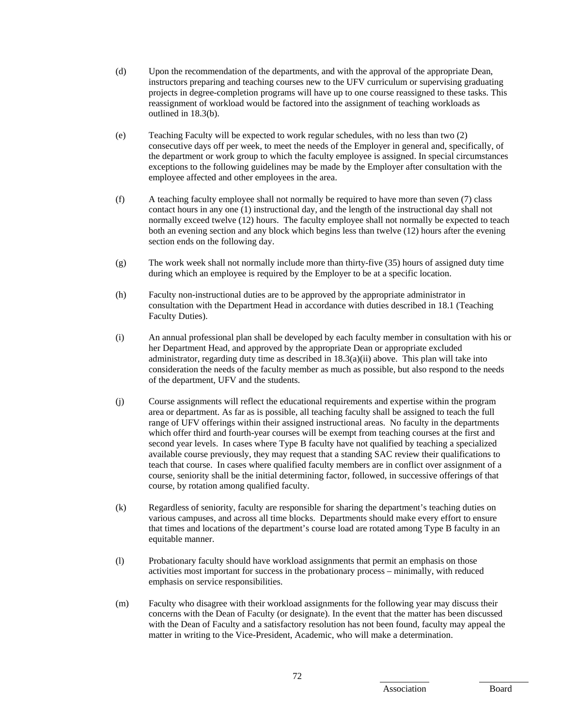(d) Upon the recommendation of the departments, and with the approval of the appropriate Dean, instructors preparing and teaching courses new to the UFV curriculum or supervising graduating projects in degree-completion programs will have up to one course reassigned to these tasks. This reassignment of workload would be factored into the assignment of teaching workloads as outlined in 18.3(b).

(e) Teaching Faculty will be expected to work regular schedules, with no less than two (2) consecutive days off per week, to meet the needs of the Employer in general and, specifically, of the department or work group to which the faculty employee is assigned. In special circumstances exceptions to the following guidelines may be made by the Employer after consultation with the employee affected and other employees in the area.

(f) A teaching faculty employee shall not normally be required to have more than seven (7) class contact hours in any one (1) instructional day, and the length of the instructional day shall not normally exceed twelve (12) hours. The faculty employee shall not normally be expected to teach both an evening section and any block which begins less than twelve (12) hours after the evening section ends on the following day.

(g) The work week shall not normally include more than thirty-five (35) hours of assigned duty time during which an employee is required by the Employer to be at a specific location.

(h) Faculty non-instructional duties are to be approved by the appropriate administrator in consultation with the Department Head in accordance with duties described in 18.1 (Teaching Faculty Duties).

(i) An annual professional plan shall be developed by each faculty member in consultation with his or her Department Head, and approved by the appropriate Dean or appropriate excluded administrator, regarding duty time as described in 18.3(a)(ii) above. This plan will take into consideration the needs of the faculty member as much as possible, but also respond to the needs of the department, UFV and the students.

(j) Course assignments will reflect the educational requirements and expertise within the program area or department. As far as is possible, all teaching faculty shall be assigned to teach the full range of UFV offerings within their assigned instructional areas. No faculty in the departments which offer third and fourth-year courses will be exempt from teaching courses at the first and second year levels. In cases where Type B faculty have not qualified by teaching a specialized available course previously, they may request that a standing SAC review their qualifications to teach that course. In cases where qualified faculty members are in conflict over assignment of a course, seniority shall be the initial determining factor, followed, in successive offerings of that course, by rotation among qualified faculty.

(k) Regardless of seniority, faculty are responsible for sharing the department's teaching duties on various campuses, and across all time blocks. Departments should make every effort to ensure that times and locations of the department's course load are rotated among Type B faculty in an equitable manner.

(l) Probationary faculty should have workload assignments that permit an emphasis on those activities most important for success in the probationary process – minimally, with reduced emphasis on service responsibilities.

(m) Faculty who disagree with their workload assignments for the following year may discuss their concerns with the Dean of Faculty (or designate). In the event that the matter has been discussed with the Dean of Faculty and a satisfactory resolution has not been found, faculty may appeal the matter in writing to the Vice-President, Academic, who will make a determination.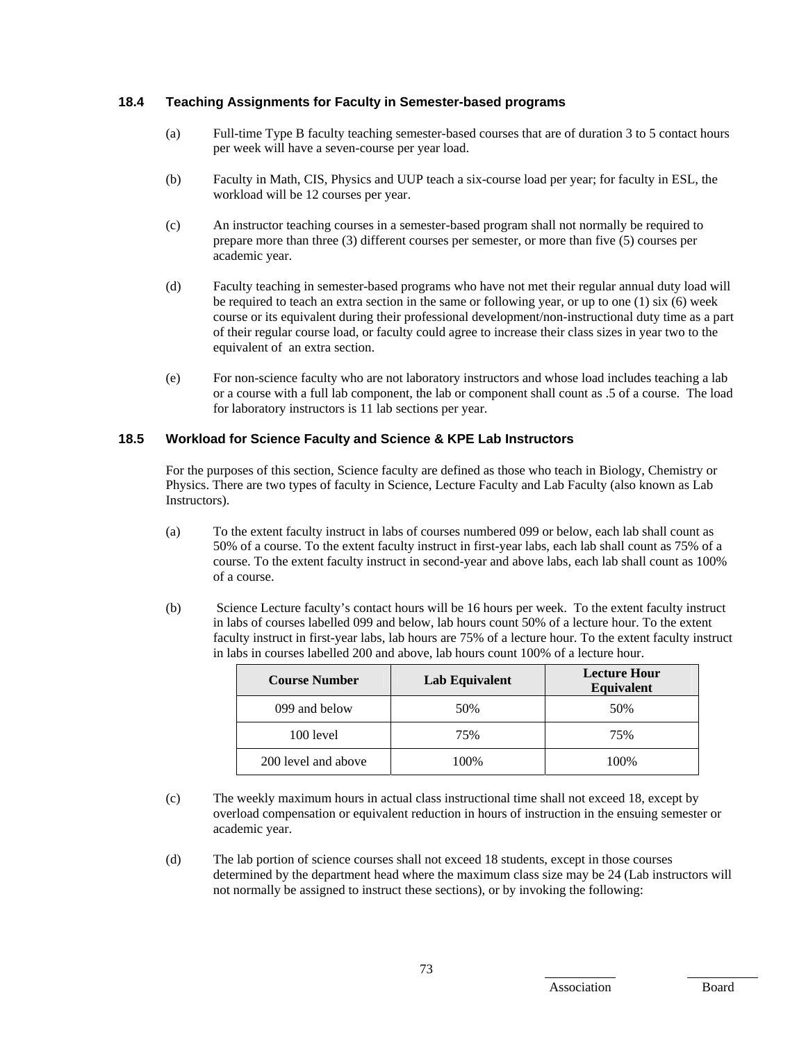### 18.4 Teaching Assignments for Faculty in Semester-based programs

(a) Full-time Type B faculty teaching semester-based courses that are of duration 3 to 5 contact hours per week will have a seven-course per year load.

(b) Faculty in Math, CIS, Physics and UUP teach a six-course load per year; for faculty in ESL, the workload will be 12 courses per year.

(c) An instructor teaching courses in a semester-based program shall not normally be required to prepare more than three (3) different courses per semester, or more than five (5) courses per academic year.

(d) Faculty teaching in semester-based programs who have not met their regular annual duty load will be required to teach an extra section in the same or following year, or up to one (1) six (6) week course or its equivalent during their professional development/non-instructional duty time as a part of their regular course load, or faculty could agree to increase their class sizes in year two to the equivalent of an extra section.

(e) For non-science faculty who are not laboratory instructors and whose load includes teaching a lab or a course with a full lab component, the lab or component shall count as .5 of a course. The load for laboratory instructors is 11 lab sections per year.

### 18.5 Workload for Science Faculty and Science & KPE Lab Instructors

For the purposes of this section, Science faculty are defined as those who teach in Biology, Chemistry or Physics. There are two types of faculty in Science, Lecture Faculty and Lab Faculty (also known as Lab Instructors).

(a) To the extent faculty instruct in labs of courses numbered 099 or below, each lab shall count as 50% of a course. To the extent faculty instruct in first-year labs, each lab shall count as 75% of a course. To the extent faculty instruct in second-year and above labs, each lab shall count as 100% of a course.

(b) Science Lecture faculty's contact hours will be 16 hours per week. To the extent faculty instruct in labs of courses labelled 099 and below, lab hours count 50% of a lecture hour. To the extent faculty instruct in first-year labs, lab hours are 75% of a lecture hour. To the extent faculty instruct in labs in courses labelled 200 and above, lab hours count 100% of a lecture hour.

| Course Number | Lab Equivalent | Lecture Hour Equivalent |
|---|---|---|
| 099 and below | 50% | 50% |
| 100 level | 75% | 75% |
| 200 level and above | 100% | 100% |

(c) The weekly maximum hours in actual class instructional time shall not exceed 18, except by overload compensation or equivalent reduction in hours of instruction in the ensuing semester or academic year.

(d) The lab portion of science courses shall not exceed 18 students, except in those courses determined by the department head where the maximum class size may be 24 (Lab instructors will not normally be assigned to instruct these sections), or by invoking the following: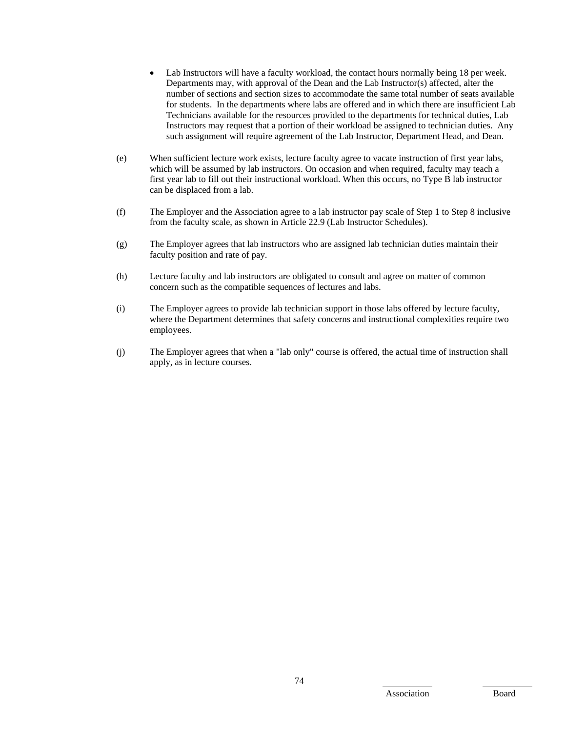- Lab Instructors will have a faculty workload, the contact hours normally being 18 per week. Departments may, with approval of the Dean and the Lab Instructor(s) affected, alter the number of sections and section sizes to accommodate the same total number of seats available for students. In the departments where labs are offered and in which there are insufficient Lab Technicians available for the resources provided to the departments for technical duties, Lab Instructors may request that a portion of their workload be assigned to technician duties. Any such assignment will require agreement of the Lab Instructor, Department Head, and Dean.

(e) When sufficient lecture work exists, lecture faculty agree to vacate instruction of first year labs, which will be assumed by lab instructors. On occasion and when required, faculty may teach a first year lab to fill out their instructional workload. When this occurs, no Type B lab instructor can be displaced from a lab.

(f) The Employer and the Association agree to a lab instructor pay scale of Step 1 to Step 8 inclusive from the faculty scale, as shown in Article 22.9 (Lab Instructor Schedules).

(g) The Employer agrees that lab instructors who are assigned lab technician duties maintain their faculty position and rate of pay.

(h) Lecture faculty and lab instructors are obligated to consult and agree on matter of common concern such as the compatible sequences of lectures and labs.

(i) The Employer agrees to provide lab technician support in those labs offered by lecture faculty, where the Department determines that safety concerns and instructional complexities require two employees.

(j) The Employer agrees that when a "lab only" course is offered, the actual time of instruction shall apply, as in lecture courses.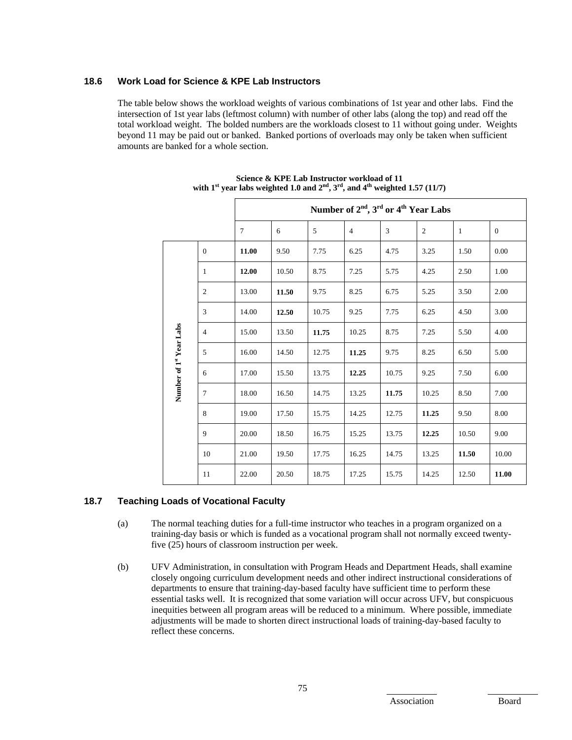### 18.6 Work Load for Science & KPE Lab Instructors

The table below shows the workload weights of various combinations of 1st year and other labs. Find the intersection of 1st year labs (leftmost column) with number of other labs (along the top) and read off the total workload weight. The bolded numbers are the workloads closest to 11 without going under. Weights beyond 11 may be paid out or banked. Banked portions of overloads may only be taken when sufficient amounts are banked for a whole section.

**Science & KPE Lab Instructor workload of 11 with 1st year labs weighted 1.0 and 2nd, 3rd, and 4th weighted 1.57 (11/7)**

| | | Number of 2nd, 3rd or 4th Year Labs | | | | | | | |
|---|---|---|---|---|---|---|---|---|---|
| | | 7 | 6 | 5 | 4 | 3 | 2 | 1 | 0 |
| Number of 1st Year Labs | 0 | **11.00** | 9.50 | 7.75 | 6.25 | 4.75 | 3.25 | 1.50 | 0.00 |
| | 1 | **12.00** | 10.50 | 8.75 | 7.25 | 5.75 | 4.25 | 2.50 | 1.00 |
| | 2 | 13.00 | **11.50** | 9.75 | 8.25 | 6.75 | 5.25 | 3.50 | 2.00 |
| | 3 | 14.00 | **12.50** | 10.75 | 9.25 | 7.75 | 6.25 | 4.50 | 3.00 |
| | 4 | 15.00 | 13.50 | **11.75** | 10.25 | 8.75 | 7.25 | 5.50 | 4.00 |
| | 5 | 16.00 | 14.50 | 12.75 | **11.25** | 9.75 | 8.25 | 6.50 | 5.00 |
| | 6 | 17.00 | 15.50 | 13.75 | **12.25** | 10.75 | 9.25 | 7.50 | 6.00 |
| | 7 | 18.00 | 16.50 | 14.75 | 13.25 | **11.75** | 10.25 | 8.50 | 7.00 |
| | 8 | 19.00 | 17.50 | 15.75 | 14.25 | 12.75 | **11.25** | 9.50 | 8.00 |
| | 9 | 20.00 | 18.50 | 16.75 | 15.25 | 13.75 | **12.25** | 10.50 | 9.00 |
| | 10 | 21.00 | 19.50 | 17.75 | 16.25 | 14.75 | 13.25 | **11.50** | 10.00 |
| | 11 | 22.00 | 20.50 | 18.75 | 17.25 | 15.75 | 14.25 | 12.50 | **11.00** |

### 18.7 Teaching Loads of Vocational Faculty

(a) The normal teaching duties for a full-time instructor who teaches in a program organized on a training-day basis or which is funded as a vocational program shall not normally exceed twenty-five (25) hours of classroom instruction per week.

(b) UFV Administration, in consultation with Program Heads and Department Heads, shall examine closely ongoing curriculum development needs and other indirect instructional considerations of departments to ensure that training-day-based faculty have sufficient time to perform these essential tasks well. It is recognized that some variation will occur across UFV, but conspicuous inequities between all program areas will be reduced to a minimum. Where possible, immediate adjustments will be made to shorten direct instructional loads of training-day-based faculty to reflect these concerns.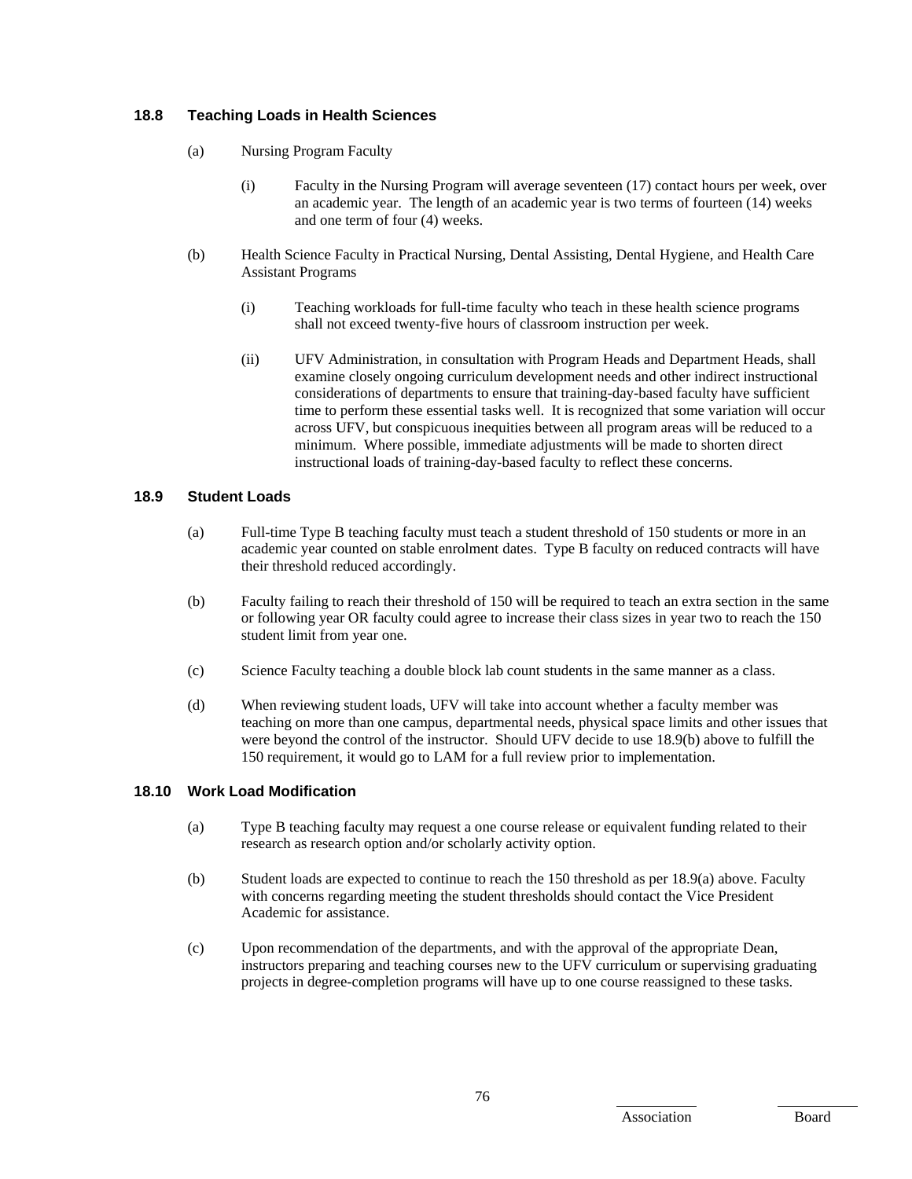### 18.8 Teaching Loads in Health Sciences

(a) Nursing Program Faculty

(i) Faculty in the Nursing Program will average seventeen (17) contact hours per week, over an academic year. The length of an academic year is two terms of fourteen (14) weeks and one term of four (4) weeks.

(b) Health Science Faculty in Practical Nursing, Dental Assisting, Dental Hygiene, and Health Care Assistant Programs

(i) Teaching workloads for full-time faculty who teach in these health science programs shall not exceed twenty-five hours of classroom instruction per week.

(ii) UFV Administration, in consultation with Program Heads and Department Heads, shall examine closely ongoing curriculum development needs and other indirect instructional considerations of departments to ensure that training-day-based faculty have sufficient time to perform these essential tasks well. It is recognized that some variation will occur across UFV, but conspicuous inequities between all program areas will be reduced to a minimum. Where possible, immediate adjustments will be made to shorten direct instructional loads of training-day-based faculty to reflect these concerns.

### 18.9 Student Loads

(a) Full-time Type B teaching faculty must teach a student threshold of 150 students or more in an academic year counted on stable enrolment dates. Type B faculty on reduced contracts will have their threshold reduced accordingly.

(b) Faculty failing to reach their threshold of 150 will be required to teach an extra section in the same or following year OR faculty could agree to increase their class sizes in year two to reach the 150 student limit from year one.

(c) Science Faculty teaching a double block lab count students in the same manner as a class.

(d) When reviewing student loads, UFV will take into account whether a faculty member was teaching on more than one campus, departmental needs, physical space limits and other issues that were beyond the control of the instructor. Should UFV decide to use 18.9(b) above to fulfill the 150 requirement, it would go to LAM for a full review prior to implementation.

### 18.10 Work Load Modification

(a) Type B teaching faculty may request a one course release or equivalent funding related to their research as research option and/or scholarly activity option.

(b) Student loads are expected to continue to reach the 150 threshold as per 18.9(a) above. Faculty with concerns regarding meeting the student thresholds should contact the Vice President Academic for assistance.

(c) Upon recommendation of the departments, and with the approval of the appropriate Dean, instructors preparing and teaching courses new to the UFV curriculum or supervising graduating projects in degree-completion programs will have up to one course reassigned to these tasks.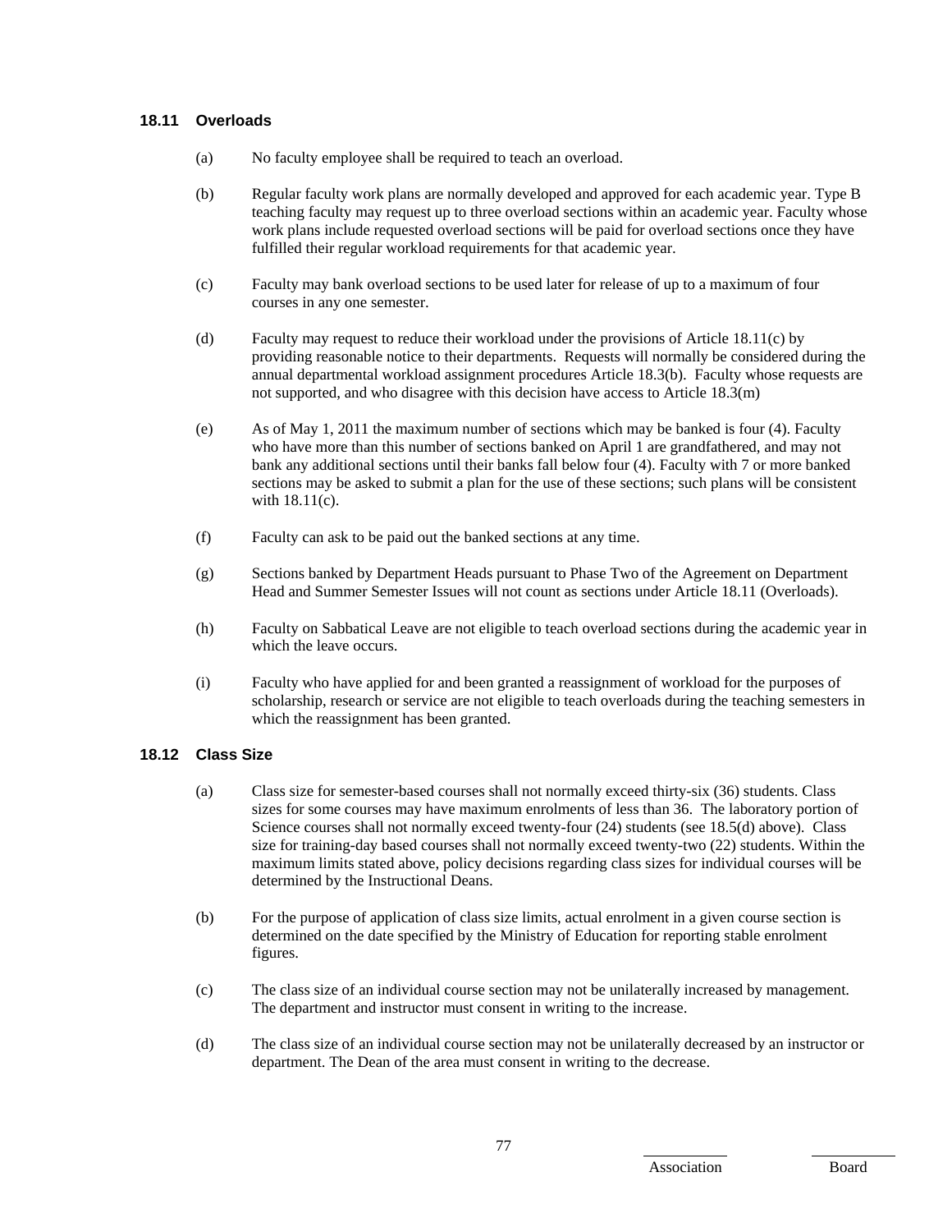### 18.11 Overloads

(a) No faculty employee shall be required to teach an overload.

(b) Regular faculty work plans are normally developed and approved for each academic year. Type B teaching faculty may request up to three overload sections within an academic year. Faculty whose work plans include requested overload sections will be paid for overload sections once they have fulfilled their regular workload requirements for that academic year.

(c) Faculty may bank overload sections to be used later for release of up to a maximum of four courses in any one semester.

(d) Faculty may request to reduce their workload under the provisions of Article 18.11(c) by providing reasonable notice to their departments. Requests will normally be considered during the annual departmental workload assignment procedures Article 18.3(b). Faculty whose requests are not supported, and who disagree with this decision have access to Article 18.3(m)

(e) As of May 1, 2011 the maximum number of sections which may be banked is four (4). Faculty who have more than this number of sections banked on April 1 are grandfathered, and may not bank any additional sections until their banks fall below four (4). Faculty with 7 or more banked sections may be asked to submit a plan for the use of these sections; such plans will be consistent with 18.11(c).

(f) Faculty can ask to be paid out the banked sections at any time.

(g) Sections banked by Department Heads pursuant to Phase Two of the Agreement on Department Head and Summer Semester Issues will not count as sections under Article 18.11 (Overloads).

(h) Faculty on Sabbatical Leave are not eligible to teach overload sections during the academic year in which the leave occurs.

(i) Faculty who have applied for and been granted a reassignment of workload for the purposes of scholarship, research or service are not eligible to teach overloads during the teaching semesters in which the reassignment has been granted.

### 18.12 Class Size

(a) Class size for semester-based courses shall not normally exceed thirty-six (36) students. Class sizes for some courses may have maximum enrolments of less than 36. The laboratory portion of Science courses shall not normally exceed twenty-four (24) students (see 18.5(d) above). Class size for training-day based courses shall not normally exceed twenty-two (22) students. Within the maximum limits stated above, policy decisions regarding class sizes for individual courses will be determined by the Instructional Deans.

(b) For the purpose of application of class size limits, actual enrolment in a given course section is determined on the date specified by the Ministry of Education for reporting stable enrolment figures.

(c) The class size of an individual course section may not be unilaterally increased by management. The department and instructor must consent in writing to the increase.

(d) The class size of an individual course section may not be unilaterally decreased by an instructor or department. The Dean of the area must consent in writing to the decrease.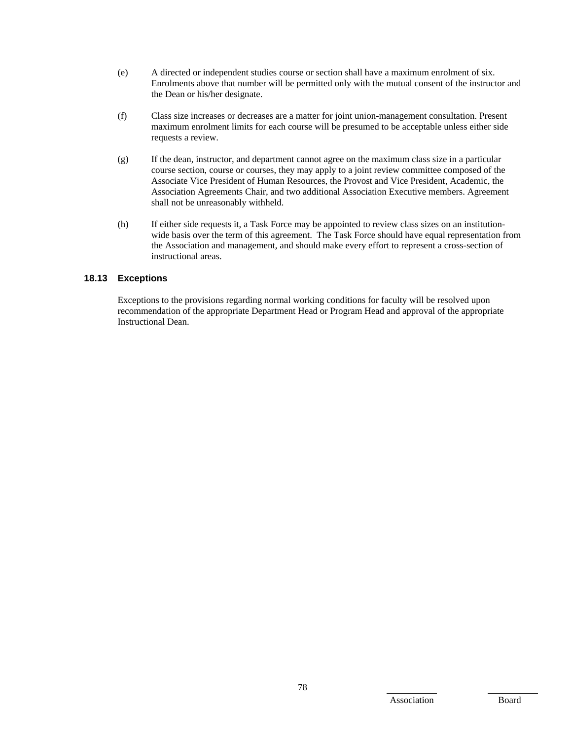(e) A directed or independent studies course or section shall have a maximum enrolment of six. Enrolments above that number will be permitted only with the mutual consent of the instructor and the Dean or his/her designate.

(f) Class size increases or decreases are a matter for joint union-management consultation. Present maximum enrolment limits for each course will be presumed to be acceptable unless either side requests a review.

(g) If the dean, instructor, and department cannot agree on the maximum class size in a particular course section, course or courses, they may apply to a joint review committee composed of the Associate Vice President of Human Resources, the Provost and Vice President, Academic, the Association Agreements Chair, and two additional Association Executive members. Agreement shall not be unreasonably withheld.

(h) If either side requests it, a Task Force may be appointed to review class sizes on an institution-wide basis over the term of this agreement. The Task Force should have equal representation from the Association and management, and should make every effort to represent a cross-section of instructional areas.

### 18.13 Exceptions

Exceptions to the provisions regarding normal working conditions for faculty will be resolved upon recommendation of the appropriate Department Head or Program Head and approval of the appropriate Instructional Dean.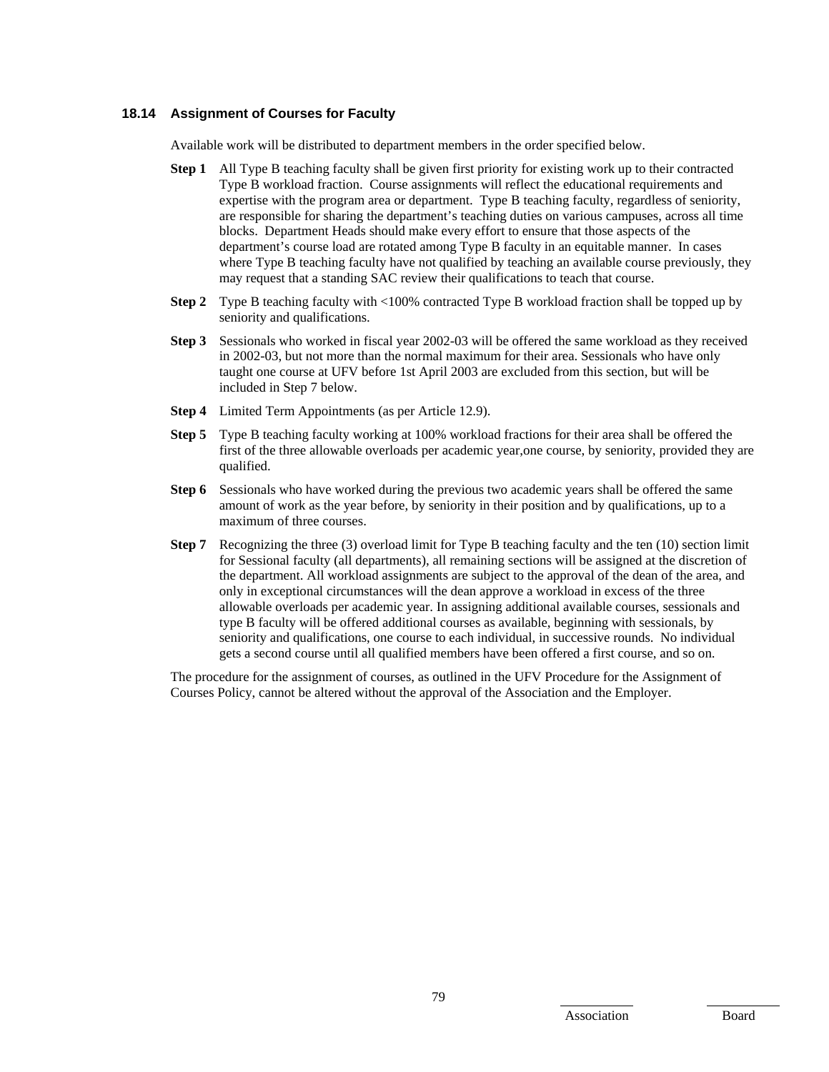### 18.14 Assignment of Courses for Faculty

Available work will be distributed to department members in the order specified below.

**Step 1** All Type B teaching faculty shall be given first priority for existing work up to their contracted Type B workload fraction. Course assignments will reflect the educational requirements and expertise with the program area or department. Type B teaching faculty, regardless of seniority, are responsible for sharing the department's teaching duties on various campuses, across all time blocks. Department Heads should make every effort to ensure that those aspects of the department's course load are rotated among Type B faculty in an equitable manner. In cases where Type B teaching faculty have not qualified by teaching an available course previously, they may request that a standing SAC review their qualifications to teach that course.

**Step 2** Type B teaching faculty with <100% contracted Type B workload fraction shall be topped up by seniority and qualifications.

**Step 3** Sessionals who worked in fiscal year 2002-03 will be offered the same workload as they received in 2002-03, but not more than the normal maximum for their area. Sessionals who have only taught one course at UFV before 1st April 2003 are excluded from this section, but will be included in Step 7 below.

**Step 4** Limited Term Appointments (as per Article 12.9).

**Step 5** Type B teaching faculty working at 100% workload fractions for their area shall be offered the first of the three allowable overloads per academic year,one course, by seniority, provided they are qualified.

**Step 6** Sessionals who have worked during the previous two academic years shall be offered the same amount of work as the year before, by seniority in their position and by qualifications, up to a maximum of three courses.

**Step 7** Recognizing the three (3) overload limit for Type B teaching faculty and the ten (10) section limit for Sessional faculty (all departments), all remaining sections will be assigned at the discretion of the department. All workload assignments are subject to the approval of the dean of the area, and only in exceptional circumstances will the dean approve a workload in excess of the three allowable overloads per academic year. In assigning additional available courses, sessionals and type B faculty will be offered additional courses as available, beginning with sessionals, by seniority and qualifications, one course to each individual, in successive rounds. No individual gets a second course until all qualified members have been offered a first course, and so on.

The procedure for the assignment of courses, as outlined in the UFV Procedure for the Assignment of Courses Policy, cannot be altered without the approval of the Association and the Employer.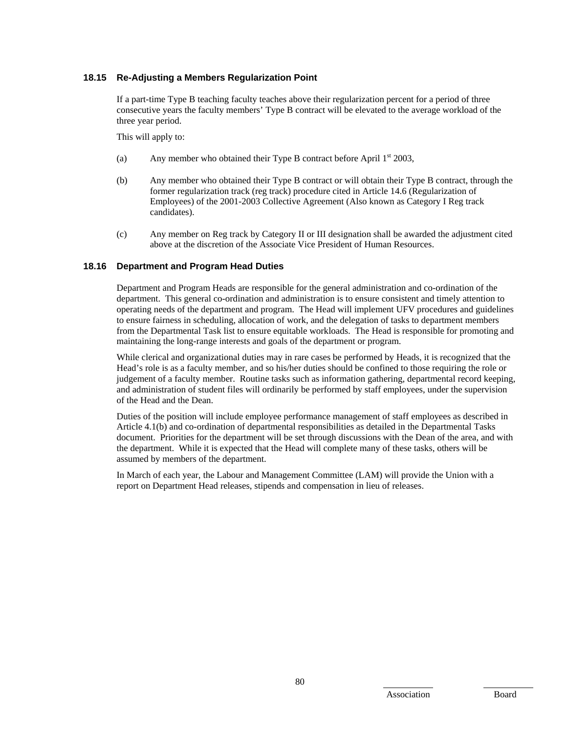### 18.15 Re-Adjusting a Members Regularization Point

If a part-time Type B teaching faculty teaches above their regularization percent for a period of three consecutive years the faculty members' Type B contract will be elevated to the average workload of the three year period.

This will apply to:

(a) Any member who obtained their Type B contract before April 1st 2003,

(b) Any member who obtained their Type B contract or will obtain their Type B contract, through the former regularization track (reg track) procedure cited in Article 14.6 (Regularization of Employees) of the 2001-2003 Collective Agreement (Also known as Category I Reg track candidates).

(c) Any member on Reg track by Category II or III designation shall be awarded the adjustment cited above at the discretion of the Associate Vice President of Human Resources.

### 18.16 Department and Program Head Duties

Department and Program Heads are responsible for the general administration and co-ordination of the department. This general co-ordination and administration is to ensure consistent and timely attention to operating needs of the department and program. The Head will implement UFV procedures and guidelines to ensure fairness in scheduling, allocation of work, and the delegation of tasks to department members from the Departmental Task list to ensure equitable workloads. The Head is responsible for promoting and maintaining the long-range interests and goals of the department or program.

While clerical and organizational duties may in rare cases be performed by Heads, it is recognized that the Head's role is as a faculty member, and so his/her duties should be confined to those requiring the role or judgement of a faculty member. Routine tasks such as information gathering, departmental record keeping, and administration of student files will ordinarily be performed by staff employees, under the supervision of the Head and the Dean.

Duties of the position will include employee performance management of staff employees as described in Article 4.1(b) and co-ordination of departmental responsibilities as detailed in the Departmental Tasks document. Priorities for the department will be set through discussions with the Dean of the area, and with the department. While it is expected that the Head will complete many of these tasks, others will be assumed by members of the department.

In March of each year, the Labour and Management Committee (LAM) will provide the Union with a report on Department Head releases, stipends and compensation in lieu of releases.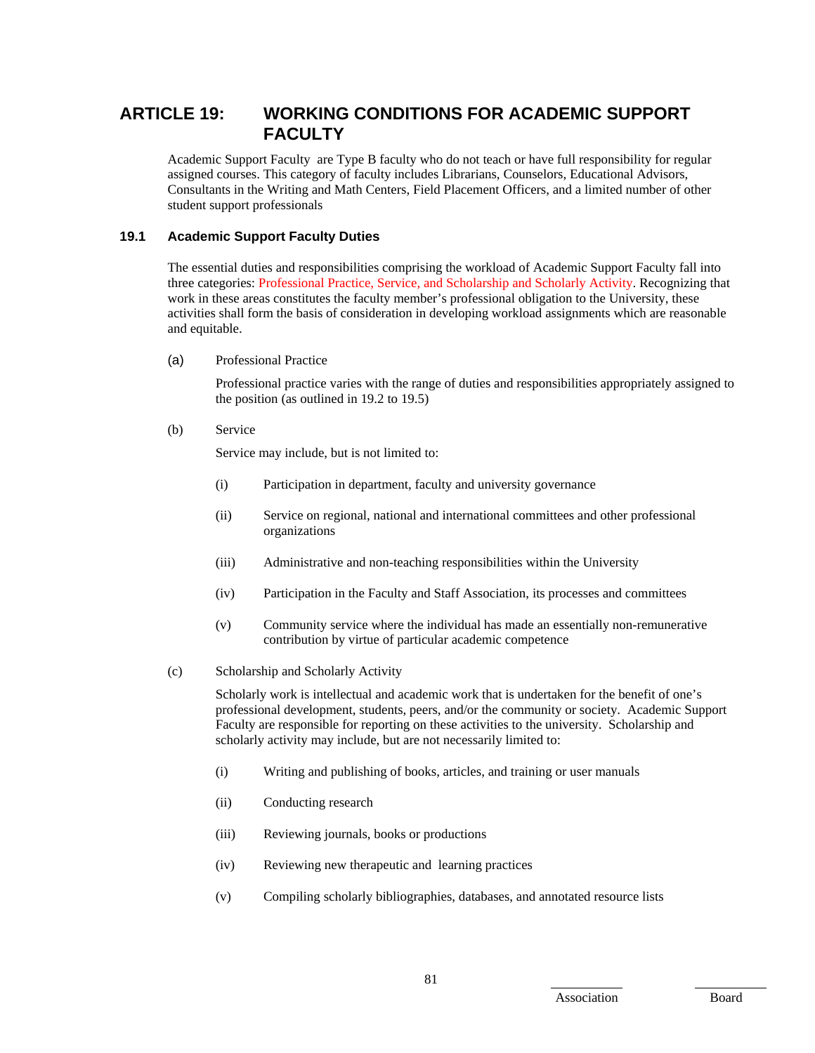# ARTICLE 19: WORKING CONDITIONS FOR ACADEMIC SUPPORT FACULTY

Academic Support Faculty are Type B faculty who do not teach or have full responsibility for regular assigned courses. This category of faculty includes Librarians, Counselors, Educational Advisors, Consultants in the Writing and Math Centers, Field Placement Officers, and a limited number of other student support professionals

## 19.1 Academic Support Faculty Duties

The essential duties and responsibilities comprising the workload of Academic Support Faculty fall into three categories: Professional Practice, Service, and Scholarship and Scholarly Activity. Recognizing that work in these areas constitutes the faculty member's professional obligation to the University, these activities shall form the basis of consideration in developing workload assignments which are reasonable and equitable.

(a) Professional Practice

Professional practice varies with the range of duties and responsibilities appropriately assigned to the position (as outlined in 19.2 to 19.5)

(b) Service

Service may include, but is not limited to:

(i) Participation in department, faculty and university governance

(ii) Service on regional, national and international committees and other professional organizations

(iii) Administrative and non-teaching responsibilities within the University

(iv) Participation in the Faculty and Staff Association, its processes and committees

(v) Community service where the individual has made an essentially non-remunerative contribution by virtue of particular academic competence

(c) Scholarship and Scholarly Activity

Scholarly work is intellectual and academic work that is undertaken for the benefit of one's professional development, students, peers, and/or the community or society. Academic Support Faculty are responsible for reporting on these activities to the university. Scholarship and scholarly activity may include, but are not necessarily limited to:

(i) Writing and publishing of books, articles, and training or user manuals

(ii) Conducting research

(iii) Reviewing journals, books or productions

(iv) Reviewing new therapeutic and learning practices

(v) Compiling scholarly bibliographies, databases, and annotated resource lists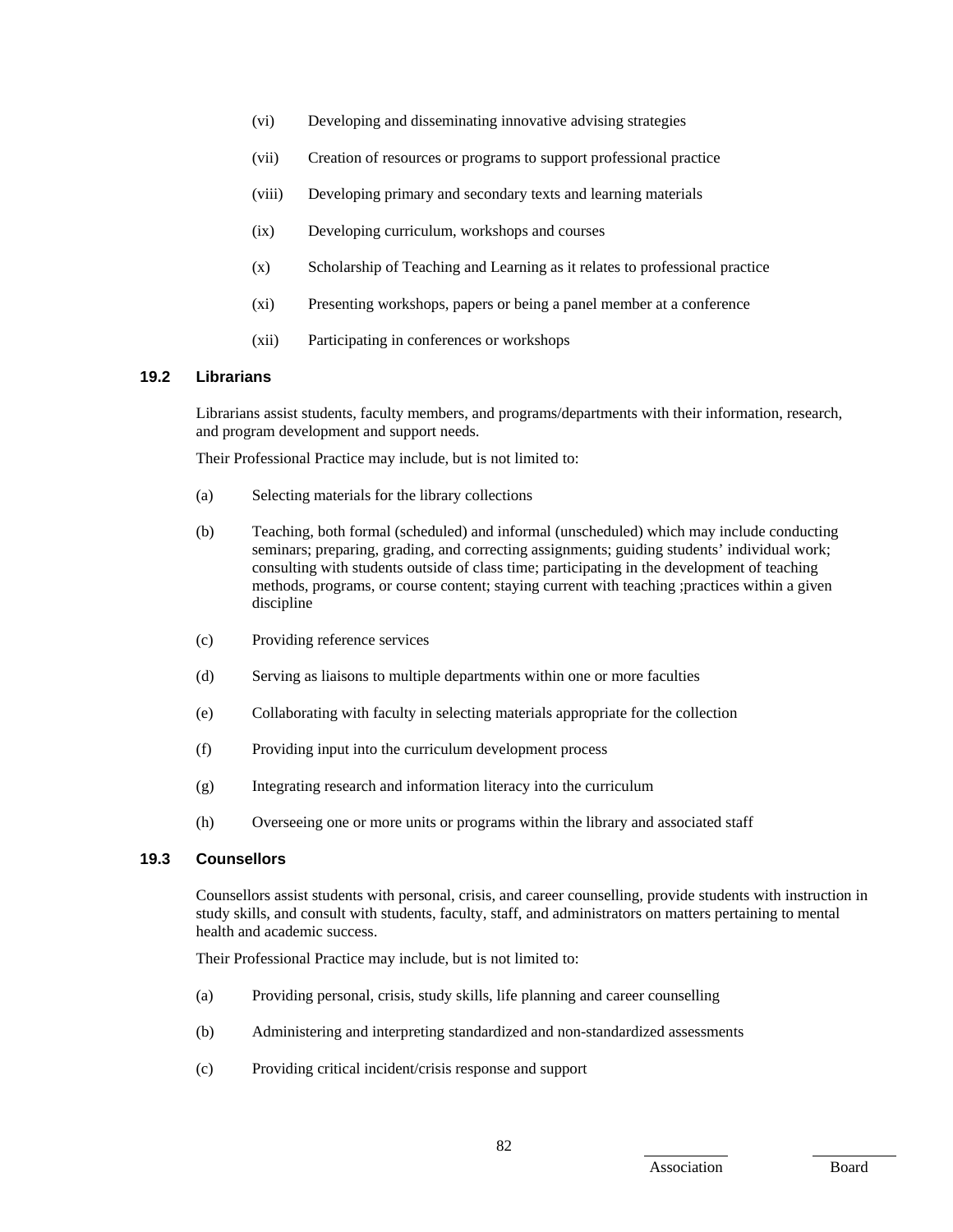(vi) Developing and disseminating innovative advising strategies

(vii) Creation of resources or programs to support professional practice

(viii) Developing primary and secondary texts and learning materials

(ix) Developing curriculum, workshops and courses

(x) Scholarship of Teaching and Learning as it relates to professional practice

(xi) Presenting workshops, papers or being a panel member at a conference

(xii) Participating in conferences or workshops

### 19.2 Librarians

Librarians assist students, faculty members, and programs/departments with their information, research, and program development and support needs.

Their Professional Practice may include, but is not limited to:

(a) Selecting materials for the library collections

(b) Teaching, both formal (scheduled) and informal (unscheduled) which may include conducting seminars; preparing, grading, and correcting assignments; guiding students' individual work; consulting with students outside of class time; participating in the development of teaching methods, programs, or course content; staying current with teaching ;practices within a given discipline

(c) Providing reference services

(d) Serving as liaisons to multiple departments within one or more faculties

(e) Collaborating with faculty in selecting materials appropriate for the collection

(f) Providing input into the curriculum development process

(g) Integrating research and information literacy into the curriculum

(h) Overseeing one or more units or programs within the library and associated staff

### 19.3 Counsellors

Counsellors assist students with personal, crisis, and career counselling, provide students with instruction in study skills, and consult with students, faculty, staff, and administrators on matters pertaining to mental health and academic success.

Their Professional Practice may include, but is not limited to:

(a) Providing personal, crisis, study skills, life planning and career counselling

(b) Administering and interpreting standardized and non-standardized assessments

(c) Providing critical incident/crisis response and support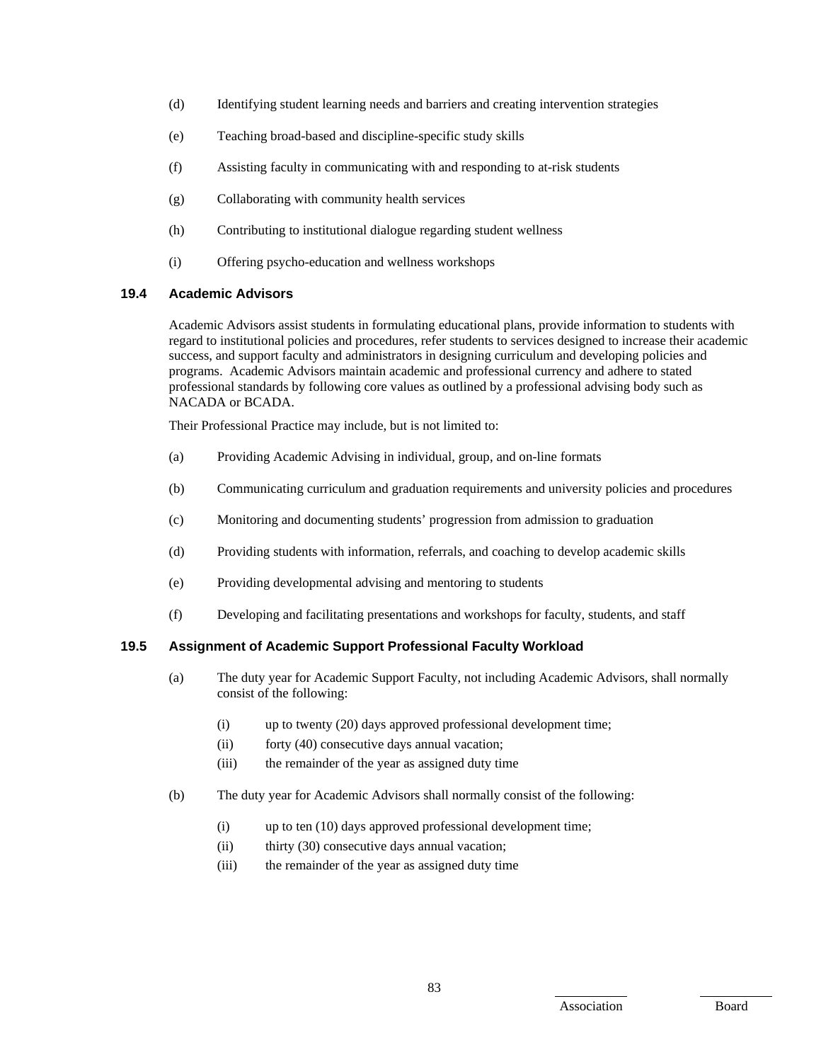(d) Identifying student learning needs and barriers and creating intervention strategies

(e) Teaching broad-based and discipline-specific study skills

(f) Assisting faculty in communicating with and responding to at-risk students

(g) Collaborating with community health services

(h) Contributing to institutional dialogue regarding student wellness

(i) Offering psycho-education and wellness workshops

### 19.4 Academic Advisors

Academic Advisors assist students in formulating educational plans, provide information to students with regard to institutional policies and procedures, refer students to services designed to increase their academic success, and support faculty and administrators in designing curriculum and developing policies and programs. Academic Advisors maintain academic and professional currency and adhere to stated professional standards by following core values as outlined by a professional advising body such as NACADA or BCADA.

Their Professional Practice may include, but is not limited to:

(a) Providing Academic Advising in individual, group, and on-line formats

(b) Communicating curriculum and graduation requirements and university policies and procedures

(c) Monitoring and documenting students' progression from admission to graduation

(d) Providing students with information, referrals, and coaching to develop academic skills

(e) Providing developmental advising and mentoring to students

(f) Developing and facilitating presentations and workshops for faculty, students, and staff

### 19.5 Assignment of Academic Support Professional Faculty Workload

(a) The duty year for Academic Support Faculty, not including Academic Advisors, shall normally consist of the following:

- (i) up to twenty (20) days approved professional development time;
- (ii) forty (40) consecutive days annual vacation;
- (iii) the remainder of the year as assigned duty time

(b) The duty year for Academic Advisors shall normally consist of the following:

- (i) up to ten (10) days approved professional development time;
- (ii) thirty (30) consecutive days annual vacation;
- (iii) the remainder of the year as assigned duty time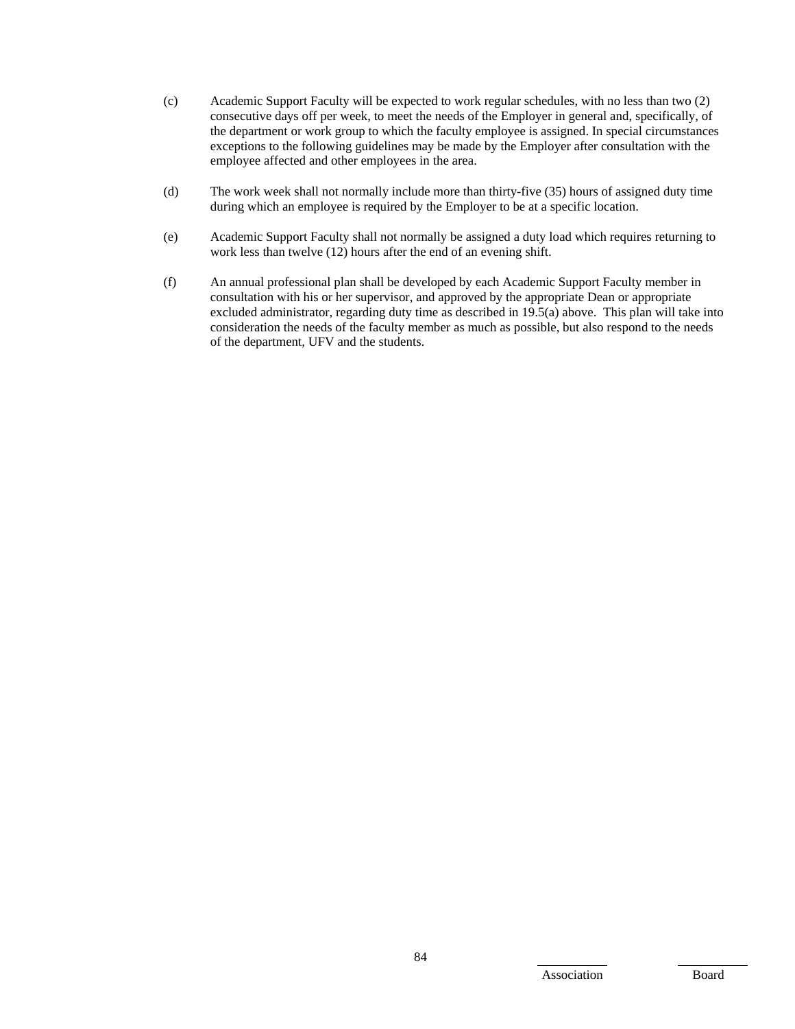(c) Academic Support Faculty will be expected to work regular schedules, with no less than two (2) consecutive days off per week, to meet the needs of the Employer in general and, specifically, of the department or work group to which the faculty employee is assigned. In special circumstances exceptions to the following guidelines may be made by the Employer after consultation with the employee affected and other employees in the area.

(d) The work week shall not normally include more than thirty-five (35) hours of assigned duty time during which an employee is required by the Employer to be at a specific location.

(e) Academic Support Faculty shall not normally be assigned a duty load which requires returning to work less than twelve (12) hours after the end of an evening shift.

(f) An annual professional plan shall be developed by each Academic Support Faculty member in consultation with his or her supervisor, and approved by the appropriate Dean or appropriate excluded administrator, regarding duty time as described in 19.5(a) above. This plan will take into consideration the needs of the faculty member as much as possible, but also respond to the needs of the department, UFV and the students.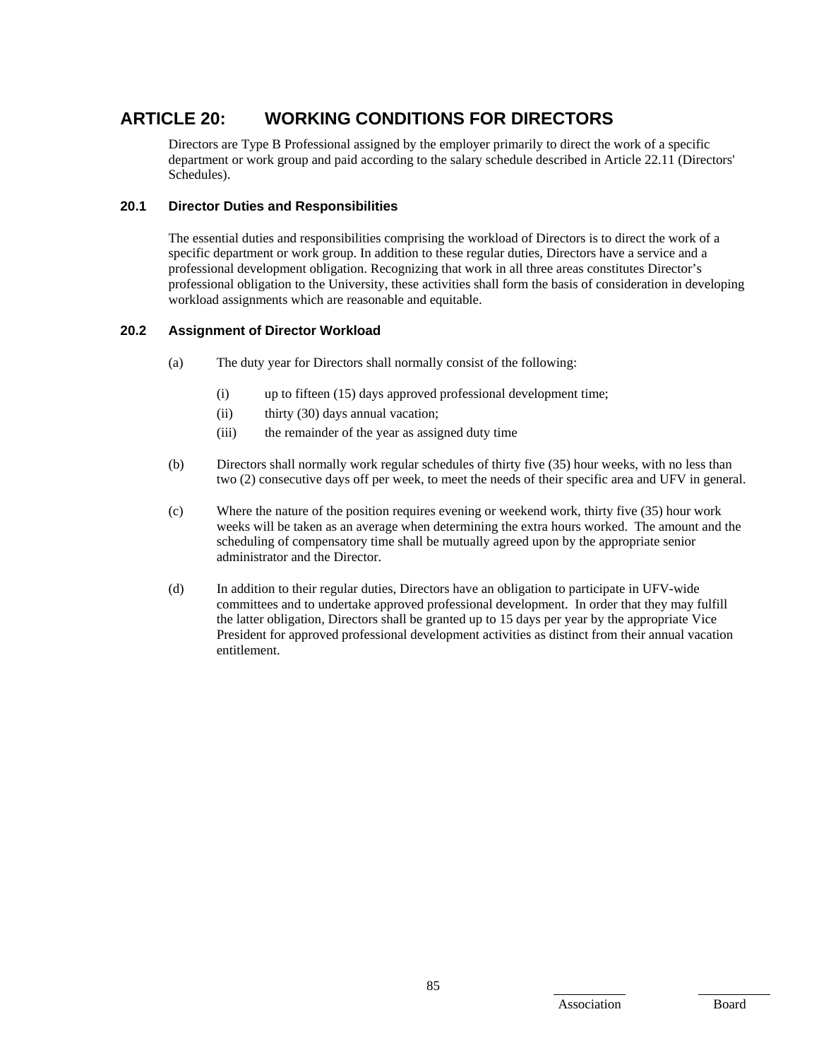# ARTICLE 20: WORKING CONDITIONS FOR DIRECTORS

Directors are Type B Professional assigned by the employer primarily to direct the work of a specific department or work group and paid according to the salary schedule described in Article 22.11 (Directors' Schedules).

## 20.1 Director Duties and Responsibilities

The essential duties and responsibilities comprising the workload of Directors is to direct the work of a specific department or work group. In addition to these regular duties, Directors have a service and a professional development obligation. Recognizing that work in all three areas constitutes Director's professional obligation to the University, these activities shall form the basis of consideration in developing workload assignments which are reasonable and equitable.

## 20.2 Assignment of Director Workload

(a) The duty year for Directors shall normally consist of the following:

- (i) up to fifteen (15) days approved professional development time;
- (ii) thirty (30) days annual vacation;
- (iii) the remainder of the year as assigned duty time

(b) Directors shall normally work regular schedules of thirty five (35) hour weeks, with no less than two (2) consecutive days off per week, to meet the needs of their specific area and UFV in general.

(c) Where the nature of the position requires evening or weekend work, thirty five (35) hour work weeks will be taken as an average when determining the extra hours worked. The amount and the scheduling of compensatory time shall be mutually agreed upon by the appropriate senior administrator and the Director.

(d) In addition to their regular duties, Directors have an obligation to participate in UFV-wide committees and to undertake approved professional development. In order that they may fulfill the latter obligation, Directors shall be granted up to 15 days per year by the appropriate Vice President for approved professional development activities as distinct from their annual vacation entitlement.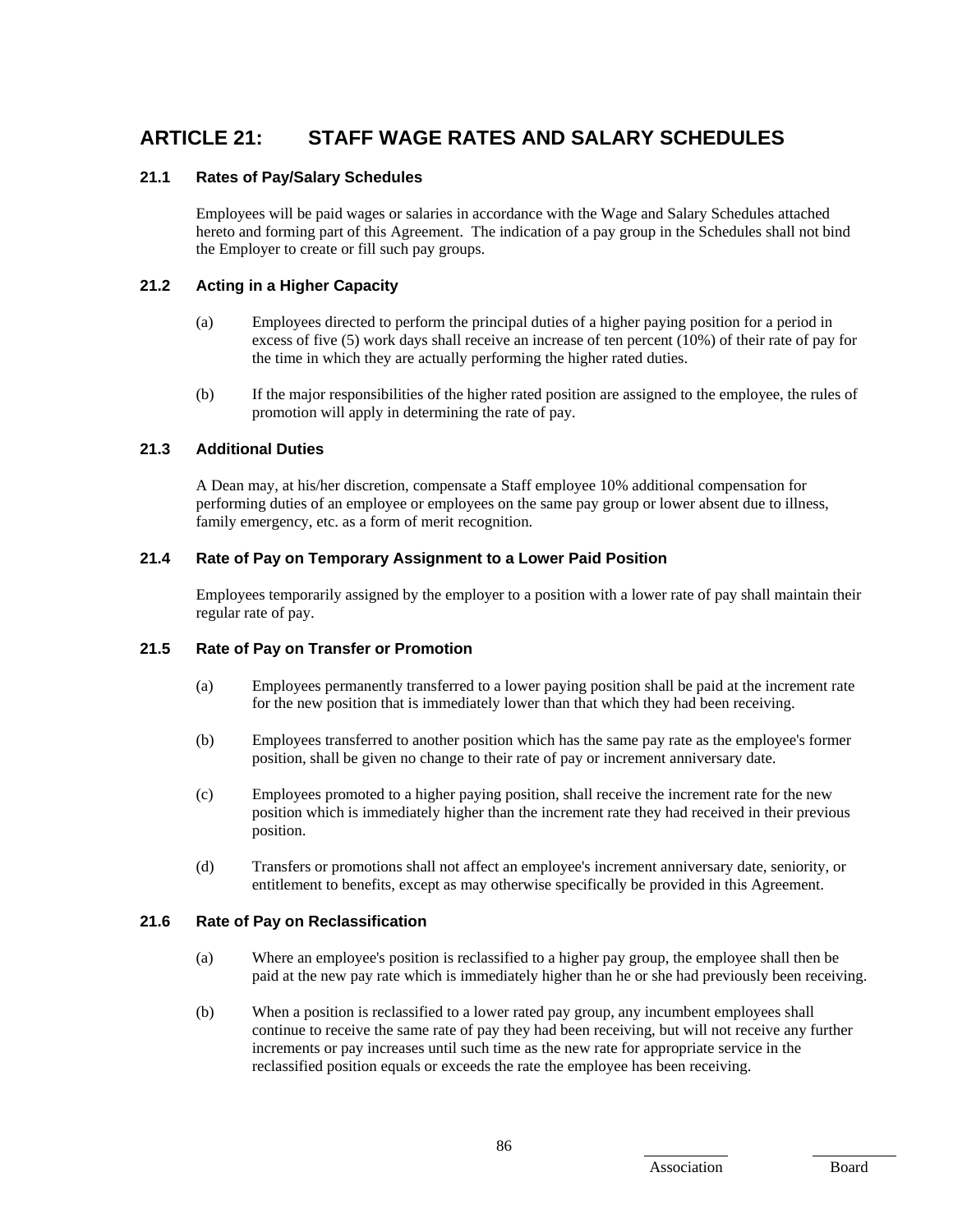# ARTICLE 21: STAFF WAGE RATES AND SALARY SCHEDULES

## 21.1 Rates of Pay/Salary Schedules

Employees will be paid wages or salaries in accordance with the Wage and Salary Schedules attached hereto and forming part of this Agreement. The indication of a pay group in the Schedules shall not bind the Employer to create or fill such pay groups.

## 21.2 Acting in a Higher Capacity

(a) Employees directed to perform the principal duties of a higher paying position for a period in excess of five (5) work days shall receive an increase of ten percent (10%) of their rate of pay for the time in which they are actually performing the higher rated duties.

(b) If the major responsibilities of the higher rated position are assigned to the employee, the rules of promotion will apply in determining the rate of pay.

## 21.3 Additional Duties

A Dean may, at his/her discretion, compensate a Staff employee 10% additional compensation for performing duties of an employee or employees on the same pay group or lower absent due to illness, family emergency, etc. as a form of merit recognition.

## 21.4 Rate of Pay on Temporary Assignment to a Lower Paid Position

Employees temporarily assigned by the employer to a position with a lower rate of pay shall maintain their regular rate of pay.

## 21.5 Rate of Pay on Transfer or Promotion

(a) Employees permanently transferred to a lower paying position shall be paid at the increment rate for the new position that is immediately lower than that which they had been receiving.

(b) Employees transferred to another position which has the same pay rate as the employee's former position, shall be given no change to their rate of pay or increment anniversary date.

(c) Employees promoted to a higher paying position, shall receive the increment rate for the new position which is immediately higher than the increment rate they had received in their previous position.

(d) Transfers or promotions shall not affect an employee's increment anniversary date, seniority, or entitlement to benefits, except as may otherwise specifically be provided in this Agreement.

## 21.6 Rate of Pay on Reclassification

(a) Where an employee's position is reclassified to a higher pay group, the employee shall then be paid at the new pay rate which is immediately higher than he or she had previously been receiving.

(b) When a position is reclassified to a lower rated pay group, any incumbent employees shall continue to receive the same rate of pay they had been receiving, but will not receive any further increments or pay increases until such time as the new rate for appropriate service in the reclassified position equals or exceeds the rate the employee has been receiving.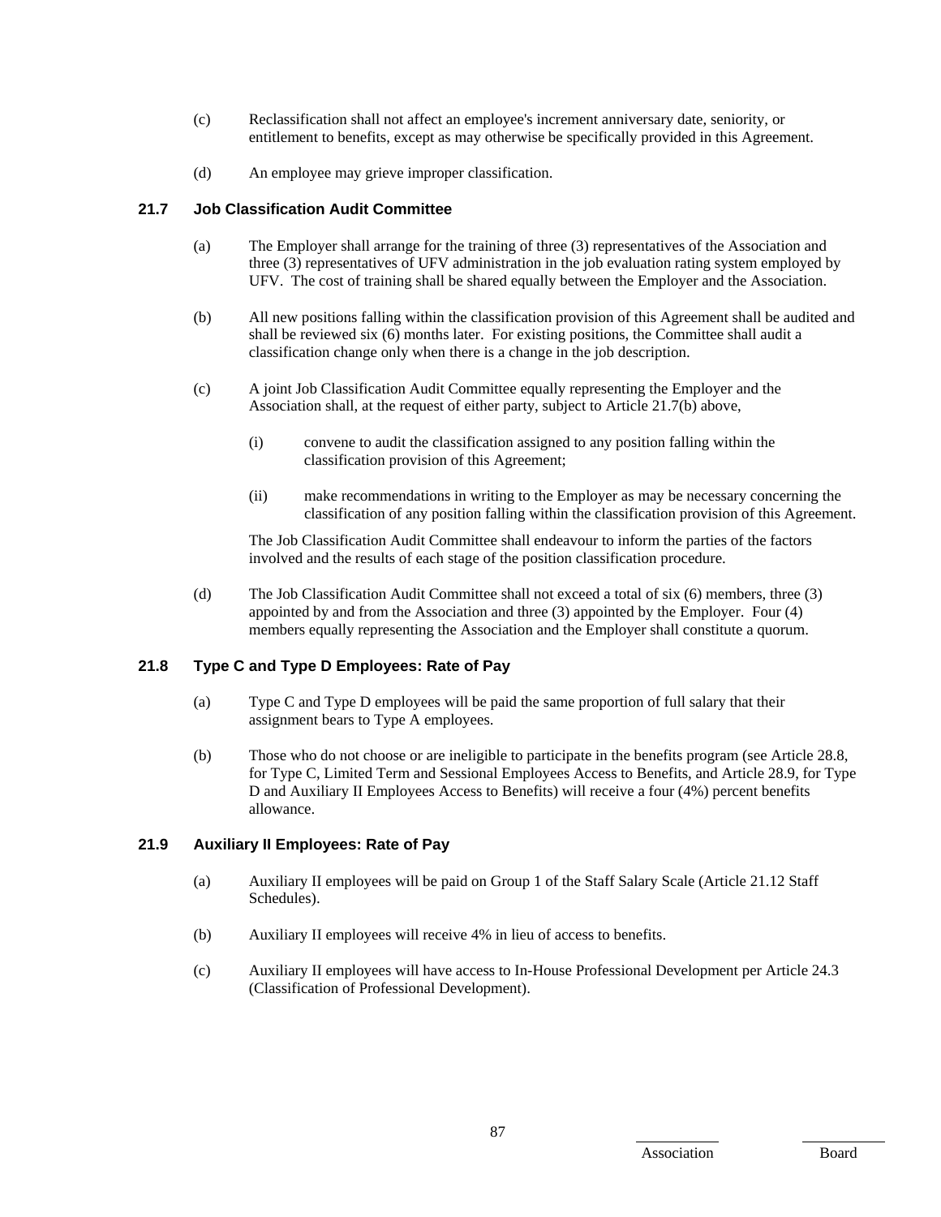(c) Reclassification shall not affect an employee's increment anniversary date, seniority, or entitlement to benefits, except as may otherwise be specifically provided in this Agreement.

(d) An employee may grieve improper classification.

### 21.7 Job Classification Audit Committee

(a) The Employer shall arrange for the training of three (3) representatives of the Association and three (3) representatives of UFV administration in the job evaluation rating system employed by UFV. The cost of training shall be shared equally between the Employer and the Association.

(b) All new positions falling within the classification provision of this Agreement shall be audited and shall be reviewed six (6) months later. For existing positions, the Committee shall audit a classification change only when there is a change in the job description.

(c) A joint Job Classification Audit Committee equally representing the Employer and the Association shall, at the request of either party, subject to Article 21.7(b) above,

(i) convene to audit the classification assigned to any position falling within the classification provision of this Agreement;

(ii) make recommendations in writing to the Employer as may be necessary concerning the classification of any position falling within the classification provision of this Agreement.

The Job Classification Audit Committee shall endeavour to inform the parties of the factors involved and the results of each stage of the position classification procedure.

(d) The Job Classification Audit Committee shall not exceed a total of six (6) members, three (3) appointed by and from the Association and three (3) appointed by the Employer. Four (4) members equally representing the Association and the Employer shall constitute a quorum.

### 21.8 Type C and Type D Employees: Rate of Pay

(a) Type C and Type D employees will be paid the same proportion of full salary that their assignment bears to Type A employees.

(b) Those who do not choose or are ineligible to participate in the benefits program (see Article 28.8, for Type C, Limited Term and Sessional Employees Access to Benefits, and Article 28.9, for Type D and Auxiliary II Employees Access to Benefits) will receive a four (4%) percent benefits allowance.

### 21.9 Auxiliary II Employees: Rate of Pay

(a) Auxiliary II employees will be paid on Group 1 of the Staff Salary Scale (Article 21.12 Staff Schedules).

(b) Auxiliary II employees will receive 4% in lieu of access to benefits.

(c) Auxiliary II employees will have access to In-House Professional Development per Article 24.3 (Classification of Professional Development).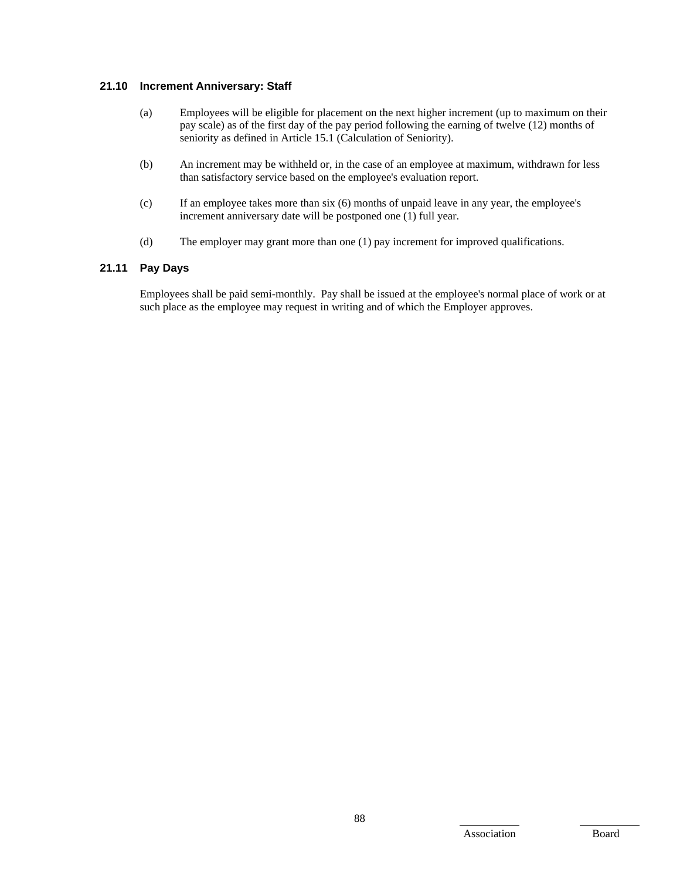### 21.10 Increment Anniversary: Staff

(a) Employees will be eligible for placement on the next higher increment (up to maximum on their pay scale) as of the first day of the pay period following the earning of twelve (12) months of seniority as defined in Article 15.1 (Calculation of Seniority).

(b) An increment may be withheld or, in the case of an employee at maximum, withdrawn for less than satisfactory service based on the employee's evaluation report.

(c) If an employee takes more than six (6) months of unpaid leave in any year, the employee's increment anniversary date will be postponed one (1) full year.

(d) The employer may grant more than one (1) pay increment for improved qualifications.

### 21.11 Pay Days

Employees shall be paid semi-monthly. Pay shall be issued at the employee's normal place of work or at such place as the employee may request in writing and of which the Employer approves.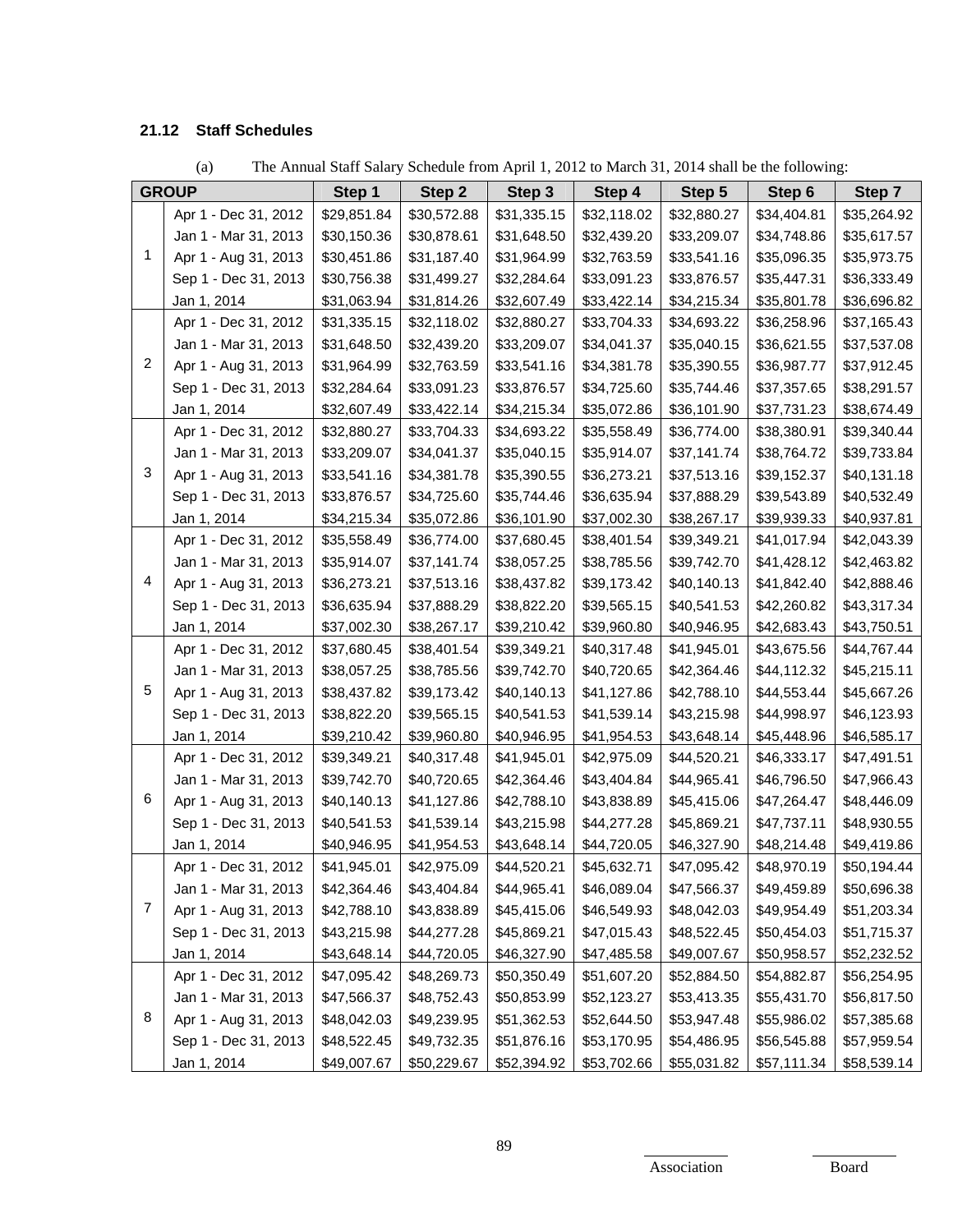### 21.12 Staff Schedules

(a) The Annual Staff Salary Schedule from April 1, 2012 to March 31, 2014 shall be the following:

| GROUP | | Step 1 | Step 2 | Step 3 | Step 4 | Step 5 | Step 6 | Step 7 |
|---|---|---|---|---|---|---|---|---|
| 1 | Apr 1 - Dec 31, 2012 | $29,851.84 | $30,572.88 | $31,335.15 | $32,118.02 | $32,880.27 | $34,404.81 | $35,264.92 |
| | Jan 1 - Mar 31, 2013 | $30,150.36 | $30,878.61 | $31,648.50 | $32,439.20 | $33,209.07 | $34,748.86 | $35,617.57 |
| | Apr 1 - Aug 31, 2013 | $30,451.86 | $31,187.40 | $31,964.99 | $32,763.59 | $33,541.16 | $35,096.35 | $35,973.75 |
| | Sep 1 - Dec 31, 2013 | $30,756.38 | $31,499.27 | $32,284.64 | $33,091.23 | $33,876.57 | $35,447.31 | $36,333.49 |
| | Jan 1, 2014 | $31,063.94 | $31,814.26 | $32,607.49 | $33,422.14 | $34,215.34 | $35,801.78 | $36,696.82 |
| 2 | Apr 1 - Dec 31, 2012 | $31,335.15 | $32,118.02 | $32,880.27 | $33,704.33 | $34,693.22 | $36,258.96 | $37,165.43 |
| | Jan 1 - Mar 31, 2013 | $31,648.50 | $32,439.20 | $33,209.07 | $34,041.37 | $35,040.15 | $36,621.55 | $37,537.08 |
| | Apr 1 - Aug 31, 2013 | $31,964.99 | $32,763.59 | $33,541.16 | $34,381.78 | $35,390.55 | $36,987.77 | $37,912.45 |
| | Sep 1 - Dec 31, 2013 | $32,284.64 | $33,091.23 | $33,876.57 | $34,725.60 | $35,744.46 | $37,357.65 | $38,291.57 |
| | Jan 1, 2014 | $32,607.49 | $33,422.14 | $34,215.34 | $35,072.86 | $36,101.90 | $37,731.23 | $38,674.49 |
| 3 | Apr 1 - Dec 31, 2012 | $32,880.27 | $33,704.33 | $34,693.22 | $35,558.49 | $36,774.00 | $38,380.91 | $39,340.44 |
| | Jan 1 - Mar 31, 2013 | $33,209.07 | $34,041.37 | $35,040.15 | $35,914.07 | $37,141.74 | $38,764.72 | $39,733.84 |
| | Apr 1 - Aug 31, 2013 | $33,541.16 | $34,381.78 | $35,390.55 | $36,273.21 | $37,513.16 | $39,152.37 | $40,131.18 |
| | Sep 1 - Dec 31, 2013 | $33,876.57 | $34,725.60 | $35,744.46 | $36,635.94 | $37,888.29 | $39,543.89 | $40,532.49 |
| | Jan 1, 2014 | $34,215.34 | $35,072.86 | $36,101.90 | $37,002.30 | $38,267.17 | $39,939.33 | $40,937.81 |
| 4 | Apr 1 - Dec 31, 2012 | $35,558.49 | $36,774.00 | $37,680.45 | $38,401.54 | $39,349.21 | $41,017.94 | $42,043.39 |
| | Jan 1 - Mar 31, 2013 | $35,914.07 | $37,141.74 | $38,057.25 | $38,785.56 | $39,742.70 | $41,428.12 | $42,463.82 |
| | Apr 1 - Aug 31, 2013 | $36,273.21 | $37,513.16 | $38,437.82 | $39,173.42 | $40,140.13 | $41,842.40 | $42,888.46 |
| | Sep 1 - Dec 31, 2013 | $36,635.94 | $37,888.29 | $38,822.20 | $39,565.15 | $40,541.53 | $42,260.82 | $43,317.34 |
| | Jan 1, 2014 | $37,002.30 | $38,267.17 | $39,210.42 | $39,960.80 | $40,946.95 | $42,683.43 | $43,750.51 |
| 5 | Apr 1 - Dec 31, 2012 | $37,680.45 | $38,401.54 | $39,349.21 | $40,317.48 | $41,945.01 | $43,675.56 | $44,767.44 |
| | Jan 1 - Mar 31, 2013 | $38,057.25 | $38,785.56 | $39,742.70 | $40,720.65 | $42,364.46 | $44,112.32 | $45,215.11 |
| | Apr 1 - Aug 31, 2013 | $38,437.82 | $39,173.42 | $40,140.13 | $41,127.86 | $42,788.10 | $44,553.44 | $45,667.26 |
| | Sep 1 - Dec 31, 2013 | $38,822.20 | $39,565.15 | $40,541.53 | $41,539.14 | $43,215.98 | $44,998.97 | $46,123.93 |
| | Jan 1, 2014 | $39,210.42 | $39,960.80 | $40,946.95 | $41,954.53 | $43,648.14 | $45,448.96 | $46,585.17 |
| 6 | Apr 1 - Dec 31, 2012 | $39,349.21 | $40,317.48 | $41,945.01 | $42,975.09 | $44,520.21 | $46,333.17 | $47,491.51 |
| | Jan 1 - Mar 31, 2013 | $39,742.70 | $40,720.65 | $42,364.46 | $43,404.84 | $44,965.41 | $46,796.50 | $47,966.43 |
| | Apr 1 - Aug 31, 2013 | $40,140.13 | $41,127.86 | $42,788.10 | $43,838.89 | $45,415.06 | $47,264.47 | $48,446.09 |
| | Sep 1 - Dec 31, 2013 | $40,541.53 | $41,539.14 | $43,215.98 | $44,277.28 | $45,869.21 | $47,737.11 | $48,930.55 |
| | Jan 1, 2014 | $40,946.95 | $41,954.53 | $43,648.14 | $44,720.05 | $46,327.90 | $48,214.48 | $49,419.86 |
| 7 | Apr 1 - Dec 31, 2012 | $41,945.01 | $42,975.09 | $44,520.21 | $45,632.71 | $47,095.42 | $48,970.19 | $50,194.44 |
| | Jan 1 - Mar 31, 2013 | $42,364.46 | $43,404.84 | $44,965.41 | $46,089.04 | $47,566.37 | $49,459.89 | $50,696.38 |
| | Apr 1 - Aug 31, 2013 | $42,788.10 | $43,838.89 | $45,415.06 | $46,549.93 | $48,042.03 | $49,954.49 | $51,203.34 |
| | Sep 1 - Dec 31, 2013 | $43,215.98 | $44,277.28 | $45,869.21 | $47,015.43 | $48,522.45 | $50,454.03 | $51,715.37 |
| | Jan 1, 2014 | $43,648.14 | $44,720.05 | $46,327.90 | $47,485.58 | $49,007.67 | $50,958.57 | $52,232.52 |
| 8 | Apr 1 - Dec 31, 2012 | $47,095.42 | $48,269.73 | $50,350.49 | $51,607.20 | $52,884.50 | $54,882.87 | $56,254.95 |
| | Jan 1 - Mar 31, 2013 | $47,566.37 | $48,752.43 | $50,853.99 | $52,123.27 | $53,413.35 | $55,431.70 | $56,817.50 |
| | Apr 1 - Aug 31, 2013 | $48,042.03 | $49,239.95 | $51,362.53 | $52,644.50 | $53,947.48 | $55,986.02 | $57,385.68 |
| | Sep 1 - Dec 31, 2013 | $48,522.45 | $49,732.35 | $51,876.16 | $53,170.95 | $54,486.95 | $56,545.88 | $57,959.54 |
| | Jan 1, 2014 | $49,007.67 | $50,229.67 | $52,394.92 | $53,702.66 | $55,031.82 | $57,111.34 | $58,539.14 |

Association Board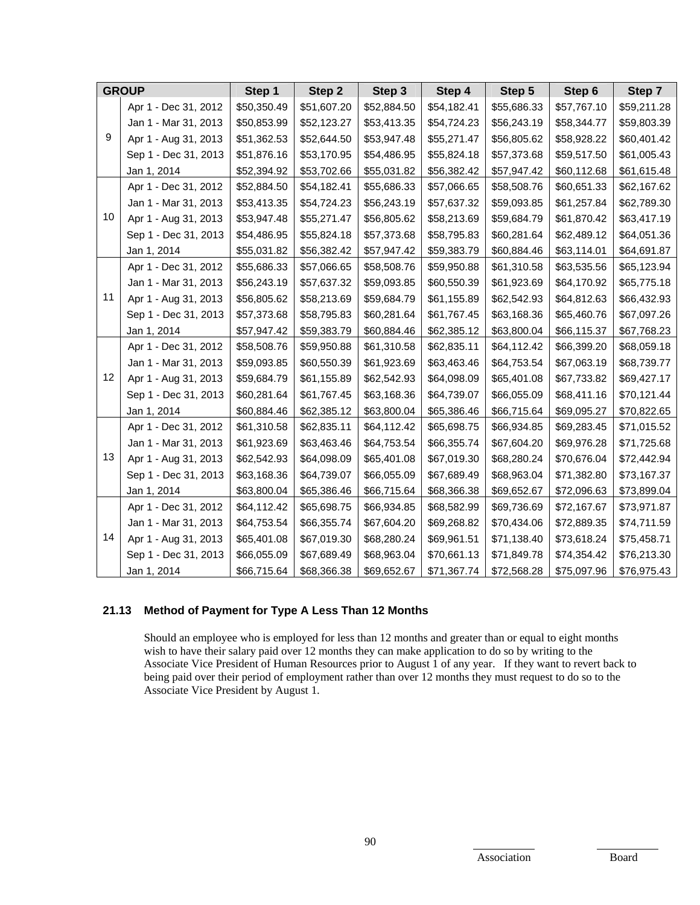| GROUP | | Step 1 | Step 2 | Step 3 | Step 4 | Step 5 | Step 6 | Step 7 |
|---|---|---|---|---|---|---|---|---|
| 9 | Apr 1 - Dec 31, 2012 | $50,350.49 | $51,607.20 | $52,884.50 | $54,182.41 | $55,686.33 | $57,767.10 | $59,211.28 |
| | Jan 1 - Mar 31, 2013 | $50,853.99 | $52,123.27 | $53,413.35 | $54,724.23 | $56,243.19 | $58,344.77 | $59,803.39 |
| | Apr 1 - Aug 31, 2013 | $51,362.53 | $52,644.50 | $53,947.48 | $55,271.47 | $56,805.62 | $58,928.22 | $60,401.42 |
| | Sep 1 - Dec 31, 2013 | $51,876.16 | $53,170.95 | $54,486.95 | $55,824.18 | $57,373.68 | $59,517.50 | $61,005.43 |
| | Jan 1, 2014 | $52,394.92 | $53,702.66 | $55,031.82 | $56,382.42 | $57,947.42 | $60,112.68 | $61,615.48 |
| 10 | Apr 1 - Dec 31, 2012 | $52,884.50 | $54,182.41 | $55,686.33 | $57,066.65 | $58,508.76 | $60,651.33 | $62,167.62 |
| | Jan 1 - Mar 31, 2013 | $53,413.35 | $54,724.23 | $56,243.19 | $57,637.32 | $59,093.85 | $61,257.84 | $62,789.30 |
| | Apr 1 - Aug 31, 2013 | $53,947.48 | $55,271.47 | $56,805.62 | $58,213.69 | $59,684.79 | $61,870.42 | $63,417.19 |
| | Sep 1 - Dec 31, 2013 | $54,486.95 | $55,824.18 | $57,373.68 | $58,795.83 | $60,281.64 | $62,489.12 | $64,051.36 |
| | Jan 1, 2014 | $55,031.82 | $56,382.42 | $57,947.42 | $59,383.79 | $60,884.46 | $63,114.01 | $64,691.87 |
| 11 | Apr 1 - Dec 31, 2012 | $55,686.33 | $57,066.65 | $58,508.76 | $59,950.88 | $61,310.58 | $63,535.56 | $65,123.94 |
| | Jan 1 - Mar 31, 2013 | $56,243.19 | $57,637.32 | $59,093.85 | $60,550.39 | $61,923.69 | $64,170.92 | $65,775.18 |
| | Apr 1 - Aug 31, 2013 | $56,805.62 | $58,213.69 | $59,684.79 | $61,155.89 | $62,542.93 | $64,812.63 | $66,432.93 |
| | Sep 1 - Dec 31, 2013 | $57,373.68 | $58,795.83 | $60,281.64 | $61,767.45 | $63,168.36 | $65,460.76 | $67,097.26 |
| | Jan 1, 2014 | $57,947.42 | $59,383.79 | $60,884.46 | $62,385.12 | $63,800.04 | $66,115.37 | $67,768.23 |
| 12 | Apr 1 - Dec 31, 2012 | $58,508.76 | $59,950.88 | $61,310.58 | $62,835.11 | $64,112.42 | $66,399.20 | $68,059.18 |
| | Jan 1 - Mar 31, 2013 | $59,093.85 | $60,550.39 | $61,923.69 | $63,463.46 | $64,753.54 | $67,063.19 | $68,739.77 |
| | Apr 1 - Aug 31, 2013 | $59,684.79 | $61,155.89 | $62,542.93 | $64,098.09 | $65,401.08 | $67,733.82 | $69,427.17 |
| | Sep 1 - Dec 31, 2013 | $60,281.64 | $61,767.45 | $63,168.36 | $64,739.07 | $66,055.09 | $68,411.16 | $70,121.44 |
| | Jan 1, 2014 | $60,884.46 | $62,385.12 | $63,800.04 | $65,386.46 | $66,715.64 | $69,095.27 | $70,822.65 |
| 13 | Apr 1 - Dec 31, 2012 | $61,310.58 | $62,835.11 | $64,112.42 | $65,698.75 | $66,934.85 | $69,283.45 | $71,015.52 |
| | Jan 1 - Mar 31, 2013 | $61,923.69 | $63,463.46 | $64,753.54 | $66,355.74 | $67,604.20 | $69,976.28 | $71,725.68 |
| | Apr 1 - Aug 31, 2013 | $62,542.93 | $64,098.09 | $65,401.08 | $67,019.30 | $68,280.24 | $70,676.04 | $72,442.94 |
| | Sep 1 - Dec 31, 2013 | $63,168.36 | $64,739.07 | $66,055.09 | $67,689.49 | $68,963.04 | $71,382.80 | $73,167.37 |
| | Jan 1, 2014 | $63,800.04 | $65,386.46 | $66,715.64 | $68,366.38 | $69,652.67 | $72,096.63 | $73,899.04 |
| 14 | Apr 1 - Dec 31, 2012 | $64,112.42 | $65,698.75 | $66,934.85 | $68,582.99 | $69,736.69 | $72,167.67 | $73,971.87 |
| | Jan 1 - Mar 31, 2013 | $64,753.54 | $66,355.74 | $67,604.20 | $69,268.82 | $70,434.06 | $72,889.35 | $74,711.59 |
| | Apr 1 - Aug 31, 2013 | $65,401.08 | $67,019.30 | $68,280.24 | $69,961.51 | $71,138.40 | $73,618.24 | $75,458.71 |
| | Sep 1 - Dec 31, 2013 | $66,055.09 | $67,689.49 | $68,963.04 | $70,661.13 | $71,849.78 | $74,354.42 | $76,213.30 |
| | Jan 1, 2014 | $66,715.64 | $68,366.38 | $69,652.67 | $71,367.74 | $72,568.28 | $75,097.96 | $76,975.43 |

### 21.13 Method of Payment for Type A Less Than 12 Months

Should an employee who is employed for less than 12 months and greater than or equal to eight months wish to have their salary paid over 12 months they can make application to do so by writing to the Associate Vice President of Human Resources prior to August 1 of any year. If they want to revert back to being paid over their period of employment rather than over 12 months they must request to do so to the Associate Vice President by August 1.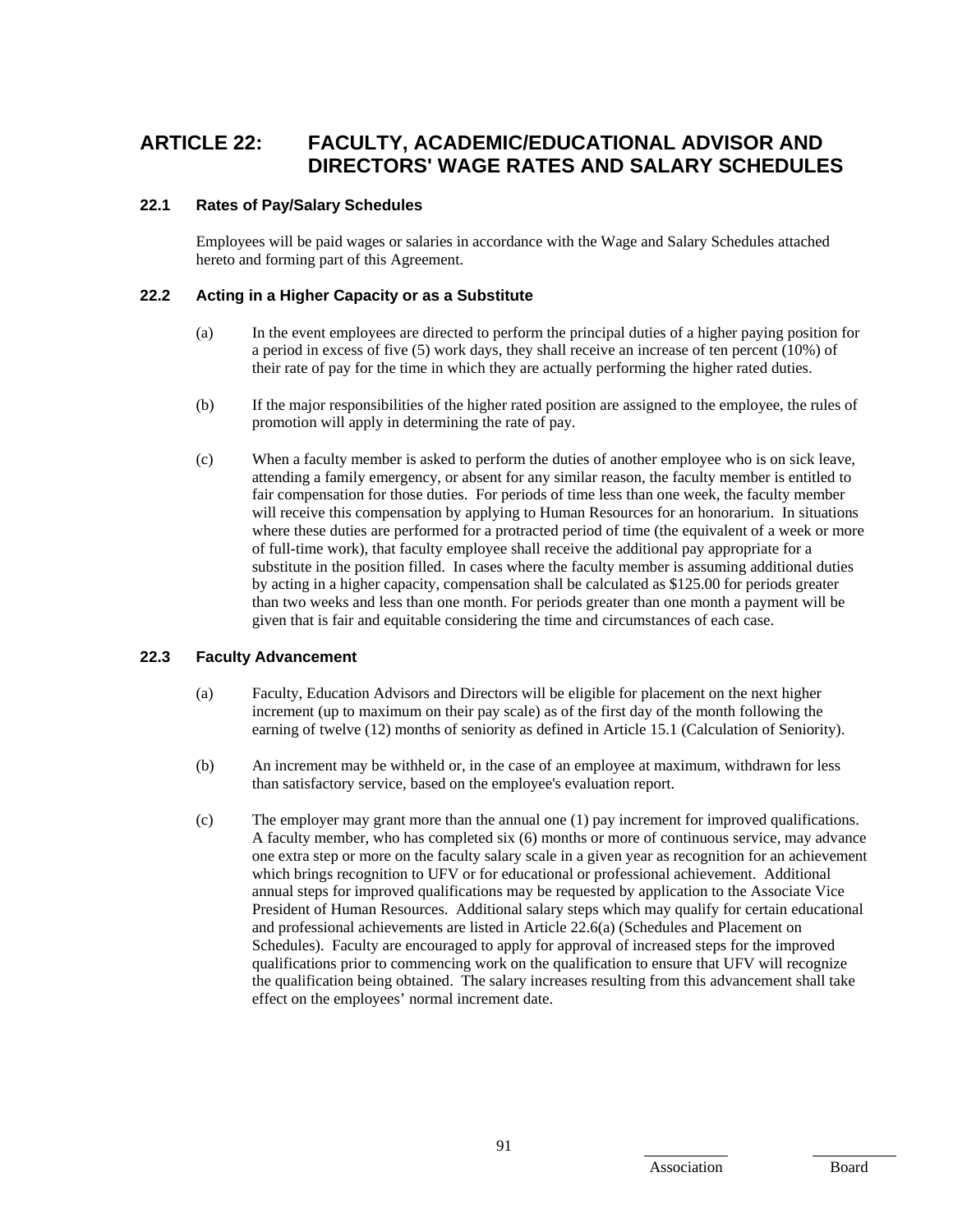# ARTICLE 22: FACULTY, ACADEMIC/EDUCATIONAL ADVISOR AND DIRECTORS' WAGE RATES AND SALARY SCHEDULES

## 22.1 Rates of Pay/Salary Schedules

Employees will be paid wages or salaries in accordance with the Wage and Salary Schedules attached hereto and forming part of this Agreement.

## 22.2 Acting in a Higher Capacity or as a Substitute

(a) In the event employees are directed to perform the principal duties of a higher paying position for a period in excess of five (5) work days, they shall receive an increase of ten percent (10%) of their rate of pay for the time in which they are actually performing the higher rated duties.

(b) If the major responsibilities of the higher rated position are assigned to the employee, the rules of promotion will apply in determining the rate of pay.

(c) When a faculty member is asked to perform the duties of another employee who is on sick leave, attending a family emergency, or absent for any similar reason, the faculty member is entitled to fair compensation for those duties. For periods of time less than one week, the faculty member will receive this compensation by applying to Human Resources for an honorarium. In situations where these duties are performed for a protracted period of time (the equivalent of a week or more of full-time work), that faculty employee shall receive the additional pay appropriate for a substitute in the position filled. In cases where the faculty member is assuming additional duties by acting in a higher capacity, compensation shall be calculated as $125.00 for periods greater than two weeks and less than one month. For periods greater than one month a payment will be given that is fair and equitable considering the time and circumstances of each case.

## 22.3 Faculty Advancement

(a) Faculty, Education Advisors and Directors will be eligible for placement on the next higher increment (up to maximum on their pay scale) as of the first day of the month following the earning of twelve (12) months of seniority as defined in Article 15.1 (Calculation of Seniority).

(b) An increment may be withheld or, in the case of an employee at maximum, withdrawn for less than satisfactory service, based on the employee's evaluation report.

(c) The employer may grant more than the annual one (1) pay increment for improved qualifications. A faculty member, who has completed six (6) months or more of continuous service, may advance one extra step or more on the faculty salary scale in a given year as recognition for an achievement which brings recognition to UFV or for educational or professional achievement. Additional annual steps for improved qualifications may be requested by application to the Associate Vice President of Human Resources. Additional salary steps which may qualify for certain educational and professional achievements are listed in Article 22.6(a) (Schedules and Placement on Schedules). Faculty are encouraged to apply for approval of increased steps for the improved qualifications prior to commencing work on the qualification to ensure that UFV will recognize the qualification being obtained. The salary increases resulting from this advancement shall take effect on the employees' normal increment date.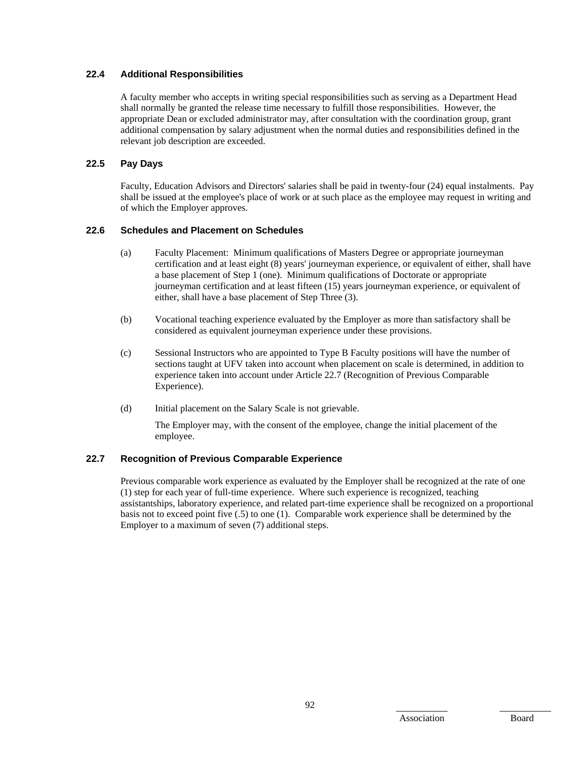### 22.4 Additional Responsibilities

A faculty member who accepts in writing special responsibilities such as serving as a Department Head shall normally be granted the release time necessary to fulfill those responsibilities. However, the appropriate Dean or excluded administrator may, after consultation with the coordination group, grant additional compensation by salary adjustment when the normal duties and responsibilities defined in the relevant job description are exceeded.

### 22.5 Pay Days

Faculty, Education Advisors and Directors' salaries shall be paid in twenty-four (24) equal instalments. Pay shall be issued at the employee's place of work or at such place as the employee may request in writing and of which the Employer approves.

### 22.6 Schedules and Placement on Schedules

(a) Faculty Placement: Minimum qualifications of Masters Degree or appropriate journeyman certification and at least eight (8) years' journeyman experience, or equivalent of either, shall have a base placement of Step 1 (one). Minimum qualifications of Doctorate or appropriate journeyman certification and at least fifteen (15) years journeyman experience, or equivalent of either, shall have a base placement of Step Three (3).

(b) Vocational teaching experience evaluated by the Employer as more than satisfactory shall be considered as equivalent journeyman experience under these provisions.

(c) Sessional Instructors who are appointed to Type B Faculty positions will have the number of sections taught at UFV taken into account when placement on scale is determined, in addition to experience taken into account under Article 22.7 (Recognition of Previous Comparable Experience).

(d) Initial placement on the Salary Scale is not grievable.

The Employer may, with the consent of the employee, change the initial placement of the employee.

### 22.7 Recognition of Previous Comparable Experience

Previous comparable work experience as evaluated by the Employer shall be recognized at the rate of one (1) step for each year of full-time experience. Where such experience is recognized, teaching assistantships, laboratory experience, and related part-time experience shall be recognized on a proportional basis not to exceed point five (.5) to one (1). Comparable work experience shall be determined by the Employer to a maximum of seven (7) additional steps.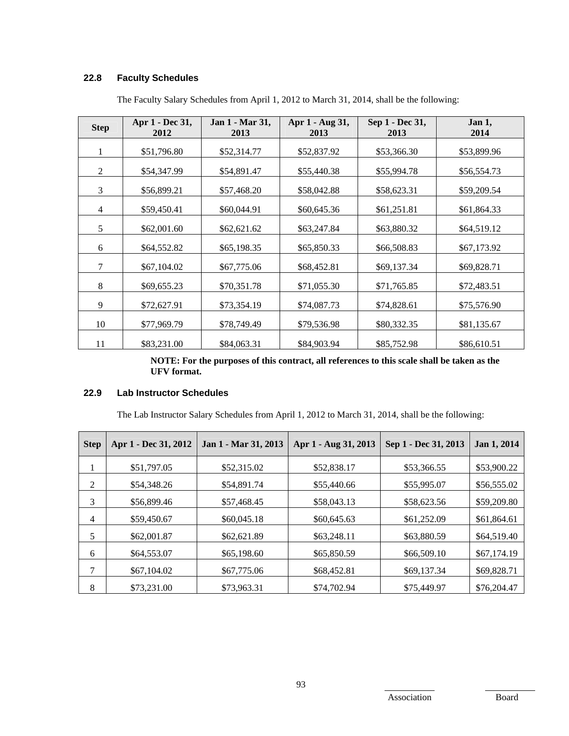### 22.8 Faculty Schedules

The Faculty Salary Schedules from April 1, 2012 to March 31, 2014, shall be the following:

| Step | Apr 1 - Dec 31, 2012 | Jan 1 - Mar 31, 2013 | Apr 1 - Aug 31, 2013 | Sep 1 - Dec 31, 2013 | Jan 1, 2014 |
|---|---|---|---|---|---|
| 1 | $51,796.80 | $52,314.77 | $52,837.92 | $53,366.30 | $53,899.96 |
| 2 | $54,347.99 | $54,891.47 | $55,440.38 | $55,994.78 | $56,554.73 |
| 3 | $56,899.21 | $57,468.20 | $58,042.88 | $58,623.31 | $59,209.54 |
| 4 | $59,450.41 | $60,044.91 | $60,645.36 | $61,251.81 | $61,864.33 |
| 5 | $62,001.60 | $62,621.62 | $63,247.84 | $63,880.32 | $64,519.12 |
| 6 | $64,552.82 | $65,198.35 | $65,850.33 | $66,508.83 | $67,173.92 |
| 7 | $67,104.02 | $67,775.06 | $68,452.81 | $69,137.34 | $69,828.71 |
| 8 | $69,655.23 | $70,351.78 | $71,055.30 | $71,765.85 | $72,483.51 |
| 9 | $72,627.91 | $73,354.19 | $74,087.73 | $74,828.61 | $75,576.90 |
| 10 | $77,969.79 | $78,749.49 | $79,536.98 | $80,332.35 | $81,135.67 |
| 11 | $83,231.00 | $84,063.31 | $84,903.94 | $85,752.98 | $86,610.51 |

**NOTE: For the purposes of this contract, all references to this scale shall be taken as the UFV format.**

### 22.9 Lab Instructor Schedules

The Lab Instructor Salary Schedules from April 1, 2012 to March 31, 2014, shall be the following:

| Step | Apr 1 - Dec 31, 2012 | Jan 1 - Mar 31, 2013 | Apr 1 - Aug 31, 2013 | Sep 1 - Dec 31, 2013 | Jan 1, 2014 |
|---|---|---|---|---|---|
| 1 | $51,797.05 | $52,315.02 | $52,838.17 | $53,366.55 | $53,900.22 |
| 2 | $54,348.26 | $54,891.74 | $55,440.66 | $55,995.07 | $56,555.02 |
| 3 | $56,899.46 | $57,468.45 | $58,043.13 | $58,623.56 | $59,209.80 |
| 4 | $59,450.67 | $60,045.18 | $60,645.63 | $61,252.09 | $61,864.61 |
| 5 | $62,001.87 | $62,621.89 | $63,248.11 | $63,880.59 | $64,519.40 |
| 6 | $64,553.07 | $65,198.60 | $65,850.59 | $66,509.10 | $67,174.19 |
| 7 | $67,104.02 | $67,775.06 | $68,452.81 | $69,137.34 | $69,828.71 |
| 8 | $73,231.00 | $73,963.31 | $74,702.94 | $75,449.97 | $76,204.47 |

Association Board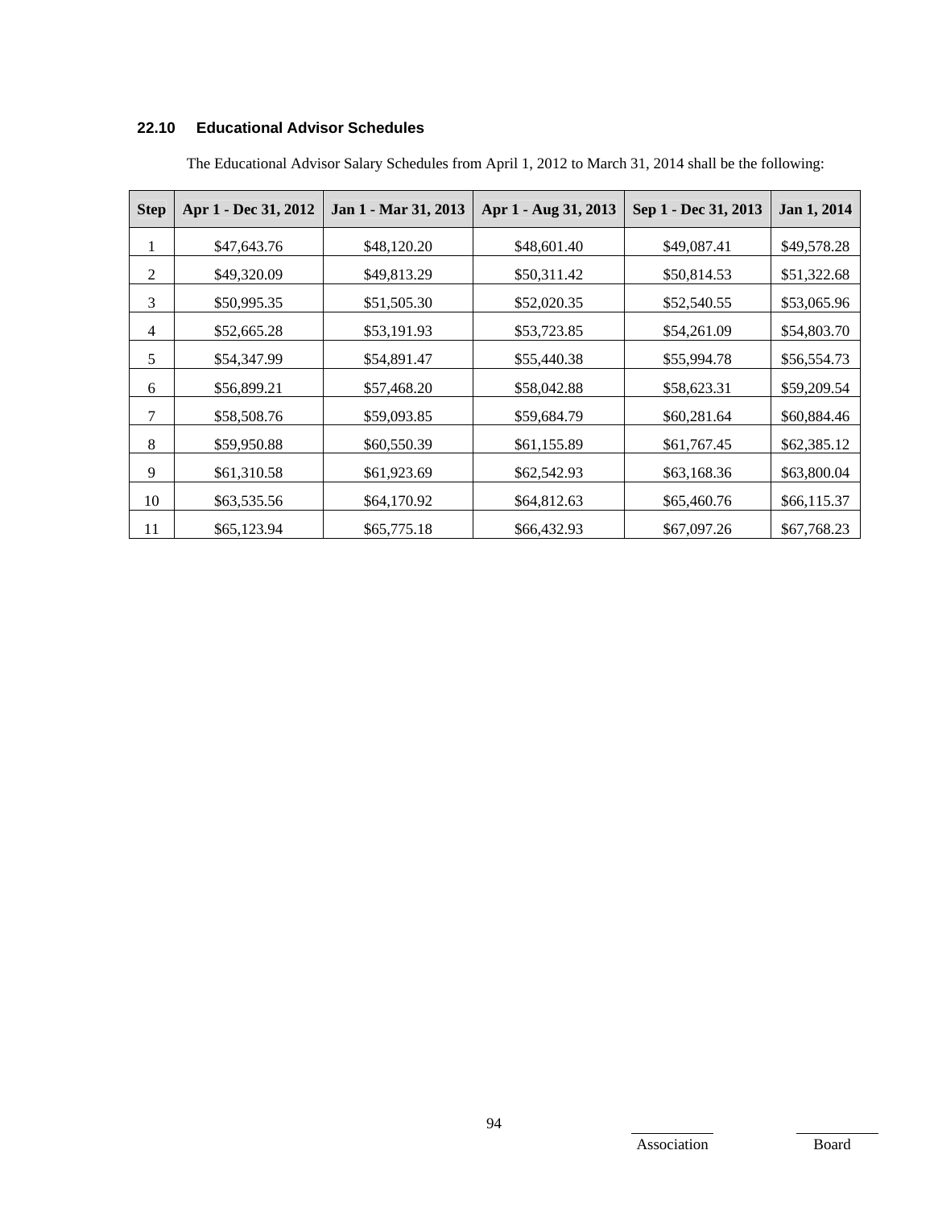### 22.10 Educational Advisor Schedules

The Educational Advisor Salary Schedules from April 1, 2012 to March 31, 2014 shall be the following:

| Step | Apr 1 - Dec 31, 2012 | Jan 1 - Mar 31, 2013 | Apr 1 - Aug 31, 2013 | Sep 1 - Dec 31, 2013 | Jan 1, 2014 |
|---|---|---|---|---|---|
| 1 | $47,643.76 | $48,120.20 | $48,601.40 | $49,087.41 | $49,578.28 |
| 2 | $49,320.09 | $49,813.29 | $50,311.42 | $50,814.53 | $51,322.68 |
| 3 | $50,995.35 | $51,505.30 | $52,020.35 | $52,540.55 | $53,065.96 |
| 4 | $52,665.28 | $53,191.93 | $53,723.85 | $54,261.09 | $54,803.70 |
| 5 | $54,347.99 | $54,891.47 | $55,440.38 | $55,994.78 | $56,554.73 |
| 6 | $56,899.21 | $57,468.20 | $58,042.88 | $58,623.31 | $59,209.54 |
| 7 | $58,508.76 | $59,093.85 | $59,684.79 | $60,281.64 | $60,884.46 |
| 8 | $59,950.88 | $60,550.39 | $61,155.89 | $61,767.45 | $62,385.12 |
| 9 | $61,310.58 | $61,923.69 | $62,542.93 | $63,168.36 | $63,800.04 |
| 10 | $63,535.56 | $64,170.92 | $64,812.63 | $65,460.76 | $66,115.37 |
| 11 | $65,123.94 | $65,775.18 | $66,432.93 | $67,097.26 | $67,768.23 |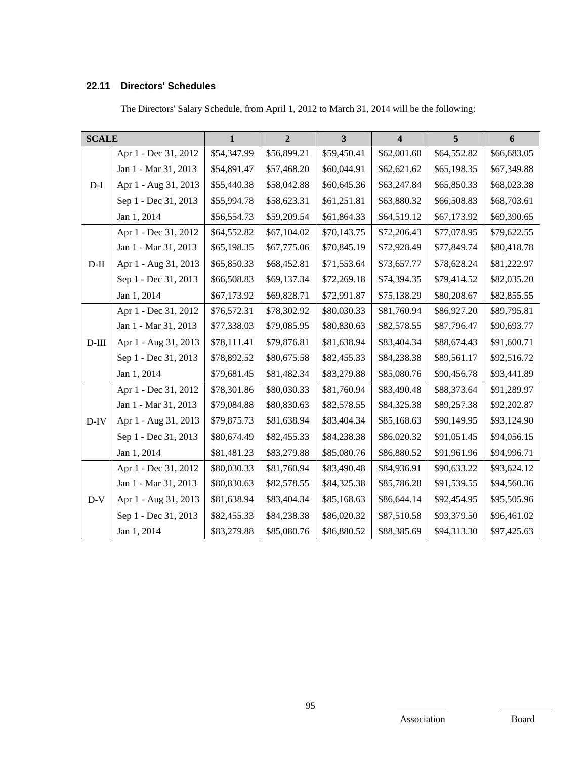### 22.11 Directors' Schedules

The Directors' Salary Schedule, from April 1, 2012 to March 31, 2014 will be the following:

| SCALE | | 1 | 2 | 3 | 4 | 5 | 6 |
|---|---|---|---|---|---|---|---|
| D-I | Apr 1 - Dec 31, 2012 | $54,347.99 | $56,899.21 | $59,450.41 | $62,001.60 | $64,552.82 | $66,683.05 |
| | Jan 1 - Mar 31, 2013 | $54,891.47 | $57,468.20 | $60,044.91 | $62,621.62 | $65,198.35 | $67,349.88 |
| | Apr 1 - Aug 31, 2013 | $55,440.38 | $58,042.88 | $60,645.36 | $63,247.84 | $65,850.33 | $68,023.38 |
| | Sep 1 - Dec 31, 2013 | $55,994.78 | $58,623.31 | $61,251.81 | $63,880.32 | $66,508.83 | $68,703.61 |
| | Jan 1, 2014 | $56,554.73 | $59,209.54 | $61,864.33 | $64,519.12 | $67,173.92 | $69,390.65 |
| D-II | Apr 1 - Dec 31, 2012 | $64,552.82 | $67,104.02 | $70,143.75 | $72,206.43 | $77,078.95 | $79,622.55 |
| | Jan 1 - Mar 31, 2013 | $65,198.35 | $67,775.06 | $70,845.19 | $72,928.49 | $77,849.74 | $80,418.78 |
| | Apr 1 - Aug 31, 2013 | $65,850.33 | $68,452.81 | $71,553.64 | $73,657.77 | $78,628.24 | $81,222.97 |
| | Sep 1 - Dec 31, 2013 | $66,508.83 | $69,137.34 | $72,269.18 | $74,394.35 | $79,414.52 | $82,035.20 |
| | Jan 1, 2014 | $67,173.92 | $69,828.71 | $72,991.87 | $75,138.29 | $80,208.67 | $82,855.55 |
| D-III | Apr 1 - Dec 31, 2012 | $76,572.31 | $78,302.92 | $80,030.33 | $81,760.94 | $86,927.20 | $89,795.81 |
| | Jan 1 - Mar 31, 2013 | $77,338.03 | $79,085.95 | $80,830.63 | $82,578.55 | $87,796.47 | $90,693.77 |
| | Apr 1 - Aug 31, 2013 | $78,111.41 | $79,876.81 | $81,638.94 | $83,404.34 | $88,674.43 | $91,600.71 |
| | Sep 1 - Dec 31, 2013 | $78,892.52 | $80,675.58 | $82,455.33 | $84,238.38 | $89,561.17 | $92,516.72 |
| | Jan 1, 2014 | $79,681.45 | $81,482.34 | $83,279.88 | $85,080.76 | $90,456.78 | $93,441.89 |
| D-IV | Apr 1 - Dec 31, 2012 | $78,301.86 | $80,030.33 | $81,760.94 | $83,490.48 | $88,373.64 | $91,289.97 |
| | Jan 1 - Mar 31, 2013 | $79,084.88 | $80,830.63 | $82,578.55 | $84,325.38 | $89,257.38 | $92,202.87 |
| | Apr 1 - Aug 31, 2013 | $79,875.73 | $81,638.94 | $83,404.34 | $85,168.63 | $90,149.95 | $93,124.90 |
| | Sep 1 - Dec 31, 2013 | $80,674.49 | $82,455.33 | $84,238.38 | $86,020.32 | $91,051.45 | $94,056.15 |
| | Jan 1, 2014 | $81,481.23 | $83,279.88 | $85,080.76 | $86,880.52 | $91,961.96 | $94,996.71 |
| D-V | Apr 1 - Dec 31, 2012 | $80,030.33 | $81,760.94 | $83,490.48 | $84,936.91 | $90,633.22 | $93,624.12 |
| | Jan 1 - Mar 31, 2013 | $80,830.63 | $82,578.55 | $84,325.38 | $85,786.28 | $91,539.55 | $94,560.36 |
| | Apr 1 - Aug 31, 2013 | $81,638.94 | $83,404.34 | $85,168.63 | $86,644.14 | $92,454.95 | $95,505.96 |
| | Sep 1 - Dec 31, 2013 | $82,455.33 | $84,238.38 | $86,020.32 | $87,510.58 | $93,379.50 | $96,461.02 |
| | Jan 1, 2014 | $83,279.88 | $85,080.76 | $86,880.52 | $88,385.69 | $94,313.30 | $97,425.63 |

Association Board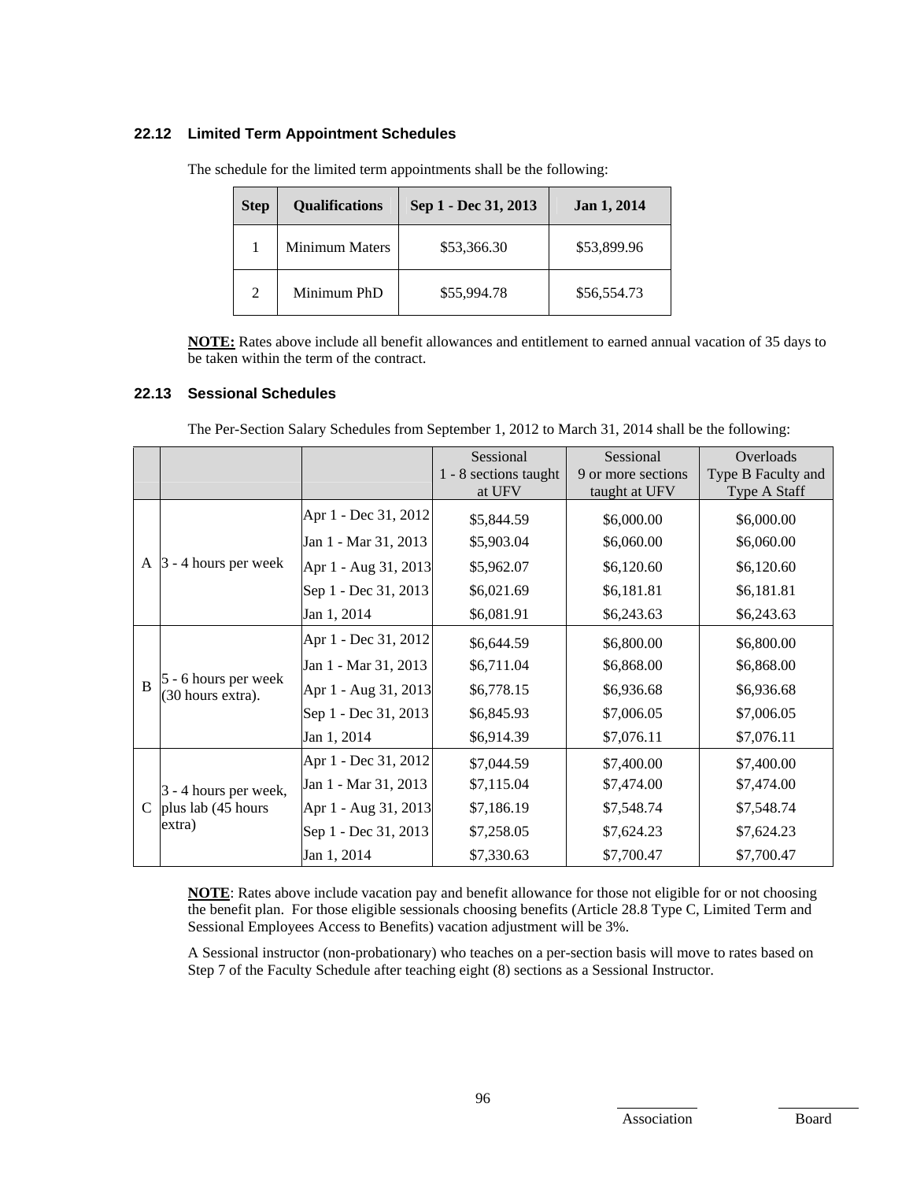### 22.12 Limited Term Appointment Schedules

The schedule for the limited term appointments shall be the following:

| Step | Qualifications | Sep 1 - Dec 31, 2013 | Jan 1, 2014 |
|---|---|---|---|
| 1 | Minimum Maters | $53,366.30 | $53,899.96 |
| 2 | Minimum PhD | $55,994.78 | $56,554.73 |

**NOTE:** Rates above include all benefit allowances and entitlement to earned annual vacation of 35 days to be taken within the term of the contract.

### 22.13 Sessional Schedules

The Per-Section Salary Schedules from September 1, 2012 to March 31, 2014 shall be the following:

| | | | Sessional 1 - 8 sections taught at UFV | Sessional 9 or more sections taught at UFV | Overloads Type B Faculty and Type A Staff |
|---|---|---|---|---|---|
| A | 3 - 4 hours per week | Apr 1 - Dec 31, 2012 | $5,844.59 | $6,000.00 | $6,000.00 |
| | | Jan 1 - Mar 31, 2013 | $5,903.04 | $6,060.00 | $6,060.00 |
| | | Apr 1 - Aug 31, 2013 | $5,962.07 | $6,120.60 | $6,120.60 |
| | | Sep 1 - Dec 31, 2013 | $6,021.69 | $6,181.81 | $6,181.81 |
| | | Jan 1, 2014 | $6,081.91 | $6,243.63 | $6,243.63 |
| B | 5 - 6 hours per week (30 hours extra). | Apr 1 - Dec 31, 2012 | $6,644.59 | $6,800.00 | $6,800.00 |
| | | Jan 1 - Mar 31, 2013 | $6,711.04 | $6,868.00 | $6,868.00 |
| | | Apr 1 - Aug 31, 2013 | $6,778.15 | $6,936.68 | $6,936.68 |
| | | Sep 1 - Dec 31, 2013 | $6,845.93 | $7,006.05 | $7,006.05 |
| | | Jan 1, 2014 | $6,914.39 | $7,076.11 | $7,076.11 |
| C | 3 - 4 hours per week, plus lab (45 hours extra) | Apr 1 - Dec 31, 2012 | $7,044.59 | $7,400.00 | $7,400.00 |
| | | Jan 1 - Mar 31, 2013 | $7,115.04 | $7,474.00 | $7,474.00 |
| | | Apr 1 - Aug 31, 2013 | $7,186.19 | $7,548.74 | $7,548.74 |
| | | Sep 1 - Dec 31, 2013 | $7,258.05 | $7,624.23 | $7,624.23 |
| | | Jan 1, 2014 | $7,330.63 | $7,700.47 | $7,700.47 |

**NOTE**: Rates above include vacation pay and benefit allowance for those not eligible for or not choosing the benefit plan. For those eligible sessionals choosing benefits (Article 28.8 Type C, Limited Term and Sessional Employees Access to Benefits) vacation adjustment will be 3%.

A Sessional instructor (non-probationary) who teaches on a per-section basis will move to rates based on Step 7 of the Faculty Schedule after teaching eight (8) sections as a Sessional Instructor.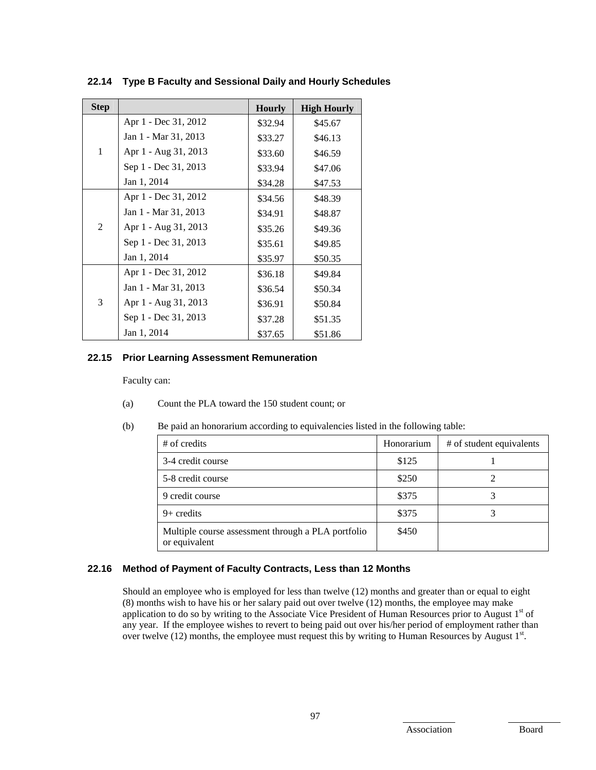### 22.14 Type B Faculty and Sessional Daily and Hourly Schedules

| Step | | Hourly | High Hourly |
|---|---|---|---|
| 1 | Apr 1 - Dec 31, 2012 | $32.94 | $45.67 |
| | Jan 1 - Mar 31, 2013 | $33.27 | $46.13 |
| | Apr 1 - Aug 31, 2013 | $33.60 | $46.59 |
| | Sep 1 - Dec 31, 2013 | $33.94 | $47.06 |
| | Jan 1, 2014 | $34.28 | $47.53 |
| 2 | Apr 1 - Dec 31, 2012 | $34.56 | $48.39 |
| | Jan 1 - Mar 31, 2013 | $34.91 | $48.87 |
| | Apr 1 - Aug 31, 2013 | $35.26 | $49.36 |
| | Sep 1 - Dec 31, 2013 | $35.61 | $49.85 |
| | Jan 1, 2014 | $35.97 | $50.35 |
| 3 | Apr 1 - Dec 31, 2012 | $36.18 | $49.84 |
| | Jan 1 - Mar 31, 2013 | $36.54 | $50.34 |
| | Apr 1 - Aug 31, 2013 | $36.91 | $50.84 |
| | Sep 1 - Dec 31, 2013 | $37.28 | $51.35 |
| | Jan 1, 2014 | $37.65 | $51.86 |

### 22.15 Prior Learning Assessment Remuneration

Faculty can:

(a) Count the PLA toward the 150 student count; or

(b) Be paid an honorarium according to equivalencies listed in the following table:

| # of credits | Honorarium | # of student equivalents |
|---|---|---|
| 3-4 credit course | $125 | 1 |
| 5-8 credit course | $250 | 2 |
| 9 credit course | $375 | 3 |
| 9+ credits | $375 | 3 |
| Multiple course assessment through a PLA portfolio or equivalent | $450 | |

### 22.16 Method of Payment of Faculty Contracts, Less than 12 Months

Should an employee who is employed for less than twelve (12) months and greater than or equal to eight (8) months wish to have his or her salary paid out over twelve (12) months, the employee may make application to do so by writing to the Associate Vice President of Human Resources prior to August 1st of any year. If the employee wishes to revert to being paid out over his/her period of employment rather than over twelve (12) months, the employee must request this by writing to Human Resources by August 1st.

Association Board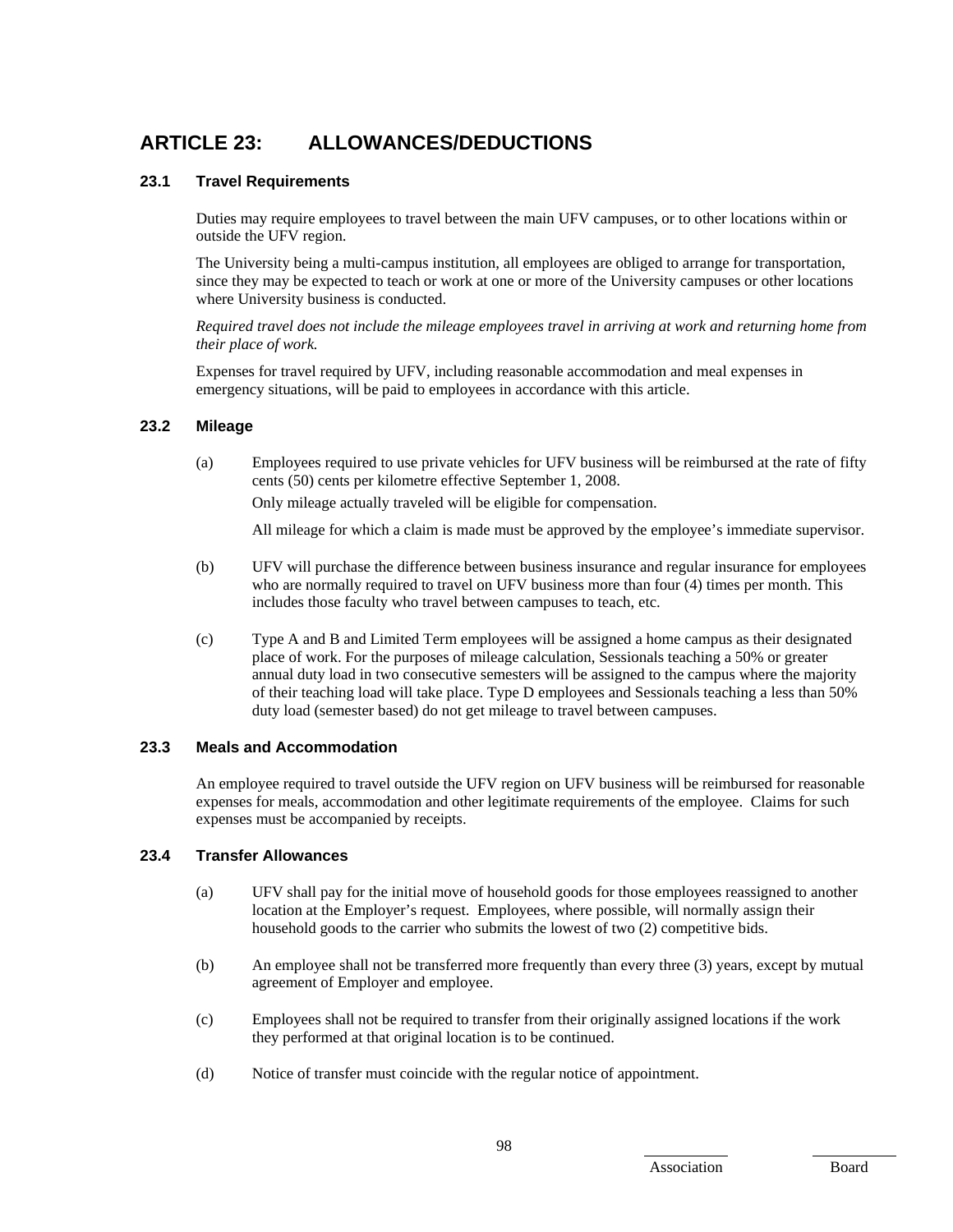# ARTICLE 23: ALLOWANCES/DEDUCTIONS

### 23.1 Travel Requirements

Duties may require employees to travel between the main UFV campuses, or to other locations within or outside the UFV region.

The University being a multi-campus institution, all employees are obliged to arrange for transportation, since they may be expected to teach or work at one or more of the University campuses or other locations where University business is conducted.

*Required travel does not include the mileage employees travel in arriving at work and returning home from their place of work.*

Expenses for travel required by UFV, including reasonable accommodation and meal expenses in emergency situations, will be paid to employees in accordance with this article.

### 23.2 Mileage

(a) Employees required to use private vehicles for UFV business will be reimbursed at the rate of fifty cents (50) cents per kilometre effective September 1, 2008.

Only mileage actually traveled will be eligible for compensation.

All mileage for which a claim is made must be approved by the employee's immediate supervisor.

(b) UFV will purchase the difference between business insurance and regular insurance for employees who are normally required to travel on UFV business more than four (4) times per month. This includes those faculty who travel between campuses to teach, etc.

(c) Type A and B and Limited Term employees will be assigned a home campus as their designated place of work. For the purposes of mileage calculation, Sessionals teaching a 50% or greater annual duty load in two consecutive semesters will be assigned to the campus where the majority of their teaching load will take place. Type D employees and Sessionals teaching a less than 50% duty load (semester based) do not get mileage to travel between campuses.

### 23.3 Meals and Accommodation

An employee required to travel outside the UFV region on UFV business will be reimbursed for reasonable expenses for meals, accommodation and other legitimate requirements of the employee. Claims for such expenses must be accompanied by receipts.

### 23.4 Transfer Allowances

(a) UFV shall pay for the initial move of household goods for those employees reassigned to another location at the Employer's request. Employees, where possible, will normally assign their household goods to the carrier who submits the lowest of two (2) competitive bids.

(b) An employee shall not be transferred more frequently than every three (3) years, except by mutual agreement of Employer and employee.

(c) Employees shall not be required to transfer from their originally assigned locations if the work they performed at that original location is to be continued.

(d) Notice of transfer must coincide with the regular notice of appointment.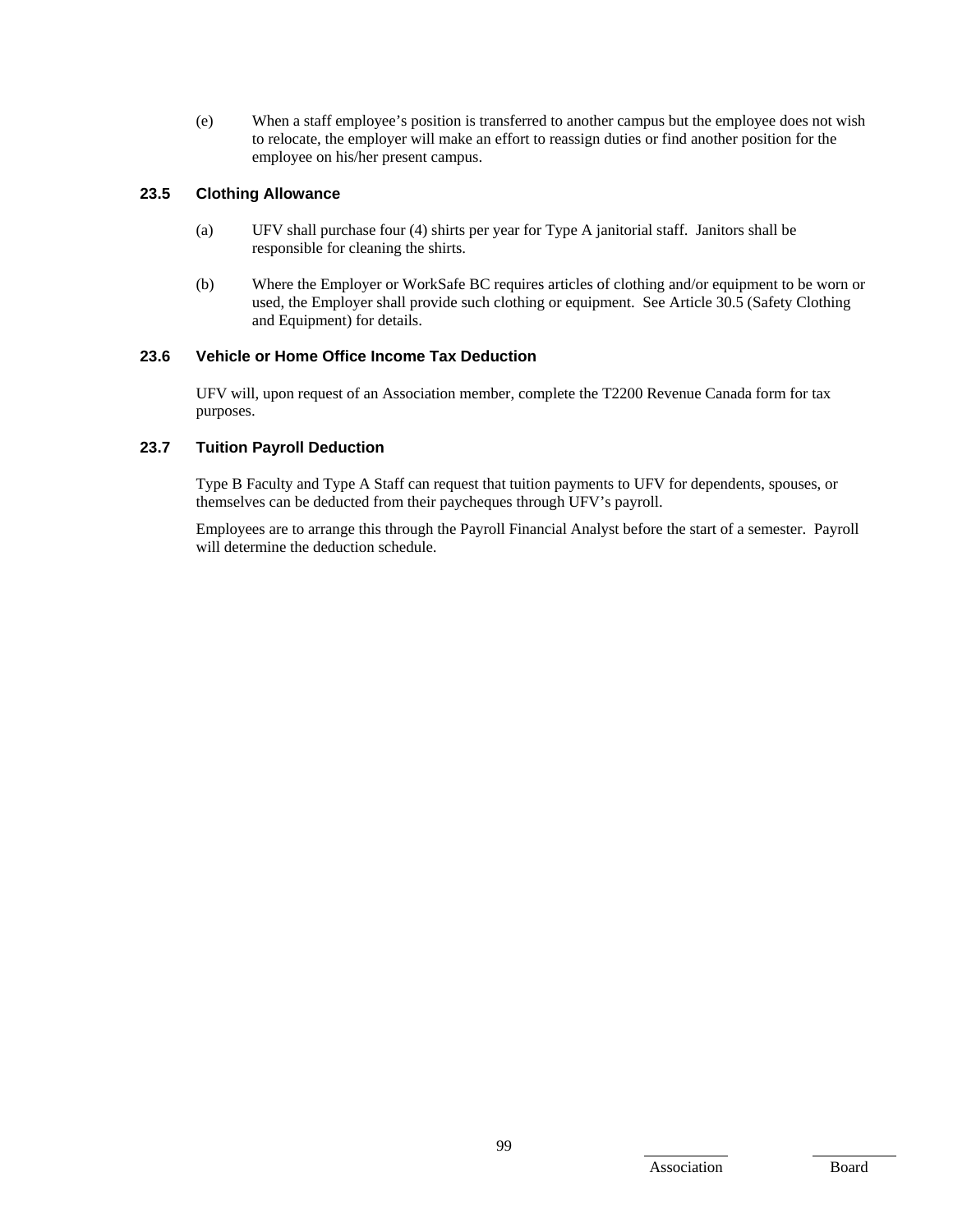(e) When a staff employee's position is transferred to another campus but the employee does not wish to relocate, the employer will make an effort to reassign duties or find another position for the employee on his/her present campus.

### 23.5 Clothing Allowance

(a) UFV shall purchase four (4) shirts per year for Type A janitorial staff. Janitors shall be responsible for cleaning the shirts.

(b) Where the Employer or WorkSafe BC requires articles of clothing and/or equipment to be worn or used, the Employer shall provide such clothing or equipment. See Article 30.5 (Safety Clothing and Equipment) for details.

### 23.6 Vehicle or Home Office Income Tax Deduction

UFV will, upon request of an Association member, complete the T2200 Revenue Canada form for tax purposes.

### 23.7 Tuition Payroll Deduction

Type B Faculty and Type A Staff can request that tuition payments to UFV for dependents, spouses, or themselves can be deducted from their paycheques through UFV's payroll.

Employees are to arrange this through the Payroll Financial Analyst before the start of a semester. Payroll will determine the deduction schedule.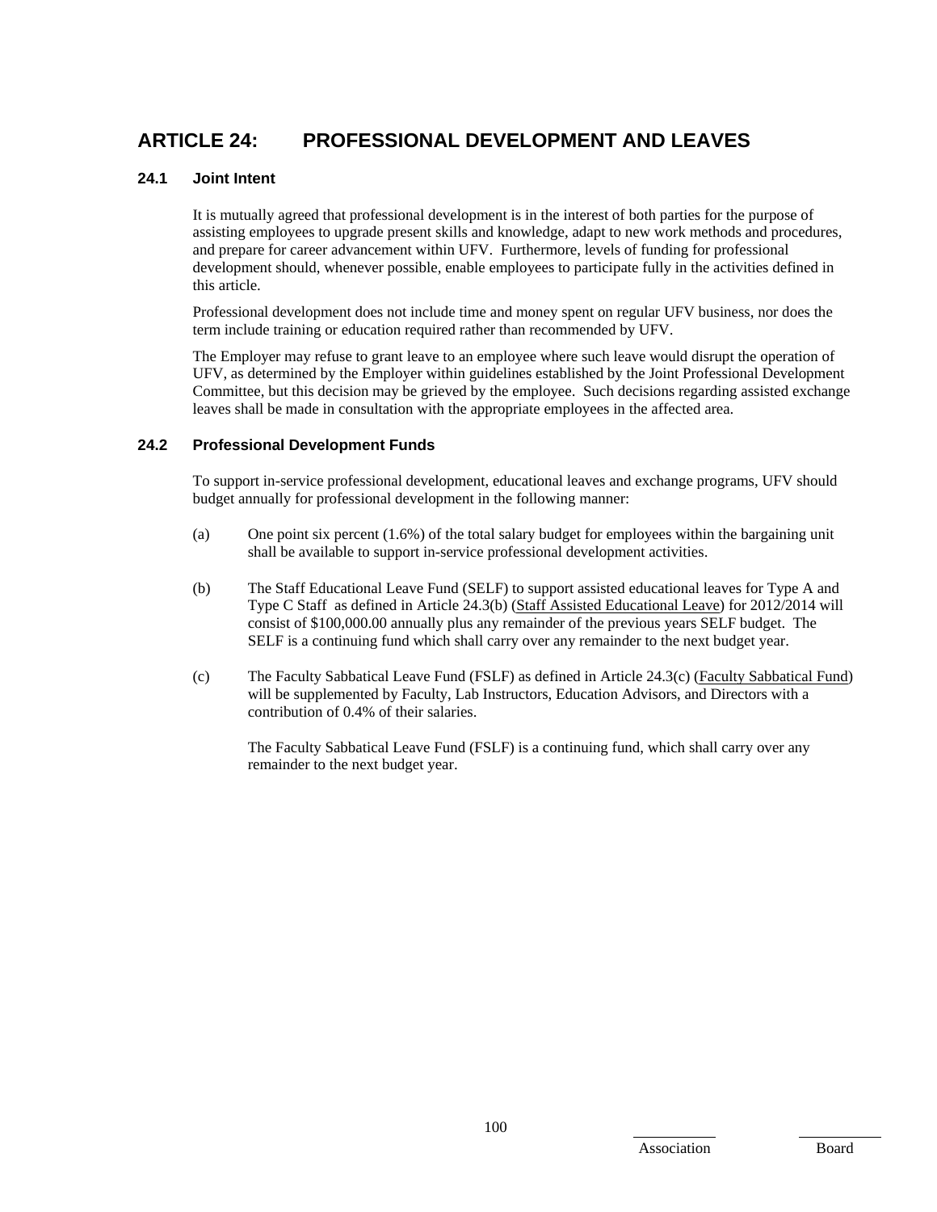# ARTICLE 24: PROFESSIONAL DEVELOPMENT AND LEAVES

## 24.1 Joint Intent

It is mutually agreed that professional development is in the interest of both parties for the purpose of assisting employees to upgrade present skills and knowledge, adapt to new work methods and procedures, and prepare for career advancement within UFV. Furthermore, levels of funding for professional development should, whenever possible, enable employees to participate fully in the activities defined in this article.

Professional development does not include time and money spent on regular UFV business, nor does the term include training or education required rather than recommended by UFV.

The Employer may refuse to grant leave to an employee where such leave would disrupt the operation of UFV, as determined by the Employer within guidelines established by the Joint Professional Development Committee, but this decision may be grieved by the employee. Such decisions regarding assisted exchange leaves shall be made in consultation with the appropriate employees in the affected area.

## 24.2 Professional Development Funds

To support in-service professional development, educational leaves and exchange programs, UFV should budget annually for professional development in the following manner:

(a) One point six percent (1.6%) of the total salary budget for employees within the bargaining unit shall be available to support in-service professional development activities.

(b) The Staff Educational Leave Fund (SELF) to support assisted educational leaves for Type A and Type C Staff as defined in Article 24.3(b) (Staff Assisted Educational Leave) for 2012/2014 will consist of $100,000.00 annually plus any remainder of the previous years SELF budget. The SELF is a continuing fund which shall carry over any remainder to the next budget year.

(c) The Faculty Sabbatical Leave Fund (FSLF) as defined in Article 24.3(c) (Faculty Sabbatical Fund) will be supplemented by Faculty, Lab Instructors, Education Advisors, and Directors with a contribution of 0.4% of their salaries.

The Faculty Sabbatical Leave Fund (FSLF) is a continuing fund, which shall carry over any remainder to the next budget year.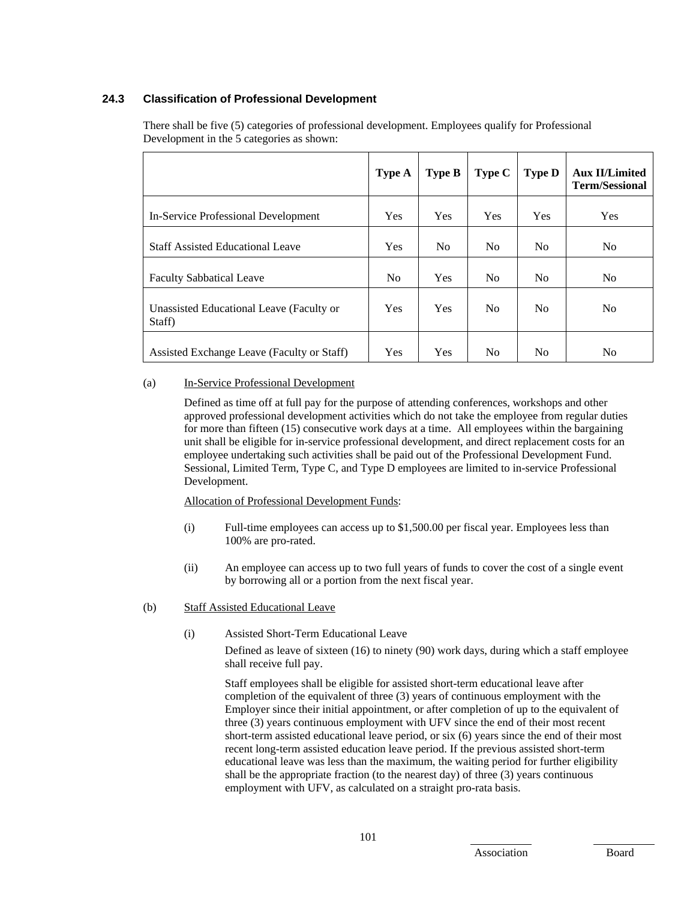### 24.3 Classification of Professional Development

There shall be five (5) categories of professional development. Employees qualify for Professional Development in the 5 categories as shown:

| | Type A | Type B | Type C | Type D | Aux II/Limited Term/Sessional |
|---|---|---|---|---|---|
| In-Service Professional Development | Yes | Yes | Yes | Yes | Yes |
| Staff Assisted Educational Leave | Yes | No | No | No | No |
| Faculty Sabbatical Leave | No | Yes | No | No | No |
| Unassisted Educational Leave (Faculty or Staff) | Yes | Yes | No | No | No |
| Assisted Exchange Leave (Faculty or Staff) | Yes | Yes | No | No | No |

(a) In-Service Professional Development

Defined as time off at full pay for the purpose of attending conferences, workshops and other approved professional development activities which do not take the employee from regular duties for more than fifteen (15) consecutive work days at a time. All employees within the bargaining unit shall be eligible for in-service professional development, and direct replacement costs for an employee undertaking such activities shall be paid out of the Professional Development Fund. Sessional, Limited Term, Type C, and Type D employees are limited to in-service Professional Development.

Allocation of Professional Development Funds:

(i) Full-time employees can access up to $1,500.00 per fiscal year. Employees less than 100% are pro-rated.

(ii) An employee can access up to two full years of funds to cover the cost of a single event by borrowing all or a portion from the next fiscal year.

(b) Staff Assisted Educational Leave

(i) Assisted Short-Term Educational Leave

Defined as leave of sixteen (16) to ninety (90) work days, during which a staff employee shall receive full pay.

Staff employees shall be eligible for assisted short-term educational leave after completion of the equivalent of three (3) years of continuous employment with the Employer since their initial appointment, or after completion of up to the equivalent of three (3) years continuous employment with UFV since the end of their most recent short-term assisted educational leave period, or six (6) years since the end of their most recent long-term assisted education leave period. If the previous assisted short-term educational leave was less than the maximum, the waiting period for further eligibility shall be the appropriate fraction (to the nearest day) of three (3) years continuous employment with UFV, as calculated on a straight pro-rata basis.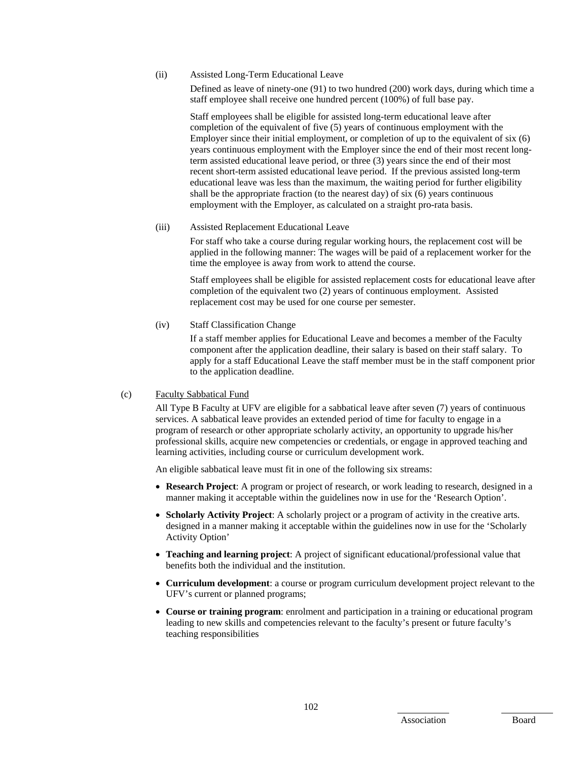(ii) Assisted Long-Term Educational Leave

Defined as leave of ninety-one (91) to two hundred (200) work days, during which time a staff employee shall receive one hundred percent (100%) of full base pay.

Staff employees shall be eligible for assisted long-term educational leave after completion of the equivalent of five (5) years of continuous employment with the Employer since their initial employment, or completion of up to the equivalent of six (6) years continuous employment with the Employer since the end of their most recent long-term assisted educational leave period, or three (3) years since the end of their most recent short-term assisted educational leave period. If the previous assisted long-term educational leave was less than the maximum, the waiting period for further eligibility shall be the appropriate fraction (to the nearest day) of six (6) years continuous employment with the Employer, as calculated on a straight pro-rata basis.

(iii) Assisted Replacement Educational Leave

For staff who take a course during regular working hours, the replacement cost will be applied in the following manner: The wages will be paid of a replacement worker for the time the employee is away from work to attend the course.

Staff employees shall be eligible for assisted replacement costs for educational leave after completion of the equivalent two (2) years of continuous employment. Assisted replacement cost may be used for one course per semester.

(iv) Staff Classification Change

If a staff member applies for Educational Leave and becomes a member of the Faculty component after the application deadline, their salary is based on their staff salary. To apply for a staff Educational Leave the staff member must be in the staff component prior to the application deadline.

(c) Faculty Sabbatical Fund

All Type B Faculty at UFV are eligible for a sabbatical leave after seven (7) years of continuous services. A sabbatical leave provides an extended period of time for faculty to engage in a program of research or other appropriate scholarly activity, an opportunity to upgrade his/her professional skills, acquire new competencies or credentials, or engage in approved teaching and learning activities, including course or curriculum development work.

An eligible sabbatical leave must fit in one of the following six streams:

- **Research Project**: A program or project of research, or work leading to research, designed in a manner making it acceptable within the guidelines now in use for the 'Research Option'.
- **Scholarly Activity Project**: A scholarly project or a program of activity in the creative arts. designed in a manner making it acceptable within the guidelines now in use for the 'Scholarly Activity Option'
- **Teaching and learning project**: A project of significant educational/professional value that benefits both the individual and the institution.
- **Curriculum development**: a course or program curriculum development project relevant to the UFV's current or planned programs;
- **Course or training program**: enrolment and participation in a training or educational program leading to new skills and competencies relevant to the faculty's present or future faculty's teaching responsibilities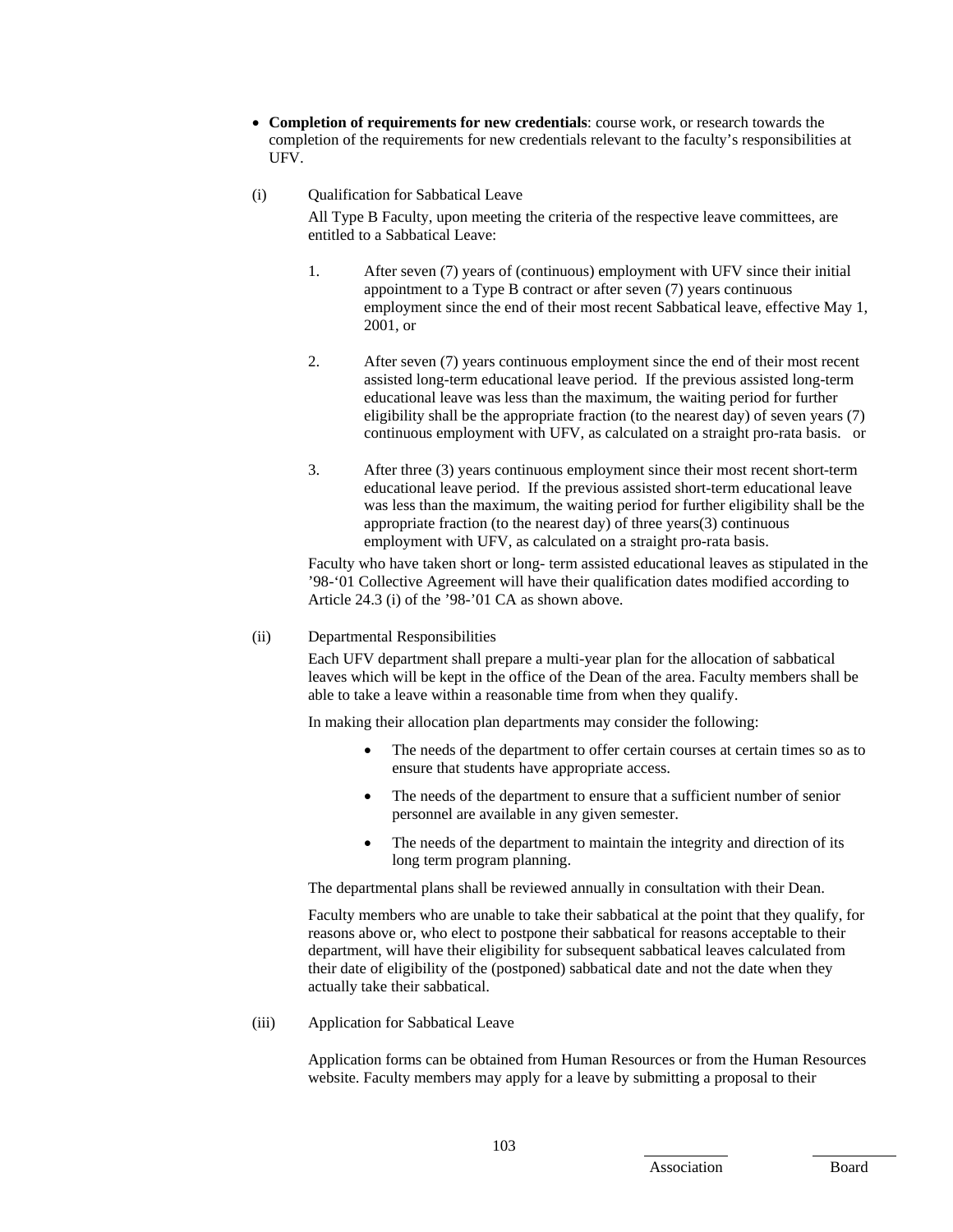- **Completion of requirements for new credentials**: course work, or research towards the completion of the requirements for new credentials relevant to the faculty's responsibilities at UFV.

(i) Qualification for Sabbatical Leave

All Type B Faculty, upon meeting the criteria of the respective leave committees, are entitled to a Sabbatical Leave:

1. After seven (7) years of (continuous) employment with UFV since their initial appointment to a Type B contract or after seven (7) years continuous employment since the end of their most recent Sabbatical leave, effective May 1, 2001, or

2. After seven (7) years continuous employment since the end of their most recent assisted long-term educational leave period. If the previous assisted long-term educational leave was less than the maximum, the waiting period for further eligibility shall be the appropriate fraction (to the nearest day) of seven years (7) continuous employment with UFV, as calculated on a straight pro-rata basis. or

3. After three (3) years continuous employment since their most recent short-term educational leave period. If the previous assisted short-term educational leave was less than the maximum, the waiting period for further eligibility shall be the appropriate fraction (to the nearest day) of three years(3) continuous employment with UFV, as calculated on a straight pro-rata basis.

Faculty who have taken short or long- term assisted educational leaves as stipulated in the '98-'01 Collective Agreement will have their qualification dates modified according to Article 24.3 (i) of the '98-'01 CA as shown above.

(ii) Departmental Responsibilities

Each UFV department shall prepare a multi-year plan for the allocation of sabbatical leaves which will be kept in the office of the Dean of the area. Faculty members shall be able to take a leave within a reasonable time from when they qualify.

In making their allocation plan departments may consider the following:

- The needs of the department to offer certain courses at certain times so as to ensure that students have appropriate access.
- The needs of the department to ensure that a sufficient number of senior personnel are available in any given semester.
- The needs of the department to maintain the integrity and direction of its long term program planning.

The departmental plans shall be reviewed annually in consultation with their Dean.

Faculty members who are unable to take their sabbatical at the point that they qualify, for reasons above or, who elect to postpone their sabbatical for reasons acceptable to their department, will have their eligibility for subsequent sabbatical leaves calculated from their date of eligibility of the (postponed) sabbatical date and not the date when they actually take their sabbatical.

(iii) Application for Sabbatical Leave

Application forms can be obtained from Human Resources or from the Human Resources website. Faculty members may apply for a leave by submitting a proposal to their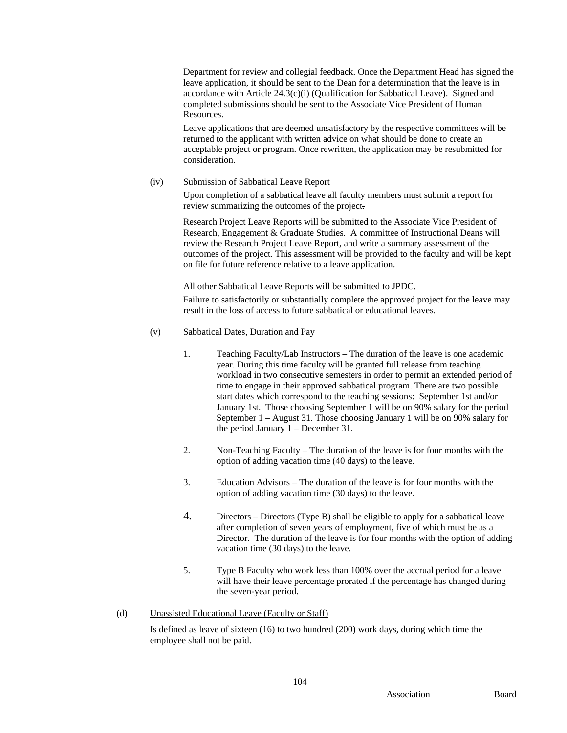Department for review and collegial feedback. Once the Department Head has signed the leave application, it should be sent to the Dean for a determination that the leave is in accordance with Article 24.3(c)(i) (Qualification for Sabbatical Leave). Signed and completed submissions should be sent to the Associate Vice President of Human Resources.

Leave applications that are deemed unsatisfactory by the respective committees will be returned to the applicant with written advice on what should be done to create an acceptable project or program. Once rewritten, the application may be resubmitted for consideration.

(iv) Submission of Sabbatical Leave Report

Upon completion of a sabbatical leave all faculty members must submit a report for review summarizing the outcomes of the project.

Research Project Leave Reports will be submitted to the Associate Vice President of Research, Engagement & Graduate Studies. A committee of Instructional Deans will review the Research Project Leave Report, and write a summary assessment of the outcomes of the project. This assessment will be provided to the faculty and will be kept on file for future reference relative to a leave application.

All other Sabbatical Leave Reports will be submitted to JPDC.

Failure to satisfactorily or substantially complete the approved project for the leave may result in the loss of access to future sabbatical or educational leaves.

(v) Sabbatical Dates, Duration and Pay

1. Teaching Faculty/Lab Instructors – The duration of the leave is one academic year. During this time faculty will be granted full release from teaching workload in two consecutive semesters in order to permit an extended period of time to engage in their approved sabbatical program. There are two possible start dates which correspond to the teaching sessions: September 1st and/or January 1st. Those choosing September 1 will be on 90% salary for the period September 1 – August 31. Those choosing January 1 will be on 90% salary for the period January 1 – December 31.

2. Non-Teaching Faculty – The duration of the leave is for four months with the option of adding vacation time (40 days) to the leave.

3. Education Advisors – The duration of the leave is for four months with the option of adding vacation time (30 days) to the leave.

4. Directors – Directors (Type B) shall be eligible to apply for a sabbatical leave after completion of seven years of employment, five of which must be as a Director. The duration of the leave is for four months with the option of adding vacation time (30 days) to the leave.

5. Type B Faculty who work less than 100% over the accrual period for a leave will have their leave percentage prorated if the percentage has changed during the seven-year period.

(d) Unassisted Educational Leave (Faculty or Staff)

Is defined as leave of sixteen (16) to two hundred (200) work days, during which time the employee shall not be paid.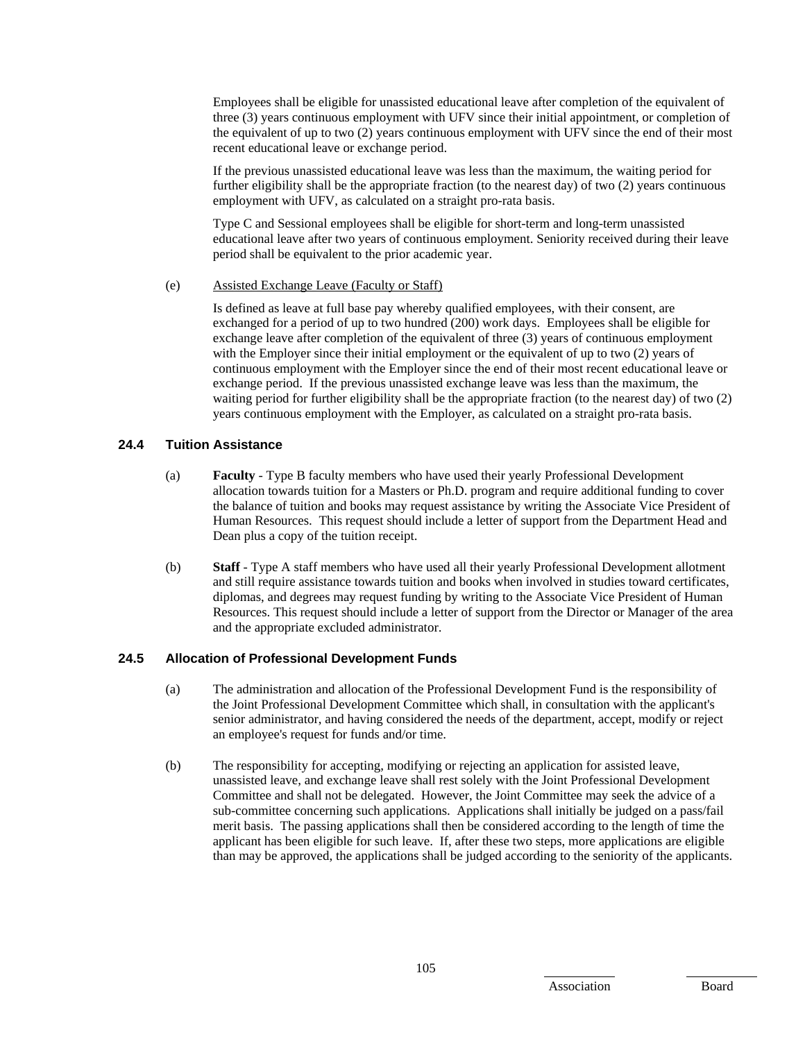Employees shall be eligible for unassisted educational leave after completion of the equivalent of three (3) years continuous employment with UFV since their initial appointment, or completion of the equivalent of up to two (2) years continuous employment with UFV since the end of their most recent educational leave or exchange period.

If the previous unassisted educational leave was less than the maximum, the waiting period for further eligibility shall be the appropriate fraction (to the nearest day) of two (2) years continuous employment with UFV, as calculated on a straight pro-rata basis.

Type C and Sessional employees shall be eligible for short-term and long-term unassisted educational leave after two years of continuous employment. Seniority received during their leave period shall be equivalent to the prior academic year.

(e) Assisted Exchange Leave (Faculty or Staff)

Is defined as leave at full base pay whereby qualified employees, with their consent, are exchanged for a period of up to two hundred (200) work days. Employees shall be eligible for exchange leave after completion of the equivalent of three (3) years of continuous employment with the Employer since their initial employment or the equivalent of up to two (2) years of continuous employment with the Employer since the end of their most recent educational leave or exchange period. If the previous unassisted exchange leave was less than the maximum, the waiting period for further eligibility shall be the appropriate fraction (to the nearest day) of two (2) years continuous employment with the Employer, as calculated on a straight pro-rata basis.

### 24.4 Tuition Assistance

(a) **Faculty** - Type B faculty members who have used their yearly Professional Development allocation towards tuition for a Masters or Ph.D. program and require additional funding to cover the balance of tuition and books may request assistance by writing the Associate Vice President of Human Resources. This request should include a letter of support from the Department Head and Dean plus a copy of the tuition receipt.

(b) **Staff** - Type A staff members who have used all their yearly Professional Development allotment and still require assistance towards tuition and books when involved in studies toward certificates, diplomas, and degrees may request funding by writing to the Associate Vice President of Human Resources. This request should include a letter of support from the Director or Manager of the area and the appropriate excluded administrator.

### 24.5 Allocation of Professional Development Funds

(a) The administration and allocation of the Professional Development Fund is the responsibility of the Joint Professional Development Committee which shall, in consultation with the applicant's senior administrator, and having considered the needs of the department, accept, modify or reject an employee's request for funds and/or time.

(b) The responsibility for accepting, modifying or rejecting an application for assisted leave, unassisted leave, and exchange leave shall rest solely with the Joint Professional Development Committee and shall not be delegated. However, the Joint Committee may seek the advice of a sub-committee concerning such applications. Applications shall initially be judged on a pass/fail merit basis. The passing applications shall then be considered according to the length of time the applicant has been eligible for such leave. If, after these two steps, more applications are eligible than may be approved, the applications shall be judged according to the seniority of the applicants.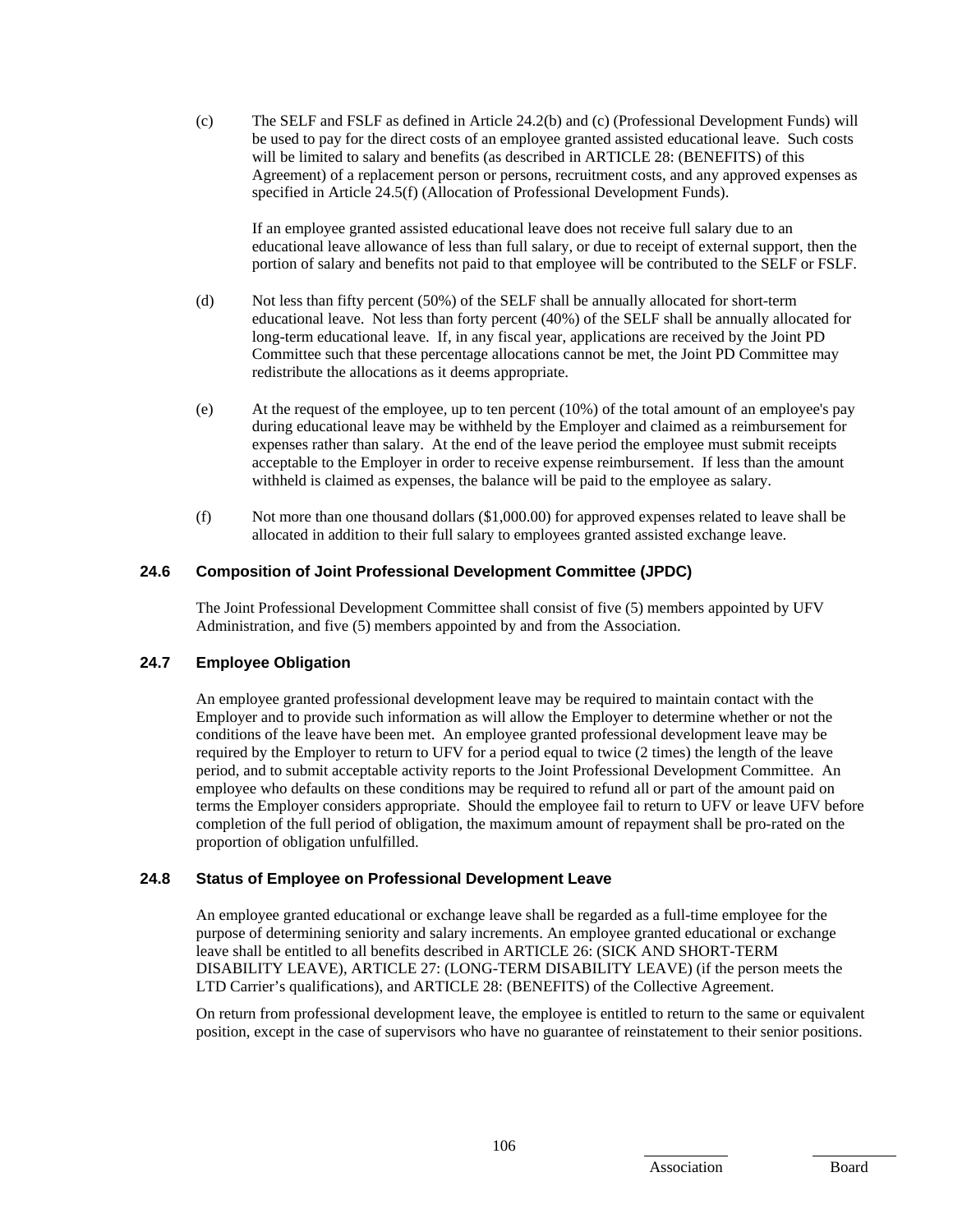(c) The SELF and FSLF as defined in Article 24.2(b) and (c) (Professional Development Funds) will be used to pay for the direct costs of an employee granted assisted educational leave. Such costs will be limited to salary and benefits (as described in ARTICLE 28: (BENEFITS) of this Agreement) of a replacement person or persons, recruitment costs, and any approved expenses as specified in Article 24.5(f) (Allocation of Professional Development Funds).

If an employee granted assisted educational leave does not receive full salary due to an educational leave allowance of less than full salary, or due to receipt of external support, then the portion of salary and benefits not paid to that employee will be contributed to the SELF or FSLF.

(d) Not less than fifty percent (50%) of the SELF shall be annually allocated for short-term educational leave. Not less than forty percent (40%) of the SELF shall be annually allocated for long-term educational leave. If, in any fiscal year, applications are received by the Joint PD Committee such that these percentage allocations cannot be met, the Joint PD Committee may redistribute the allocations as it deems appropriate.

(e) At the request of the employee, up to ten percent (10%) of the total amount of an employee's pay during educational leave may be withheld by the Employer and claimed as a reimbursement for expenses rather than salary. At the end of the leave period the employee must submit receipts acceptable to the Employer in order to receive expense reimbursement. If less than the amount withheld is claimed as expenses, the balance will be paid to the employee as salary.

(f) Not more than one thousand dollars ($1,000.00) for approved expenses related to leave shall be allocated in addition to their full salary to employees granted assisted exchange leave.

### 24.6 Composition of Joint Professional Development Committee (JPDC)

The Joint Professional Development Committee shall consist of five (5) members appointed by UFV Administration, and five (5) members appointed by and from the Association.

### 24.7 Employee Obligation

An employee granted professional development leave may be required to maintain contact with the Employer and to provide such information as will allow the Employer to determine whether or not the conditions of the leave have been met. An employee granted professional development leave may be required by the Employer to return to UFV for a period equal to twice (2 times) the length of the leave period, and to submit acceptable activity reports to the Joint Professional Development Committee. An employee who defaults on these conditions may be required to refund all or part of the amount paid on terms the Employer considers appropriate. Should the employee fail to return to UFV or leave UFV before completion of the full period of obligation, the maximum amount of repayment shall be pro-rated on the proportion of obligation unfulfilled.

### 24.8 Status of Employee on Professional Development Leave

An employee granted educational or exchange leave shall be regarded as a full-time employee for the purpose of determining seniority and salary increments. An employee granted educational or exchange leave shall be entitled to all benefits described in ARTICLE 26: (SICK AND SHORT-TERM DISABILITY LEAVE), ARTICLE 27: (LONG-TERM DISABILITY LEAVE) (if the person meets the LTD Carrier's qualifications), and ARTICLE 28: (BENEFITS) of the Collective Agreement.

On return from professional development leave, the employee is entitled to return to the same or equivalent position, except in the case of supervisors who have no guarantee of reinstatement to their senior positions.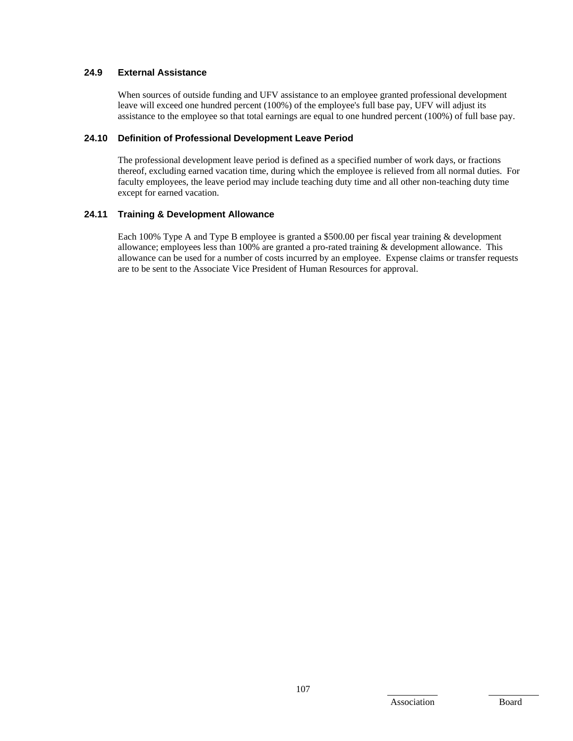### 24.9 External Assistance

When sources of outside funding and UFV assistance to an employee granted professional development leave will exceed one hundred percent (100%) of the employee's full base pay, UFV will adjust its assistance to the employee so that total earnings are equal to one hundred percent (100%) of full base pay.

### 24.10 Definition of Professional Development Leave Period

The professional development leave period is defined as a specified number of work days, or fractions thereof, excluding earned vacation time, during which the employee is relieved from all normal duties. For faculty employees, the leave period may include teaching duty time and all other non-teaching duty time except for earned vacation.

### 24.11 Training & Development Allowance

Each 100% Type A and Type B employee is granted a $500.00 per fiscal year training & development allowance; employees less than 100% are granted a pro-rated training & development allowance. This allowance can be used for a number of costs incurred by an employee. Expense claims or transfer requests are to be sent to the Associate Vice President of Human Resources for approval.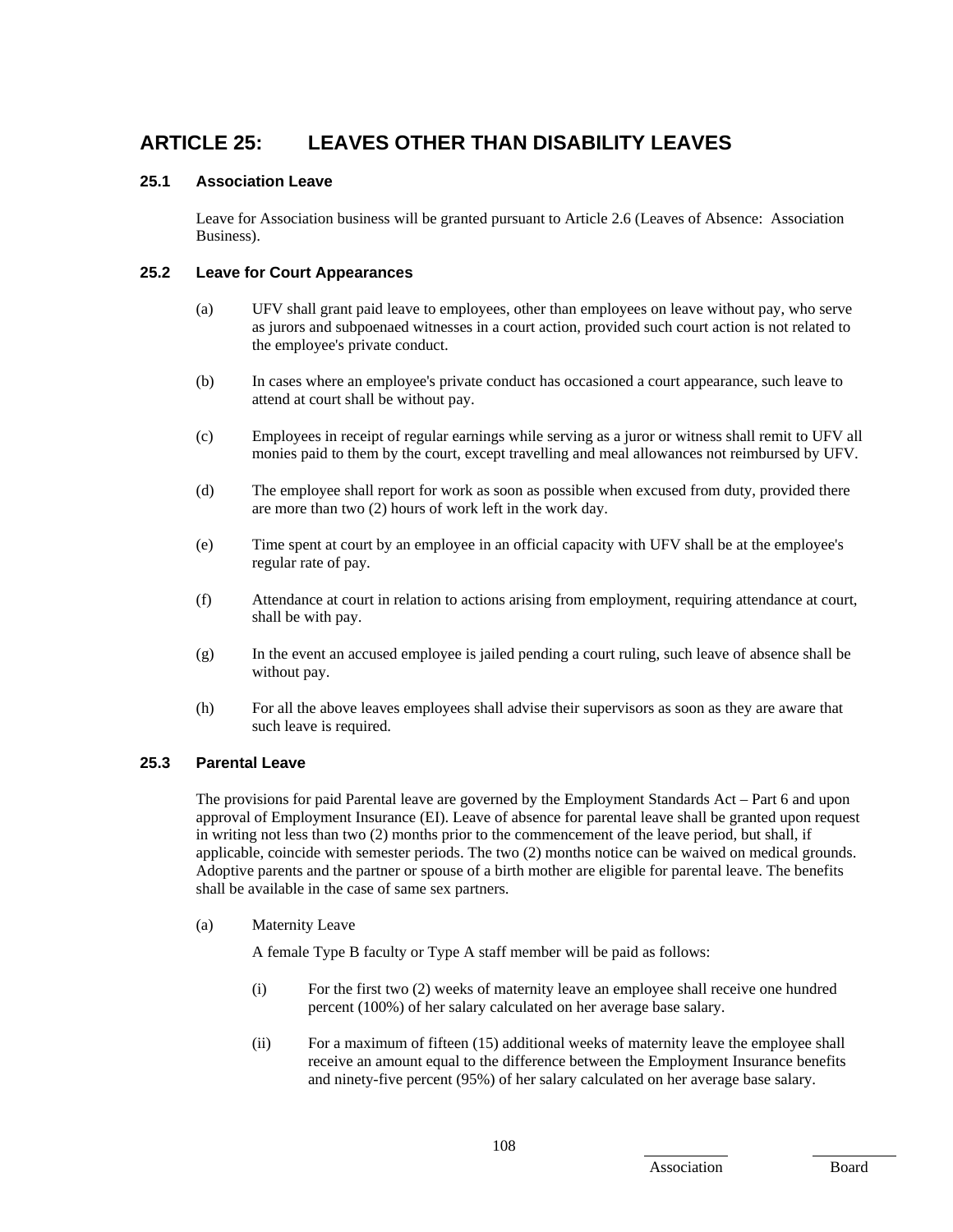# ARTICLE 25: LEAVES OTHER THAN DISABILITY LEAVES

### 25.1 Association Leave

Leave for Association business will be granted pursuant to Article 2.6 (Leaves of Absence: Association Business).

### 25.2 Leave for Court Appearances

(a) UFV shall grant paid leave to employees, other than employees on leave without pay, who serve as jurors and subpoenaed witnesses in a court action, provided such court action is not related to the employee's private conduct.

(b) In cases where an employee's private conduct has occasioned a court appearance, such leave to attend at court shall be without pay.

(c) Employees in receipt of regular earnings while serving as a juror or witness shall remit to UFV all monies paid to them by the court, except travelling and meal allowances not reimbursed by UFV.

(d) The employee shall report for work as soon as possible when excused from duty, provided there are more than two (2) hours of work left in the work day.

(e) Time spent at court by an employee in an official capacity with UFV shall be at the employee's regular rate of pay.

(f) Attendance at court in relation to actions arising from employment, requiring attendance at court, shall be with pay.

(g) In the event an accused employee is jailed pending a court ruling, such leave of absence shall be without pay.

(h) For all the above leaves employees shall advise their supervisors as soon as they are aware that such leave is required.

### 25.3 Parental Leave

The provisions for paid Parental leave are governed by the Employment Standards Act – Part 6 and upon approval of Employment Insurance (EI). Leave of absence for parental leave shall be granted upon request in writing not less than two (2) months prior to the commencement of the leave period, but shall, if applicable, coincide with semester periods. The two (2) months notice can be waived on medical grounds. Adoptive parents and the partner or spouse of a birth mother are eligible for parental leave. The benefits shall be available in the case of same sex partners.

(a) Maternity Leave

A female Type B faculty or Type A staff member will be paid as follows:

(i) For the first two (2) weeks of maternity leave an employee shall receive one hundred percent (100%) of her salary calculated on her average base salary.

(ii) For a maximum of fifteen (15) additional weeks of maternity leave the employee shall receive an amount equal to the difference between the Employment Insurance benefits and ninety-five percent (95%) of her salary calculated on her average base salary.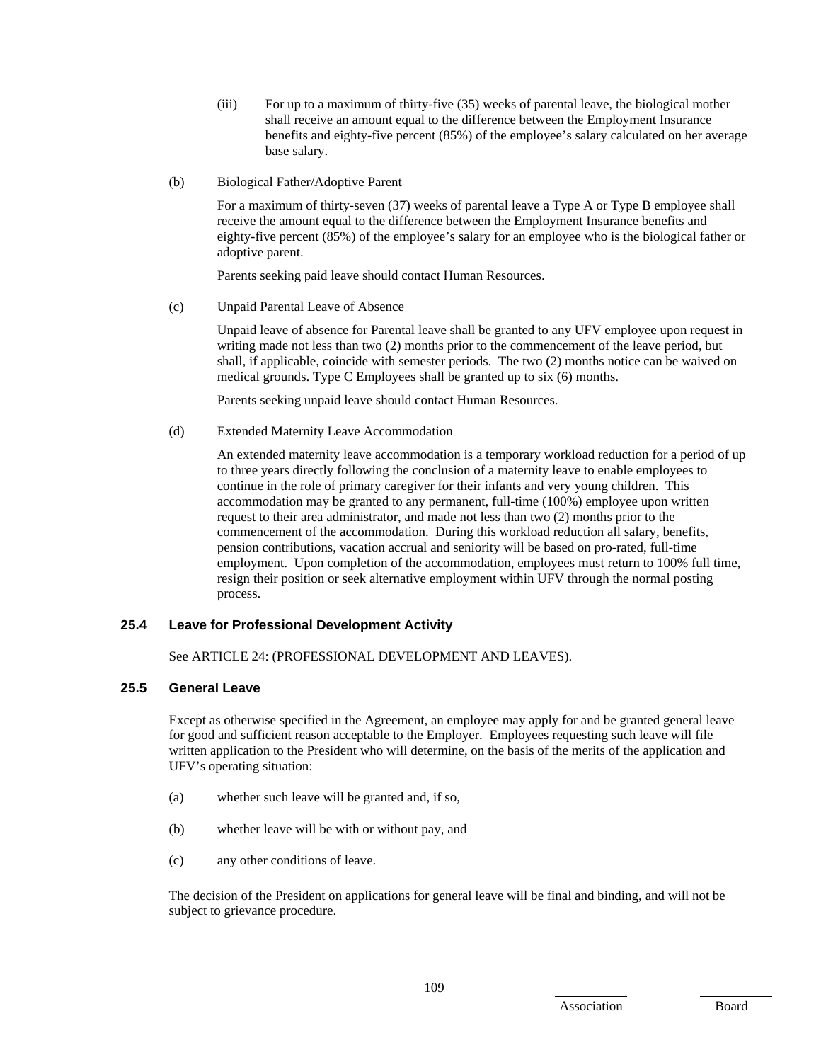(iii) For up to a maximum of thirty-five (35) weeks of parental leave, the biological mother shall receive an amount equal to the difference between the Employment Insurance benefits and eighty-five percent (85%) of the employee's salary calculated on her average base salary.

(b) Biological Father/Adoptive Parent

For a maximum of thirty-seven (37) weeks of parental leave a Type A or Type B employee shall receive the amount equal to the difference between the Employment Insurance benefits and eighty-five percent (85%) of the employee's salary for an employee who is the biological father or adoptive parent.

Parents seeking paid leave should contact Human Resources.

(c) Unpaid Parental Leave of Absence

Unpaid leave of absence for Parental leave shall be granted to any UFV employee upon request in writing made not less than two (2) months prior to the commencement of the leave period, but shall, if applicable, coincide with semester periods. The two (2) months notice can be waived on medical grounds. Type C Employees shall be granted up to six (6) months.

Parents seeking unpaid leave should contact Human Resources.

(d) Extended Maternity Leave Accommodation

An extended maternity leave accommodation is a temporary workload reduction for a period of up to three years directly following the conclusion of a maternity leave to enable employees to continue in the role of primary caregiver for their infants and very young children. This accommodation may be granted to any permanent, full-time (100%) employee upon written request to their area administrator, and made not less than two (2) months prior to the commencement of the accommodation. During this workload reduction all salary, benefits, pension contributions, vacation accrual and seniority will be based on pro-rated, full-time employment. Upon completion of the accommodation, employees must return to 100% full time, resign their position or seek alternative employment within UFV through the normal posting process.

### 25.4 Leave for Professional Development Activity

See ARTICLE 24: (PROFESSIONAL DEVELOPMENT AND LEAVES).

### 25.5 General Leave

Except as otherwise specified in the Agreement, an employee may apply for and be granted general leave for good and sufficient reason acceptable to the Employer. Employees requesting such leave will file written application to the President who will determine, on the basis of the merits of the application and UFV's operating situation:

(a) whether such leave will be granted and, if so,

(b) whether leave will be with or without pay, and

(c) any other conditions of leave.

The decision of the President on applications for general leave will be final and binding, and will not be subject to grievance procedure.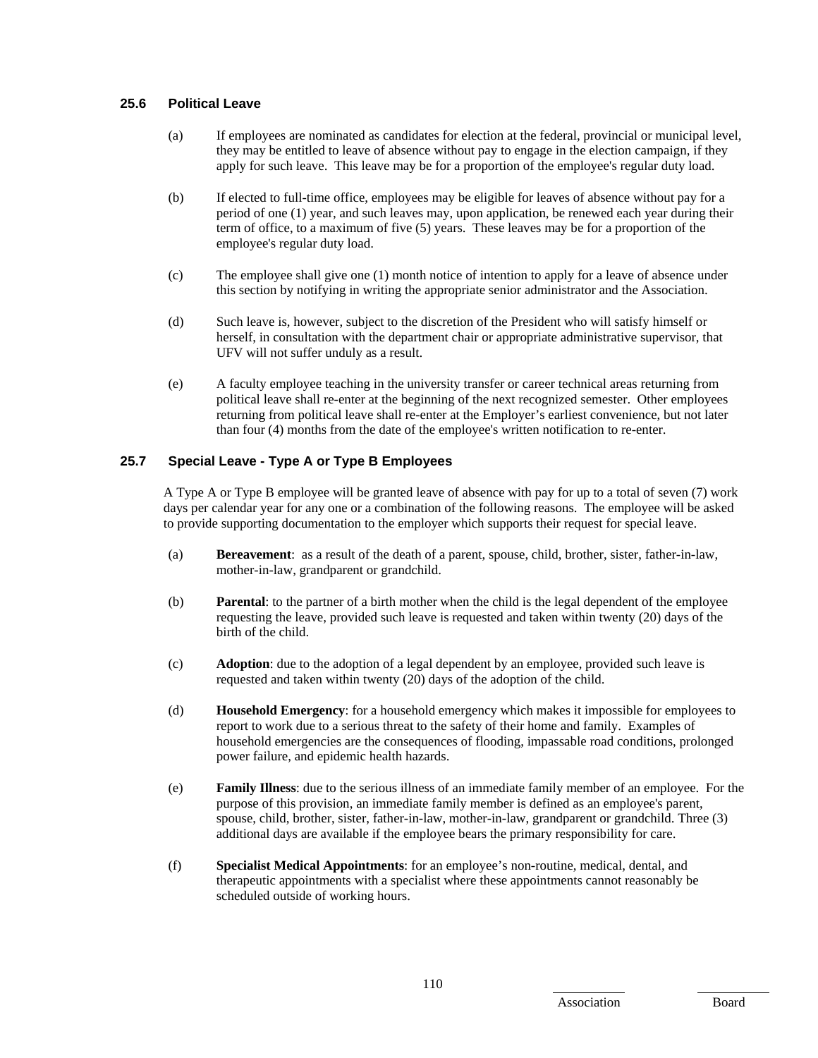### 25.6 Political Leave

(a) If employees are nominated as candidates for election at the federal, provincial or municipal level, they may be entitled to leave of absence without pay to engage in the election campaign, if they apply for such leave. This leave may be for a proportion of the employee's regular duty load.

(b) If elected to full-time office, employees may be eligible for leaves of absence without pay for a period of one (1) year, and such leaves may, upon application, be renewed each year during their term of office, to a maximum of five (5) years. These leaves may be for a proportion of the employee's regular duty load.

(c) The employee shall give one (1) month notice of intention to apply for a leave of absence under this section by notifying in writing the appropriate senior administrator and the Association.

(d) Such leave is, however, subject to the discretion of the President who will satisfy himself or herself, in consultation with the department chair or appropriate administrative supervisor, that UFV will not suffer unduly as a result.

(e) A faculty employee teaching in the university transfer or career technical areas returning from political leave shall re-enter at the beginning of the next recognized semester. Other employees returning from political leave shall re-enter at the Employer's earliest convenience, but not later than four (4) months from the date of the employee's written notification to re-enter.

### 25.7 Special Leave - Type A or Type B Employees

A Type A or Type B employee will be granted leave of absence with pay for up to a total of seven (7) work days per calendar year for any one or a combination of the following reasons. The employee will be asked to provide supporting documentation to the employer which supports their request for special leave.

(a) **Bereavement**: as a result of the death of a parent, spouse, child, brother, sister, father-in-law, mother-in-law, grandparent or grandchild.

(b) **Parental**: to the partner of a birth mother when the child is the legal dependent of the employee requesting the leave, provided such leave is requested and taken within twenty (20) days of the birth of the child.

(c) **Adoption**: due to the adoption of a legal dependent by an employee, provided such leave is requested and taken within twenty (20) days of the adoption of the child.

(d) **Household Emergency**: for a household emergency which makes it impossible for employees to report to work due to a serious threat to the safety of their home and family. Examples of household emergencies are the consequences of flooding, impassable road conditions, prolonged power failure, and epidemic health hazards.

(e) **Family Illness**: due to the serious illness of an immediate family member of an employee. For the purpose of this provision, an immediate family member is defined as an employee's parent, spouse, child, brother, sister, father-in-law, mother-in-law, grandparent or grandchild. Three (3) additional days are available if the employee bears the primary responsibility for care.

(f) **Specialist Medical Appointments**: for an employee's non-routine, medical, dental, and therapeutic appointments with a specialist where these appointments cannot reasonably be scheduled outside of working hours.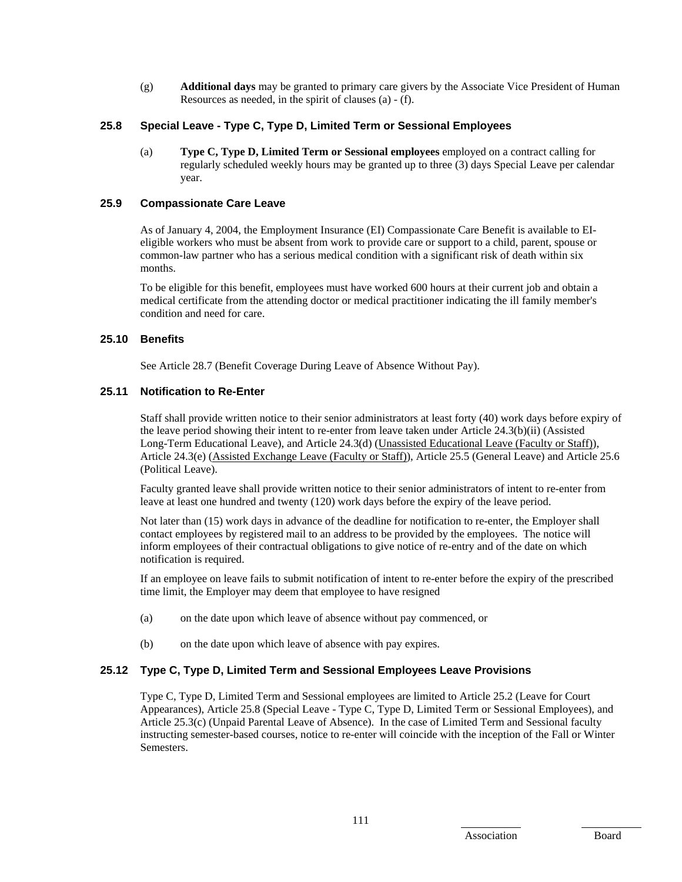(g) **Additional days** may be granted to primary care givers by the Associate Vice President of Human Resources as needed, in the spirit of clauses (a) - (f).

### 25.8 Special Leave - Type C, Type D, Limited Term or Sessional Employees

(a) **Type C, Type D, Limited Term or Sessional employees** employed on a contract calling for regularly scheduled weekly hours may be granted up to three (3) days Special Leave per calendar year.

### 25.9 Compassionate Care Leave

As of January 4, 2004, the Employment Insurance (EI) Compassionate Care Benefit is available to EI-eligible workers who must be absent from work to provide care or support to a child, parent, spouse or common-law partner who has a serious medical condition with a significant risk of death within six months.

To be eligible for this benefit, employees must have worked 600 hours at their current job and obtain a medical certificate from the attending doctor or medical practitioner indicating the ill family member's condition and need for care.

### 25.10 Benefits

See Article 28.7 (Benefit Coverage During Leave of Absence Without Pay).

### 25.11 Notification to Re-Enter

Staff shall provide written notice to their senior administrators at least forty (40) work days before expiry of the leave period showing their intent to re-enter from leave taken under Article 24.3(b)(ii) (Assisted Long-Term Educational Leave), and Article 24.3(d) (Unassisted Educational Leave (Faculty or Staff)), Article 24.3(e) (Assisted Exchange Leave (Faculty or Staff)), Article 25.5 (General Leave) and Article 25.6 (Political Leave).

Faculty granted leave shall provide written notice to their senior administrators of intent to re-enter from leave at least one hundred and twenty (120) work days before the expiry of the leave period.

Not later than (15) work days in advance of the deadline for notification to re-enter, the Employer shall contact employees by registered mail to an address to be provided by the employees. The notice will inform employees of their contractual obligations to give notice of re-entry and of the date on which notification is required.

If an employee on leave fails to submit notification of intent to re-enter before the expiry of the prescribed time limit, the Employer may deem that employee to have resigned

(a) on the date upon which leave of absence without pay commenced, or

(b) on the date upon which leave of absence with pay expires.

### 25.12 Type C, Type D, Limited Term and Sessional Employees Leave Provisions

Type C, Type D, Limited Term and Sessional employees are limited to Article 25.2 (Leave for Court Appearances), Article 25.8 (Special Leave - Type C, Type D, Limited Term or Sessional Employees), and Article 25.3(c) (Unpaid Parental Leave of Absence). In the case of Limited Term and Sessional faculty instructing semester-based courses, notice to re-enter will coincide with the inception of the Fall or Winter Semesters.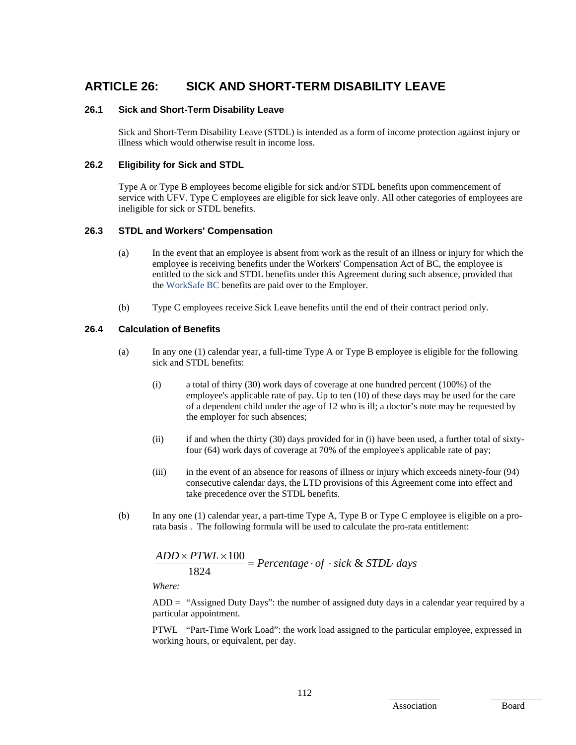# ARTICLE 26: SICK AND SHORT-TERM DISABILITY LEAVE

### 26.1 Sick and Short-Term Disability Leave

Sick and Short-Term Disability Leave (STDL) is intended as a form of income protection against injury or illness which would otherwise result in income loss.

### 26.2 Eligibility for Sick and STDL

Type A or Type B employees become eligible for sick and/or STDL benefits upon commencement of service with UFV. Type C employees are eligible for sick leave only. All other categories of employees are ineligible for sick or STDL benefits.

### 26.3 STDL and Workers' Compensation

(a) In the event that an employee is absent from work as the result of an illness or injury for which the employee is receiving benefits under the Workers' Compensation Act of BC, the employee is entitled to the sick and STDL benefits under this Agreement during such absence, provided that the WorkSafe BC benefits are paid over to the Employer.

(b) Type C employees receive Sick Leave benefits until the end of their contract period only.

### 26.4 Calculation of Benefits

(a) In any one (1) calendar year, a full-time Type A or Type B employee is eligible for the following sick and STDL benefits:

(i) a total of thirty (30) work days of coverage at one hundred percent (100%) of the employee's applicable rate of pay. Up to ten (10) of these days may be used for the care of a dependent child under the age of 12 who is ill; a doctor's note may be requested by the employer for such absences;

(ii) if and when the thirty (30) days provided for in (i) have been used, a further total of sixty-four (64) work days of coverage at 70% of the employee's applicable rate of pay;

(iii) in the event of an absence for reasons of illness or injury which exceeds ninety-four (94) consecutive calendar days, the LTD provisions of this Agreement come into effect and take precedence over the STDL benefits.

(b) In any one (1) calendar year, a part-time Type A, Type B or Type C employee is eligible on a pro-rata basis . The following formula will be used to calculate the pro-rata entitlement:

$$\frac{ADD \times PTWL \times 100}{1824} = Percentage \cdot of \cdot sick \;\&\; STDL \cdot days$$

*Where:*

ADD = "Assigned Duty Days": the number of assigned duty days in a calendar year required by a particular appointment.

PTWL "Part-Time Work Load": the work load assigned to the particular employee, expressed in working hours, or equivalent, per day.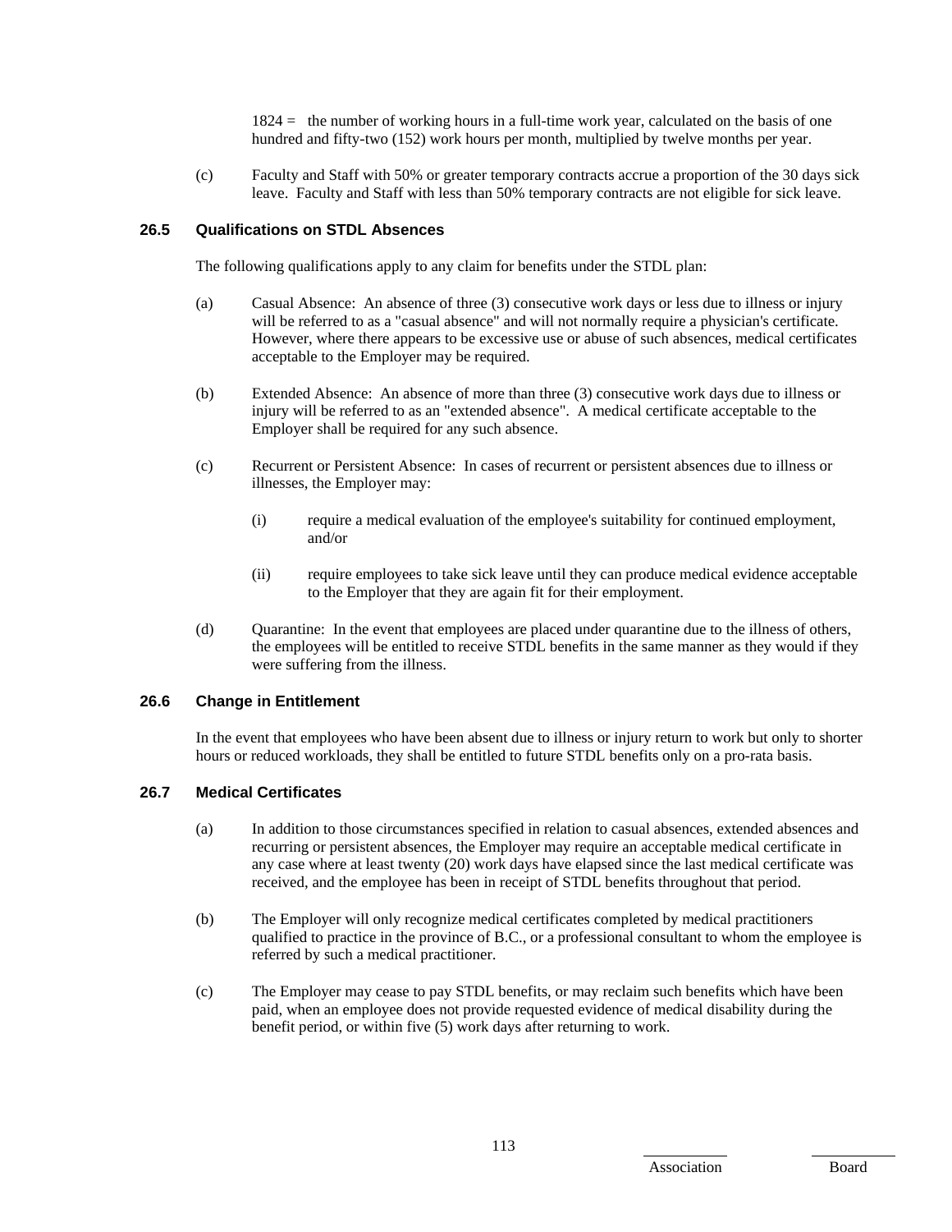1824 = the number of working hours in a full-time work year, calculated on the basis of one hundred and fifty-two (152) work hours per month, multiplied by twelve months per year.

(c) Faculty and Staff with 50% or greater temporary contracts accrue a proportion of the 30 days sick leave. Faculty and Staff with less than 50% temporary contracts are not eligible for sick leave.

### 26.5 Qualifications on STDL Absences

The following qualifications apply to any claim for benefits under the STDL plan:

(a) Casual Absence: An absence of three (3) consecutive work days or less due to illness or injury will be referred to as a "casual absence" and will not normally require a physician's certificate. However, where there appears to be excessive use or abuse of such absences, medical certificates acceptable to the Employer may be required.

(b) Extended Absence: An absence of more than three (3) consecutive work days due to illness or injury will be referred to as an "extended absence". A medical certificate acceptable to the Employer shall be required for any such absence.

(c) Recurrent or Persistent Absence: In cases of recurrent or persistent absences due to illness or illnesses, the Employer may:

(i) require a medical evaluation of the employee's suitability for continued employment, and/or

(ii) require employees to take sick leave until they can produce medical evidence acceptable to the Employer that they are again fit for their employment.

(d) Quarantine: In the event that employees are placed under quarantine due to the illness of others, the employees will be entitled to receive STDL benefits in the same manner as they would if they were suffering from the illness.

### 26.6 Change in Entitlement

In the event that employees who have been absent due to illness or injury return to work but only to shorter hours or reduced workloads, they shall be entitled to future STDL benefits only on a pro-rata basis.

### 26.7 Medical Certificates

(a) In addition to those circumstances specified in relation to casual absences, extended absences and recurring or persistent absences, the Employer may require an acceptable medical certificate in any case where at least twenty (20) work days have elapsed since the last medical certificate was received, and the employee has been in receipt of STDL benefits throughout that period.

(b) The Employer will only recognize medical certificates completed by medical practitioners qualified to practice in the province of B.C., or a professional consultant to whom the employee is referred by such a medical practitioner.

(c) The Employer may cease to pay STDL benefits, or may reclaim such benefits which have been paid, when an employee does not provide requested evidence of medical disability during the benefit period, or within five (5) work days after returning to work.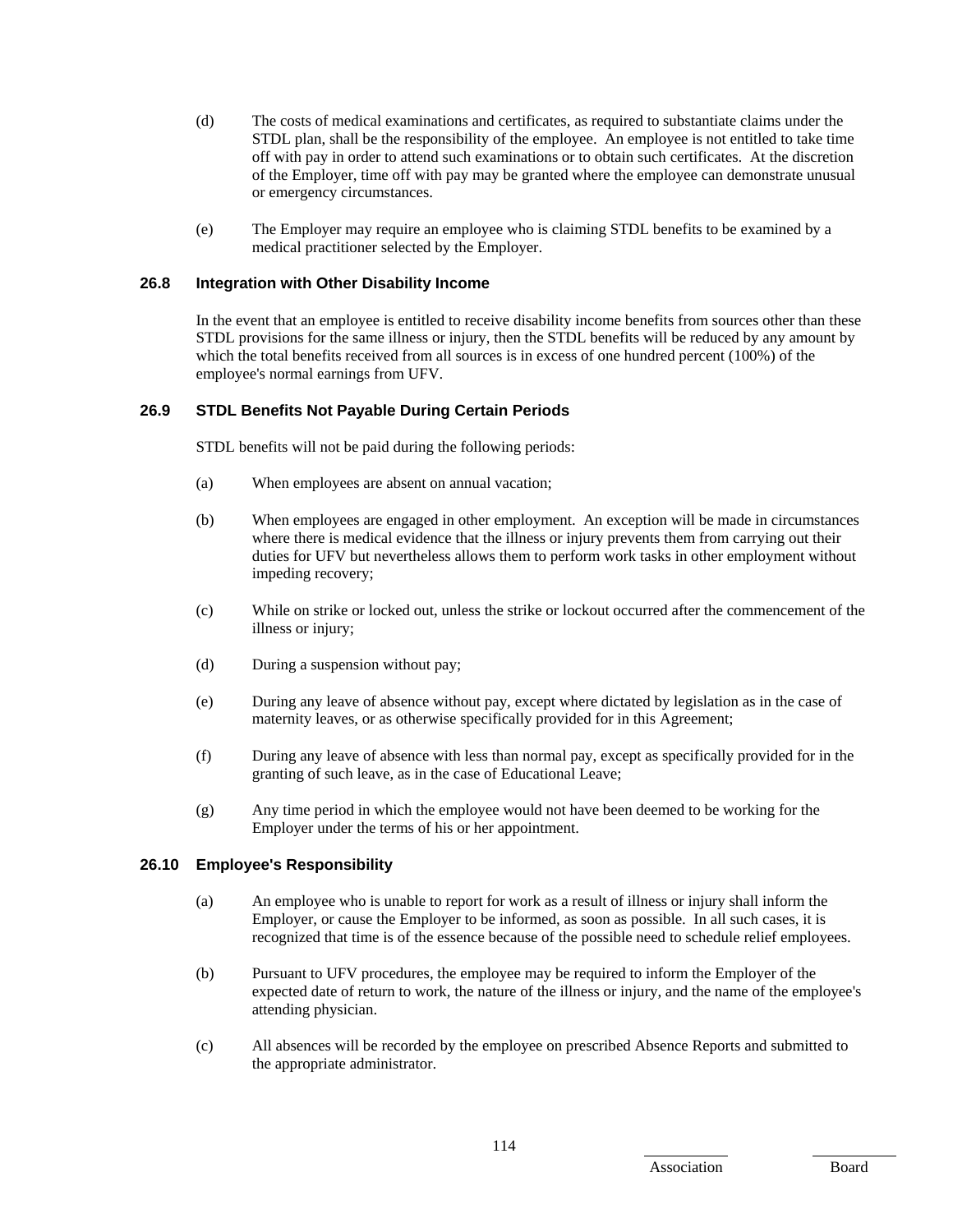(d) The costs of medical examinations and certificates, as required to substantiate claims under the STDL plan, shall be the responsibility of the employee. An employee is not entitled to take time off with pay in order to attend such examinations or to obtain such certificates. At the discretion of the Employer, time off with pay may be granted where the employee can demonstrate unusual or emergency circumstances.

(e) The Employer may require an employee who is claiming STDL benefits to be examined by a medical practitioner selected by the Employer.

### 26.8 Integration with Other Disability Income

In the event that an employee is entitled to receive disability income benefits from sources other than these STDL provisions for the same illness or injury, then the STDL benefits will be reduced by any amount by which the total benefits received from all sources is in excess of one hundred percent (100%) of the employee's normal earnings from UFV.

### 26.9 STDL Benefits Not Payable During Certain Periods

STDL benefits will not be paid during the following periods:

(a) When employees are absent on annual vacation;

(b) When employees are engaged in other employment. An exception will be made in circumstances where there is medical evidence that the illness or injury prevents them from carrying out their duties for UFV but nevertheless allows them to perform work tasks in other employment without impeding recovery;

(c) While on strike or locked out, unless the strike or lockout occurred after the commencement of the illness or injury;

(d) During a suspension without pay;

(e) During any leave of absence without pay, except where dictated by legislation as in the case of maternity leaves, or as otherwise specifically provided for in this Agreement;

(f) During any leave of absence with less than normal pay, except as specifically provided for in the granting of such leave, as in the case of Educational Leave;

(g) Any time period in which the employee would not have been deemed to be working for the Employer under the terms of his or her appointment.

### 26.10 Employee's Responsibility

(a) An employee who is unable to report for work as a result of illness or injury shall inform the Employer, or cause the Employer to be informed, as soon as possible. In all such cases, it is recognized that time is of the essence because of the possible need to schedule relief employees.

(b) Pursuant to UFV procedures, the employee may be required to inform the Employer of the expected date of return to work, the nature of the illness or injury, and the name of the employee's attending physician.

(c) All absences will be recorded by the employee on prescribed Absence Reports and submitted to the appropriate administrator.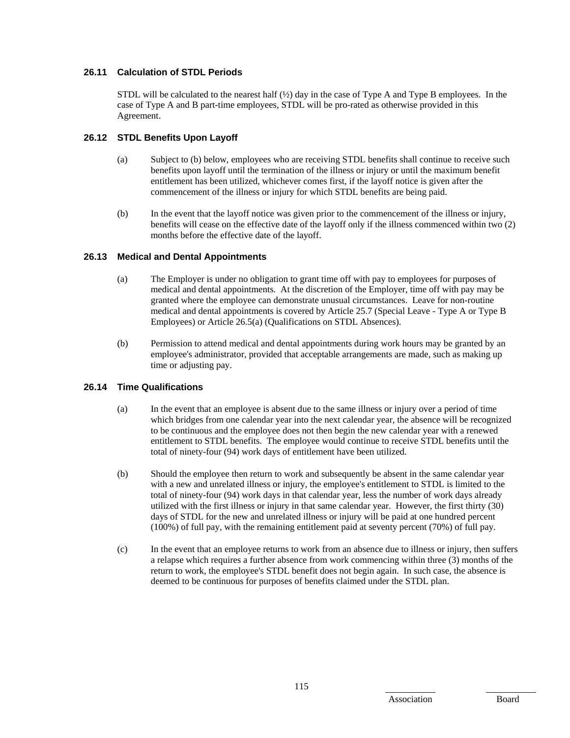### 26.11 Calculation of STDL Periods

STDL will be calculated to the nearest half (½) day in the case of Type A and Type B employees. In the case of Type A and B part-time employees, STDL will be pro-rated as otherwise provided in this Agreement.

### 26.12 STDL Benefits Upon Layoff

(a) Subject to (b) below, employees who are receiving STDL benefits shall continue to receive such benefits upon layoff until the termination of the illness or injury or until the maximum benefit entitlement has been utilized, whichever comes first, if the layoff notice is given after the commencement of the illness or injury for which STDL benefits are being paid.

(b) In the event that the layoff notice was given prior to the commencement of the illness or injury, benefits will cease on the effective date of the layoff only if the illness commenced within two (2) months before the effective date of the layoff.

### 26.13 Medical and Dental Appointments

(a) The Employer is under no obligation to grant time off with pay to employees for purposes of medical and dental appointments. At the discretion of the Employer, time off with pay may be granted where the employee can demonstrate unusual circumstances. Leave for non-routine medical and dental appointments is covered by Article 25.7 (Special Leave - Type A or Type B Employees) or Article 26.5(a) (Qualifications on STDL Absences).

(b) Permission to attend medical and dental appointments during work hours may be granted by an employee's administrator, provided that acceptable arrangements are made, such as making up time or adjusting pay.

### 26.14 Time Qualifications

(a) In the event that an employee is absent due to the same illness or injury over a period of time which bridges from one calendar year into the next calendar year, the absence will be recognized to be continuous and the employee does not then begin the new calendar year with a renewed entitlement to STDL benefits. The employee would continue to receive STDL benefits until the total of ninety-four (94) work days of entitlement have been utilized.

(b) Should the employee then return to work and subsequently be absent in the same calendar year with a new and unrelated illness or injury, the employee's entitlement to STDL is limited to the total of ninety-four (94) work days in that calendar year, less the number of work days already utilized with the first illness or injury in that same calendar year. However, the first thirty (30) days of STDL for the new and unrelated illness or injury will be paid at one hundred percent (100%) of full pay, with the remaining entitlement paid at seventy percent (70%) of full pay.

(c) In the event that an employee returns to work from an absence due to illness or injury, then suffers a relapse which requires a further absence from work commencing within three (3) months of the return to work, the employee's STDL benefit does not begin again. In such case, the absence is deemed to be continuous for purposes of benefits claimed under the STDL plan.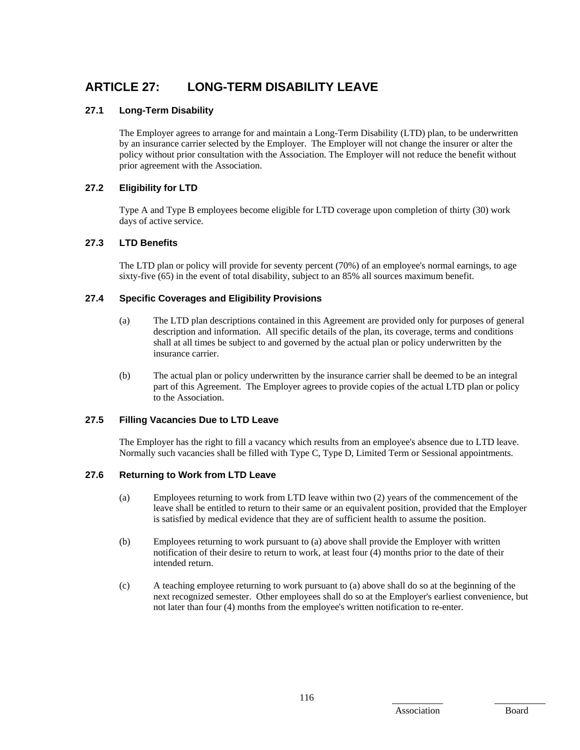# ARTICLE 27: LONG-TERM DISABILITY LEAVE

## 27.1 Long-Term Disability

The Employer agrees to arrange for and maintain a Long-Term Disability (LTD) plan, to be underwritten by an insurance carrier selected by the Employer. The Employer will not change the insurer or alter the policy without prior consultation with the Association. The Employer will not reduce the benefit without prior agreement with the Association.

## 27.2 Eligibility for LTD

Type A and Type B employees become eligible for LTD coverage upon completion of thirty (30) work days of active service.

## 27.3 LTD Benefits

The LTD plan or policy will provide for seventy percent (70%) of an employee's normal earnings, to age sixty-five (65) in the event of total disability, subject to an 85% all sources maximum benefit.

## 27.4 Specific Coverages and Eligibility Provisions

(a) The LTD plan descriptions contained in this Agreement are provided only for purposes of general description and information. All specific details of the plan, its coverage, terms and conditions shall at all times be subject to and governed by the actual plan or policy underwritten by the insurance carrier.

(b) The actual plan or policy underwritten by the insurance carrier shall be deemed to be an integral part of this Agreement. The Employer agrees to provide copies of the actual LTD plan or policy to the Association.

## 27.5 Filling Vacancies Due to LTD Leave

The Employer has the right to fill a vacancy which results from an employee's absence due to LTD leave. Normally such vacancies shall be filled with Type C, Type D, Limited Term or Sessional appointments.

## 27.6 Returning to Work from LTD Leave

(a) Employees returning to work from LTD leave within two (2) years of the commencement of the leave shall be entitled to return to their same or an equivalent position, provided that the Employer is satisfied by medical evidence that they are of sufficient health to assume the position.

(b) Employees returning to work pursuant to (a) above shall provide the Employer with written notification of their desire to return to work, at least four (4) months prior to the date of their intended return.

(c) A teaching employee returning to work pursuant to (a) above shall do so at the beginning of the next recognized semester. Other employees shall do so at the Employer's earliest convenience, but not later than four (4) months from the employee's written notification to re-enter.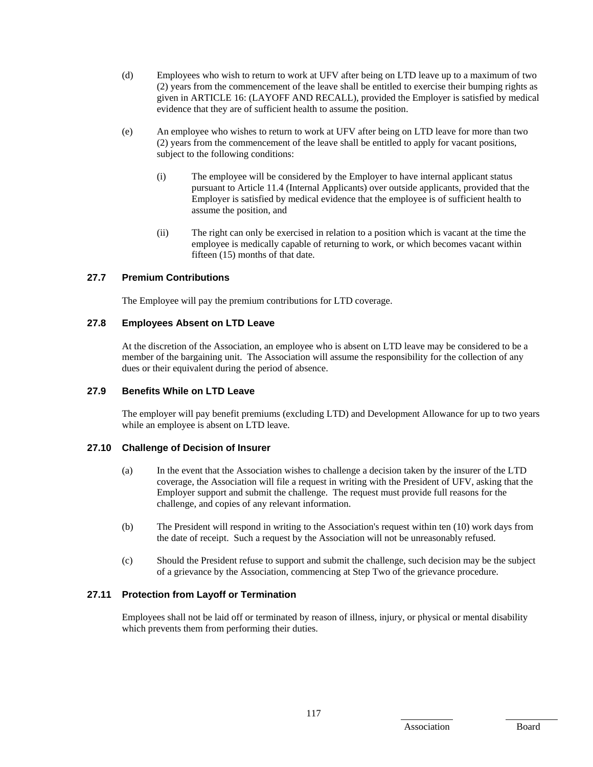(d) Employees who wish to return to work at UFV after being on LTD leave up to a maximum of two (2) years from the commencement of the leave shall be entitled to exercise their bumping rights as given in ARTICLE 16: (LAYOFF AND RECALL), provided the Employer is satisfied by medical evidence that they are of sufficient health to assume the position.

(e) An employee who wishes to return to work at UFV after being on LTD leave for more than two (2) years from the commencement of the leave shall be entitled to apply for vacant positions, subject to the following conditions:

(i) The employee will be considered by the Employer to have internal applicant status pursuant to Article 11.4 (Internal Applicants) over outside applicants, provided that the Employer is satisfied by medical evidence that the employee is of sufficient health to assume the position, and

(ii) The right can only be exercised in relation to a position which is vacant at the time the employee is medically capable of returning to work, or which becomes vacant within fifteen (15) months of that date.

### 27.7 Premium Contributions

The Employee will pay the premium contributions for LTD coverage.

### 27.8 Employees Absent on LTD Leave

At the discretion of the Association, an employee who is absent on LTD leave may be considered to be a member of the bargaining unit. The Association will assume the responsibility for the collection of any dues or their equivalent during the period of absence.

### 27.9 Benefits While on LTD Leave

The employer will pay benefit premiums (excluding LTD) and Development Allowance for up to two years while an employee is absent on LTD leave.

### 27.10 Challenge of Decision of Insurer

(a) In the event that the Association wishes to challenge a decision taken by the insurer of the LTD coverage, the Association will file a request in writing with the President of UFV, asking that the Employer support and submit the challenge. The request must provide full reasons for the challenge, and copies of any relevant information.

(b) The President will respond in writing to the Association's request within ten (10) work days from the date of receipt. Such a request by the Association will not be unreasonably refused.

(c) Should the President refuse to support and submit the challenge, such decision may be the subject of a grievance by the Association, commencing at Step Two of the grievance procedure.

### 27.11 Protection from Layoff or Termination

Employees shall not be laid off or terminated by reason of illness, injury, or physical or mental disability which prevents them from performing their duties.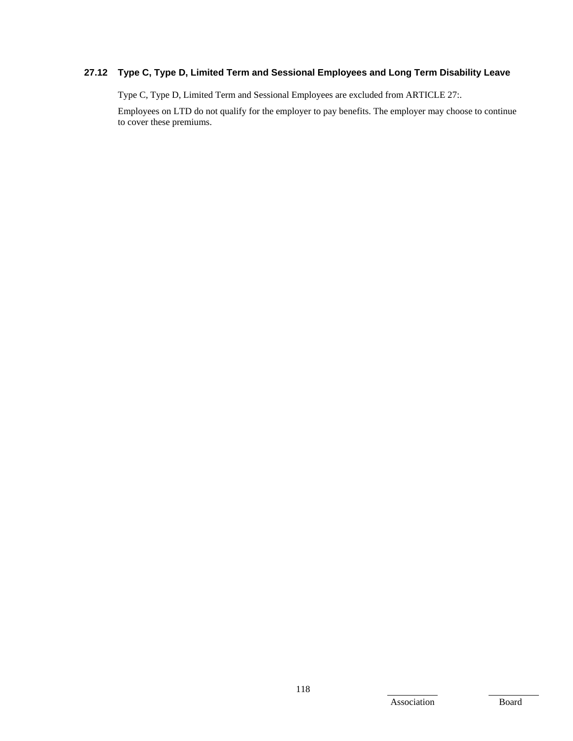### 27.12 Type C, Type D, Limited Term and Sessional Employees and Long Term Disability Leave

Type C, Type D, Limited Term and Sessional Employees are excluded from ARTICLE 27:.

Employees on LTD do not qualify for the employer to pay benefits. The employer may choose to continue to cover these premiums.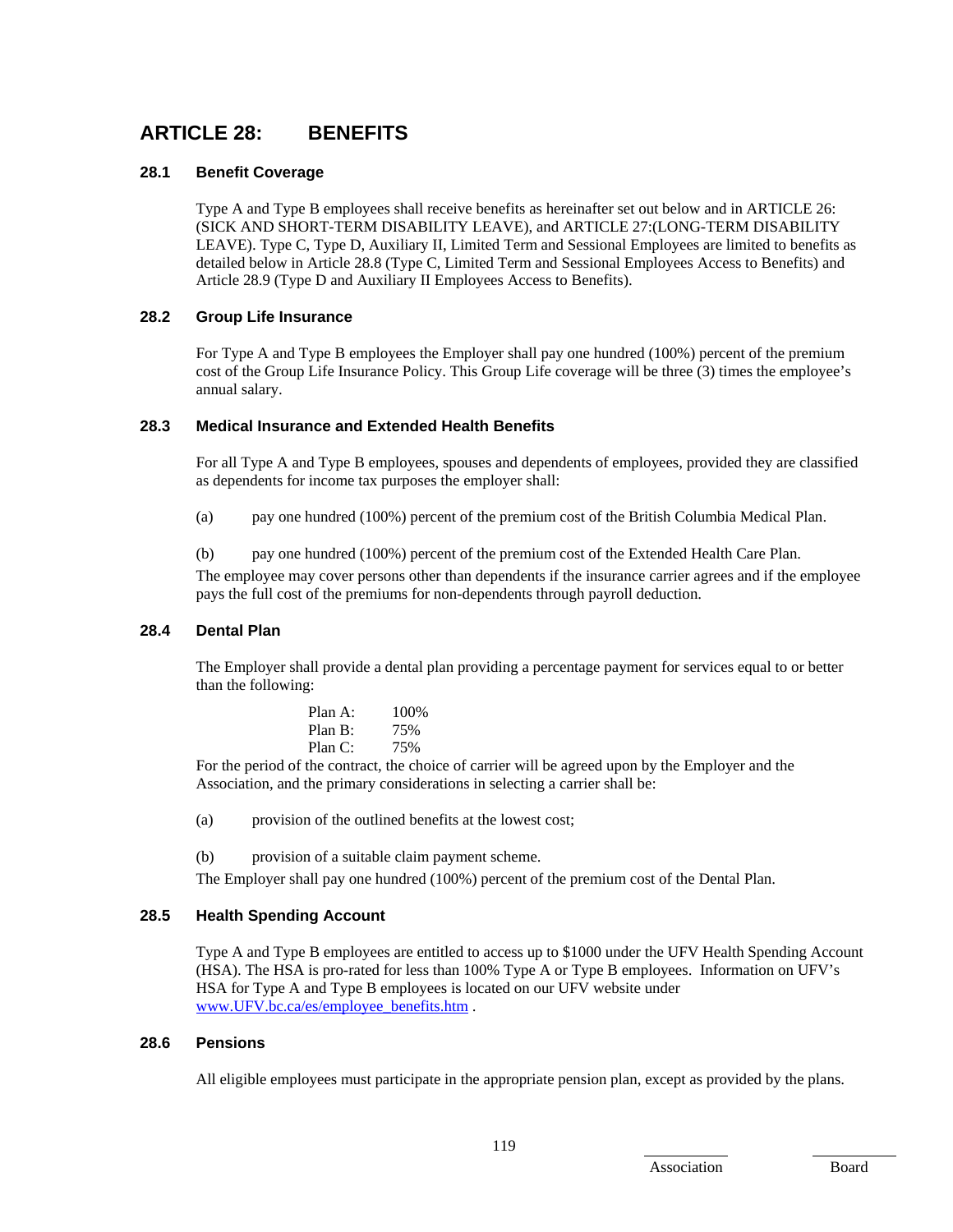# ARTICLE 28: BENEFITS

## 28.1 Benefit Coverage

Type A and Type B employees shall receive benefits as hereinafter set out below and in ARTICLE 26: (SICK AND SHORT-TERM DISABILITY LEAVE), and ARTICLE 27:(LONG-TERM DISABILITY LEAVE). Type C, Type D, Auxiliary II, Limited Term and Sessional Employees are limited to benefits as detailed below in Article 28.8 (Type C, Limited Term and Sessional Employees Access to Benefits) and Article 28.9 (Type D and Auxiliary II Employees Access to Benefits).

## 28.2 Group Life Insurance

For Type A and Type B employees the Employer shall pay one hundred (100%) percent of the premium cost of the Group Life Insurance Policy. This Group Life coverage will be three (3) times the employee's annual salary.

## 28.3 Medical Insurance and Extended Health Benefits

For all Type A and Type B employees, spouses and dependents of employees, provided they are classified as dependents for income tax purposes the employer shall:

(a) pay one hundred (100%) percent of the premium cost of the British Columbia Medical Plan.

(b) pay one hundred (100%) percent of the premium cost of the Extended Health Care Plan.

The employee may cover persons other than dependents if the insurance carrier agrees and if the employee pays the full cost of the premiums for non-dependents through payroll deduction.

## 28.4 Dental Plan

The Employer shall provide a dental plan providing a percentage payment for services equal to or better than the following:

| | |
|---|---|
| Plan A: | 100% |
| Plan B: | 75% |
| Plan C: | 75% |

For the period of the contract, the choice of carrier will be agreed upon by the Employer and the Association, and the primary considerations in selecting a carrier shall be:

(a) provision of the outlined benefits at the lowest cost;

(b) provision of a suitable claim payment scheme.

The Employer shall pay one hundred (100%) percent of the premium cost of the Dental Plan.

## 28.5 Health Spending Account

Type A and Type B employees are entitled to access up to $1000 under the UFV Health Spending Account (HSA). The HSA is pro-rated for less than 100% Type A or Type B employees. Information on UFV's HSA for Type A and Type B employees is located on our UFV website under www.UFV.bc.ca/es/employee_benefits.htm .

## 28.6 Pensions

All eligible employees must participate in the appropriate pension plan, except as provided by the plans.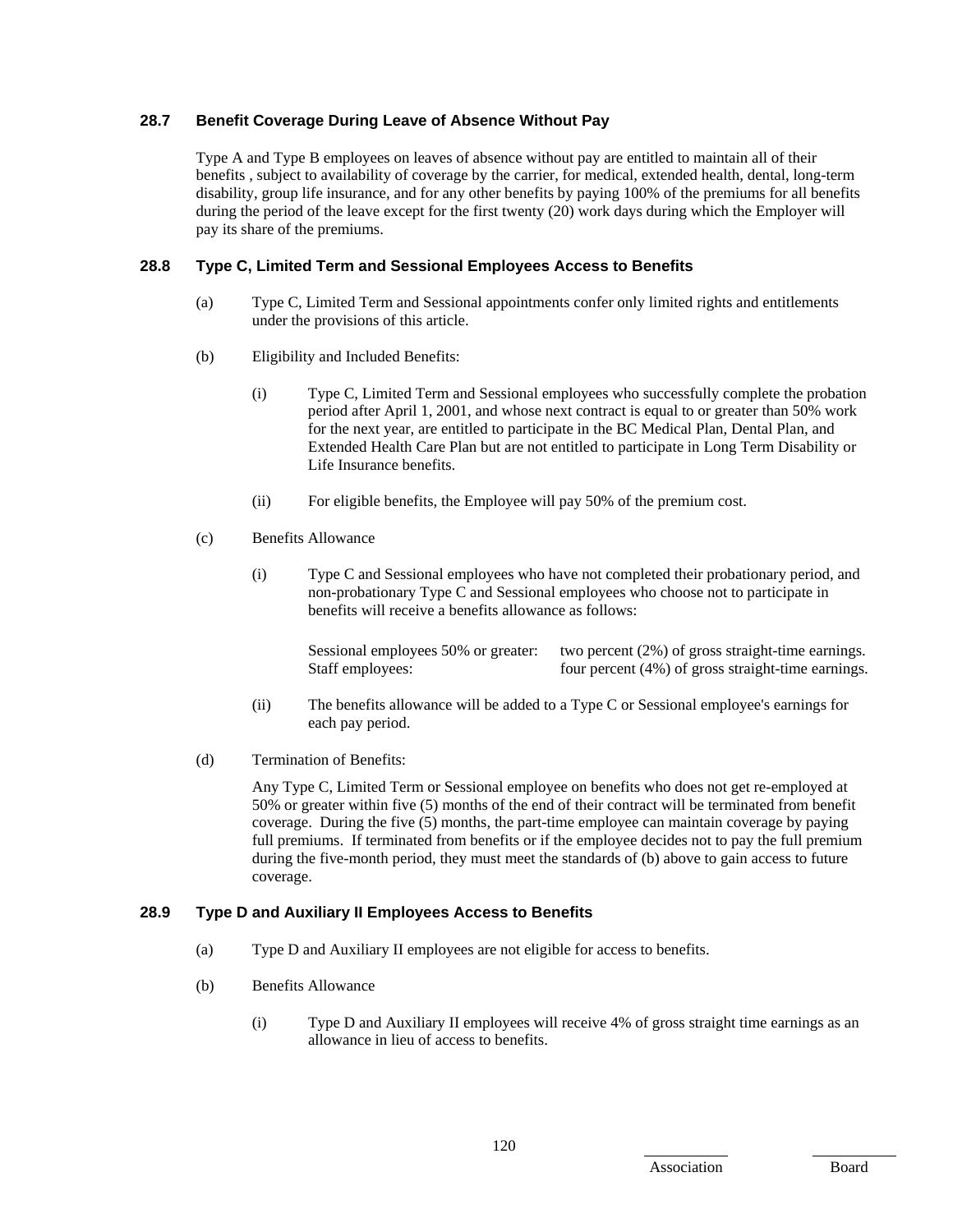### 28.7 Benefit Coverage During Leave of Absence Without Pay

Type A and Type B employees on leaves of absence without pay are entitled to maintain all of their benefits , subject to availability of coverage by the carrier, for medical, extended health, dental, long-term disability, group life insurance, and for any other benefits by paying 100% of the premiums for all benefits during the period of the leave except for the first twenty (20) work days during which the Employer will pay its share of the premiums.

### 28.8 Type C, Limited Term and Sessional Employees Access to Benefits

(a) Type C, Limited Term and Sessional appointments confer only limited rights and entitlements under the provisions of this article.

(b) Eligibility and Included Benefits:

(i) Type C, Limited Term and Sessional employees who successfully complete the probation period after April 1, 2001, and whose next contract is equal to or greater than 50% work for the next year, are entitled to participate in the BC Medical Plan, Dental Plan, and Extended Health Care Plan but are not entitled to participate in Long Term Disability or Life Insurance benefits.

(ii) For eligible benefits, the Employee will pay 50% of the premium cost.

(c) Benefits Allowance

(i) Type C and Sessional employees who have not completed their probationary period, and non-probationary Type C and Sessional employees who choose not to participate in benefits will receive a benefits allowance as follows:

| | |
|---|---|
| Sessional employees 50% or greater: | two percent (2%) of gross straight-time earnings. |
| Staff employees: | four percent (4%) of gross straight-time earnings. |

(ii) The benefits allowance will be added to a Type C or Sessional employee's earnings for each pay period.

(d) Termination of Benefits:

Any Type C, Limited Term or Sessional employee on benefits who does not get re-employed at 50% or greater within five (5) months of the end of their contract will be terminated from benefit coverage. During the five (5) months, the part-time employee can maintain coverage by paying full premiums. If terminated from benefits or if the employee decides not to pay the full premium during the five-month period, they must meet the standards of (b) above to gain access to future coverage.

### 28.9 Type D and Auxiliary II Employees Access to Benefits

(a) Type D and Auxiliary II employees are not eligible for access to benefits.

(b) Benefits Allowance

(i) Type D and Auxiliary II employees will receive 4% of gross straight time earnings as an allowance in lieu of access to benefits.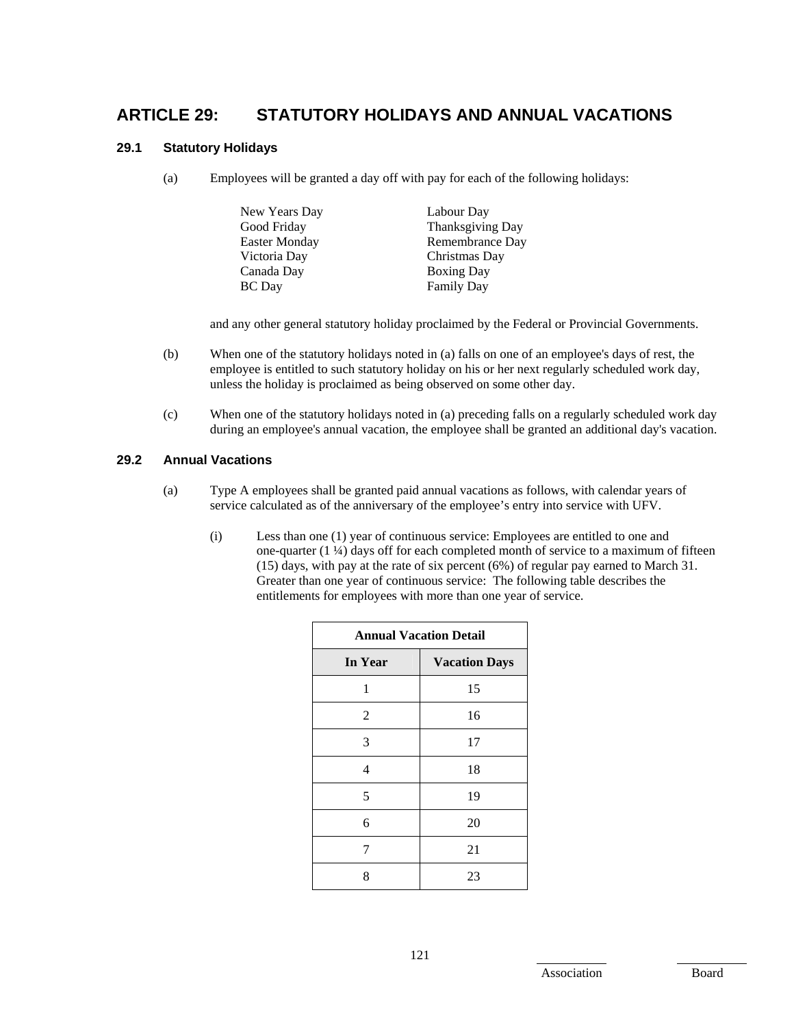# ARTICLE 29: STATUTORY HOLIDAYS AND ANNUAL VACATIONS

## 29.1 Statutory Holidays

(a) Employees will be granted a day off with pay for each of the following holidays:

| | |
|---|---|
| New Years Day | Labour Day |
| Good Friday | Thanksgiving Day |
| Easter Monday | Remembrance Day |
| Victoria Day | Christmas Day |
| Canada Day | Boxing Day |
| BC Day | Family Day |

and any other general statutory holiday proclaimed by the Federal or Provincial Governments.

(b) When one of the statutory holidays noted in (a) falls on one of an employee's days of rest, the employee is entitled to such statutory holiday on his or her next regularly scheduled work day, unless the holiday is proclaimed as being observed on some other day.

(c) When one of the statutory holidays noted in (a) preceding falls on a regularly scheduled work day during an employee's annual vacation, the employee shall be granted an additional day's vacation.

## 29.2 Annual Vacations

(a) Type A employees shall be granted paid annual vacations as follows, with calendar years of service calculated as of the anniversary of the employee's entry into service with UFV.

(i) Less than one (1) year of continuous service: Employees are entitled to one and one-quarter (1 ¼) days off for each completed month of service to a maximum of fifteen (15) days, with pay at the rate of six percent (6%) of regular pay earned to March 31. Greater than one year of continuous service: The following table describes the entitlements for employees with more than one year of service.

| **Annual Vacation Detail** | |
|---|---|
| **In Year** | **Vacation Days** |
| 1 | 15 |
| 2 | 16 |
| 3 | 17 |
| 4 | 18 |
| 5 | 19 |
| 6 | 20 |
| 7 | 21 |
| 8 | 23 |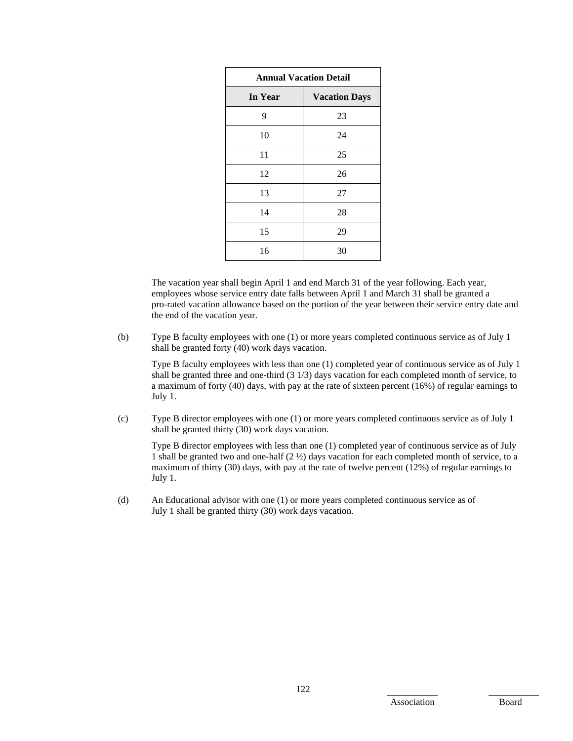| Annual Vacation Detail | |
|---|---|
| **In Year** | **Vacation Days** |
| 9 | 23 |
| 10 | 24 |
| 11 | 25 |
| 12 | 26 |
| 13 | 27 |
| 14 | 28 |
| 15 | 29 |
| 16 | 30 |

The vacation year shall begin April 1 and end March 31 of the year following. Each year, employees whose service entry date falls between April 1 and March 31 shall be granted a pro-rated vacation allowance based on the portion of the year between their service entry date and the end of the vacation year.

(b) Type B faculty employees with one (1) or more years completed continuous service as of July 1 shall be granted forty (40) work days vacation.

Type B faculty employees with less than one (1) completed year of continuous service as of July 1 shall be granted three and one-third (3 1/3) days vacation for each completed month of service, to a maximum of forty (40) days, with pay at the rate of sixteen percent (16%) of regular earnings to July 1.

(c) Type B director employees with one (1) or more years completed continuous service as of July 1 shall be granted thirty (30) work days vacation.

Type B director employees with less than one (1) completed year of continuous service as of July 1 shall be granted two and one-half (2 ½) days vacation for each completed month of service, to a maximum of thirty (30) days, with pay at the rate of twelve percent (12%) of regular earnings to July 1.

(d) An Educational advisor with one (1) or more years completed continuous service as of July 1 shall be granted thirty (30) work days vacation.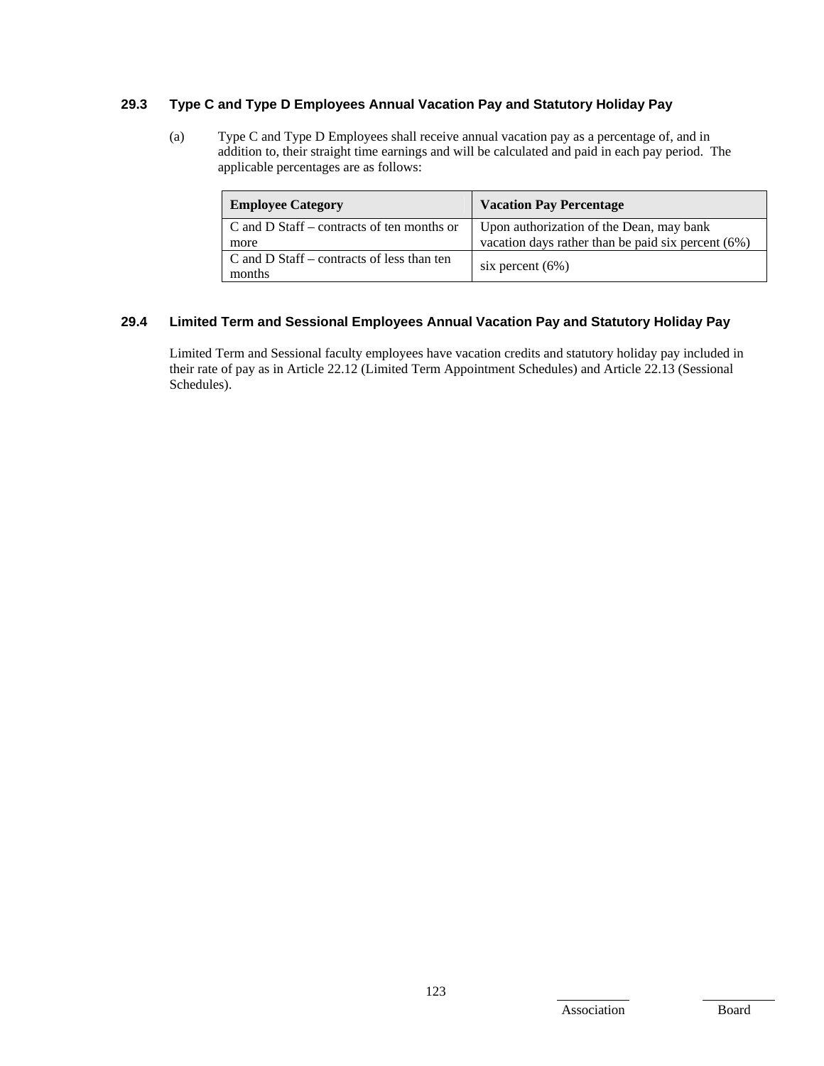### 29.3 Type C and Type D Employees Annual Vacation Pay and Statutory Holiday Pay

(a) Type C and Type D Employees shall receive annual vacation pay as a percentage of, and in addition to, their straight time earnings and will be calculated and paid in each pay period. The applicable percentages are as follows:

| Employee Category | Vacation Pay Percentage |
| --- | --- |
| C and D Staff – contracts of ten months or more | Upon authorization of the Dean, may bank vacation days rather than be paid six percent (6%) |
| C and D Staff – contracts of less than ten months | six percent (6%) |

### 29.4 Limited Term and Sessional Employees Annual Vacation Pay and Statutory Holiday Pay

Limited Term and Sessional faculty employees have vacation credits and statutory holiday pay included in their rate of pay as in Article 22.12 (Limited Term Appointment Schedules) and Article 22.13 (Sessional Schedules).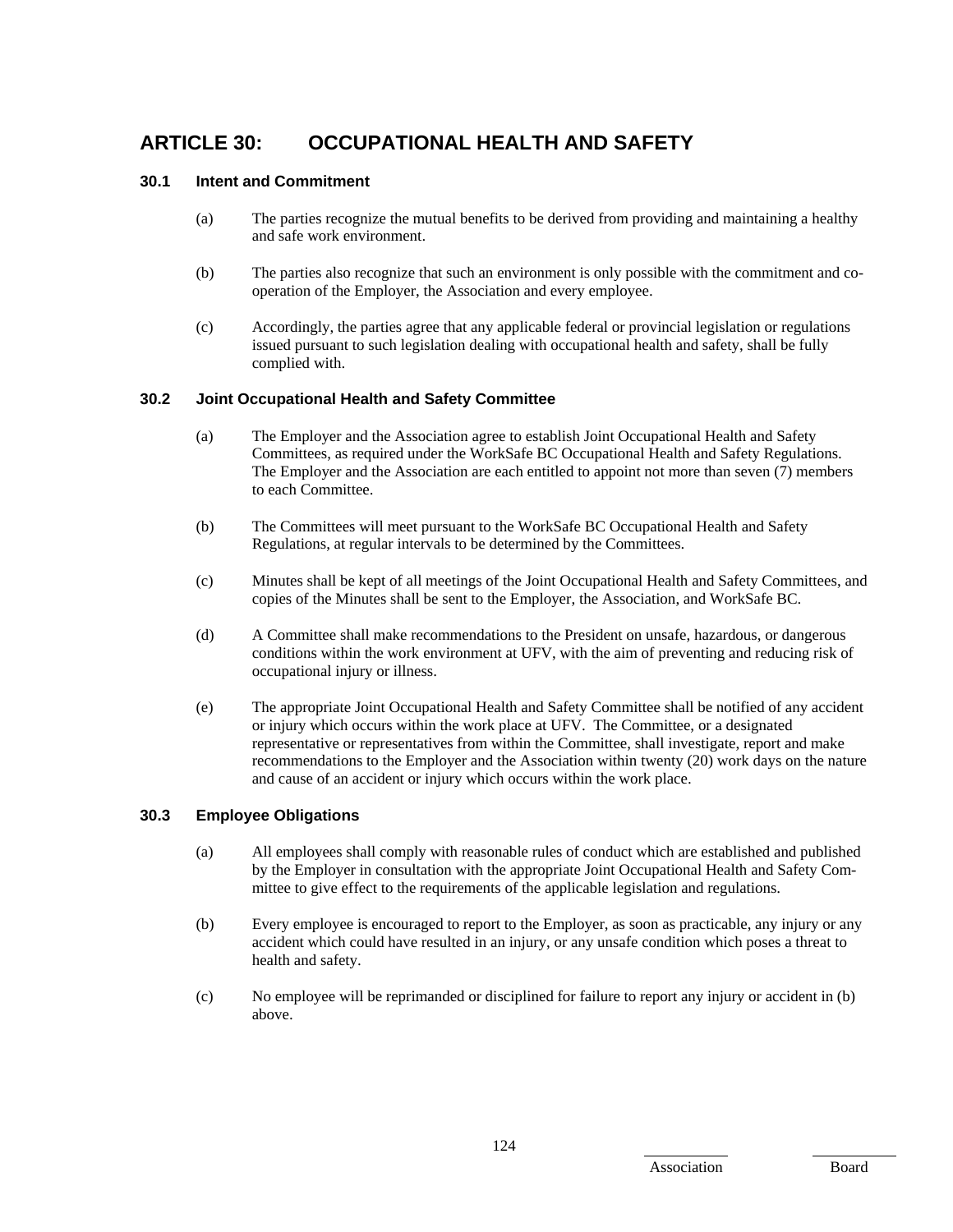# ARTICLE 30: OCCUPATIONAL HEALTH AND SAFETY

### 30.1 Intent and Commitment

(a) The parties recognize the mutual benefits to be derived from providing and maintaining a healthy and safe work environment.

(b) The parties also recognize that such an environment is only possible with the commitment and co-operation of the Employer, the Association and every employee.

(c) Accordingly, the parties agree that any applicable federal or provincial legislation or regulations issued pursuant to such legislation dealing with occupational health and safety, shall be fully complied with.

### 30.2 Joint Occupational Health and Safety Committee

(a) The Employer and the Association agree to establish Joint Occupational Health and Safety Committees, as required under the WorkSafe BC Occupational Health and Safety Regulations. The Employer and the Association are each entitled to appoint not more than seven (7) members to each Committee.

(b) The Committees will meet pursuant to the WorkSafe BC Occupational Health and Safety Regulations, at regular intervals to be determined by the Committees.

(c) Minutes shall be kept of all meetings of the Joint Occupational Health and Safety Committees, and copies of the Minutes shall be sent to the Employer, the Association, and WorkSafe BC.

(d) A Committee shall make recommendations to the President on unsafe, hazardous, or dangerous conditions within the work environment at UFV, with the aim of preventing and reducing risk of occupational injury or illness.

(e) The appropriate Joint Occupational Health and Safety Committee shall be notified of any accident or injury which occurs within the work place at UFV. The Committee, or a designated representative or representatives from within the Committee, shall investigate, report and make recommendations to the Employer and the Association within twenty (20) work days on the nature and cause of an accident or injury which occurs within the work place.

### 30.3 Employee Obligations

(a) All employees shall comply with reasonable rules of conduct which are established and published by the Employer in consultation with the appropriate Joint Occupational Health and Safety Committee to give effect to the requirements of the applicable legislation and regulations.

(b) Every employee is encouraged to report to the Employer, as soon as practicable, any injury or any accident which could have resulted in an injury, or any unsafe condition which poses a threat to health and safety.

(c) No employee will be reprimanded or disciplined for failure to report any injury or accident in (b) above.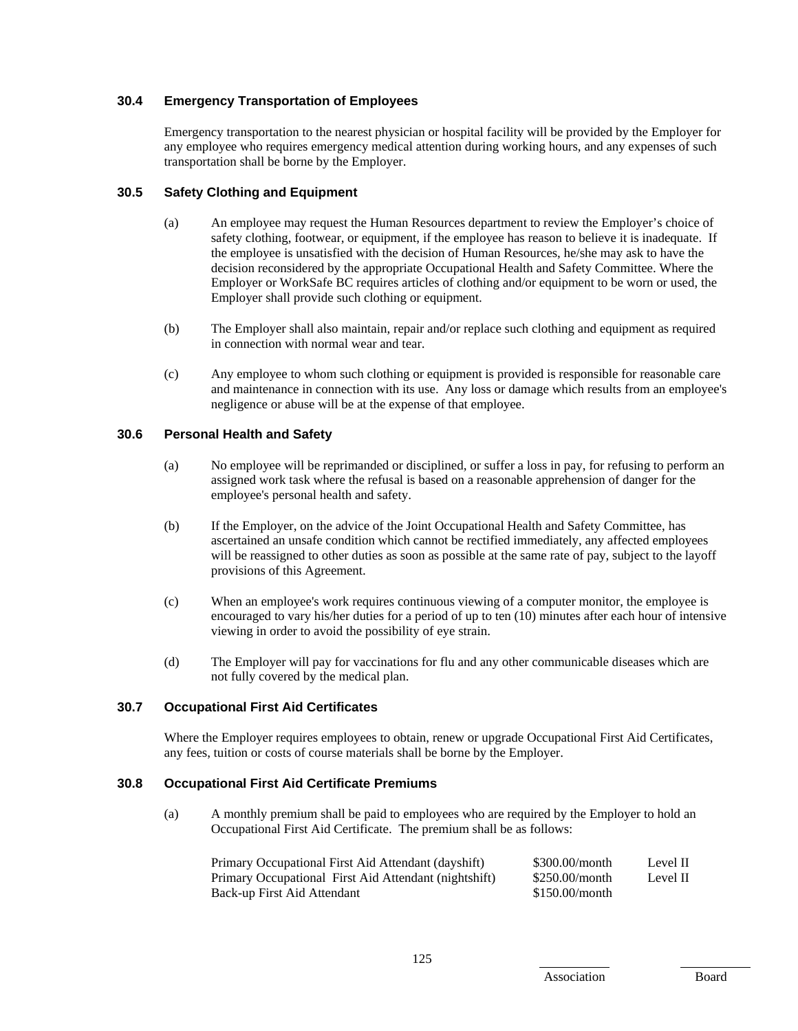### 30.4 Emergency Transportation of Employees

Emergency transportation to the nearest physician or hospital facility will be provided by the Employer for any employee who requires emergency medical attention during working hours, and any expenses of such transportation shall be borne by the Employer.

### 30.5 Safety Clothing and Equipment

(a) An employee may request the Human Resources department to review the Employer's choice of safety clothing, footwear, or equipment, if the employee has reason to believe it is inadequate. If the employee is unsatisfied with the decision of Human Resources, he/she may ask to have the decision reconsidered by the appropriate Occupational Health and Safety Committee. Where the Employer or WorkSafe BC requires articles of clothing and/or equipment to be worn or used, the Employer shall provide such clothing or equipment.

(b) The Employer shall also maintain, repair and/or replace such clothing and equipment as required in connection with normal wear and tear.

(c) Any employee to whom such clothing or equipment is provided is responsible for reasonable care and maintenance in connection with its use. Any loss or damage which results from an employee's negligence or abuse will be at the expense of that employee.

### 30.6 Personal Health and Safety

(a) No employee will be reprimanded or disciplined, or suffer a loss in pay, for refusing to perform an assigned work task where the refusal is based on a reasonable apprehension of danger for the employee's personal health and safety.

(b) If the Employer, on the advice of the Joint Occupational Health and Safety Committee, has ascertained an unsafe condition which cannot be rectified immediately, any affected employees will be reassigned to other duties as soon as possible at the same rate of pay, subject to the layoff provisions of this Agreement.

(c) When an employee's work requires continuous viewing of a computer monitor, the employee is encouraged to vary his/her duties for a period of up to ten (10) minutes after each hour of intensive viewing in order to avoid the possibility of eye strain.

(d) The Employer will pay for vaccinations for flu and any other communicable diseases which are not fully covered by the medical plan.

### 30.7 Occupational First Aid Certificates

Where the Employer requires employees to obtain, renew or upgrade Occupational First Aid Certificates, any fees, tuition or costs of course materials shall be borne by the Employer.

### 30.8 Occupational First Aid Certificate Premiums

(a) A monthly premium shall be paid to employees who are required by the Employer to hold an Occupational First Aid Certificate. The premium shall be as follows:

| | | |
|---|---|---|
| Primary Occupational First Aid Attendant (dayshift) | \$300.00/month | Level II |
| Primary Occupational First Aid Attendant (nightshift) | \$250.00/month | Level II |
| Back-up First Aid Attendant | \$150.00/month | |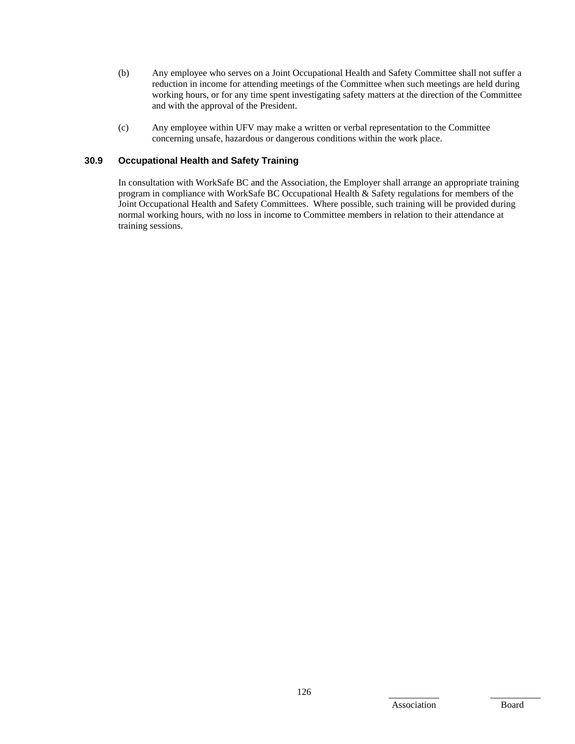(b) Any employee who serves on a Joint Occupational Health and Safety Committee shall not suffer a reduction in income for attending meetings of the Committee when such meetings are held during working hours, or for any time spent investigating safety matters at the direction of the Committee and with the approval of the President.

(c) Any employee within UFV may make a written or verbal representation to the Committee concerning unsafe, hazardous or dangerous conditions within the work place.

### 30.9 Occupational Health and Safety Training

In consultation with WorkSafe BC and the Association, the Employer shall arrange an appropriate training program in compliance with WorkSafe BC Occupational Health & Safety regulations for members of the Joint Occupational Health and Safety Committees. Where possible, such training will be provided during normal working hours, with no loss in income to Committee members in relation to their attendance at training sessions.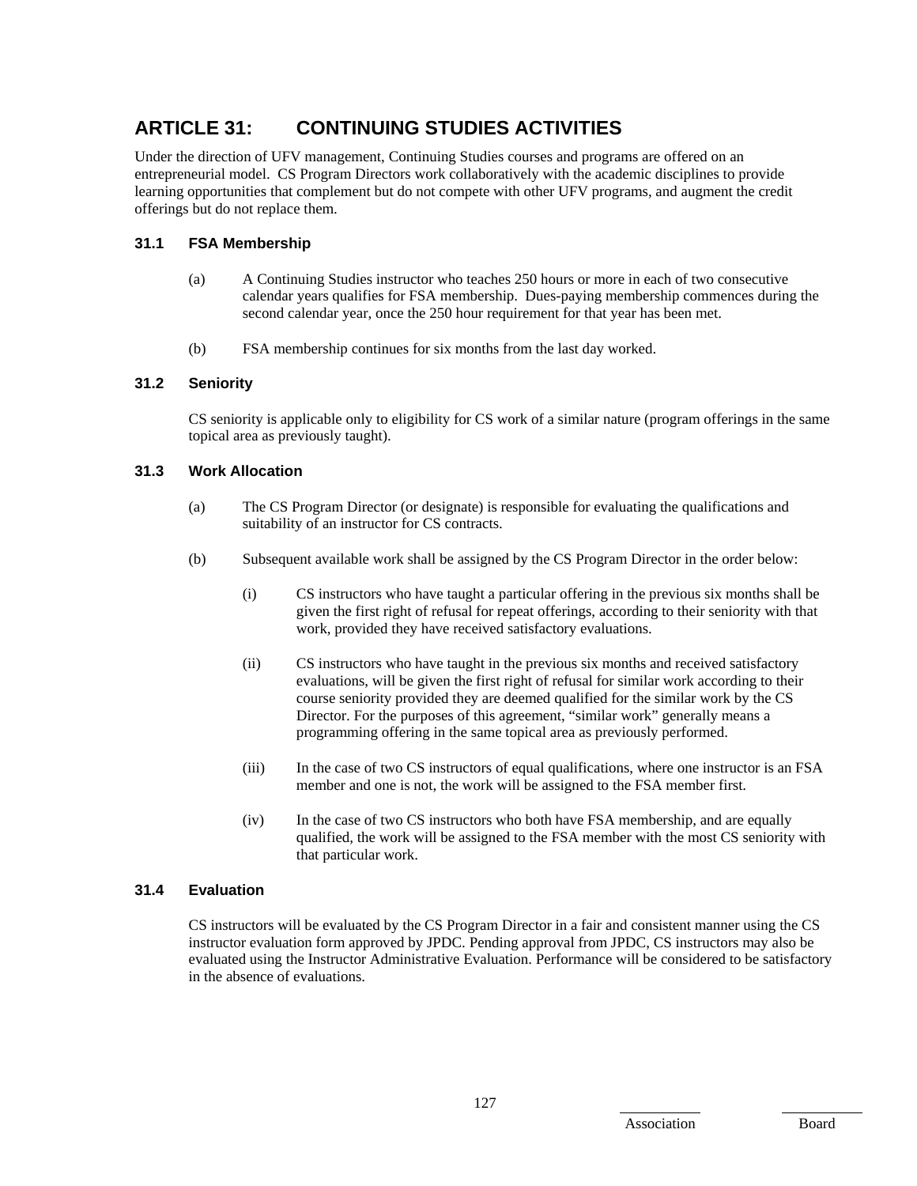# ARTICLE 31: CONTINUING STUDIES ACTIVITIES

Under the direction of UFV management, Continuing Studies courses and programs are offered on an entrepreneurial model. CS Program Directors work collaboratively with the academic disciplines to provide learning opportunities that complement but do not compete with other UFV programs, and augment the credit offerings but do not replace them.

## 31.1 FSA Membership

(a) A Continuing Studies instructor who teaches 250 hours or more in each of two consecutive calendar years qualifies for FSA membership. Dues-paying membership commences during the second calendar year, once the 250 hour requirement for that year has been met.

(b) FSA membership continues for six months from the last day worked.

## 31.2 Seniority

CS seniority is applicable only to eligibility for CS work of a similar nature (program offerings in the same topical area as previously taught).

## 31.3 Work Allocation

(a) The CS Program Director (or designate) is responsible for evaluating the qualifications and suitability of an instructor for CS contracts.

(b) Subsequent available work shall be assigned by the CS Program Director in the order below:

(i) CS instructors who have taught a particular offering in the previous six months shall be given the first right of refusal for repeat offerings, according to their seniority with that work, provided they have received satisfactory evaluations.

(ii) CS instructors who have taught in the previous six months and received satisfactory evaluations, will be given the first right of refusal for similar work according to their course seniority provided they are deemed qualified for the similar work by the CS Director. For the purposes of this agreement, "similar work" generally means a programming offering in the same topical area as previously performed.

(iii) In the case of two CS instructors of equal qualifications, where one instructor is an FSA member and one is not, the work will be assigned to the FSA member first.

(iv) In the case of two CS instructors who both have FSA membership, and are equally qualified, the work will be assigned to the FSA member with the most CS seniority with that particular work.

## 31.4 Evaluation

CS instructors will be evaluated by the CS Program Director in a fair and consistent manner using the CS instructor evaluation form approved by JPDC. Pending approval from JPDC, CS instructors may also be evaluated using the Instructor Administrative Evaluation. Performance will be considered to be satisfactory in the absence of evaluations.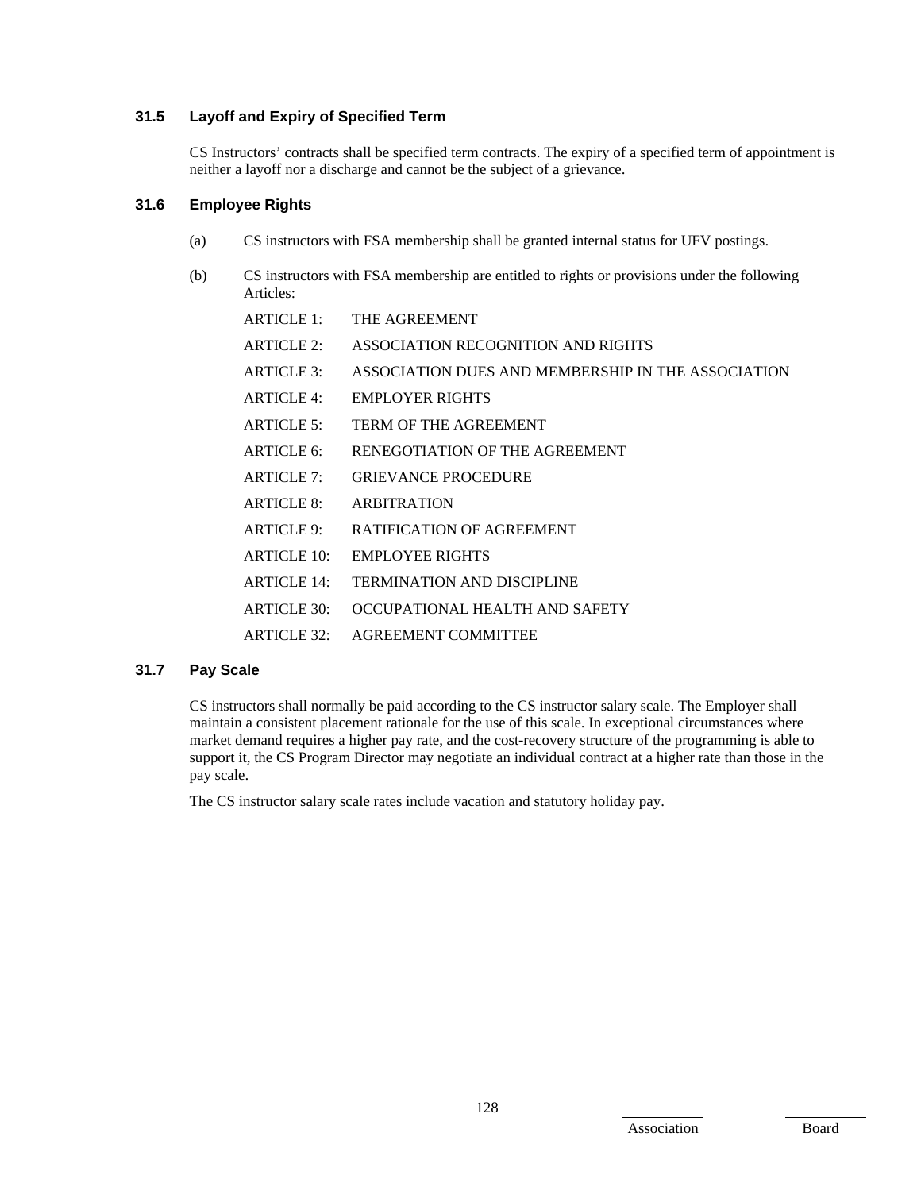### 31.5 Layoff and Expiry of Specified Term

CS Instructors' contracts shall be specified term contracts. The expiry of a specified term of appointment is neither a layoff nor a discharge and cannot be the subject of a grievance.

### 31.6 Employee Rights

(a) CS instructors with FSA membership shall be granted internal status for UFV postings.

(b) CS instructors with FSA membership are entitled to rights or provisions under the following Articles:

ARTICLE 1: THE AGREEMENT

ARTICLE 2: ASSOCIATION RECOGNITION AND RIGHTS

ARTICLE 3: ASSOCIATION DUES AND MEMBERSHIP IN THE ASSOCIATION

ARTICLE 4: EMPLOYER RIGHTS

ARTICLE 5: TERM OF THE AGREEMENT

ARTICLE 6: RENEGOTIATION OF THE AGREEMENT

ARTICLE 7: GRIEVANCE PROCEDURE

ARTICLE 8: ARBITRATION

ARTICLE 9: RATIFICATION OF AGREEMENT

ARTICLE 10: EMPLOYEE RIGHTS

ARTICLE 14: TERMINATION AND DISCIPLINE

ARTICLE 30: OCCUPATIONAL HEALTH AND SAFETY

ARTICLE 32: AGREEMENT COMMITTEE

### 31.7 Pay Scale

CS instructors shall normally be paid according to the CS instructor salary scale. The Employer shall maintain a consistent placement rationale for the use of this scale. In exceptional circumstances where market demand requires a higher pay rate, and the cost-recovery structure of the programming is able to support it, the CS Program Director may negotiate an individual contract at a higher rate than those in the pay scale.

The CS instructor salary scale rates include vacation and statutory holiday pay.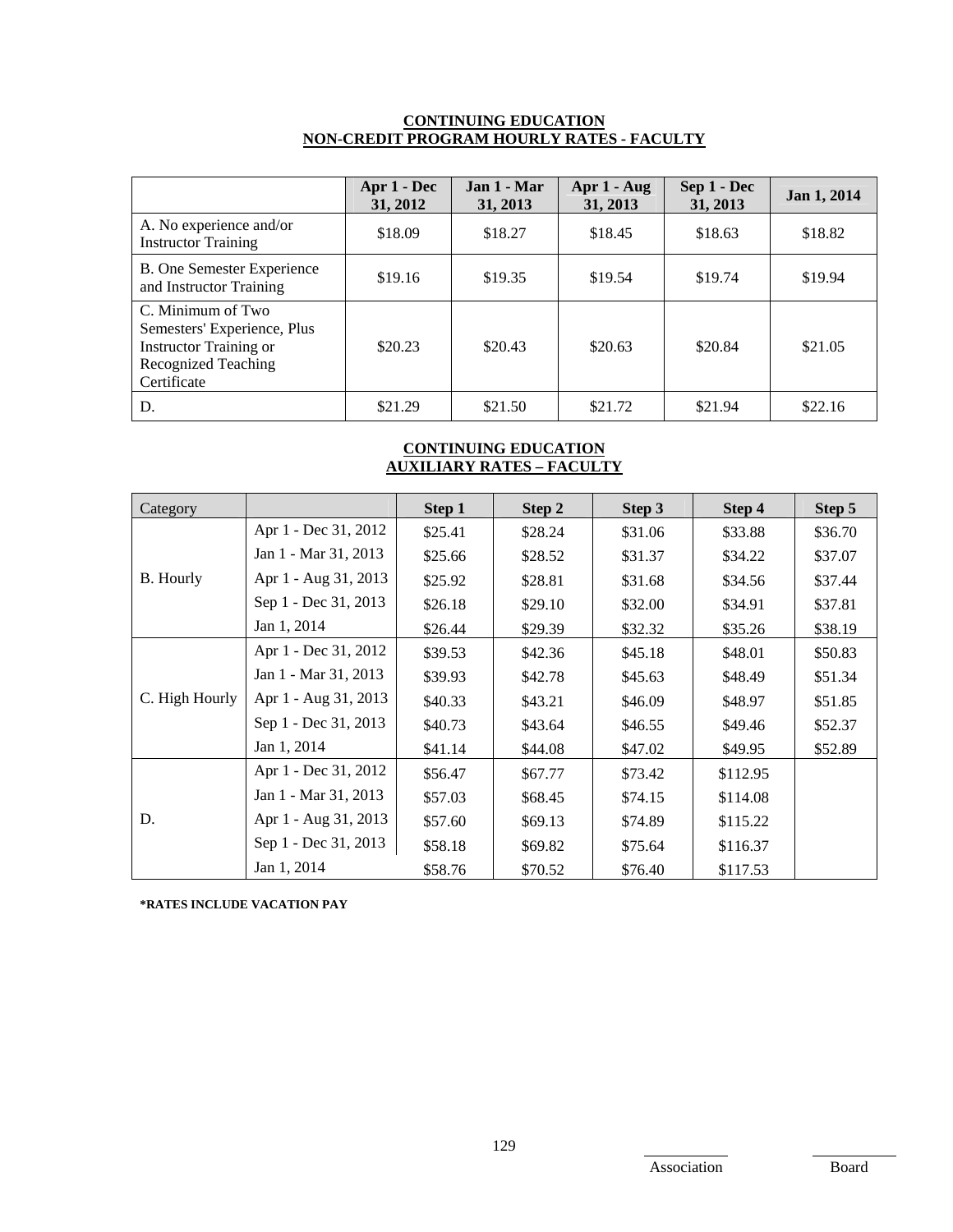**CONTINUING EDUCATION**
**NON-CREDIT PROGRAM HOURLY RATES - FACULTY**

| | Apr 1 - Dec 31, 2012 | Jan 1 - Mar 31, 2013 | Apr 1 - Aug 31, 2013 | Sep 1 - Dec 31, 2013 | Jan 1, 2014 |
|---|---|---|---|---|---|
| A. No experience and/or Instructor Training | $18.09 | $18.27 | $18.45 | $18.63 | $18.82 |
| B. One Semester Experience and Instructor Training | $19.16 | $19.35 | $19.54 | $19.74 | $19.94 |
| C. Minimum of Two Semesters' Experience, Plus Instructor Training or Recognized Teaching Certificate | $20.23 | $20.43 | $20.63 | $20.84 | $21.05 |
| D. | $21.29 | $21.50 | $21.72 | $21.94 | $22.16 |

**CONTINUING EDUCATION**
**AUXILIARY RATES – FACULTY**

| Category | | Step 1 | Step 2 | Step 3 | Step 4 | Step 5 |
|---|---|---|---|---|---|---|
| B. Hourly | Apr 1 - Dec 31, 2012 | $25.41 | $28.24 | $31.06 | $33.88 | $36.70 |
| | Jan 1 - Mar 31, 2013 | $25.66 | $28.52 | $31.37 | $34.22 | $37.07 |
| | Apr 1 - Aug 31, 2013 | $25.92 | $28.81 | $31.68 | $34.56 | $37.44 |
| | Sep 1 - Dec 31, 2013 | $26.18 | $29.10 | $32.00 | $34.91 | $37.81 |
| | Jan 1, 2014 | $26.44 | $29.39 | $32.32 | $35.26 | $38.19 |
| C. High Hourly | Apr 1 - Dec 31, 2012 | $39.53 | $42.36 | $45.18 | $48.01 | $50.83 |
| | Jan 1 - Mar 31, 2013 | $39.93 | $42.78 | $45.63 | $48.49 | $51.34 |
| | Apr 1 - Aug 31, 2013 | $40.33 | $43.21 | $46.09 | $48.97 | $51.85 |
| | Sep 1 - Dec 31, 2013 | $40.73 | $43.64 | $46.55 | $49.46 | $52.37 |
| | Jan 1, 2014 | $41.14 | $44.08 | $47.02 | $49.95 | $52.89 |
| D. | Apr 1 - Dec 31, 2012 | $56.47 | $67.77 | $73.42 | $112.95 | |
| | Jan 1 - Mar 31, 2013 | $57.03 | $68.45 | $74.15 | $114.08 | |
| | Apr 1 - Aug 31, 2013 | $57.60 | $69.13 | $74.89 | $115.22 | |
| | Sep 1 - Dec 31, 2013 | $58.18 | $69.82 | $75.64 | $116.37 | |
| | Jan 1, 2014 | $58.76 | $70.52 | $76.40 | $117.53 | |

***RATES INCLUDE VACATION PAY**

Association Board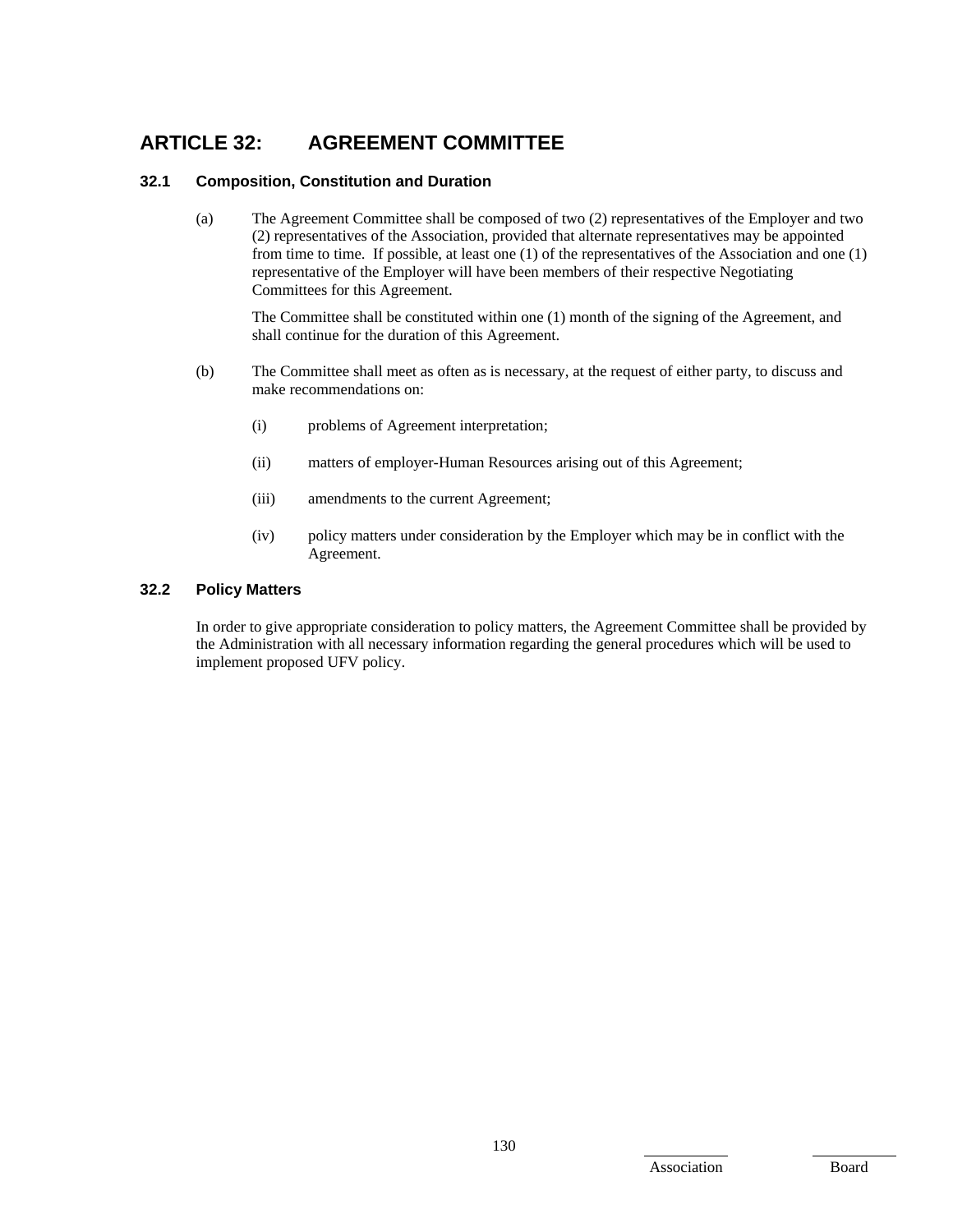# ARTICLE 32: AGREEMENT COMMITTEE

### 32.1 Composition, Constitution and Duration

(a) The Agreement Committee shall be composed of two (2) representatives of the Employer and two (2) representatives of the Association, provided that alternate representatives may be appointed from time to time. If possible, at least one (1) of the representatives of the Association and one (1) representative of the Employer will have been members of their respective Negotiating Committees for this Agreement.

The Committee shall be constituted within one (1) month of the signing of the Agreement, and shall continue for the duration of this Agreement.

(b) The Committee shall meet as often as is necessary, at the request of either party, to discuss and make recommendations on:

(i) problems of Agreement interpretation;

(ii) matters of employer-Human Resources arising out of this Agreement;

(iii) amendments to the current Agreement;

(iv) policy matters under consideration by the Employer which may be in conflict with the Agreement.

### 32.2 Policy Matters

In order to give appropriate consideration to policy matters, the Agreement Committee shall be provided by the Administration with all necessary information regarding the general procedures which will be used to implement proposed UFV policy.

Association Board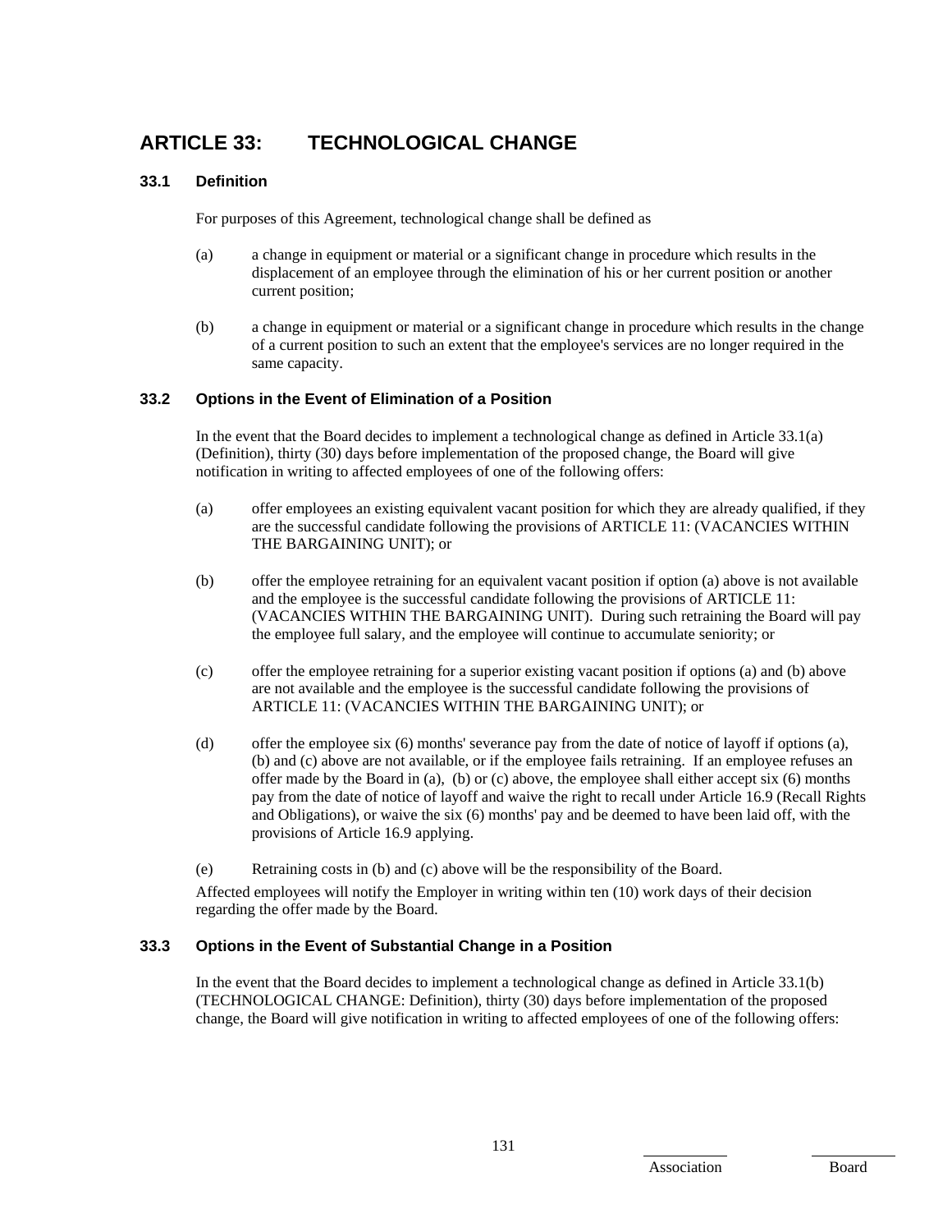# ARTICLE 33: TECHNOLOGICAL CHANGE

## 33.1 Definition

For purposes of this Agreement, technological change shall be defined as

(a) a change in equipment or material or a significant change in procedure which results in the displacement of an employee through the elimination of his or her current position or another current position;

(b) a change in equipment or material or a significant change in procedure which results in the change of a current position to such an extent that the employee's services are no longer required in the same capacity.

## 33.2 Options in the Event of Elimination of a Position

In the event that the Board decides to implement a technological change as defined in Article 33.1(a) (Definition), thirty (30) days before implementation of the proposed change, the Board will give notification in writing to affected employees of one of the following offers:

(a) offer employees an existing equivalent vacant position for which they are already qualified, if they are the successful candidate following the provisions of ARTICLE 11: (VACANCIES WITHIN THE BARGAINING UNIT); or

(b) offer the employee retraining for an equivalent vacant position if option (a) above is not available and the employee is the successful candidate following the provisions of ARTICLE 11: (VACANCIES WITHIN THE BARGAINING UNIT). During such retraining the Board will pay the employee full salary, and the employee will continue to accumulate seniority; or

(c) offer the employee retraining for a superior existing vacant position if options (a) and (b) above are not available and the employee is the successful candidate following the provisions of ARTICLE 11: (VACANCIES WITHIN THE BARGAINING UNIT); or

(d) offer the employee six (6) months' severance pay from the date of notice of layoff if options (a), (b) and (c) above are not available, or if the employee fails retraining. If an employee refuses an offer made by the Board in (a), (b) or (c) above, the employee shall either accept six (6) months pay from the date of notice of layoff and waive the right to recall under Article 16.9 (Recall Rights and Obligations), or waive the six (6) months' pay and be deemed to have been laid off, with the provisions of Article 16.9 applying.

(e) Retraining costs in (b) and (c) above will be the responsibility of the Board.

Affected employees will notify the Employer in writing within ten (10) work days of their decision regarding the offer made by the Board.

## 33.3 Options in the Event of Substantial Change in a Position

In the event that the Board decides to implement a technological change as defined in Article 33.1(b) (TECHNOLOGICAL CHANGE: Definition), thirty (30) days before implementation of the proposed change, the Board will give notification in writing to affected employees of one of the following offers: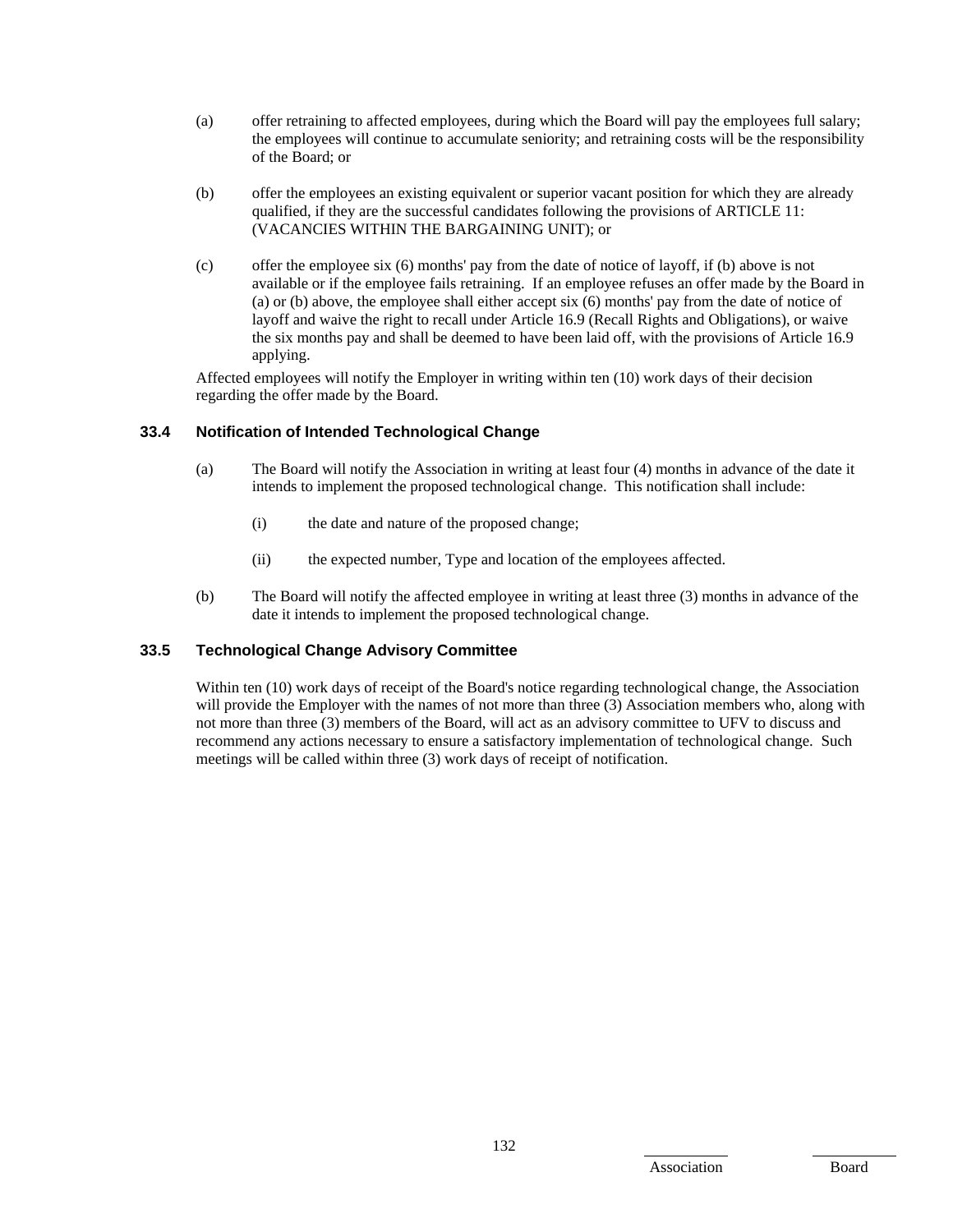(a) offer retraining to affected employees, during which the Board will pay the employees full salary; the employees will continue to accumulate seniority; and retraining costs will be the responsibility of the Board; or

(b) offer the employees an existing equivalent or superior vacant position for which they are already qualified, if they are the successful candidates following the provisions of ARTICLE 11: (VACANCIES WITHIN THE BARGAINING UNIT); or

(c) offer the employee six (6) months' pay from the date of notice of layoff, if (b) above is not available or if the employee fails retraining. If an employee refuses an offer made by the Board in (a) or (b) above, the employee shall either accept six (6) months' pay from the date of notice of layoff and waive the right to recall under Article 16.9 (Recall Rights and Obligations), or waive the six months pay and shall be deemed to have been laid off, with the provisions of Article 16.9 applying.

Affected employees will notify the Employer in writing within ten (10) work days of their decision regarding the offer made by the Board.

### 33.4 Notification of Intended Technological Change

(a) The Board will notify the Association in writing at least four (4) months in advance of the date it intends to implement the proposed technological change. This notification shall include:

  (i) the date and nature of the proposed change;

  (ii) the expected number, Type and location of the employees affected.

(b) The Board will notify the affected employee in writing at least three (3) months in advance of the date it intends to implement the proposed technological change.

### 33.5 Technological Change Advisory Committee

Within ten (10) work days of receipt of the Board's notice regarding technological change, the Association will provide the Employer with the names of not more than three (3) Association members who, along with not more than three (3) members of the Board, will act as an advisory committee to UFV to discuss and recommend any actions necessary to ensure a satisfactory implementation of technological change. Such meetings will be called within three (3) work days of receipt of notification.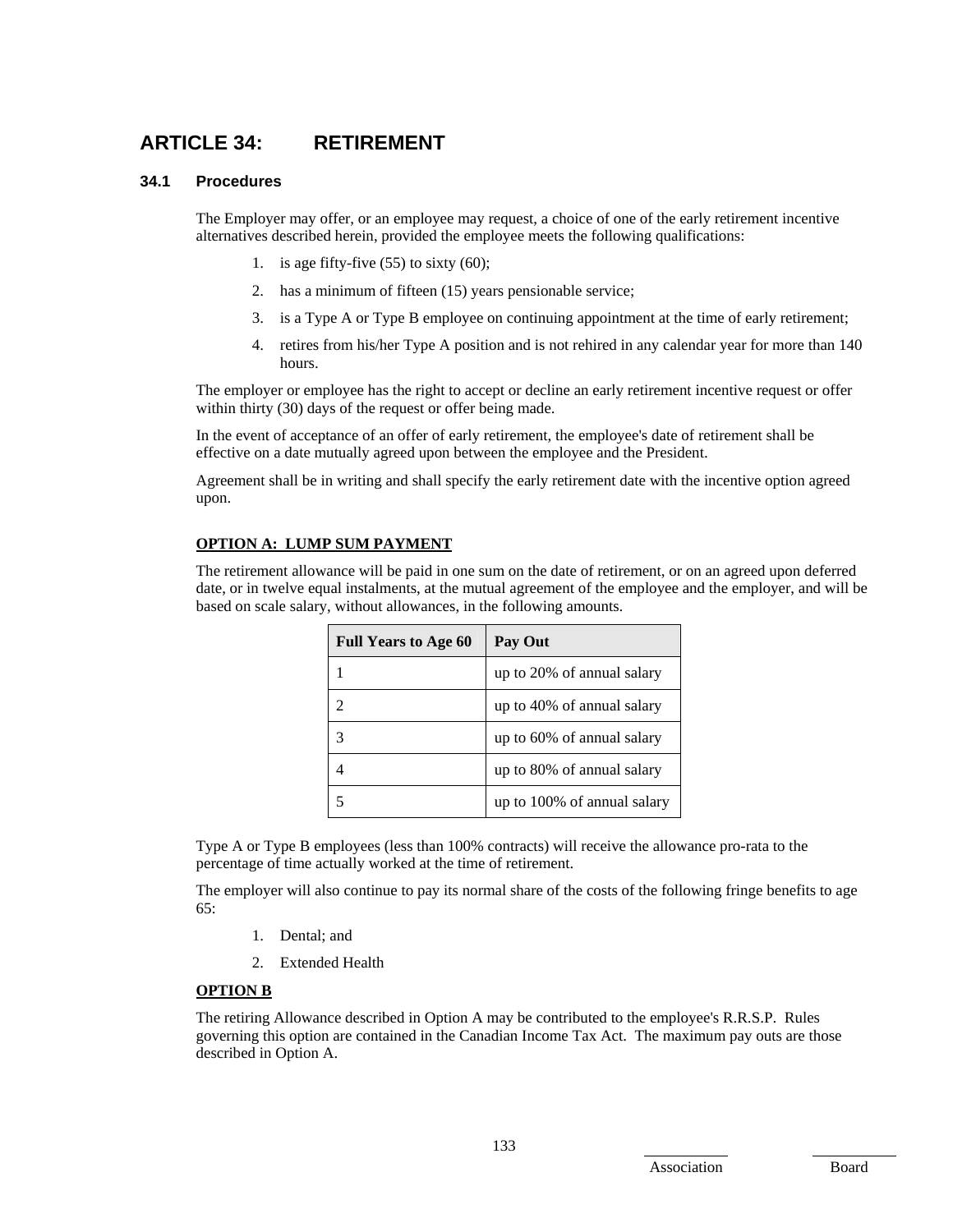# ARTICLE 34: RETIREMENT

### 34.1 Procedures

The Employer may offer, or an employee may request, a choice of one of the early retirement incentive alternatives described herein, provided the employee meets the following qualifications:

1. is age fifty-five (55) to sixty (60);
2. has a minimum of fifteen (15) years pensionable service;
3. is a Type A or Type B employee on continuing appointment at the time of early retirement;
4. retires from his/her Type A position and is not rehired in any calendar year for more than 140 hours.

The employer or employee has the right to accept or decline an early retirement incentive request or offer within thirty (30) days of the request or offer being made.

In the event of acceptance of an offer of early retirement, the employee's date of retirement shall be effective on a date mutually agreed upon between the employee and the President.

Agreement shall be in writing and shall specify the early retirement date with the incentive option agreed upon.

**OPTION A: LUMP SUM PAYMENT**

The retirement allowance will be paid in one sum on the date of retirement, or on an agreed upon deferred date, or in twelve equal instalments, at the mutual agreement of the employee and the employer, and will be based on scale salary, without allowances, in the following amounts.

| Full Years to Age 60 | Pay Out |
|---|---|
| 1 | up to 20% of annual salary |
| 2 | up to 40% of annual salary |
| 3 | up to 60% of annual salary |
| 4 | up to 80% of annual salary |
| 5 | up to 100% of annual salary |

Type A or Type B employees (less than 100% contracts) will receive the allowance pro-rata to the percentage of time actually worked at the time of retirement.

The employer will also continue to pay its normal share of the costs of the following fringe benefits to age 65:

1. Dental; and
2. Extended Health

**OPTION B**

The retiring Allowance described in Option A may be contributed to the employee's R.R.S.P. Rules governing this option are contained in the Canadian Income Tax Act. The maximum pay outs are those described in Option A.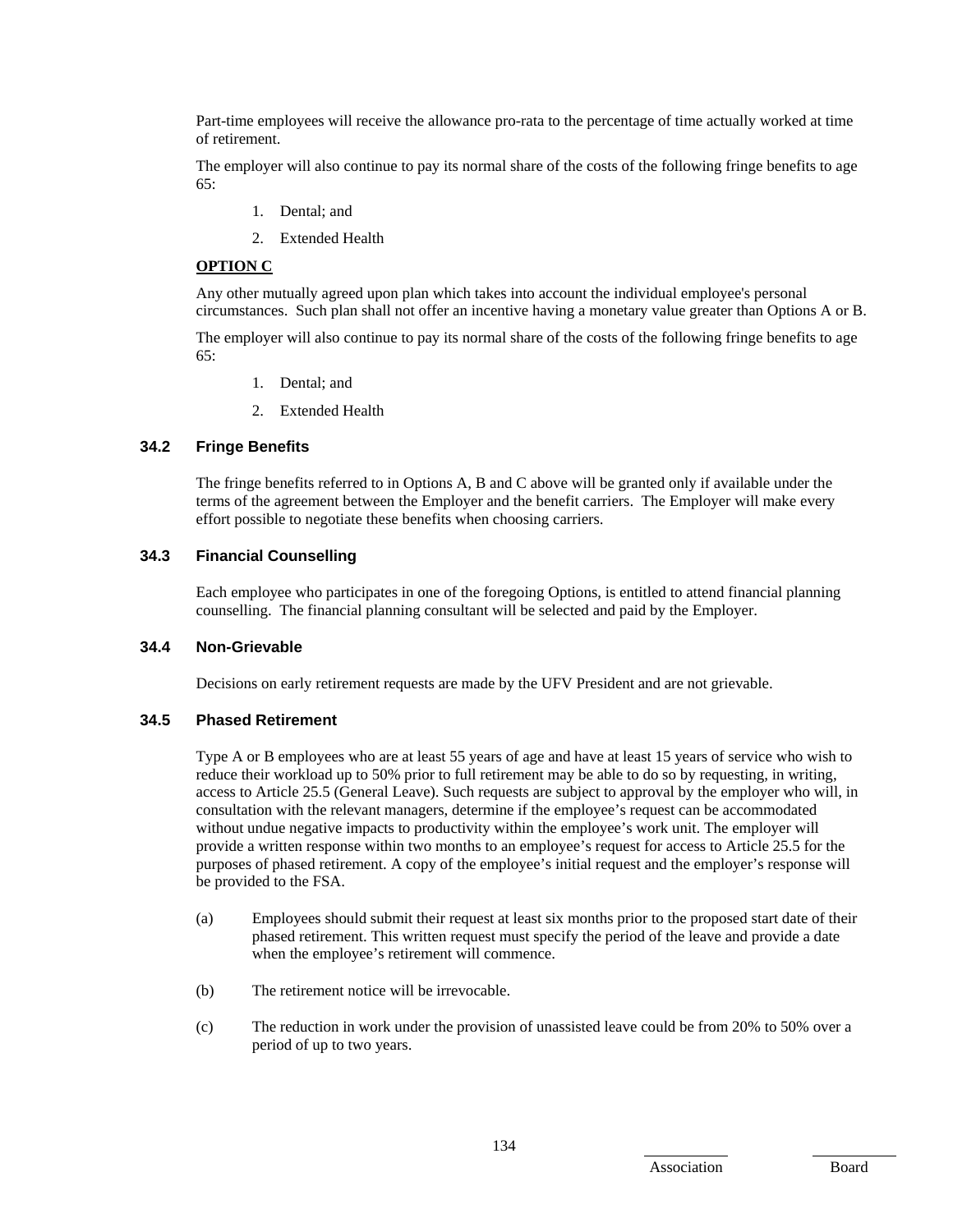Part-time employees will receive the allowance pro-rata to the percentage of time actually worked at time of retirement.

The employer will also continue to pay its normal share of the costs of the following fringe benefits to age 65:

1. Dental; and
2. Extended Health

**OPTION C**

Any other mutually agreed upon plan which takes into account the individual employee's personal circumstances. Such plan shall not offer an incentive having a monetary value greater than Options A or B.

The employer will also continue to pay its normal share of the costs of the following fringe benefits to age 65:

1. Dental; and
2. Extended Health

### 34.2 Fringe Benefits

The fringe benefits referred to in Options A, B and C above will be granted only if available under the terms of the agreement between the Employer and the benefit carriers. The Employer will make every effort possible to negotiate these benefits when choosing carriers.

### 34.3 Financial Counselling

Each employee who participates in one of the foregoing Options, is entitled to attend financial planning counselling. The financial planning consultant will be selected and paid by the Employer.

### 34.4 Non-Grievable

Decisions on early retirement requests are made by the UFV President and are not grievable.

### 34.5 Phased Retirement

Type A or B employees who are at least 55 years of age and have at least 15 years of service who wish to reduce their workload up to 50% prior to full retirement may be able to do so by requesting, in writing, access to Article 25.5 (General Leave). Such requests are subject to approval by the employer who will, in consultation with the relevant managers, determine if the employee's request can be accommodated without undue negative impacts to productivity within the employee's work unit. The employer will provide a written response within two months to an employee's request for access to Article 25.5 for the purposes of phased retirement. A copy of the employee's initial request and the employer's response will be provided to the FSA.

(a) Employees should submit their request at least six months prior to the proposed start date of their phased retirement. This written request must specify the period of the leave and provide a date when the employee's retirement will commence.

(b) The retirement notice will be irrevocable.

(c) The reduction in work under the provision of unassisted leave could be from 20% to 50% over a period of up to two years.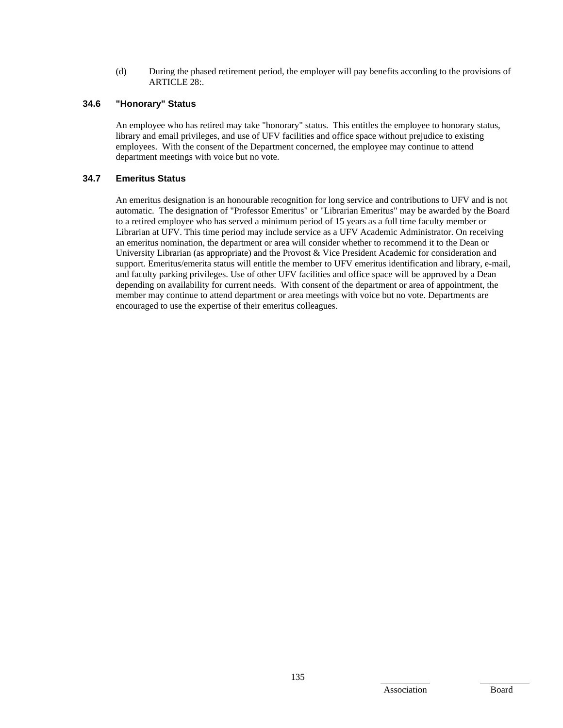(d) During the phased retirement period, the employer will pay benefits according to the provisions of ARTICLE 28:.

### 34.6 "Honorary" Status

An employee who has retired may take "honorary" status. This entitles the employee to honorary status, library and email privileges, and use of UFV facilities and office space without prejudice to existing employees. With the consent of the Department concerned, the employee may continue to attend department meetings with voice but no vote.

### 34.7 Emeritus Status

An emeritus designation is an honourable recognition for long service and contributions to UFV and is not automatic. The designation of "Professor Emeritus" or "Librarian Emeritus" may be awarded by the Board to a retired employee who has served a minimum period of 15 years as a full time faculty member or Librarian at UFV. This time period may include service as a UFV Academic Administrator. On receiving an emeritus nomination, the department or area will consider whether to recommend it to the Dean or University Librarian (as appropriate) and the Provost & Vice President Academic for consideration and support. Emeritus/emerita status will entitle the member to UFV emeritus identification and library, e-mail, and faculty parking privileges. Use of other UFV facilities and office space will be approved by a Dean depending on availability for current needs. With consent of the department or area of appointment, the member may continue to attend department or area meetings with voice but no vote. Departments are encouraged to use the expertise of their emeritus colleagues.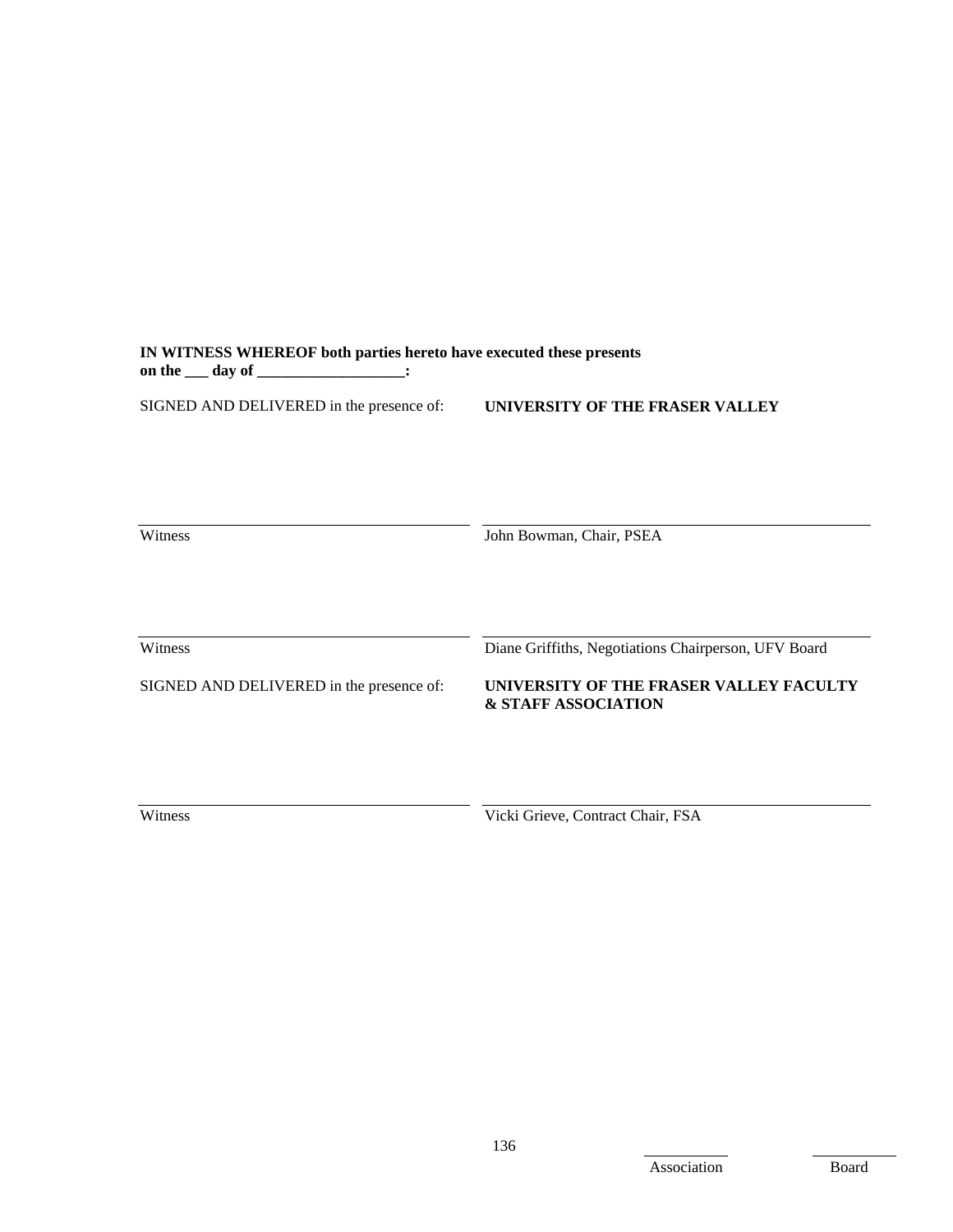**IN WITNESS WHEREOF both parties hereto have executed these presents on the ___ day of ___________________:**

| SIGNED AND DELIVERED in the presence of: | **UNIVERSITY OF THE FRASER VALLEY** |
| --- | --- |
| ______________________________ | ______________________________ |
| Witness | John Bowman, Chair, PSEA |
| ______________________________ | ______________________________ |
| Witness | Diane Griffiths, Negotiations Chairperson, UFV Board |

| SIGNED AND DELIVERED in the presence of: | **UNIVERSITY OF THE FRASER VALLEY FACULTY & STAFF ASSOCIATION** |
| --- | --- |
| ______________________________ | ______________________________ |
| Witness | Vicki Grieve, Contract Chair, FSA |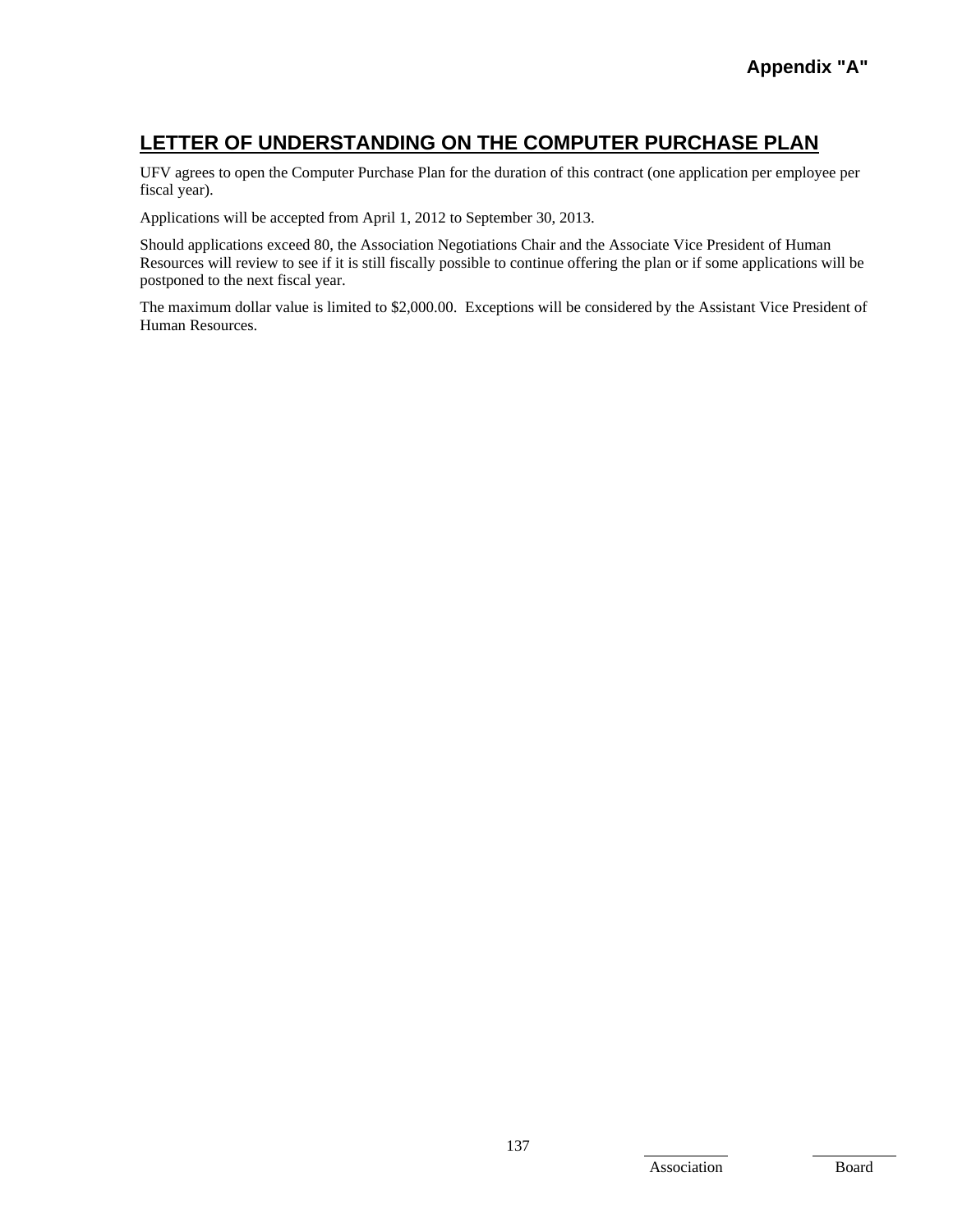Appendix "A"

## LETTER OF UNDERSTANDING ON THE COMPUTER PURCHASE PLAN

UFV agrees to open the Computer Purchase Plan for the duration of this contract (one application per employee per fiscal year).

Applications will be accepted from April 1, 2012 to September 30, 2013.

Should applications exceed 80, the Association Negotiations Chair and the Associate Vice President of Human Resources will review to see if it is still fiscally possible to continue offering the plan or if some applications will be postponed to the next fiscal year.

The maximum dollar value is limited to $2,000.00. Exceptions will be considered by the Assistant Vice President of Human Resources.

Association Board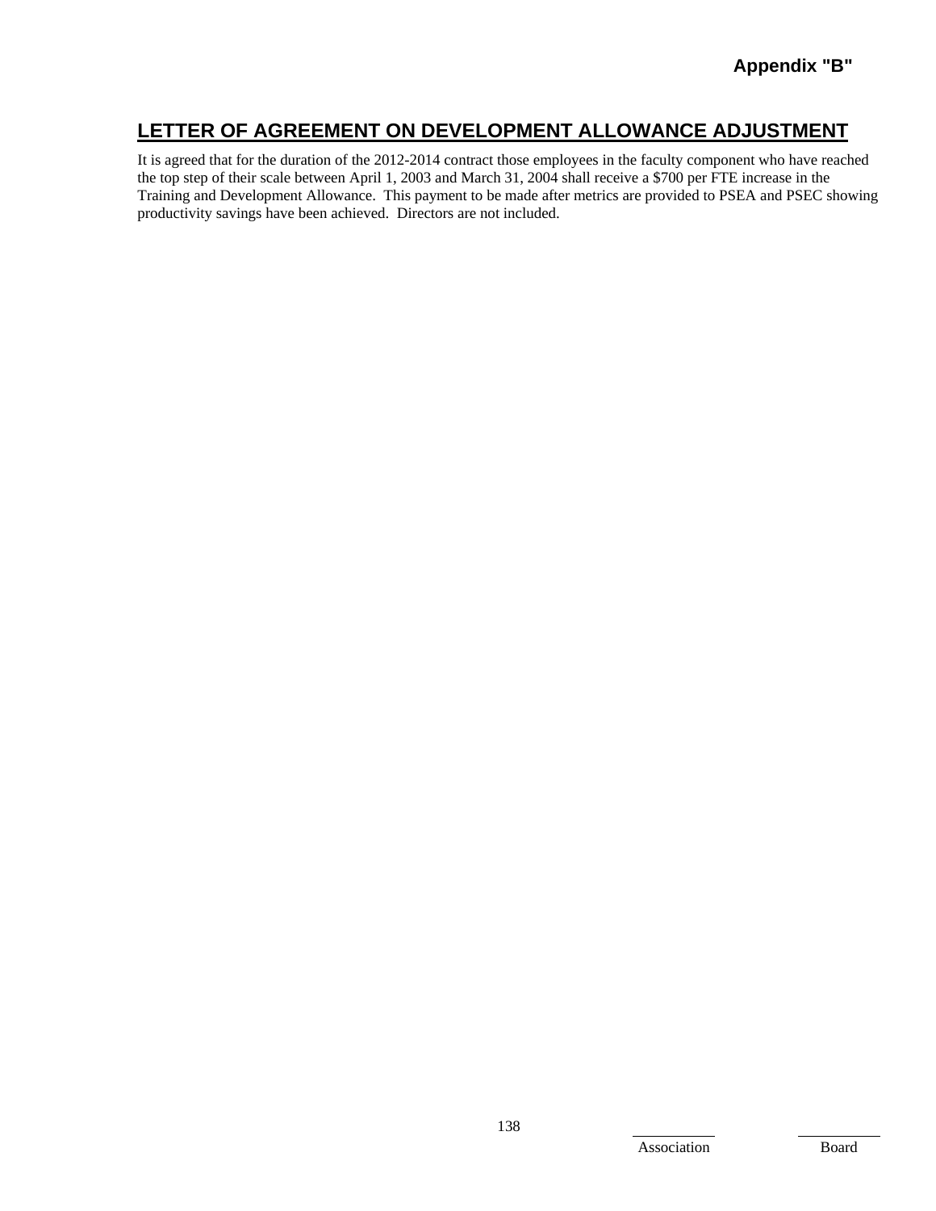Appendix "B"

## LETTER OF AGREEMENT ON DEVELOPMENT ALLOWANCE ADJUSTMENT

It is agreed that for the duration of the 2012-2014 contract those employees in the faculty component who have reached the top step of their scale between April 1, 2003 and March 31, 2004 shall receive a $700 per FTE increase in the Training and Development Allowance. This payment to be made after metrics are provided to PSEA and PSEC showing productivity savings have been achieved. Directors are not included.

Association Board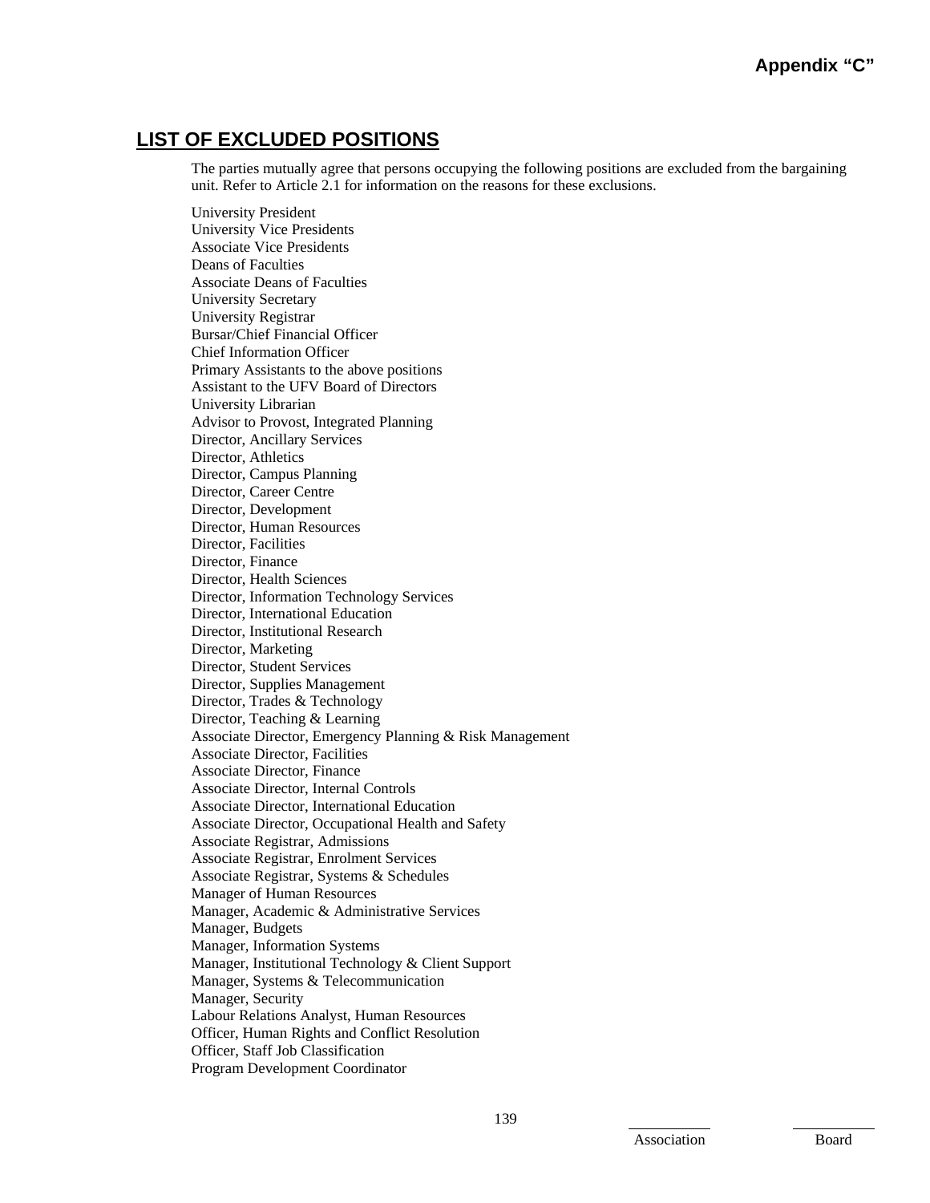**Appendix "C"**

## LIST OF EXCLUDED POSITIONS

The parties mutually agree that persons occupying the following positions are excluded from the bargaining unit. Refer to Article 2.1 for information on the reasons for these exclusions.

University President
University Vice Presidents
Associate Vice Presidents
Deans of Faculties
Associate Deans of Faculties
University Secretary
University Registrar
Bursar/Chief Financial Officer
Chief Information Officer
Primary Assistants to the above positions
Assistant to the UFV Board of Directors
University Librarian
Advisor to Provost, Integrated Planning
Director, Ancillary Services
Director, Athletics
Director, Campus Planning
Director, Career Centre
Director, Development
Director, Human Resources
Director, Facilities
Director, Finance
Director, Health Sciences
Director, Information Technology Services
Director, International Education
Director, Institutional Research
Director, Marketing
Director, Student Services
Director, Supplies Management
Director, Trades & Technology
Director, Teaching & Learning
Associate Director, Emergency Planning & Risk Management
Associate Director, Facilities
Associate Director, Finance
Associate Director, Internal Controls
Associate Director, International Education
Associate Director, Occupational Health and Safety
Associate Registrar, Admissions
Associate Registrar, Enrolment Services
Associate Registrar, Systems & Schedules
Manager of Human Resources
Manager, Academic & Administrative Services
Manager, Budgets
Manager, Information Systems
Manager, Institutional Technology & Client Support
Manager, Systems & Telecommunication
Manager, Security
Labour Relations Analyst, Human Resources
Officer, Human Rights and Conflict Resolution
Officer, Staff Job Classification
Program Development Coordinator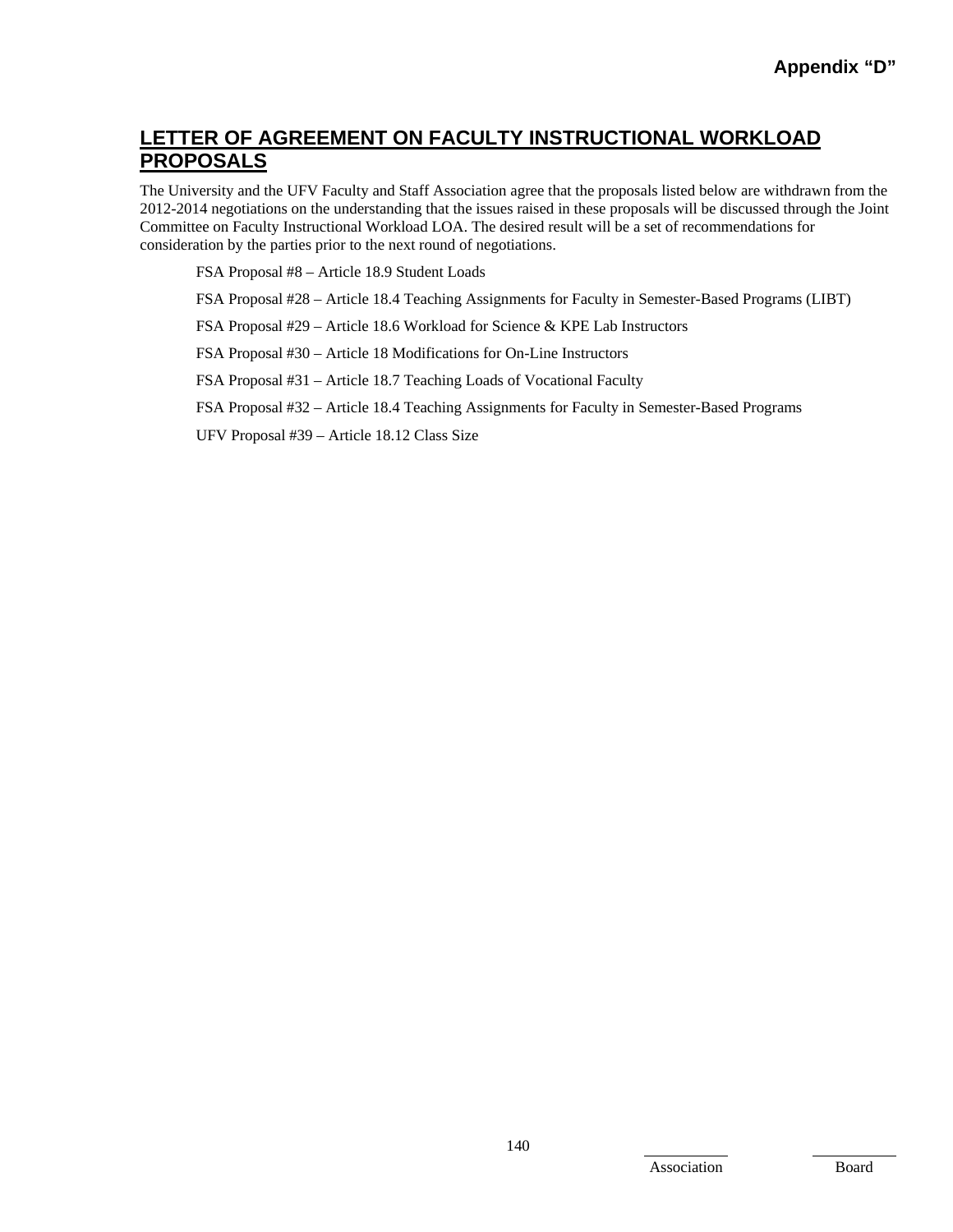Appendix "D"

# LETTER OF AGREEMENT ON FACULTY INSTRUCTIONAL WORKLOAD PROPOSALS

The University and the UFV Faculty and Staff Association agree that the proposals listed below are withdrawn from the 2012-2014 negotiations on the understanding that the issues raised in these proposals will be discussed through the Joint Committee on Faculty Instructional Workload LOA. The desired result will be a set of recommendations for consideration by the parties prior to the next round of negotiations.

FSA Proposal #8 – Article 18.9 Student Loads

FSA Proposal #28 – Article 18.4 Teaching Assignments for Faculty in Semester-Based Programs (LIBT)

FSA Proposal #29 – Article 18.6 Workload for Science & KPE Lab Instructors

FSA Proposal #30 – Article 18 Modifications for On-Line Instructors

FSA Proposal #31 – Article 18.7 Teaching Loads of Vocational Faculty

FSA Proposal #32 – Article 18.4 Teaching Assignments for Faculty in Semester-Based Programs

UFV Proposal #39 – Article 18.12 Class Size

Association Board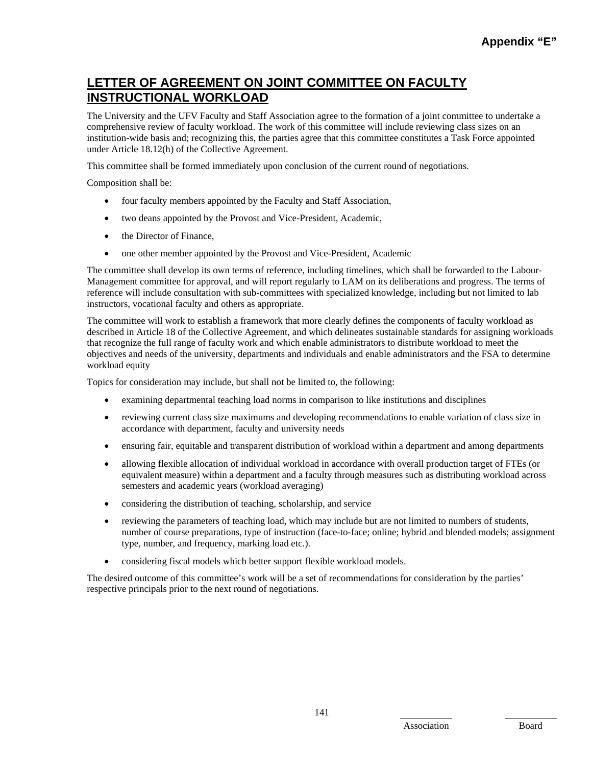**Appendix "E"**

# LETTER OF AGREEMENT ON JOINT COMMITTEE ON FACULTY INSTRUCTIONAL WORKLOAD

The University and the UFV Faculty and Staff Association agree to the formation of a joint committee to undertake a comprehensive review of faculty workload. The work of this committee will include reviewing class sizes on an institution-wide basis and; recognizing this, the parties agree that this committee constitutes a Task Force appointed under Article 18.12(h) of the Collective Agreement.

This committee shall be formed immediately upon conclusion of the current round of negotiations.

Composition shall be:

- four faculty members appointed by the Faculty and Staff Association,
- two deans appointed by the Provost and Vice-President, Academic,
- the Director of Finance,
- one other member appointed by the Provost and Vice-President, Academic

The committee shall develop its own terms of reference, including timelines, which shall be forwarded to the Labour-Management committee for approval, and will report regularly to LAM on its deliberations and progress. The terms of reference will include consultation with sub-committees with specialized knowledge, including but not limited to lab instructors, vocational faculty and others as appropriate.

The committee will work to establish a framework that more clearly defines the components of faculty workload as described in Article 18 of the Collective Agreement, and which delineates sustainable standards for assigning workloads that recognize the full range of faculty work and which enable administrators to distribute workload to meet the objectives and needs of the university, departments and individuals and enable administrators and the FSA to determine workload equity

Topics for consideration may include, but shall not be limited to, the following:

- examining departmental teaching load norms in comparison to like institutions and disciplines
- reviewing current class size maximums and developing recommendations to enable variation of class size in accordance with department, faculty and university needs
- ensuring fair, equitable and transparent distribution of workload within a department and among departments
- allowing flexible allocation of individual workload in accordance with overall production target of FTEs (or equivalent measure) within a department and a faculty through measures such as distributing workload across semesters and academic years (workload averaging)
- considering the distribution of teaching, scholarship, and service
- reviewing the parameters of teaching load, which may include but are not limited to numbers of students, number of course preparations, type of instruction (face-to-face; online; hybrid and blended models; assignment type, number, and frequency, marking load etc.).
- considering fiscal models which better support flexible workload models.

The desired outcome of this committee's work will be a set of recommendations for consideration by the parties' respective principals prior to the next round of negotiations.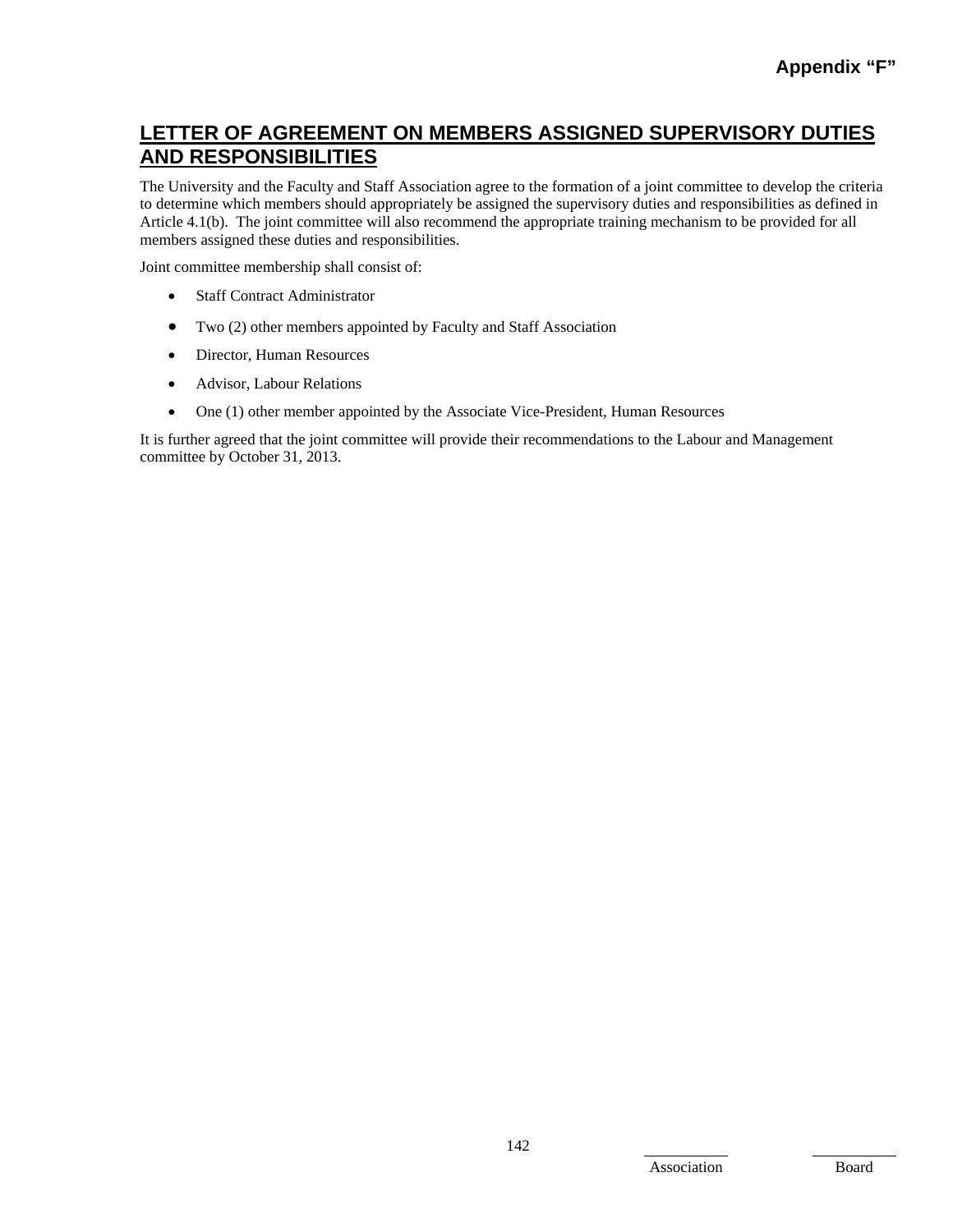Appendix "F"

# LETTER OF AGREEMENT ON MEMBERS ASSIGNED SUPERVISORY DUTIES AND RESPONSIBILITIES

The University and the Faculty and Staff Association agree to the formation of a joint committee to develop the criteria to determine which members should appropriately be assigned the supervisory duties and responsibilities as defined in Article 4.1(b). The joint committee will also recommend the appropriate training mechanism to be provided for all members assigned these duties and responsibilities.

Joint committee membership shall consist of:

- Staff Contract Administrator
- Two (2) other members appointed by Faculty and Staff Association
- Director, Human Resources
- Advisor, Labour Relations
- One (1) other member appointed by the Associate Vice-President, Human Resources

It is further agreed that the joint committee will provide their recommendations to the Labour and Management committee by October 31, 2013.

Association    Board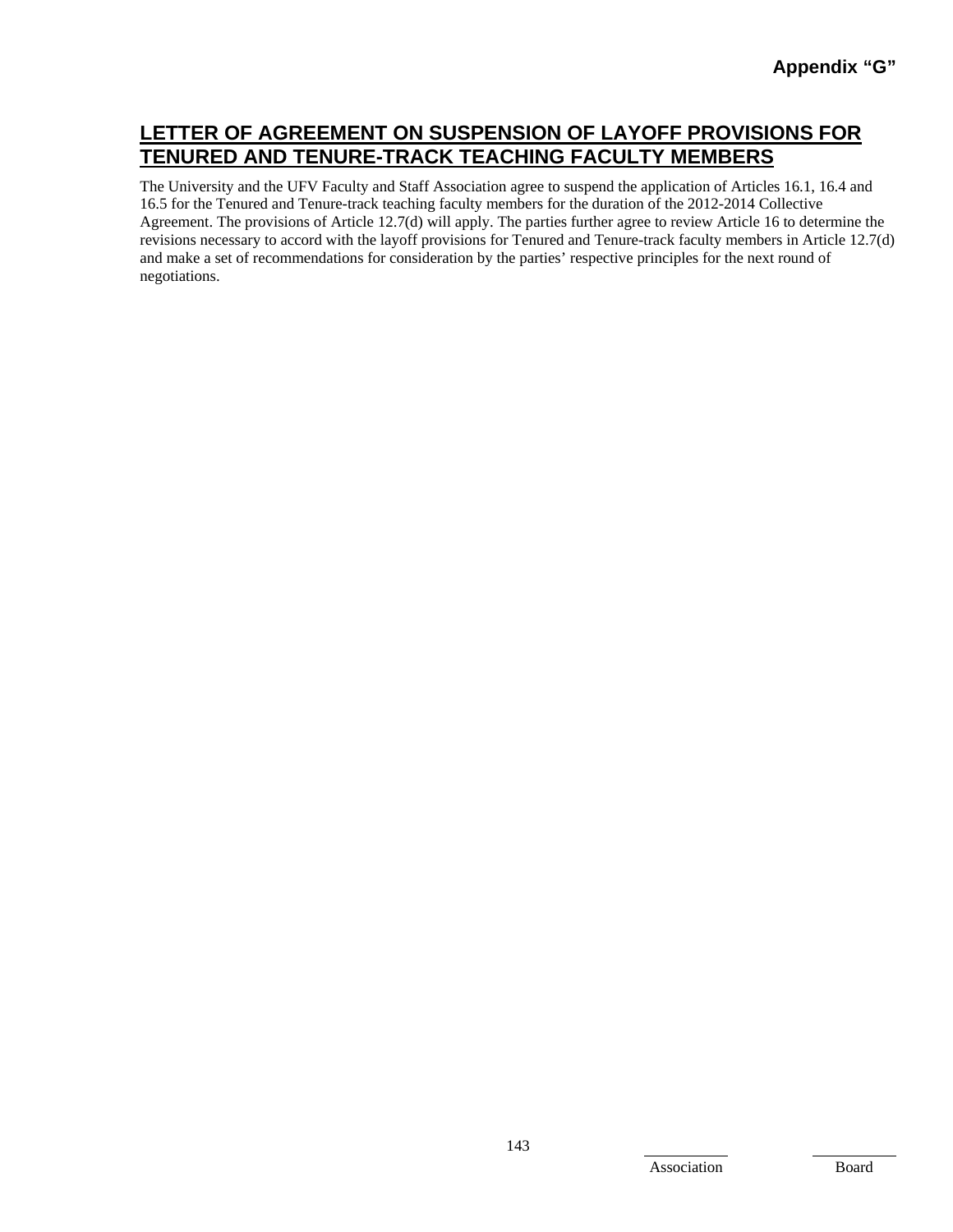**Appendix "G"**

# LETTER OF AGREEMENT ON SUSPENSION OF LAYOFF PROVISIONS FOR TENURED AND TENURE-TRACK TEACHING FACULTY MEMBERS

The University and the UFV Faculty and Staff Association agree to suspend the application of Articles 16.1, 16.4 and 16.5 for the Tenured and Tenure-track teaching faculty members for the duration of the 2012-2014 Collective Agreement. The provisions of Article 12.7(d) will apply. The parties further agree to review Article 16 to determine the revisions necessary to accord with the layoff provisions for Tenured and Tenure-track faculty members in Article 12.7(d) and make a set of recommendations for consideration by the parties' respective principles for the next round of negotiations.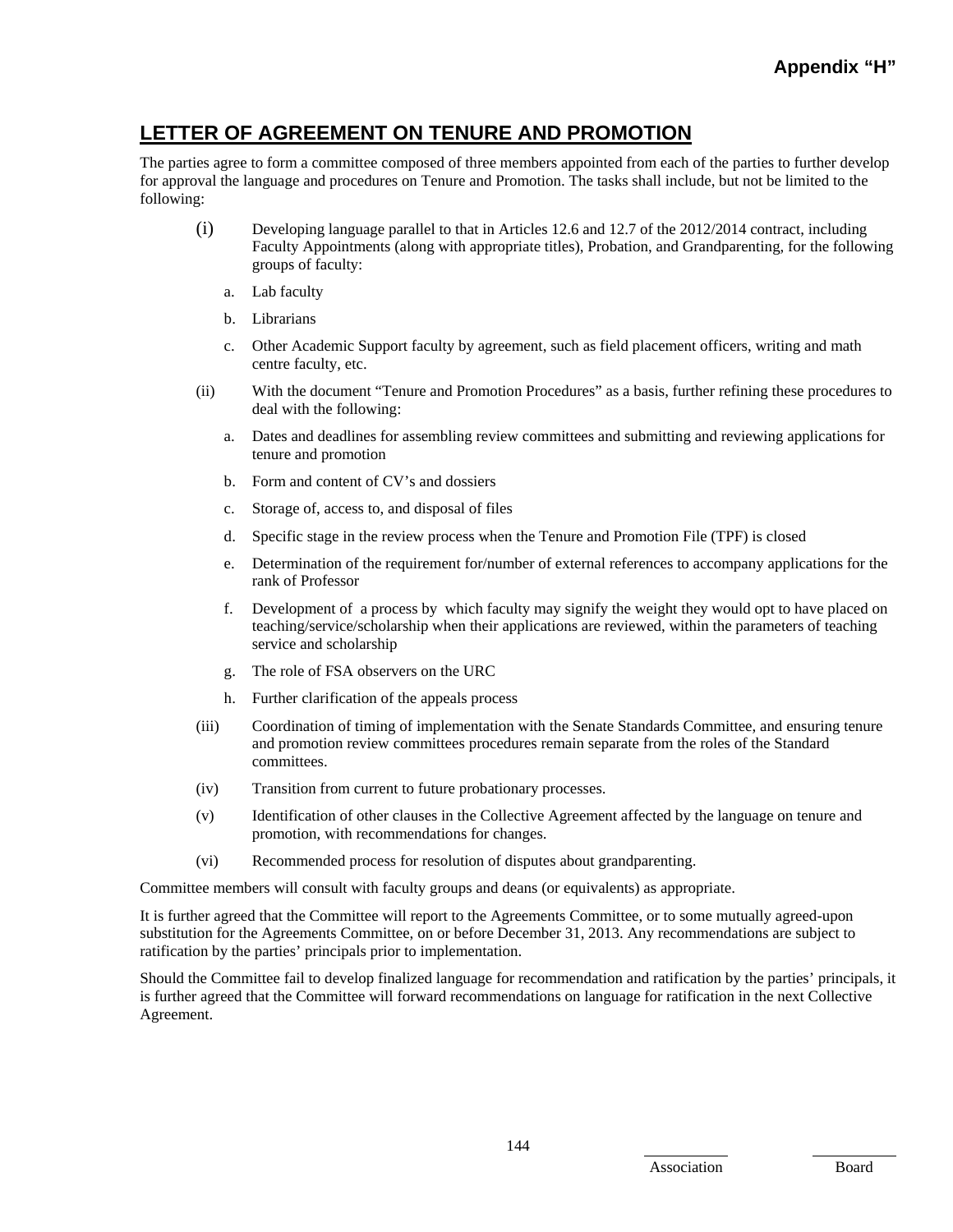**Appendix "H"**

## LETTER OF AGREEMENT ON TENURE AND PROMOTION

The parties agree to form a committee composed of three members appointed from each of the parties to further develop for approval the language and procedures on Tenure and Promotion. The tasks shall include, but not be limited to the following:

(i) Developing language parallel to that in Articles 12.6 and 12.7 of the 2012/2014 contract, including Faculty Appointments (along with appropriate titles), Probation, and Grandparenting, for the following groups of faculty:

   a. Lab faculty

   b. Librarians

   c. Other Academic Support faculty by agreement, such as field placement officers, writing and math centre faculty, etc.

(ii) With the document "Tenure and Promotion Procedures" as a basis, further refining these procedures to deal with the following:

   a. Dates and deadlines for assembling review committees and submitting and reviewing applications for tenure and promotion

   b. Form and content of CV's and dossiers

   c. Storage of, access to, and disposal of files

   d. Specific stage in the review process when the Tenure and Promotion File (TPF) is closed

   e. Determination of the requirement for/number of external references to accompany applications for the rank of Professor

   f. Development of a process by which faculty may signify the weight they would opt to have placed on teaching/service/scholarship when their applications are reviewed, within the parameters of teaching service and scholarship

   g. The role of FSA observers on the URC

   h. Further clarification of the appeals process

(iii) Coordination of timing of implementation with the Senate Standards Committee, and ensuring tenure and promotion review committees procedures remain separate from the roles of the Standard committees.

(iv) Transition from current to future probationary processes.

(v) Identification of other clauses in the Collective Agreement affected by the language on tenure and promotion, with recommendations for changes.

(vi) Recommended process for resolution of disputes about grandparenting.

Committee members will consult with faculty groups and deans (or equivalents) as appropriate.

It is further agreed that the Committee will report to the Agreements Committee, or to some mutually agreed-upon substitution for the Agreements Committee, on or before December 31, 2013. Any recommendations are subject to ratification by the parties' principals prior to implementation.

Should the Committee fail to develop finalized language for recommendation and ratification by the parties' principals, it is further agreed that the Committee will forward recommendations on language for ratification in the next Collective Agreement.

Association          Board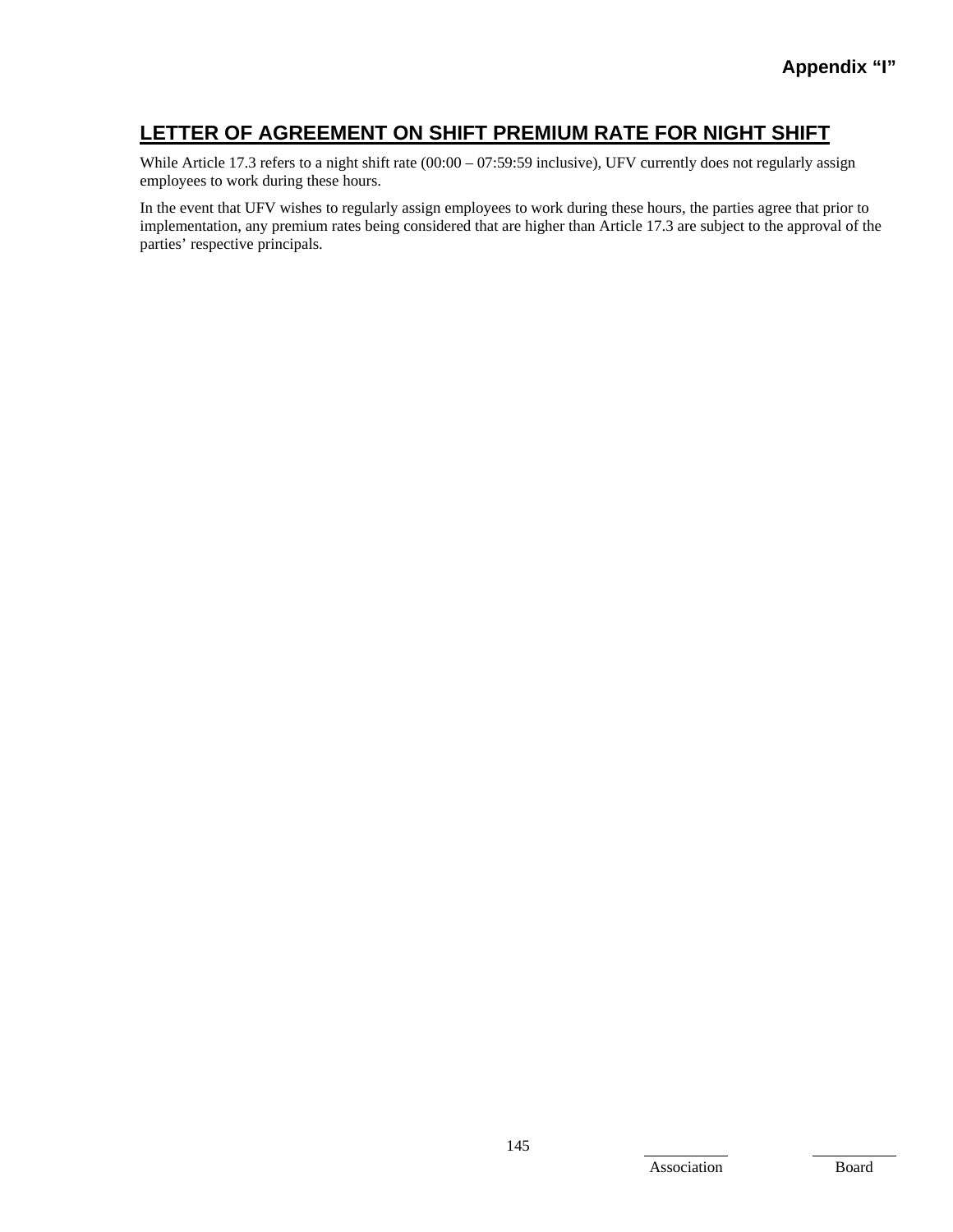Appendix "I"

## LETTER OF AGREEMENT ON SHIFT PREMIUM RATE FOR NIGHT SHIFT

While Article 17.3 refers to a night shift rate (00:00 – 07:59:59 inclusive), UFV currently does not regularly assign employees to work during these hours.

In the event that UFV wishes to regularly assign employees to work during these hours, the parties agree that prior to implementation, any premium rates being considered that are higher than Article 17.3 are subject to the approval of the parties' respective principals.

Association Board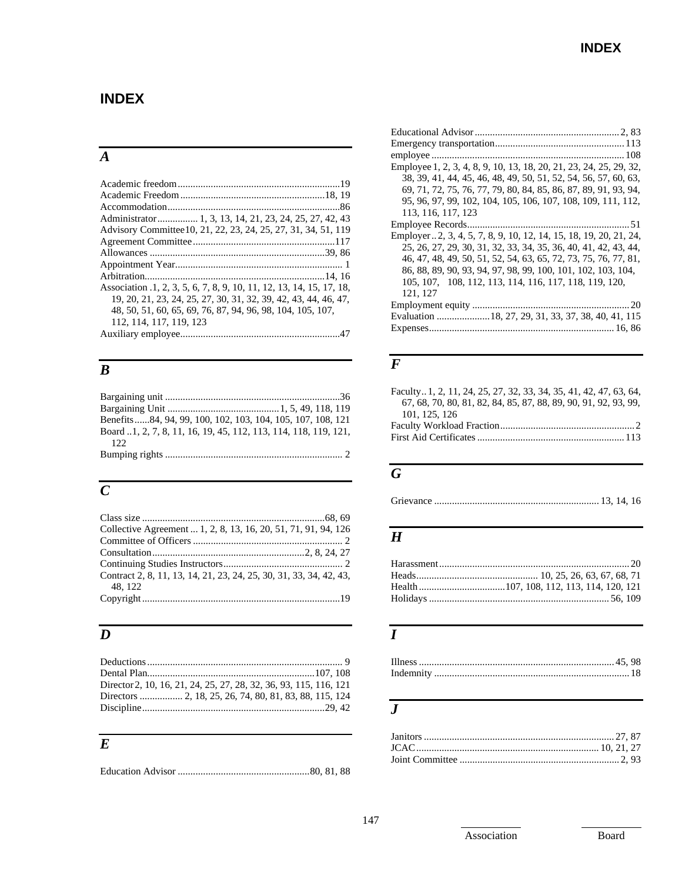# INDEX

## A

Academic freedom ..... 19
Academic Freedom ..... 18, 19
Accommodation ..... 86
Administrator ..... 1, 3, 13, 14, 21, 23, 24, 25, 27, 42, 43
Advisory Committee ..... 10, 21, 22, 23, 24, 25, 27, 31, 34, 51, 119
Agreement Committee ..... 117
Allowances ..... 39, 86
Appointment Year ..... 1
Arbitration ..... 14, 16
Association ..... 1, 2, 3, 5, 6, 7, 8, 9, 10, 11, 12, 13, 14, 15, 17, 18, 19, 20, 21, 23, 24, 25, 27, 30, 31, 32, 39, 42, 43, 44, 46, 47, 48, 50, 51, 60, 65, 69, 76, 87, 94, 96, 98, 104, 105, 107, 112, 114, 117, 119, 123
Auxiliary employee ..... 47

## B

Bargaining unit ..... 36
Bargaining Unit ..... 1, 5, 49, 118, 119
Benefits ..... 84, 94, 99, 100, 102, 103, 104, 105, 107, 108, 121
Board ..... 1, 2, 7, 8, 11, 16, 19, 45, 112, 113, 114, 118, 119, 121, 122
Bumping rights ..... 2

## C

Class size ..... 68, 69
Collective Agreement ..... 1, 2, 8, 13, 16, 20, 51, 71, 91, 94, 126
Committee of Officers ..... 2
Consultation ..... 2, 8, 24, 27
Continuing Studies Instructors ..... 2
Contract ..... 2, 8, 11, 13, 14, 21, 23, 24, 25, 30, 31, 33, 34, 42, 43, 48, 122
Copyright ..... 19

## D

Deductions ..... 9
Dental Plan ..... 107, 108
Director ..... 2, 10, 16, 21, 24, 25, 27, 28, 32, 36, 93, 115, 116, 121
Directors ..... 2, 18, 25, 26, 74, 80, 81, 83, 88, 115, 124
Discipline ..... 29, 42

## E

Education Advisor ..... 80, 81, 88
Educational Advisor ..... 2, 83
Emergency transportation ..... 113
employee ..... 108
Employee ..... 1, 2, 3, 4, 8, 9, 10, 13, 18, 20, 21, 23, 24, 25, 29, 32, 38, 39, 41, 44, 45, 46, 48, 49, 50, 51, 52, 54, 56, 57, 60, 63, 69, 71, 72, 75, 76, 77, 79, 80, 84, 85, 86, 87, 89, 91, 93, 94, 95, 96, 97, 99, 102, 104, 105, 106, 107, 108, 109, 111, 112, 113, 116, 117, 123
Employee Records ..... 51
Employer ..... 2, 3, 4, 5, 7, 8, 9, 10, 12, 14, 15, 18, 19, 20, 21, 24, 25, 26, 27, 29, 30, 31, 32, 33, 34, 35, 36, 40, 41, 42, 43, 44, 46, 47, 48, 49, 50, 51, 52, 54, 63, 65, 72, 73, 75, 76, 77, 81, 86, 88, 89, 90, 93, 94, 97, 98, 99, 100, 101, 102, 103, 104, 105, 107, 108, 112, 113, 114, 116, 117, 118, 119, 120, 121, 127
Employment equity ..... 20
Evaluation ..... 18, 27, 29, 31, 33, 37, 38, 40, 41, 115
Expenses ..... 16, 86

## F

Faculty ..... 1, 2, 11, 24, 25, 27, 32, 33, 34, 35, 41, 42, 47, 63, 64, 67, 68, 70, 80, 81, 82, 84, 85, 87, 88, 89, 90, 91, 92, 93, 99, 101, 125, 126
Faculty Workload Fraction ..... 2
First Aid Certificates ..... 113

## G

Grievance ..... 13, 14, 16

## H

Harassment ..... 20
Heads ..... 10, 25, 26, 63, 67, 68, 71
Health ..... 107, 108, 112, 113, 114, 120, 121
Holidays ..... 56, 109

## I

Illness ..... 45, 98
Indemnity ..... 18

## J

Janitors ..... 27, 87
JCAC ..... 10, 21, 27
Joint Committee ..... 2, 93

Association Board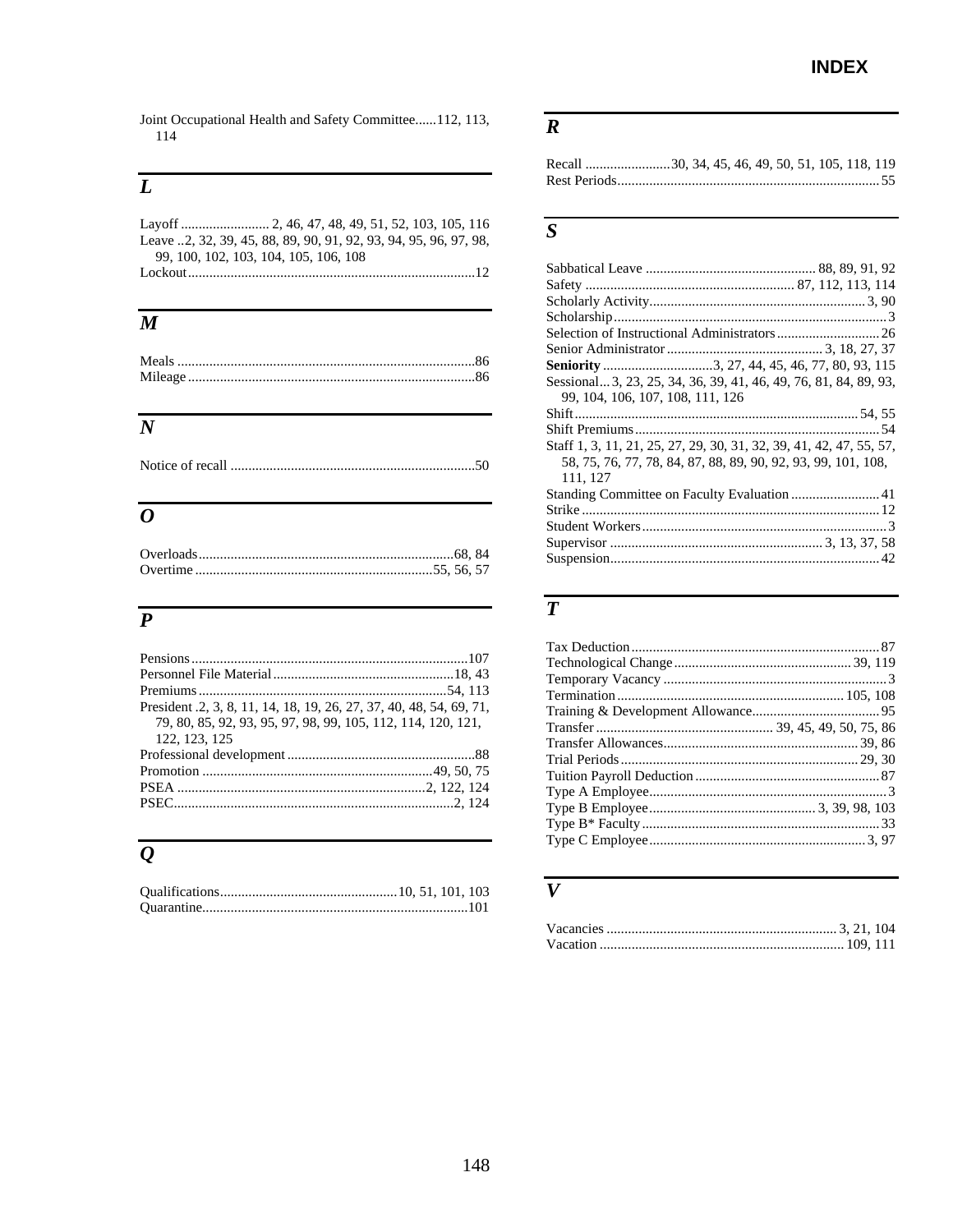Joint Occupational Health and Safety Committee......112, 113, 114

## *L*

Layoff ......................... 2, 46, 47, 48, 49, 51, 52, 103, 105, 116
Leave ..2, 32, 39, 45, 88, 89, 90, 91, 92, 93, 94, 95, 96, 97, 98, 99, 100, 102, 103, 104, 105, 106, 108
Lockout.................................................................................12

## *M*

Meals ...................................................................................86
Mileage ................................................................................86

## *N*

Notice of recall ....................................................................50

## *O*

Overloads.......................................................................68, 84
Overtime ..................................................................55, 56, 57

## *P*

Pensions.............................................................................107
Personnel File Material..................................................18, 43
Premiums.....................................................................54, 113
President .2, 3, 8, 11, 14, 18, 19, 26, 27, 37, 40, 48, 54, 69, 71, 79, 80, 85, 92, 93, 95, 97, 98, 99, 105, 112, 114, 120, 121, 122, 123, 125
Professional development ....................................................88
Promotion ................................................................49, 50, 75
PSEA .....................................................................2, 122, 124
PSEC..............................................................................2, 124

## *Q*

Qualifications.................................................10, 51, 101, 103
Quarantine..........................................................................101

## *R*

Recall ........................30, 34, 45, 46, 49, 50, 51, 105, 118, 119
Rest Periods.........................................................................55

## *S*

Sabbatical Leave ................................................ 88, 89, 91, 92
Safety .......................................................... 87, 112, 113, 114
Scholarly Activity............................................................3, 90
Scholarship............................................................................3
Selection of Instructional Administrators.............................26
Senior Administrator ............................................3, 18, 27, 37
**Seniority** ...............................3, 27, 44, 45, 46, 77, 80, 93, 115
Sessional...3, 23, 25, 34, 36, 39, 41, 46, 49, 76, 81, 84, 89, 93, 99, 104, 106, 107, 108, 111, 126
Shift...............................................................................54, 55
Shift Premiums.....................................................................54
Staff 1, 3, 11, 21, 25, 27, 29, 30, 31, 32, 39, 41, 42, 47, 55, 57, 58, 75, 76, 77, 78, 84, 87, 88, 89, 90, 92, 93, 99, 101, 108, 111, 127
Standing Committee on Faculty Evaluation .........................41
Strike ....................................................................................12
Student Workers.....................................................................3
Supervisor ...........................................................3, 13, 37, 58
Suspension...........................................................................42

## *T*

Tax Deduction.......................................................................87
Technological Change...................................................39, 119
Temporary Vacancy ...............................................................3
Termination...................................................................105, 108
Training & Development Allowance....................................95
Transfer .................................................39, 45, 49, 50, 75, 86
Transfer Allowances......................................................39, 86
Trial Periods...................................................................29, 30
Tuition Payroll Deduction....................................................87
Type A Employee....................................................................3
Type B Employee.......................................... 3, 39, 98, 103
Type B* Faculty....................................................................33
Type C Employee............................................................3, 97

## *V*

Vacancies ...............................................................3, 21, 104
Vacation ....................................................................109, 111